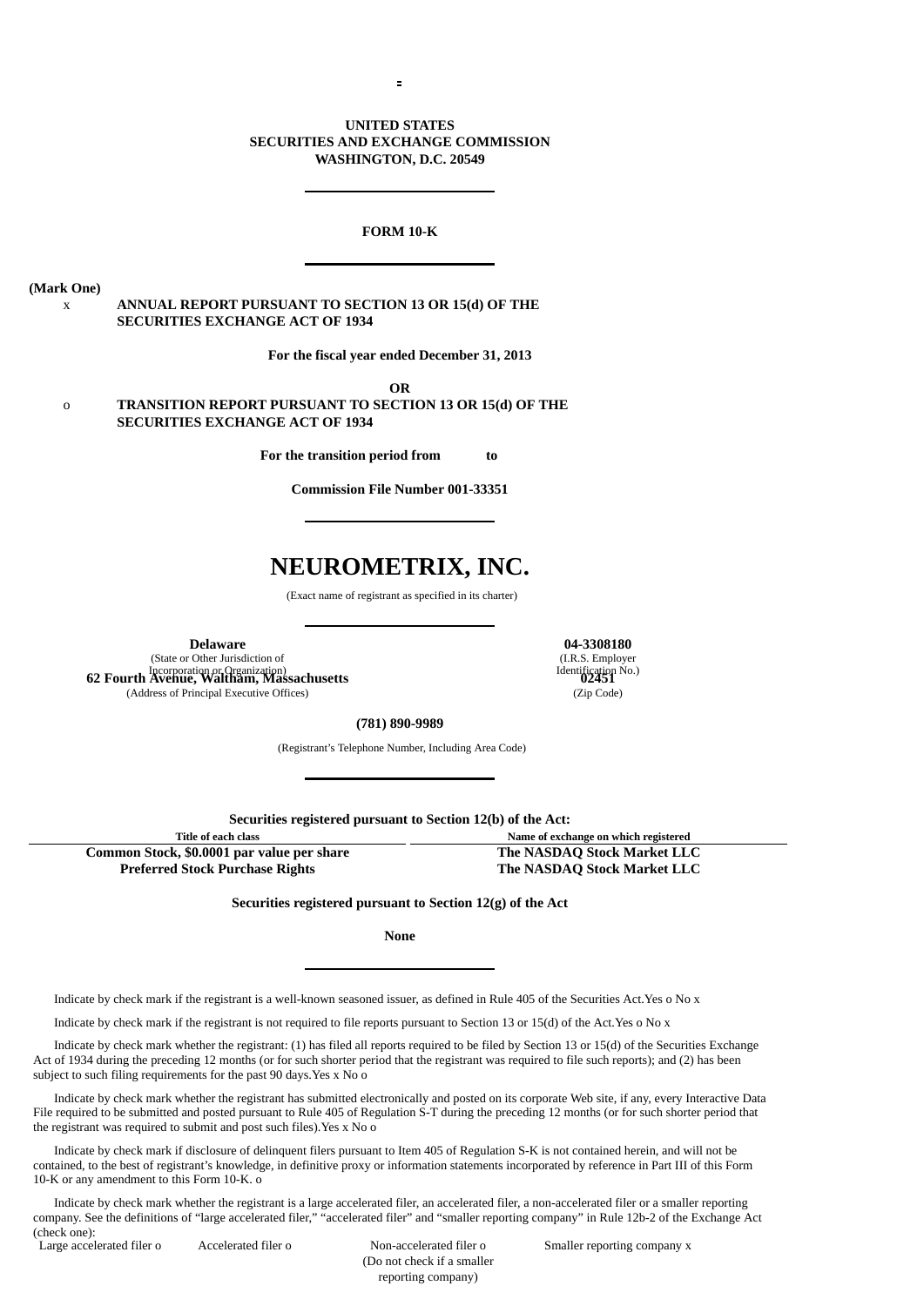**UNITED STATES**
**SECURITIES AND EXCHANGE COMMISSION**
**WASHINGTON, D.C. 20549**

---

**FORM 10-K**

---

**(Mark One)**

x **ANNUAL REPORT PURSUANT TO SECTION 13 OR 15(d) OF THE SECURITIES EXCHANGE ACT OF 1934**

**For the fiscal year ended December 31, 2013**

**OR**

o **TRANSITION REPORT PURSUANT TO SECTION 13 OR 15(d) OF THE SECURITIES EXCHANGE ACT OF 1934**

**For the transition period from to**

**Commission File Number 001-33351**

---

# NEUROMETRIX, INC.

(Exact name of registrant as specified in its charter)

---

| **Delaware** | **04-3308180** |
|---|---|
| (State or Other Jurisdiction of Incorporation or Organization) | (I.R.S. Employer Identification No.) |
| **62 Fourth Avenue, Waltham, Massachusetts** | **02451** |
| (Address of Principal Executive Offices) | (Zip Code) |

**(781) 890-9989**

(Registrant's Telephone Number, Including Area Code)

---

**Securities registered pursuant to Section 12(b) of the Act:**

| Title of each class | Name of exchange on which registered |
|---|---|
| **Common Stock, $0.0001 par value per share** | **The NASDAQ Stock Market LLC** |
| **Preferred Stock Purchase Rights** | **The NASDAQ Stock Market LLC** |

**Securities registered pursuant to Section 12(g) of the Act**

**None**

---

Indicate by check mark if the registrant is a well-known seasoned issuer, as defined in Rule 405 of the Securities Act.Yes o No x

Indicate by check mark if the registrant is not required to file reports pursuant to Section 13 or 15(d) of the Act.Yes o No x

Indicate by check mark whether the registrant: (1) has filed all reports required to be filed by Section 13 or 15(d) of the Securities Exchange Act of 1934 during the preceding 12 months (or for such shorter period that the registrant was required to file such reports); and (2) has been subject to such filing requirements for the past 90 days.Yes x No o

Indicate by check mark whether the registrant has submitted electronically and posted on its corporate Web site, if any, every Interactive Data File required to be submitted and posted pursuant to Rule 405 of Regulation S-T during the preceding 12 months (or for such shorter period that the registrant was required to submit and post such files).Yes x No o

Indicate by check mark if disclosure of delinquent filers pursuant to Item 405 of Regulation S-K is not contained herein, and will not be contained, to the best of registrant's knowledge, in definitive proxy or information statements incorporated by reference in Part III of this Form 10-K or any amendment to this Form 10-K. o

Indicate by check mark whether the registrant is a large accelerated filer, an accelerated filer, a non-accelerated filer or a smaller reporting company. See the definitions of "large accelerated filer," "accelerated filer" and "smaller reporting company" in Rule 12b-2 of the Exchange Act (check one):

| Large accelerated filer o | Accelerated filer o | Non-accelerated filer o (Do not check if a smaller reporting company) | Smaller reporting company x |
|---|---|---|---|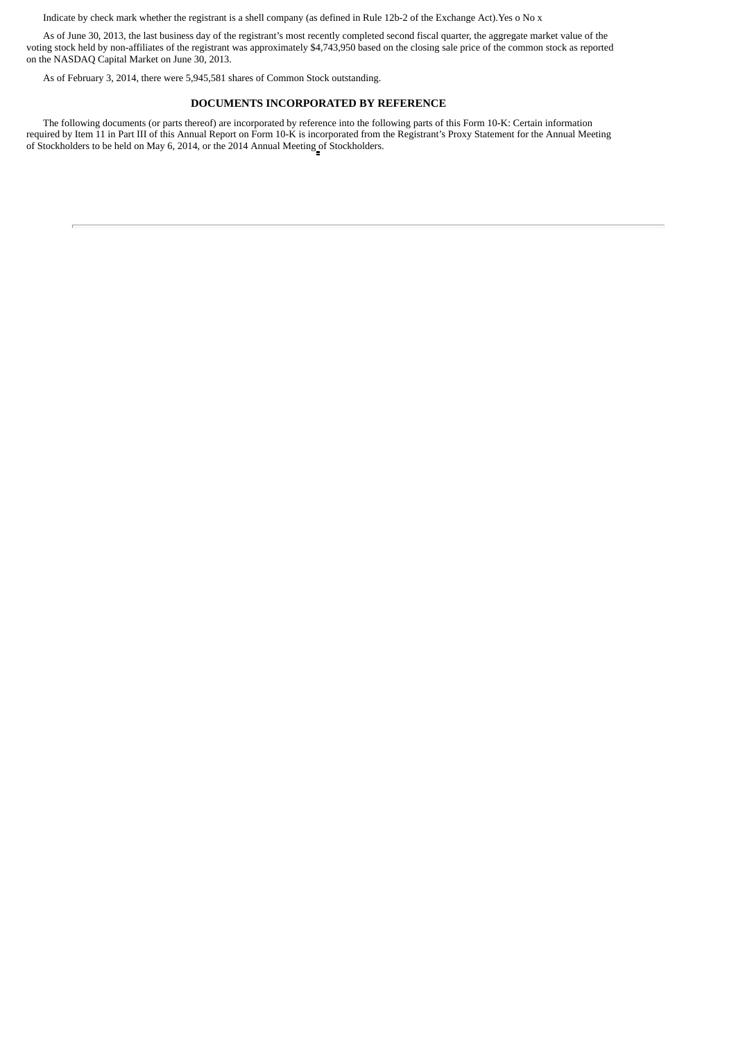Indicate by check mark whether the registrant is a shell company (as defined in Rule 12b-2 of the Exchange Act).Yes o No x

As of June 30, 2013, the last business day of the registrant's most recently completed second fiscal quarter, the aggregate market value of the voting stock held by non-affiliates of the registrant was approximately $4,743,950 based on the closing sale price of the common stock as reported on the NASDAQ Capital Market on June 30, 2013.

As of February 3, 2014, there were 5,945,581 shares of Common Stock outstanding.

**DOCUMENTS INCORPORATED BY REFERENCE**

The following documents (or parts thereof) are incorporated by reference into the following parts of this Form 10-K: Certain information required by Item 11 in Part III of this Annual Report on Form 10-K is incorporated from the Registrant's Proxy Statement for the Annual Meeting of Stockholders to be held on May 6, 2014, or the 2014 Annual Meeting of Stockholders.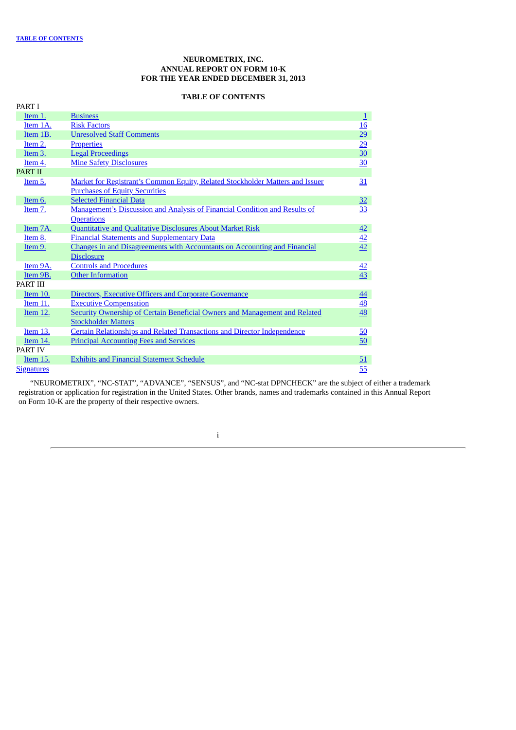# NEUROMETRIX, INC.
## ANNUAL REPORT ON FORM 10-K
## FOR THE YEAR ENDED DECEMBER 31, 2013

## TABLE OF CONTENTS

| | | |
|---|---|---|
| PART I | | |
| Item 1. | Business | 1 |
| Item 1A. | Risk Factors | 16 |
| Item 1B. | Unresolved Staff Comments | 29 |
| Item 2. | Properties | 29 |
| Item 3. | Legal Proceedings | 30 |
| Item 4. | Mine Safety Disclosures | 30 |
| PART II | | |
| Item 5. | Market for Registrant's Common Equity, Related Stockholder Matters and Issuer Purchases of Equity Securities | 31 |
| Item 6. | Selected Financial Data | 32 |
| Item 7. | Management's Discussion and Analysis of Financial Condition and Results of Operations | 33 |
| Item 7A. | Quantitative and Qualitative Disclosures About Market Risk | 42 |
| Item 8. | Financial Statements and Supplementary Data | 42 |
| Item 9. | Changes in and Disagreements with Accountants on Accounting and Financial Disclosure | 42 |
| Item 9A. | Controls and Procedures | 42 |
| Item 9B. | Other Information | 43 |
| PART III | | |
| Item 10. | Directors, Executive Officers and Corporate Governance | 44 |
| Item 11. | Executive Compensation | 48 |
| Item 12. | Security Ownership of Certain Beneficial Owners and Management and Related Stockholder Matters | 48 |
| Item 13. | Certain Relationships and Related Transactions and Director Independence | 50 |
| Item 14. | Principal Accounting Fees and Services | 50 |
| PART IV | | |
| Item 15. | Exhibits and Financial Statement Schedule | 51 |
| Signatures | | 55 |

"NEUROMETRIX", "NC-STAT", "ADVANCE", "SENSUS", and "NC-stat DPNCHECK" are the subject of either a trademark registration or application for registration in the United States. Other brands, names and trademarks contained in this Annual Report on Form 10-K are the property of their respective owners.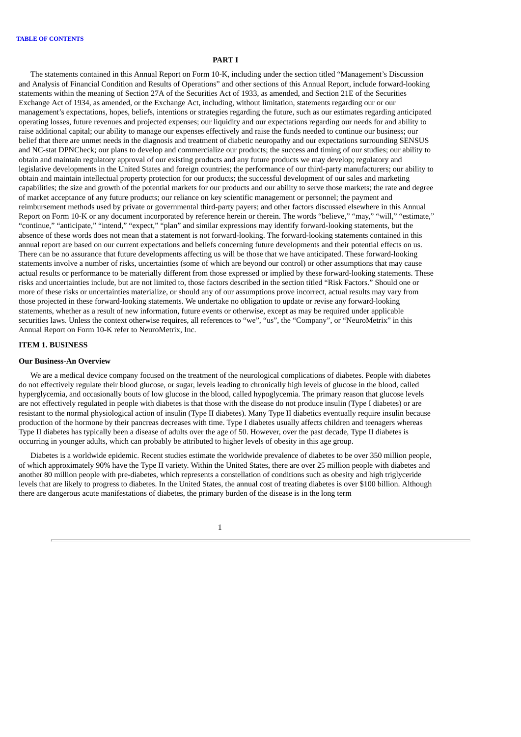## PART I

The statements contained in this Annual Report on Form 10-K, including under the section titled "Management's Discussion and Analysis of Financial Condition and Results of Operations" and other sections of this Annual Report, include forward-looking statements within the meaning of Section 27A of the Securities Act of 1933, as amended, and Section 21E of the Securities Exchange Act of 1934, as amended, or the Exchange Act, including, without limitation, statements regarding our or our management's expectations, hopes, beliefs, intentions or strategies regarding the future, such as our estimates regarding anticipated operating losses, future revenues and projected expenses; our liquidity and our expectations regarding our needs for and ability to raise additional capital; our ability to manage our expenses effectively and raise the funds needed to continue our business; our belief that there are unmet needs in the diagnosis and treatment of diabetic neuropathy and our expectations surrounding SENSUS and NC-stat DPNCheck; our plans to develop and commercialize our products; the success and timing of our studies; our ability to obtain and maintain regulatory approval of our existing products and any future products we may develop; regulatory and legislative developments in the United States and foreign countries; the performance of our third-party manufacturers; our ability to obtain and maintain intellectual property protection for our products; the successful development of our sales and marketing capabilities; the size and growth of the potential markets for our products and our ability to serve those markets; the rate and degree of market acceptance of any future products; our reliance on key scientific management or personnel; the payment and reimbursement methods used by private or governmental third-party payers; and other factors discussed elsewhere in this Annual Report on Form 10-K or any document incorporated by reference herein or therein. The words "believe," "may," "will," "estimate," "continue," "anticipate," "intend," "expect," "plan" and similar expressions may identify forward-looking statements, but the absence of these words does not mean that a statement is not forward-looking. The forward-looking statements contained in this annual report are based on our current expectations and beliefs concerning future developments and their potential effects on us. There can be no assurance that future developments affecting us will be those that we have anticipated. These forward-looking statements involve a number of risks, uncertainties (some of which are beyond our control) or other assumptions that may cause actual results or performance to be materially different from those expressed or implied by these forward-looking statements. These risks and uncertainties include, but are not limited to, those factors described in the section titled "Risk Factors." Should one or more of these risks or uncertainties materialize, or should any of our assumptions prove incorrect, actual results may vary from those projected in these forward-looking statements. We undertake no obligation to update or revise any forward-looking statements, whether as a result of new information, future events or otherwise, except as may be required under applicable securities laws. Unless the context otherwise requires, all references to "we", "us", the "Company", or "NeuroMetrix" in this Annual Report on Form 10-K refer to NeuroMetrix, Inc.

## ITEM 1. BUSINESS

### Our Business-An Overview

We are a medical device company focused on the treatment of the neurological complications of diabetes. People with diabetes do not effectively regulate their blood glucose, or sugar, levels leading to chronically high levels of glucose in the blood, called hyperglycemia, and occasionally bouts of low glucose in the blood, called hypoglycemia. The primary reason that glucose levels are not effectively regulated in people with diabetes is that those with the disease do not produce insulin (Type I diabetes) or are resistant to the normal physiological action of insulin (Type II diabetes). Many Type II diabetics eventually require insulin because production of the hormone by their pancreas decreases with time. Type I diabetes usually affects children and teenagers whereas Type II diabetes has typically been a disease of adults over the age of 50. However, over the past decade, Type II diabetes is occurring in younger adults, which can probably be attributed to higher levels of obesity in this age group.

Diabetes is a worldwide epidemic. Recent studies estimate the worldwide prevalence of diabetes to be over 350 million people, of which approximately 90% have the Type II variety. Within the United States, there are over 25 million people with diabetes and another 80 million people with pre-diabetes, which represents a constellation of conditions such as obesity and high triglyceride levels that are likely to progress to diabetes. In the United States, the annual cost of treating diabetes is over $100 billion. Although there are dangerous acute manifestations of diabetes, the primary burden of the disease is in the long term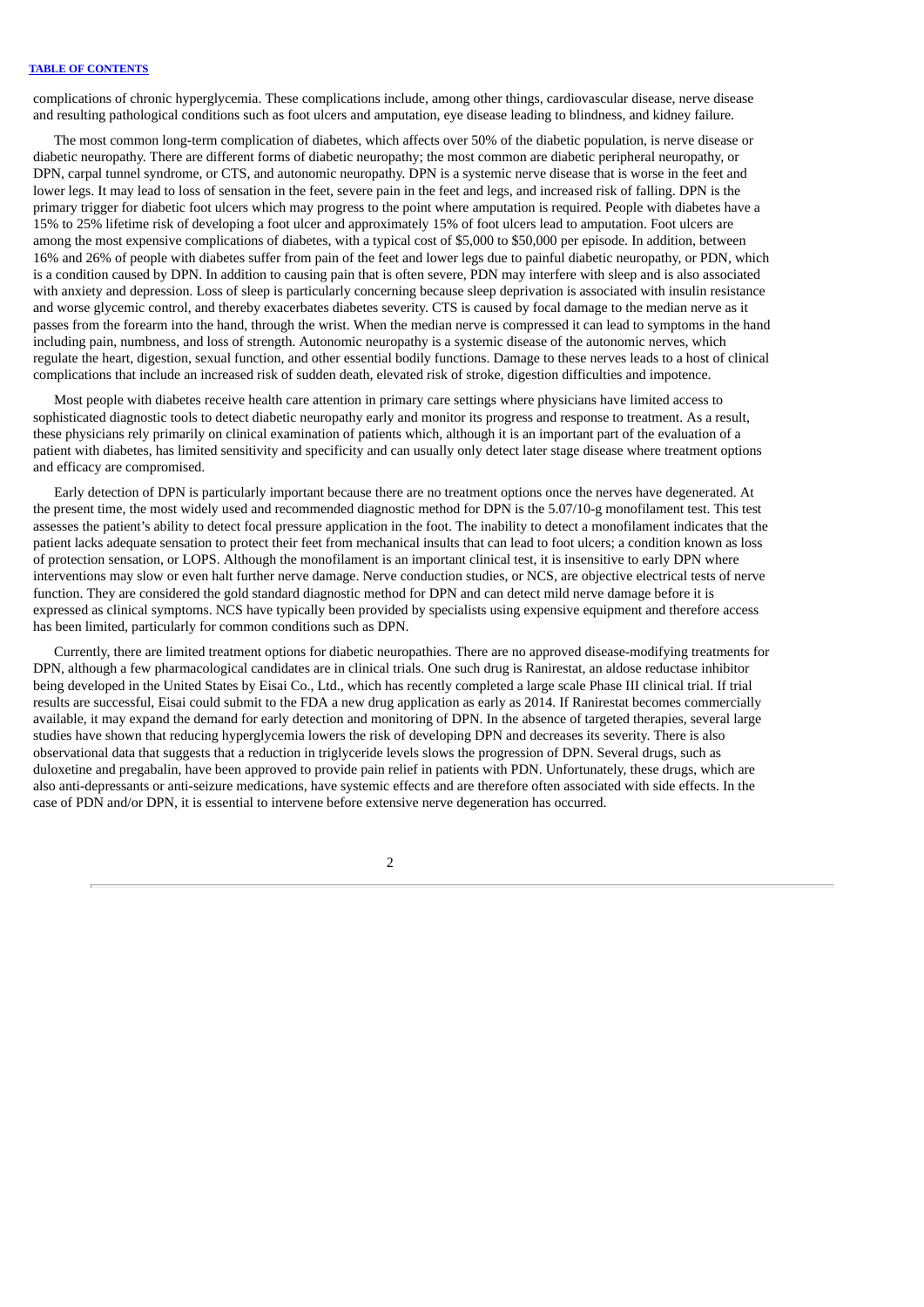complications of chronic hyperglycemia. These complications include, among other things, cardiovascular disease, nerve disease and resulting pathological conditions such as foot ulcers and amputation, eye disease leading to blindness, and kidney failure.

The most common long-term complication of diabetes, which affects over 50% of the diabetic population, is nerve disease or diabetic neuropathy. There are different forms of diabetic neuropathy; the most common are diabetic peripheral neuropathy, or DPN, carpal tunnel syndrome, or CTS, and autonomic neuropathy. DPN is a systemic nerve disease that is worse in the feet and lower legs. It may lead to loss of sensation in the feet, severe pain in the feet and legs, and increased risk of falling. DPN is the primary trigger for diabetic foot ulcers which may progress to the point where amputation is required. People with diabetes have a 15% to 25% lifetime risk of developing a foot ulcer and approximately 15% of foot ulcers lead to amputation. Foot ulcers are among the most expensive complications of diabetes, with a typical cost of $5,000 to $50,000 per episode. In addition, between 16% and 26% of people with diabetes suffer from pain of the feet and lower legs due to painful diabetic neuropathy, or PDN, which is a condition caused by DPN. In addition to causing pain that is often severe, PDN may interfere with sleep and is also associated with anxiety and depression. Loss of sleep is particularly concerning because sleep deprivation is associated with insulin resistance and worse glycemic control, and thereby exacerbates diabetes severity. CTS is caused by focal damage to the median nerve as it passes from the forearm into the hand, through the wrist. When the median nerve is compressed it can lead to symptoms in the hand including pain, numbness, and loss of strength. Autonomic neuropathy is a systemic disease of the autonomic nerves, which regulate the heart, digestion, sexual function, and other essential bodily functions. Damage to these nerves leads to a host of clinical complications that include an increased risk of sudden death, elevated risk of stroke, digestion difficulties and impotence.

Most people with diabetes receive health care attention in primary care settings where physicians have limited access to sophisticated diagnostic tools to detect diabetic neuropathy early and monitor its progress and response to treatment. As a result, these physicians rely primarily on clinical examination of patients which, although it is an important part of the evaluation of a patient with diabetes, has limited sensitivity and specificity and can usually only detect later stage disease where treatment options and efficacy are compromised.

Early detection of DPN is particularly important because there are no treatment options once the nerves have degenerated. At the present time, the most widely used and recommended diagnostic method for DPN is the 5.07/10-g monofilament test. This test assesses the patient's ability to detect focal pressure application in the foot. The inability to detect a monofilament indicates that the patient lacks adequate sensation to protect their feet from mechanical insults that can lead to foot ulcers; a condition known as loss of protection sensation, or LOPS. Although the monofilament is an important clinical test, it is insensitive to early DPN where interventions may slow or even halt further nerve damage. Nerve conduction studies, or NCS, are objective electrical tests of nerve function. They are considered the gold standard diagnostic method for DPN and can detect mild nerve damage before it is expressed as clinical symptoms. NCS have typically been provided by specialists using expensive equipment and therefore access has been limited, particularly for common conditions such as DPN.

Currently, there are limited treatment options for diabetic neuropathies. There are no approved disease-modifying treatments for DPN, although a few pharmacological candidates are in clinical trials. One such drug is Ranirestat, an aldose reductase inhibitor being developed in the United States by Eisai Co., Ltd., which has recently completed a large scale Phase III clinical trial. If trial results are successful, Eisai could submit to the FDA a new drug application as early as 2014. If Ranirestat becomes commercially available, it may expand the demand for early detection and monitoring of DPN. In the absence of targeted therapies, several large studies have shown that reducing hyperglycemia lowers the risk of developing DPN and decreases its severity. There is also observational data that suggests that a reduction in triglyceride levels slows the progression of DPN. Several drugs, such as duloxetine and pregabalin, have been approved to provide pain relief in patients with PDN. Unfortunately, these drugs, which are also anti-depressants or anti-seizure medications, have systemic effects and are therefore often associated with side effects. In the case of PDN and/or DPN, it is essential to intervene before extensive nerve degeneration has occurred.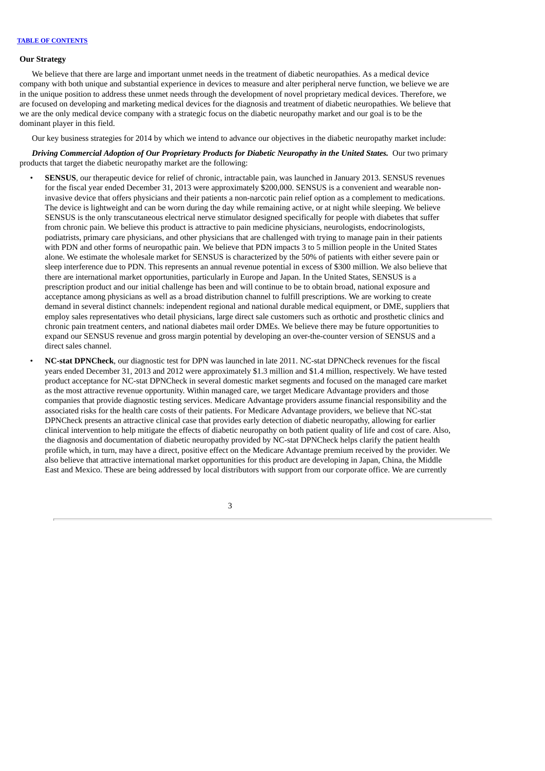### Our Strategy

We believe that there are large and important unmet needs in the treatment of diabetic neuropathies. As a medical device company with both unique and substantial experience in devices to measure and alter peripheral nerve function, we believe we are in the unique position to address these unmet needs through the development of novel proprietary medical devices. Therefore, we are focused on developing and marketing medical devices for the diagnosis and treatment of diabetic neuropathies. We believe that we are the only medical device company with a strategic focus on the diabetic neuropathy market and our goal is to be the dominant player in this field.

Our key business strategies for 2014 by which we intend to advance our objectives in the diabetic neuropathy market include:

***Driving Commercial Adoption of Our Proprietary Products for Diabetic Neuropathy in the United States.*** Our two primary products that target the diabetic neuropathy market are the following:

- **SENSUS**, our therapeutic device for relief of chronic, intractable pain, was launched in January 2013. SENSUS revenues for the fiscal year ended December 31, 2013 were approximately $200,000. SENSUS is a convenient and wearable non-invasive device that offers physicians and their patients a non-narcotic pain relief option as a complement to medications. The device is lightweight and can be worn during the day while remaining active, or at night while sleeping. We believe SENSUS is the only transcutaneous electrical nerve stimulator designed specifically for people with diabetes that suffer from chronic pain. We believe this product is attractive to pain medicine physicians, neurologists, endocrinologists, podiatrists, primary care physicians, and other physicians that are challenged with trying to manage pain in their patients with PDN and other forms of neuropathic pain. We believe that PDN impacts 3 to 5 million people in the United States alone. We estimate the wholesale market for SENSUS is characterized by the 50% of patients with either severe pain or sleep interference due to PDN. This represents an annual revenue potential in excess of $300 million. We also believe that there are international market opportunities, particularly in Europe and Japan. In the United States, SENSUS is a prescription product and our initial challenge has been and will continue to be to obtain broad, national exposure and acceptance among physicians as well as a broad distribution channel to fulfill prescriptions. We are working to create demand in several distinct channels: independent regional and national durable medical equipment, or DME, suppliers that employ sales representatives who detail physicians, large direct sale customers such as orthotic and prosthetic clinics and chronic pain treatment centers, and national diabetes mail order DMEs. We believe there may be future opportunities to expand our SENSUS revenue and gross margin potential by developing an over-the-counter version of SENSUS and a direct sales channel.
- **NC-stat DPNCheck**, our diagnostic test for DPN was launched in late 2011. NC-stat DPNCheck revenues for the fiscal years ended December 31, 2013 and 2012 were approximately $1.3 million and $1.4 million, respectively. We have tested product acceptance for NC-stat DPNCheck in several domestic market segments and focused on the managed care market as the most attractive revenue opportunity. Within managed care, we target Medicare Advantage providers and those companies that provide diagnostic testing services. Medicare Advantage providers assume financial responsibility and the associated risks for the health care costs of their patients. For Medicare Advantage providers, we believe that NC-stat DPNCheck presents an attractive clinical case that provides early detection of diabetic neuropathy, allowing for earlier clinical intervention to help mitigate the effects of diabetic neuropathy on both patient quality of life and cost of care. Also, the diagnosis and documentation of diabetic neuropathy provided by NC-stat DPNCheck helps clarify the patient health profile which, in turn, may have a direct, positive effect on the Medicare Advantage premium received by the provider. We also believe that attractive international market opportunities for this product are developing in Japan, China, the Middle East and Mexico. These are being addressed by local distributors with support from our corporate office. We are currently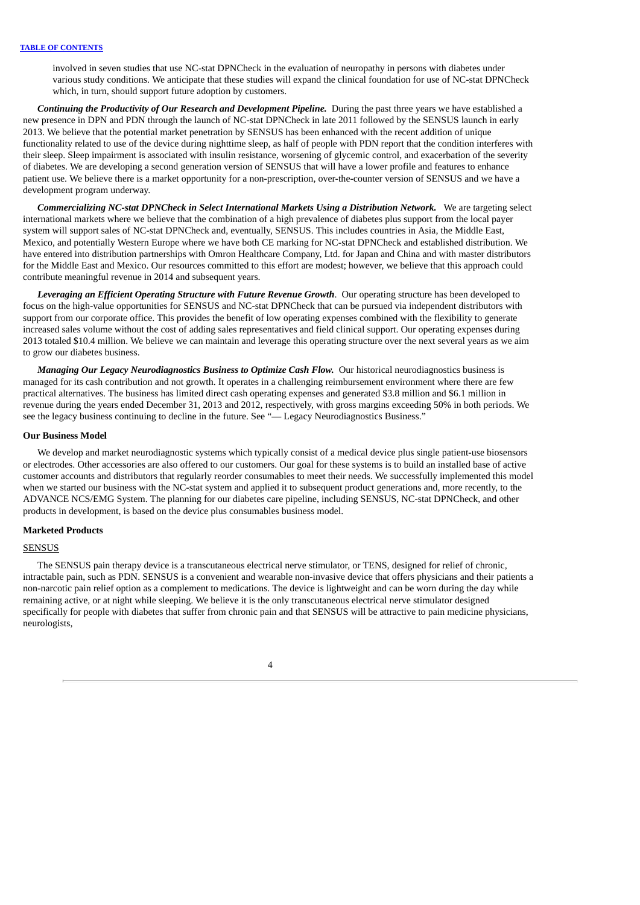involved in seven studies that use NC-stat DPNCheck in the evaluation of neuropathy in persons with diabetes under various study conditions. We anticipate that these studies will expand the clinical foundation for use of NC-stat DPNCheck which, in turn, should support future adoption by customers.

***Continuing the Productivity of Our Research and Development Pipeline.*** During the past three years we have established a new presence in DPN and PDN through the launch of NC-stat DPNCheck in late 2011 followed by the SENSUS launch in early 2013. We believe that the potential market penetration by SENSUS has been enhanced with the recent addition of unique functionality related to use of the device during nighttime sleep, as half of people with PDN report that the condition interferes with their sleep. Sleep impairment is associated with insulin resistance, worsening of glycemic control, and exacerbation of the severity of diabetes. We are developing a second generation version of SENSUS that will have a lower profile and features to enhance patient use. We believe there is a market opportunity for a non-prescription, over-the-counter version of SENSUS and we have a development program underway.

***Commercializing NC-stat DPNCheck in Select International Markets Using a Distribution Network.*** We are targeting select international markets where we believe that the combination of a high prevalence of diabetes plus support from the local payer system will support sales of NC-stat DPNCheck and, eventually, SENSUS. This includes countries in Asia, the Middle East, Mexico, and potentially Western Europe where we have both CE marking for NC-stat DPNCheck and established distribution. We have entered into distribution partnerships with Omron Healthcare Company, Ltd. for Japan and China and with master distributors for the Middle East and Mexico. Our resources committed to this effort are modest; however, we believe that this approach could contribute meaningful revenue in 2014 and subsequent years.

***Leveraging an Efficient Operating Structure with Future Revenue Growth***. Our operating structure has been developed to focus on the high-value opportunities for SENSUS and NC-stat DPNCheck that can be pursued via independent distributors with support from our corporate office. This provides the benefit of low operating expenses combined with the flexibility to generate increased sales volume without the cost of adding sales representatives and field clinical support. Our operating expenses during 2013 totaled $10.4 million. We believe we can maintain and leverage this operating structure over the next several years as we aim to grow our diabetes business.

***Managing Our Legacy Neurodiagnostics Business to Optimize Cash Flow.*** Our historical neurodiagnostics business is managed for its cash contribution and not growth. It operates in a challenging reimbursement environment where there are few practical alternatives. The business has limited direct cash operating expenses and generated $3.8 million and $6.1 million in revenue during the years ended December 31, 2013 and 2012, respectively, with gross margins exceeding 50% in both periods. We see the legacy business continuing to decline in the future. See "— Legacy Neurodiagnostics Business."

**Our Business Model**

We develop and market neurodiagnostic systems which typically consist of a medical device plus single patient-use biosensors or electrodes. Other accessories are also offered to our customers. Our goal for these systems is to build an installed base of active customer accounts and distributors that regularly reorder consumables to meet their needs. We successfully implemented this model when we started our business with the NC-stat system and applied it to subsequent product generations and, more recently, to the ADVANCE NCS/EMG System. The planning for our diabetes care pipeline, including SENSUS, NC-stat DPNCheck, and other products in development, is based on the device plus consumables business model.

**Marketed Products**

SENSUS

The SENSUS pain therapy device is a transcutaneous electrical nerve stimulator, or TENS, designed for relief of chronic, intractable pain, such as PDN. SENSUS is a convenient and wearable non-invasive device that offers physicians and their patients a non-narcotic pain relief option as a complement to medications. The device is lightweight and can be worn during the day while remaining active, or at night while sleeping. We believe it is the only transcutaneous electrical nerve stimulator designed specifically for people with diabetes that suffer from chronic pain and that SENSUS will be attractive to pain medicine physicians, neurologists,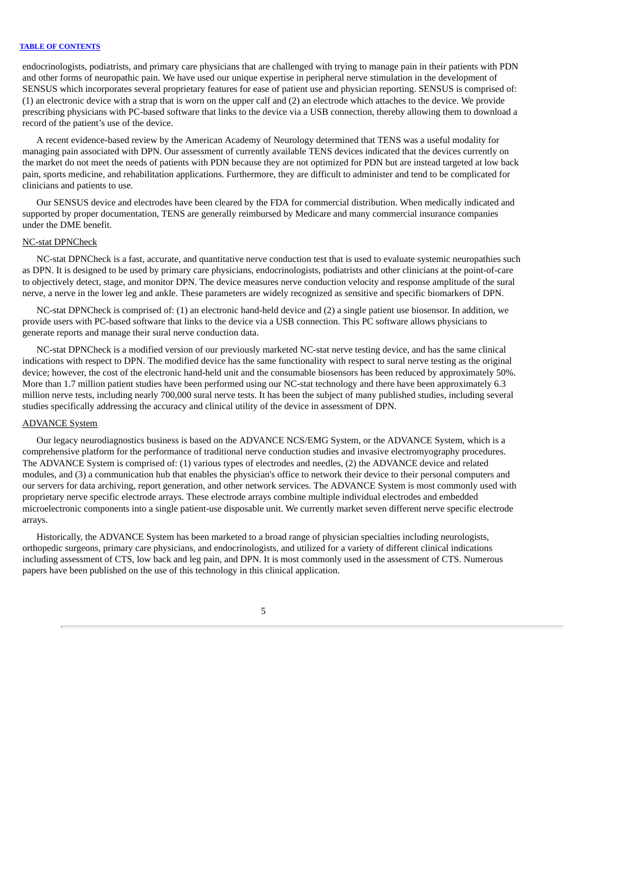endocrinologists, podiatrists, and primary care physicians that are challenged with trying to manage pain in their patients with PDN and other forms of neuropathic pain. We have used our unique expertise in peripheral nerve stimulation in the development of SENSUS which incorporates several proprietary features for ease of patient use and physician reporting. SENSUS is comprised of: (1) an electronic device with a strap that is worn on the upper calf and (2) an electrode which attaches to the device. We provide prescribing physicians with PC-based software that links to the device via a USB connection, thereby allowing them to download a record of the patient's use of the device.

A recent evidence-based review by the American Academy of Neurology determined that TENS was a useful modality for managing pain associated with DPN. Our assessment of currently available TENS devices indicated that the devices currently on the market do not meet the needs of patients with PDN because they are not optimized for PDN but are instead targeted at low back pain, sports medicine, and rehabilitation applications. Furthermore, they are difficult to administer and tend to be complicated for clinicians and patients to use.

Our SENSUS device and electrodes have been cleared by the FDA for commercial distribution. When medically indicated and supported by proper documentation, TENS are generally reimbursed by Medicare and many commercial insurance companies under the DME benefit.

NC-stat DPNCheck

NC-stat DPNCheck is a fast, accurate, and quantitative nerve conduction test that is used to evaluate systemic neuropathies such as DPN. It is designed to be used by primary care physicians, endocrinologists, podiatrists and other clinicians at the point-of-care to objectively detect, stage, and monitor DPN. The device measures nerve conduction velocity and response amplitude of the sural nerve, a nerve in the lower leg and ankle. These parameters are widely recognized as sensitive and specific biomarkers of DPN.

NC-stat DPNCheck is comprised of: (1) an electronic hand-held device and (2) a single patient use biosensor. In addition, we provide users with PC-based software that links to the device via a USB connection. This PC software allows physicians to generate reports and manage their sural nerve conduction data.

NC-stat DPNCheck is a modified version of our previously marketed NC-stat nerve testing device, and has the same clinical indications with respect to DPN. The modified device has the same functionality with respect to sural nerve testing as the original device; however, the cost of the electronic hand-held unit and the consumable biosensors has been reduced by approximately 50%. More than 1.7 million patient studies have been performed using our NC-stat technology and there have been approximately 6.3 million nerve tests, including nearly 700,000 sural nerve tests. It has been the subject of many published studies, including several studies specifically addressing the accuracy and clinical utility of the device in assessment of DPN.

ADVANCE System

Our legacy neurodiagnostics business is based on the ADVANCE NCS/EMG System, or the ADVANCE System, which is a comprehensive platform for the performance of traditional nerve conduction studies and invasive electromyography procedures. The ADVANCE System is comprised of: (1) various types of electrodes and needles, (2) the ADVANCE device and related modules, and (3) a communication hub that enables the physician's office to network their device to their personal computers and our servers for data archiving, report generation, and other network services. The ADVANCE System is most commonly used with proprietary nerve specific electrode arrays. These electrode arrays combine multiple individual electrodes and embedded microelectronic components into a single patient-use disposable unit. We currently market seven different nerve specific electrode arrays.

Historically, the ADVANCE System has been marketed to a broad range of physician specialties including neurologists, orthopedic surgeons, primary care physicians, and endocrinologists, and utilized for a variety of different clinical indications including assessment of CTS, low back and leg pain, and DPN. It is most commonly used in the assessment of CTS. Numerous papers have been published on the use of this technology in this clinical application.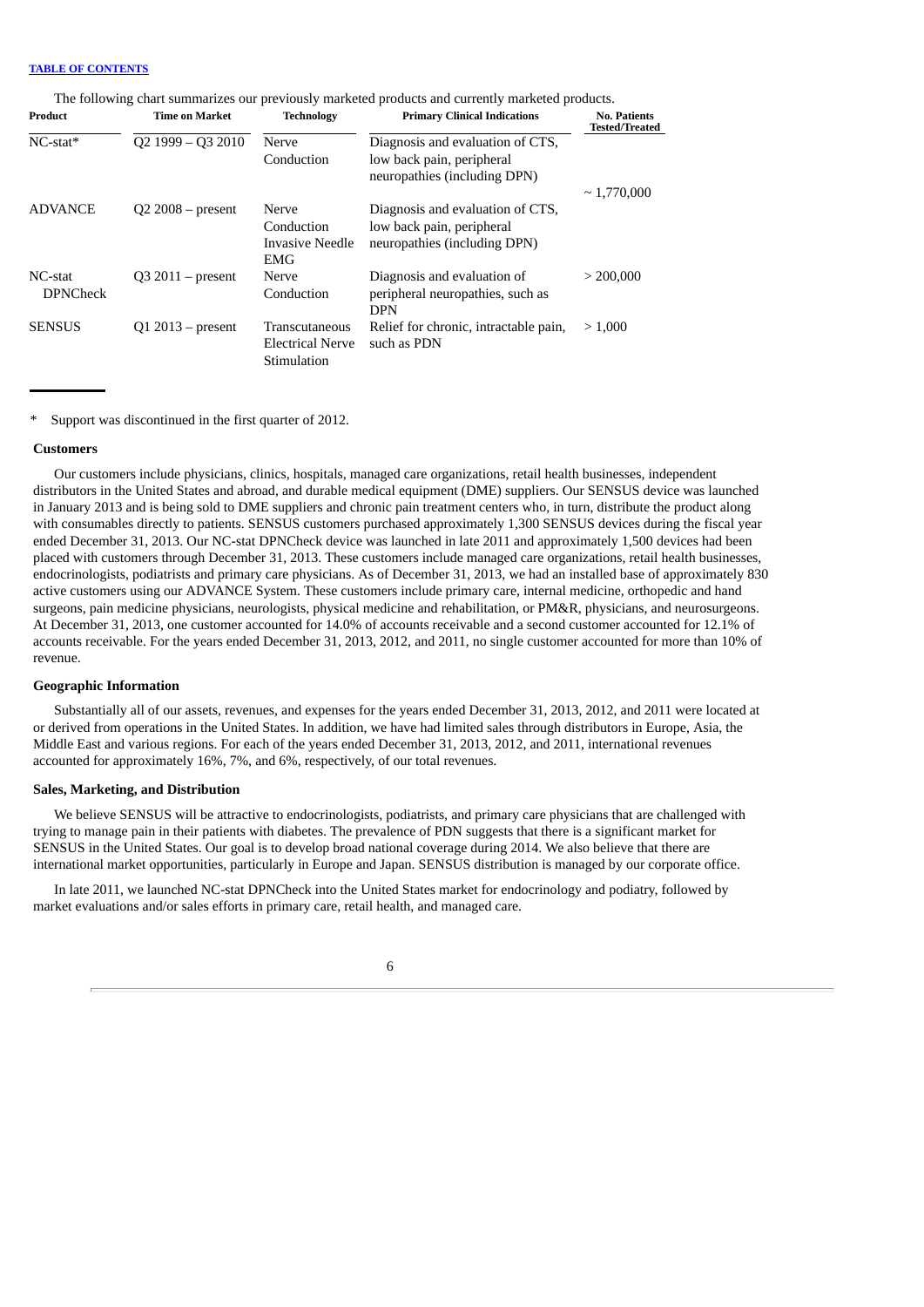The following chart summarizes our previously marketed products and currently marketed products.

| Product | Time on Market | Technology | Primary Clinical Indications | No. Patients Tested/Treated |
|---|---|---|---|---|
| NC-stat* | Q2 1999 – Q3 2010 | Nerve Conduction | Diagnosis and evaluation of CTS, low back pain, peripheral neuropathies (including DPN) | ~ 1,770,000 |
| ADVANCE | Q2 2008 – present | Nerve Conduction Invasive Needle EMG | Diagnosis and evaluation of CTS, low back pain, peripheral neuropathies (including DPN) | |
| NC-stat DPNCheck | Q3 2011 – present | Nerve Conduction | Diagnosis and evaluation of peripheral neuropathies, such as DPN | > 200,000 |
| SENSUS | Q1 2013 – present | Transcutaneous Electrical Nerve Stimulation | Relief for chronic, intractable pain, such as PDN | > 1,000 |

\* Support was discontinued in the first quarter of 2012.

### Customers

Our customers include physicians, clinics, hospitals, managed care organizations, retail health businesses, independent distributors in the United States and abroad, and durable medical equipment (DME) suppliers. Our SENSUS device was launched in January 2013 and is being sold to DME suppliers and chronic pain treatment centers who, in turn, distribute the product along with consumables directly to patients. SENSUS customers purchased approximately 1,300 SENSUS devices during the fiscal year ended December 31, 2013. Our NC-stat DPNCheck device was launched in late 2011 and approximately 1,500 devices had been placed with customers through December 31, 2013. These customers include managed care organizations, retail health businesses, endocrinologists, podiatrists and primary care physicians. As of December 31, 2013, we had an installed base of approximately 830 active customers using our ADVANCE System. These customers include primary care, internal medicine, orthopedic and hand surgeons, pain medicine physicians, neurologists, physical medicine and rehabilitation, or PM&R, physicians, and neurosurgeons. At December 31, 2013, one customer accounted for 14.0% of accounts receivable and a second customer accounted for 12.1% of accounts receivable. For the years ended December 31, 2013, 2012, and 2011, no single customer accounted for more than 10% of revenue.

### Geographic Information

Substantially all of our assets, revenues, and expenses for the years ended December 31, 2013, 2012, and 2011 were located at or derived from operations in the United States. In addition, we have had limited sales through distributors in Europe, Asia, the Middle East and various regions. For each of the years ended December 31, 2013, 2012, and 2011, international revenues accounted for approximately 16%, 7%, and 6%, respectively, of our total revenues.

### Sales, Marketing, and Distribution

We believe SENSUS will be attractive to endocrinologists, podiatrists, and primary care physicians that are challenged with trying to manage pain in their patients with diabetes. The prevalence of PDN suggests that there is a significant market for SENSUS in the United States. Our goal is to develop broad national coverage during 2014. We also believe that there are international market opportunities, particularly in Europe and Japan. SENSUS distribution is managed by our corporate office.

In late 2011, we launched NC-stat DPNCheck into the United States market for endocrinology and podiatry, followed by market evaluations and/or sales efforts in primary care, retail health, and managed care.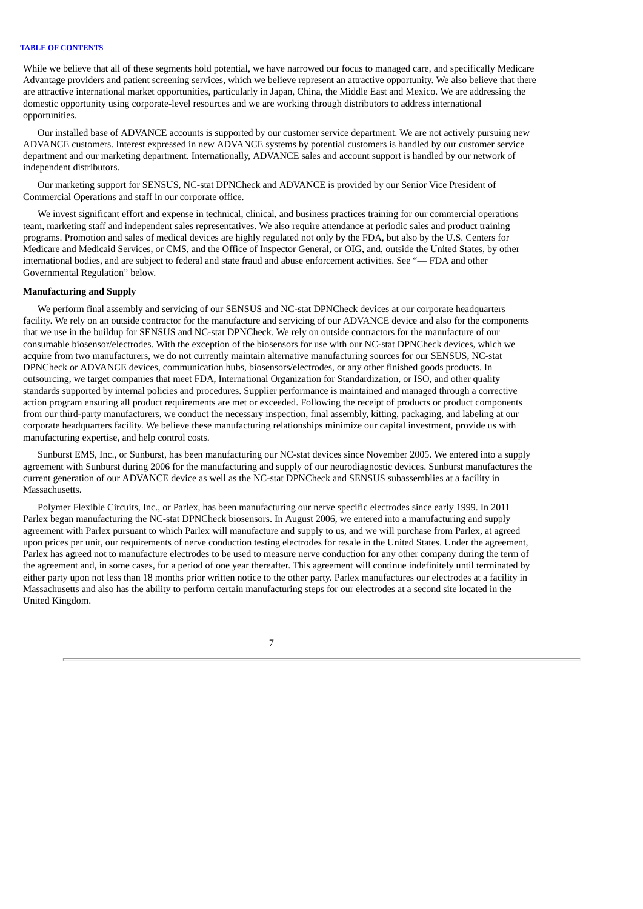While we believe that all of these segments hold potential, we have narrowed our focus to managed care, and specifically Medicare Advantage providers and patient screening services, which we believe represent an attractive opportunity. We also believe that there are attractive international market opportunities, particularly in Japan, China, the Middle East and Mexico. We are addressing the domestic opportunity using corporate-level resources and we are working through distributors to address international opportunities.

Our installed base of ADVANCE accounts is supported by our customer service department. We are not actively pursuing new ADVANCE customers. Interest expressed in new ADVANCE systems by potential customers is handled by our customer service department and our marketing department. Internationally, ADVANCE sales and account support is handled by our network of independent distributors.

Our marketing support for SENSUS, NC-stat DPNCheck and ADVANCE is provided by our Senior Vice President of Commercial Operations and staff in our corporate office.

We invest significant effort and expense in technical, clinical, and business practices training for our commercial operations team, marketing staff and independent sales representatives. We also require attendance at periodic sales and product training programs. Promotion and sales of medical devices are highly regulated not only by the FDA, but also by the U.S. Centers for Medicare and Medicaid Services, or CMS, and the Office of Inspector General, or OIG, and, outside the United States, by other international bodies, and are subject to federal and state fraud and abuse enforcement activities. See "— FDA and other Governmental Regulation" below.

**Manufacturing and Supply**

We perform final assembly and servicing of our SENSUS and NC-stat DPNCheck devices at our corporate headquarters facility. We rely on an outside contractor for the manufacture and servicing of our ADVANCE device and also for the components that we use in the buildup for SENSUS and NC-stat DPNCheck. We rely on outside contractors for the manufacture of our consumable biosensor/electrodes. With the exception of the biosensors for use with our NC-stat DPNCheck devices, which we acquire from two manufacturers, we do not currently maintain alternative manufacturing sources for our SENSUS, NC-stat DPNCheck or ADVANCE devices, communication hubs, biosensors/electrodes, or any other finished goods products. In outsourcing, we target companies that meet FDA, International Organization for Standardization, or ISO, and other quality standards supported by internal policies and procedures. Supplier performance is maintained and managed through a corrective action program ensuring all product requirements are met or exceeded. Following the receipt of products or product components from our third-party manufacturers, we conduct the necessary inspection, final assembly, kitting, packaging, and labeling at our corporate headquarters facility. We believe these manufacturing relationships minimize our capital investment, provide us with manufacturing expertise, and help control costs.

Sunburst EMS, Inc., or Sunburst, has been manufacturing our NC-stat devices since November 2005. We entered into a supply agreement with Sunburst during 2006 for the manufacturing and supply of our neurodiagnostic devices. Sunburst manufactures the current generation of our ADVANCE device as well as the NC-stat DPNCheck and SENSUS subassemblies at a facility in Massachusetts.

Polymer Flexible Circuits, Inc., or Parlex, has been manufacturing our nerve specific electrodes since early 1999. In 2011 Parlex began manufacturing the NC-stat DPNCheck biosensors. In August 2006, we entered into a manufacturing and supply agreement with Parlex pursuant to which Parlex will manufacture and supply to us, and we will purchase from Parlex, at agreed upon prices per unit, our requirements of nerve conduction testing electrodes for resale in the United States. Under the agreement, Parlex has agreed not to manufacture electrodes to be used to measure nerve conduction for any other company during the term of the agreement and, in some cases, for a period of one year thereafter. This agreement will continue indefinitely until terminated by either party upon not less than 18 months prior written notice to the other party. Parlex manufactures our electrodes at a facility in Massachusetts and also has the ability to perform certain manufacturing steps for our electrodes at a second site located in the United Kingdom.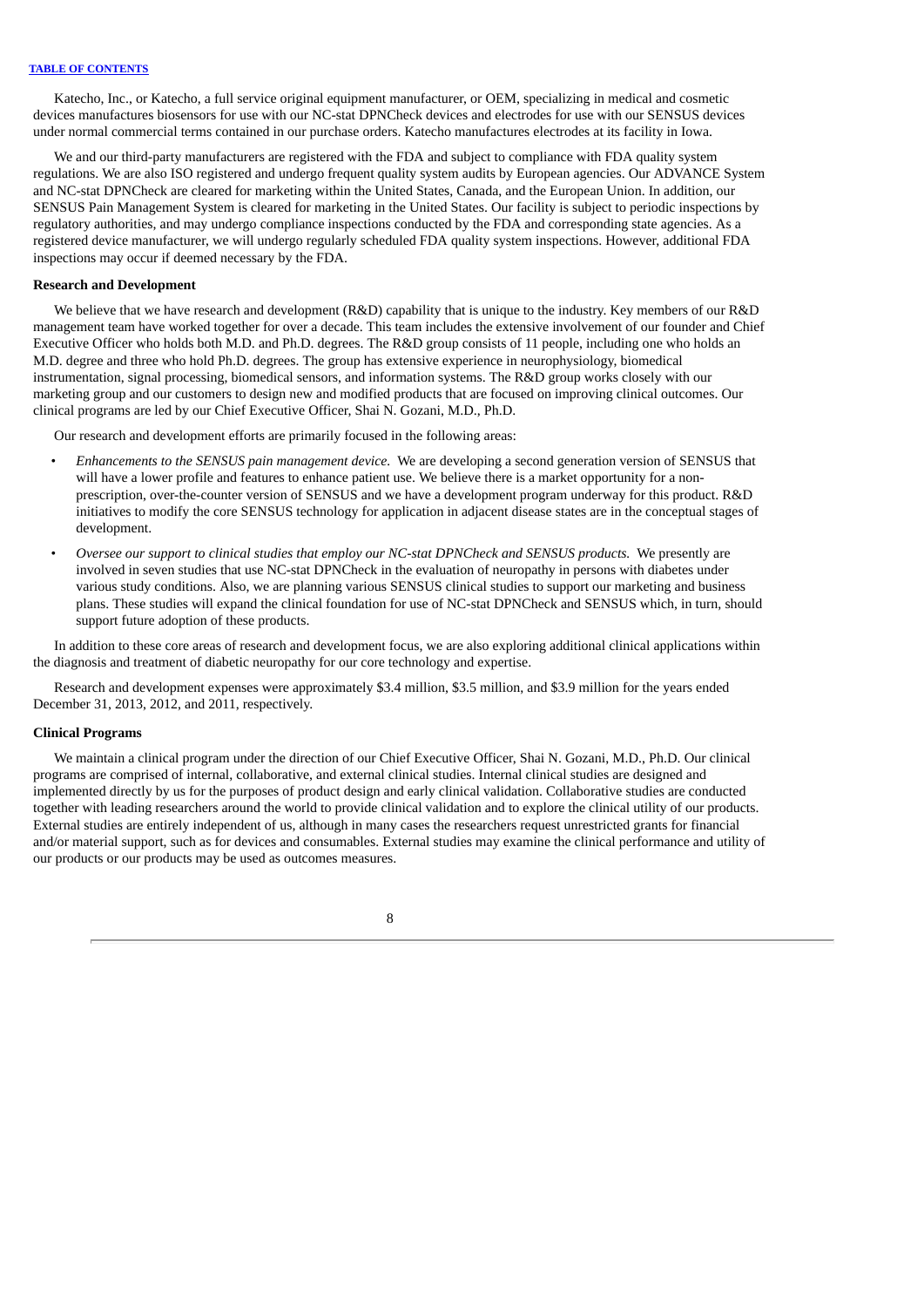Katecho, Inc., or Katecho, a full service original equipment manufacturer, or OEM, specializing in medical and cosmetic devices manufactures biosensors for use with our NC-stat DPNCheck devices and electrodes for use with our SENSUS devices under normal commercial terms contained in our purchase orders. Katecho manufactures electrodes at its facility in Iowa.

We and our third-party manufacturers are registered with the FDA and subject to compliance with FDA quality system regulations. We are also ISO registered and undergo frequent quality system audits by European agencies. Our ADVANCE System and NC-stat DPNCheck are cleared for marketing within the United States, Canada, and the European Union. In addition, our SENSUS Pain Management System is cleared for marketing in the United States. Our facility is subject to periodic inspections by regulatory authorities, and may undergo compliance inspections conducted by the FDA and corresponding state agencies. As a registered device manufacturer, we will undergo regularly scheduled FDA quality system inspections. However, additional FDA inspections may occur if deemed necessary by the FDA.

**Research and Development**

We believe that we have research and development (R&D) capability that is unique to the industry. Key members of our R&D management team have worked together for over a decade. This team includes the extensive involvement of our founder and Chief Executive Officer who holds both M.D. and Ph.D. degrees. The R&D group consists of 11 people, including one who holds an M.D. degree and three who hold Ph.D. degrees. The group has extensive experience in neurophysiology, biomedical instrumentation, signal processing, biomedical sensors, and information systems. The R&D group works closely with our marketing group and our customers to design new and modified products that are focused on improving clinical outcomes. Our clinical programs are led by our Chief Executive Officer, Shai N. Gozani, M.D., Ph.D.

Our research and development efforts are primarily focused in the following areas:

- *Enhancements to the SENSUS pain management device.* We are developing a second generation version of SENSUS that will have a lower profile and features to enhance patient use. We believe there is a market opportunity for a non-prescription, over-the-counter version of SENSUS and we have a development program underway for this product. R&D initiatives to modify the core SENSUS technology for application in adjacent disease states are in the conceptual stages of development.
- *Oversee our support to clinical studies that employ our NC-stat DPNCheck and SENSUS products.* We presently are involved in seven studies that use NC-stat DPNCheck in the evaluation of neuropathy in persons with diabetes under various study conditions. Also, we are planning various SENSUS clinical studies to support our marketing and business plans. These studies will expand the clinical foundation for use of NC-stat DPNCheck and SENSUS which, in turn, should support future adoption of these products.

In addition to these core areas of research and development focus, we are also exploring additional clinical applications within the diagnosis and treatment of diabetic neuropathy for our core technology and expertise.

Research and development expenses were approximately \$3.4 million, \$3.5 million, and \$3.9 million for the years ended December 31, 2013, 2012, and 2011, respectively.

**Clinical Programs**

We maintain a clinical program under the direction of our Chief Executive Officer, Shai N. Gozani, M.D., Ph.D. Our clinical programs are comprised of internal, collaborative, and external clinical studies. Internal clinical studies are designed and implemented directly by us for the purposes of product design and early clinical validation. Collaborative studies are conducted together with leading researchers around the world to provide clinical validation and to explore the clinical utility of our products. External studies are entirely independent of us, although in many cases the researchers request unrestricted grants for financial and/or material support, such as for devices and consumables. External studies may examine the clinical performance and utility of our products or our products may be used as outcomes measures.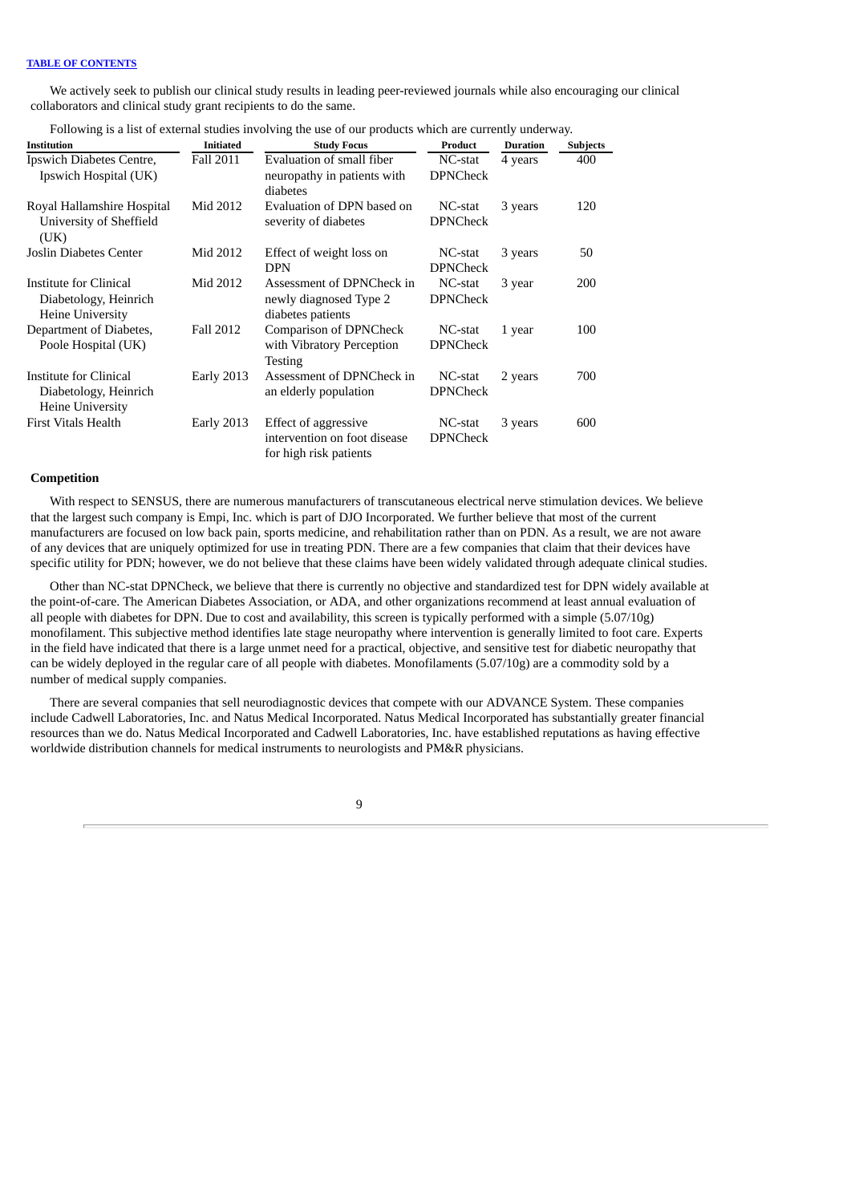We actively seek to publish our clinical study results in leading peer-reviewed journals while also encouraging our clinical collaborators and clinical study grant recipients to do the same.

Following is a list of external studies involving the use of our products which are currently underway.

| Institution | Initiated | Study Focus | Product | Duration | Subjects |
|---|---|---|---|---|---|
| Ipswich Diabetes Centre, Ipswich Hospital (UK) | Fall 2011 | Evaluation of small fiber neuropathy in patients with diabetes | NC-stat DPNCheck | 4 years | 400 |
| Royal Hallamshire Hospital University of Sheffield (UK) | Mid 2012 | Evaluation of DPN based on severity of diabetes | NC-stat DPNCheck | 3 years | 120 |
| Joslin Diabetes Center | Mid 2012 | Effect of weight loss on DPN | NC-stat DPNCheck | 3 years | 50 |
| Institute for Clinical Diabetology, Heinrich Heine University | Mid 2012 | Assessment of DPNCheck in newly diagnosed Type 2 diabetes patients | NC-stat DPNCheck | 3 year | 200 |
| Department of Diabetes, Poole Hospital (UK) | Fall 2012 | Comparison of DPNCheck with Vibratory Perception Testing | NC-stat DPNCheck | 1 year | 100 |
| Institute for Clinical Diabetology, Heinrich Heine University | Early 2013 | Assessment of DPNCheck in an elderly population | NC-stat DPNCheck | 2 years | 700 |
| First Vitals Health | Early 2013 | Effect of aggressive intervention on foot disease for high risk patients | NC-stat DPNCheck | 3 years | 600 |

**Competition**

With respect to SENSUS, there are numerous manufacturers of transcutaneous electrical nerve stimulation devices. We believe that the largest such company is Empi, Inc. which is part of DJO Incorporated. We further believe that most of the current manufacturers are focused on low back pain, sports medicine, and rehabilitation rather than on PDN. As a result, we are not aware of any devices that are uniquely optimized for use in treating PDN. There are a few companies that claim that their devices have specific utility for PDN; however, we do not believe that these claims have been widely validated through adequate clinical studies.

Other than NC-stat DPNCheck, we believe that there is currently no objective and standardized test for DPN widely available at the point-of-care. The American Diabetes Association, or ADA, and other organizations recommend at least annual evaluation of all people with diabetes for DPN. Due to cost and availability, this screen is typically performed with a simple (5.07/10g) monofilament. This subjective method identifies late stage neuropathy where intervention is generally limited to foot care. Experts in the field have indicated that there is a large unmet need for a practical, objective, and sensitive test for diabetic neuropathy that can be widely deployed in the regular care of all people with diabetes. Monofilaments (5.07/10g) are a commodity sold by a number of medical supply companies.

There are several companies that sell neurodiagnostic devices that compete with our ADVANCE System. These companies include Cadwell Laboratories, Inc. and Natus Medical Incorporated. Natus Medical Incorporated has substantially greater financial resources than we do. Natus Medical Incorporated and Cadwell Laboratories, Inc. have established reputations as having effective worldwide distribution channels for medical instruments to neurologists and PM&R physicians.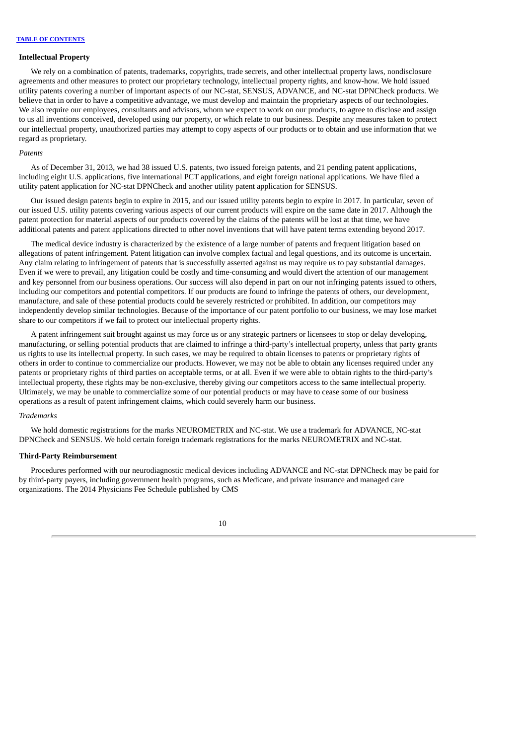## Intellectual Property

We rely on a combination of patents, trademarks, copyrights, trade secrets, and other intellectual property laws, nondisclosure agreements and other measures to protect our proprietary technology, intellectual property rights, and know-how. We hold issued utility patents covering a number of important aspects of our NC-stat, SENSUS, ADVANCE, and NC-stat DPNCheck products. We believe that in order to have a competitive advantage, we must develop and maintain the proprietary aspects of our technologies. We also require our employees, consultants and advisors, whom we expect to work on our products, to agree to disclose and assign to us all inventions conceived, developed using our property, or which relate to our business. Despite any measures taken to protect our intellectual property, unauthorized parties may attempt to copy aspects of our products or to obtain and use information that we regard as proprietary.

*Patents*

As of December 31, 2013, we had 38 issued U.S. patents, two issued foreign patents, and 21 pending patent applications, including eight U.S. applications, five international PCT applications, and eight foreign national applications. We have filed a utility patent application for NC-stat DPNCheck and another utility patent application for SENSUS.

Our issued design patents begin to expire in 2015, and our issued utility patents begin to expire in 2017. In particular, seven of our issued U.S. utility patents covering various aspects of our current products will expire on the same date in 2017. Although the patent protection for material aspects of our products covered by the claims of the patents will be lost at that time, we have additional patents and patent applications directed to other novel inventions that will have patent terms extending beyond 2017.

The medical device industry is characterized by the existence of a large number of patents and frequent litigation based on allegations of patent infringement. Patent litigation can involve complex factual and legal questions, and its outcome is uncertain. Any claim relating to infringement of patents that is successfully asserted against us may require us to pay substantial damages. Even if we were to prevail, any litigation could be costly and time-consuming and would divert the attention of our management and key personnel from our business operations. Our success will also depend in part on our not infringing patents issued to others, including our competitors and potential competitors. If our products are found to infringe the patents of others, our development, manufacture, and sale of these potential products could be severely restricted or prohibited. In addition, our competitors may independently develop similar technologies. Because of the importance of our patent portfolio to our business, we may lose market share to our competitors if we fail to protect our intellectual property rights.

A patent infringement suit brought against us may force us or any strategic partners or licensees to stop or delay developing, manufacturing, or selling potential products that are claimed to infringe a third-party's intellectual property, unless that party grants us rights to use its intellectual property. In such cases, we may be required to obtain licenses to patents or proprietary rights of others in order to continue to commercialize our products. However, we may not be able to obtain any licenses required under any patents or proprietary rights of third parties on acceptable terms, or at all. Even if we were able to obtain rights to the third-party's intellectual property, these rights may be non-exclusive, thereby giving our competitors access to the same intellectual property. Ultimately, we may be unable to commercialize some of our potential products or may have to cease some of our business operations as a result of patent infringement claims, which could severely harm our business.

*Trademarks*

We hold domestic registrations for the marks NEUROMETRIX and NC-stat. We use a trademark for ADVANCE, NC-stat DPNCheck and SENSUS. We hold certain foreign trademark registrations for the marks NEUROMETRIX and NC-stat.

## Third-Party Reimbursement

Procedures performed with our neurodiagnostic medical devices including ADVANCE and NC-stat DPNCheck may be paid for by third-party payers, including government health programs, such as Medicare, and private insurance and managed care organizations. The 2014 Physicians Fee Schedule published by CMS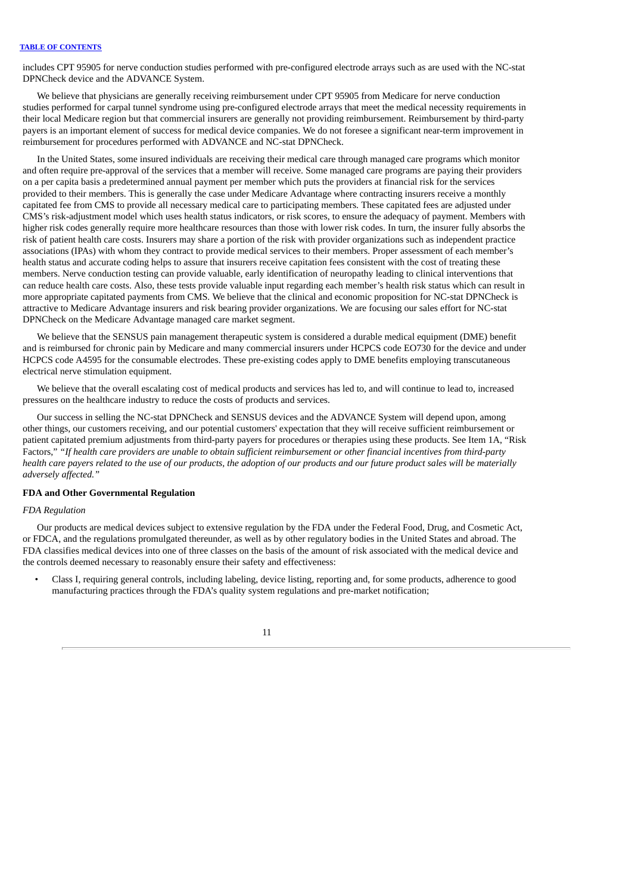includes CPT 95905 for nerve conduction studies performed with pre-configured electrode arrays such as are used with the NC-stat DPNCheck device and the ADVANCE System.

We believe that physicians are generally receiving reimbursement under CPT 95905 from Medicare for nerve conduction studies performed for carpal tunnel syndrome using pre-configured electrode arrays that meet the medical necessity requirements in their local Medicare region but that commercial insurers are generally not providing reimbursement. Reimbursement by third-party payers is an important element of success for medical device companies. We do not foresee a significant near-term improvement in reimbursement for procedures performed with ADVANCE and NC-stat DPNCheck.

In the United States, some insured individuals are receiving their medical care through managed care programs which monitor and often require pre-approval of the services that a member will receive. Some managed care programs are paying their providers on a per capita basis a predetermined annual payment per member which puts the providers at financial risk for the services provided to their members. This is generally the case under Medicare Advantage where contracting insurers receive a monthly capitated fee from CMS to provide all necessary medical care to participating members. These capitated fees are adjusted under CMS's risk-adjustment model which uses health status indicators, or risk scores, to ensure the adequacy of payment. Members with higher risk codes generally require more healthcare resources than those with lower risk codes. In turn, the insurer fully absorbs the risk of patient health care costs. Insurers may share a portion of the risk with provider organizations such as independent practice associations (IPAs) with whom they contract to provide medical services to their members. Proper assessment of each member's health status and accurate coding helps to assure that insurers receive capitation fees consistent with the cost of treating these members. Nerve conduction testing can provide valuable, early identification of neuropathy leading to clinical interventions that can reduce health care costs. Also, these tests provide valuable input regarding each member's health risk status which can result in more appropriate capitated payments from CMS. We believe that the clinical and economic proposition for NC-stat DPNCheck is attractive to Medicare Advantage insurers and risk bearing provider organizations. We are focusing our sales effort for NC-stat DPNCheck on the Medicare Advantage managed care market segment.

We believe that the SENSUS pain management therapeutic system is considered a durable medical equipment (DME) benefit and is reimbursed for chronic pain by Medicare and many commercial insurers under HCPCS code EO730 for the device and under HCPCS code A4595 for the consumable electrodes. These pre-existing codes apply to DME benefits employing transcutaneous electrical nerve stimulation equipment.

We believe that the overall escalating cost of medical products and services has led to, and will continue to lead to, increased pressures on the healthcare industry to reduce the costs of products and services.

Our success in selling the NC-stat DPNCheck and SENSUS devices and the ADVANCE System will depend upon, among other things, our customers receiving, and our potential customers' expectation that they will receive sufficient reimbursement or patient capitated premium adjustments from third-party payers for procedures or therapies using these products. See Item 1A, "Risk Factors," *"If health care providers are unable to obtain sufficient reimbursement or other financial incentives from third-party health care payers related to the use of our products, the adoption of our products and our future product sales will be materially adversely affected."*

**FDA and Other Governmental Regulation**

*FDA Regulation*

Our products are medical devices subject to extensive regulation by the FDA under the Federal Food, Drug, and Cosmetic Act, or FDCA, and the regulations promulgated thereunder, as well as by other regulatory bodies in the United States and abroad. The FDA classifies medical devices into one of three classes on the basis of the amount of risk associated with the medical device and the controls deemed necessary to reasonably ensure their safety and effectiveness:

- Class I, requiring general controls, including labeling, device listing, reporting and, for some products, adherence to good manufacturing practices through the FDA's quality system regulations and pre-market notification;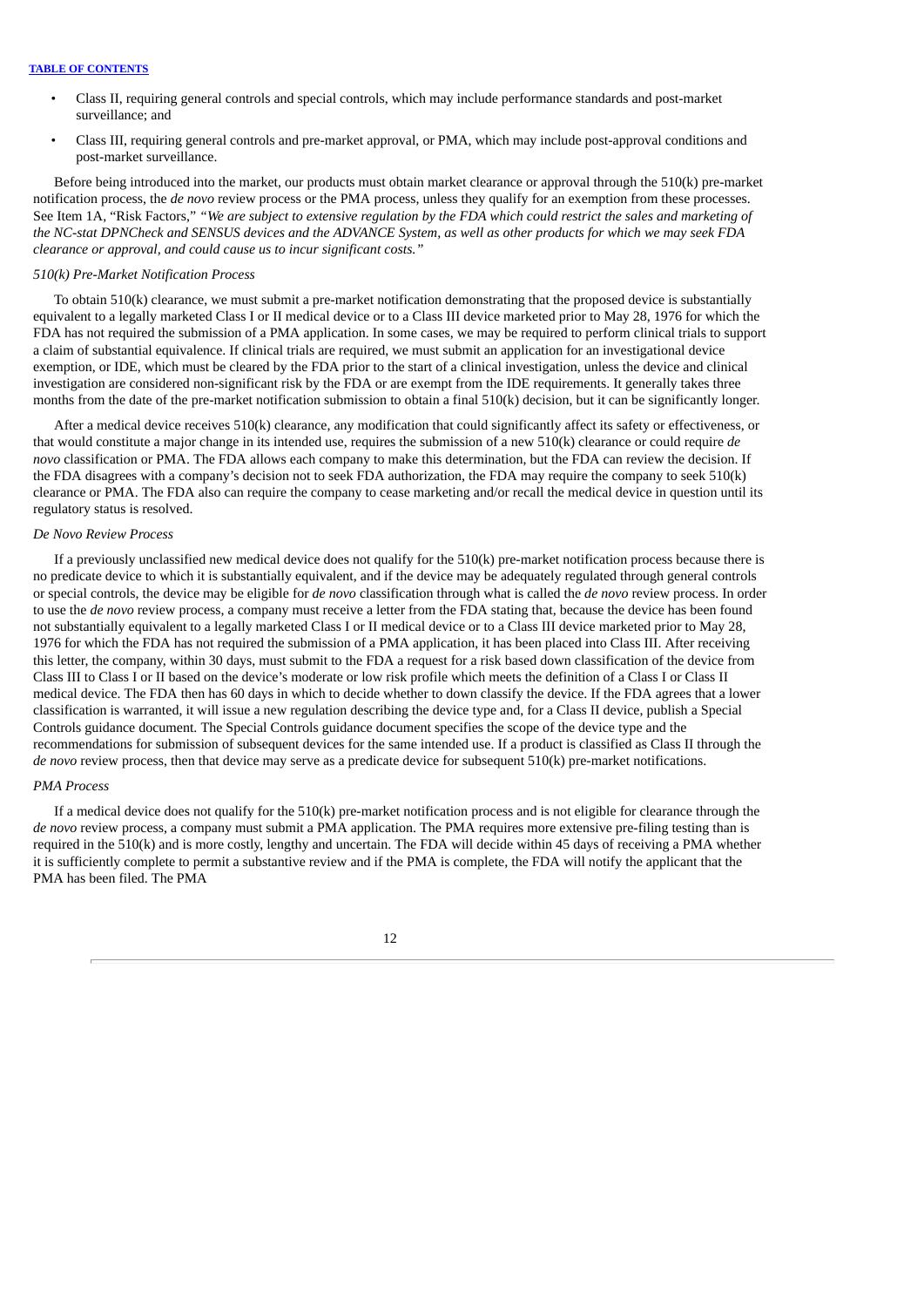- Class II, requiring general controls and special controls, which may include performance standards and post-market surveillance; and
- Class III, requiring general controls and pre-market approval, or PMA, which may include post-approval conditions and post-market surveillance.

Before being introduced into the market, our products must obtain market clearance or approval through the 510(k) pre-market notification process, the *de novo* review process or the PMA process, unless they qualify for an exemption from these processes. See Item 1A, "Risk Factors," *"We are subject to extensive regulation by the FDA which could restrict the sales and marketing of the NC-stat DPNCheck and SENSUS devices and the ADVANCE System, as well as other products for which we may seek FDA clearance or approval, and could cause us to incur significant costs."*

*510(k) Pre-Market Notification Process*

To obtain 510(k) clearance, we must submit a pre-market notification demonstrating that the proposed device is substantially equivalent to a legally marketed Class I or II medical device or to a Class III device marketed prior to May 28, 1976 for which the FDA has not required the submission of a PMA application. In some cases, we may be required to perform clinical trials to support a claim of substantial equivalence. If clinical trials are required, we must submit an application for an investigational device exemption, or IDE, which must be cleared by the FDA prior to the start of a clinical investigation, unless the device and clinical investigation are considered non-significant risk by the FDA or are exempt from the IDE requirements. It generally takes three months from the date of the pre-market notification submission to obtain a final 510(k) decision, but it can be significantly longer.

After a medical device receives 510(k) clearance, any modification that could significantly affect its safety or effectiveness, or that would constitute a major change in its intended use, requires the submission of a new 510(k) clearance or could require *de novo* classification or PMA. The FDA allows each company to make this determination, but the FDA can review the decision. If the FDA disagrees with a company's decision not to seek FDA authorization, the FDA may require the company to seek 510(k) clearance or PMA. The FDA also can require the company to cease marketing and/or recall the medical device in question until its regulatory status is resolved.

*De Novo Review Process*

If a previously unclassified new medical device does not qualify for the 510(k) pre-market notification process because there is no predicate device to which it is substantially equivalent, and if the device may be adequately regulated through general controls or special controls, the device may be eligible for *de novo* classification through what is called the *de novo* review process. In order to use the *de novo* review process, a company must receive a letter from the FDA stating that, because the device has been found not substantially equivalent to a legally marketed Class I or II medical device or to a Class III device marketed prior to May 28, 1976 for which the FDA has not required the submission of a PMA application, it has been placed into Class III. After receiving this letter, the company, within 30 days, must submit to the FDA a request for a risk based down classification of the device from Class III to Class I or II based on the device's moderate or low risk profile which meets the definition of a Class I or Class II medical device. The FDA then has 60 days in which to decide whether to down classify the device. If the FDA agrees that a lower classification is warranted, it will issue a new regulation describing the device type and, for a Class II device, publish a Special Controls guidance document. The Special Controls guidance document specifies the scope of the device type and the recommendations for submission of subsequent devices for the same intended use. If a product is classified as Class II through the *de novo* review process, then that device may serve as a predicate device for subsequent 510(k) pre-market notifications.

*PMA Process*

If a medical device does not qualify for the 510(k) pre-market notification process and is not eligible for clearance through the *de novo* review process, a company must submit a PMA application. The PMA requires more extensive pre-filing testing than is required in the 510(k) and is more costly, lengthy and uncertain. The FDA will decide within 45 days of receiving a PMA whether it is sufficiently complete to permit a substantive review and if the PMA is complete, the FDA will notify the applicant that the PMA has been filed. The PMA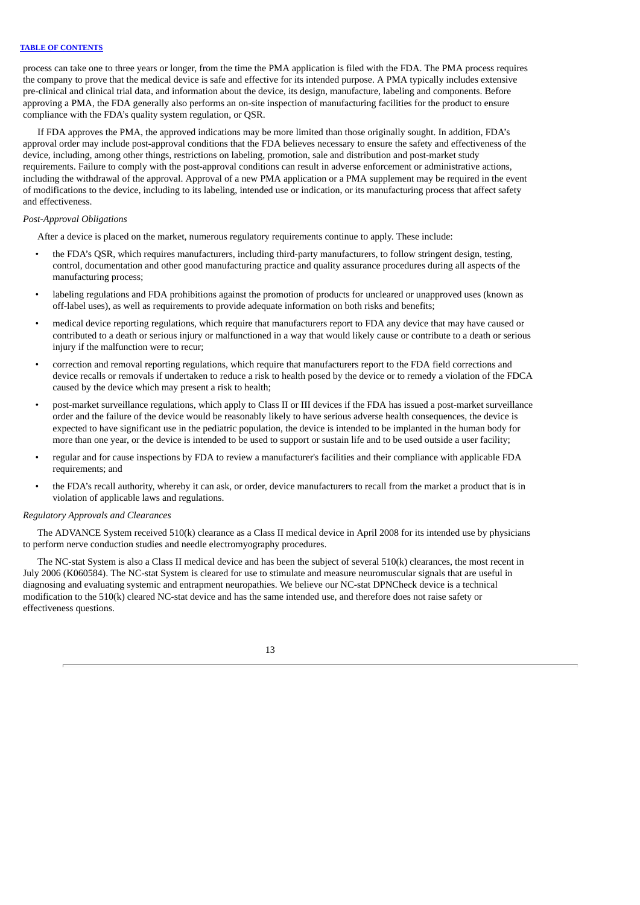process can take one to three years or longer, from the time the PMA application is filed with the FDA. The PMA process requires the company to prove that the medical device is safe and effective for its intended purpose. A PMA typically includes extensive pre-clinical and clinical trial data, and information about the device, its design, manufacture, labeling and components. Before approving a PMA, the FDA generally also performs an on-site inspection of manufacturing facilities for the product to ensure compliance with the FDA's quality system regulation, or QSR.

If FDA approves the PMA, the approved indications may be more limited than those originally sought. In addition, FDA's approval order may include post-approval conditions that the FDA believes necessary to ensure the safety and effectiveness of the device, including, among other things, restrictions on labeling, promotion, sale and distribution and post-market study requirements. Failure to comply with the post-approval conditions can result in adverse enforcement or administrative actions, including the withdrawal of the approval. Approval of a new PMA application or a PMA supplement may be required in the event of modifications to the device, including to its labeling, intended use or indication, or its manufacturing process that affect safety and effectiveness.

*Post-Approval Obligations*

After a device is placed on the market, numerous regulatory requirements continue to apply. These include:

- the FDA's QSR, which requires manufacturers, including third-party manufacturers, to follow stringent design, testing, control, documentation and other good manufacturing practice and quality assurance procedures during all aspects of the manufacturing process;
- labeling regulations and FDA prohibitions against the promotion of products for uncleared or unapproved uses (known as off-label uses), as well as requirements to provide adequate information on both risks and benefits;
- medical device reporting regulations, which require that manufacturers report to FDA any device that may have caused or contributed to a death or serious injury or malfunctioned in a way that would likely cause or contribute to a death or serious injury if the malfunction were to recur;
- correction and removal reporting regulations, which require that manufacturers report to the FDA field corrections and device recalls or removals if undertaken to reduce a risk to health posed by the device or to remedy a violation of the FDCA caused by the device which may present a risk to health;
- post-market surveillance regulations, which apply to Class II or III devices if the FDA has issued a post-market surveillance order and the failure of the device would be reasonably likely to have serious adverse health consequences, the device is expected to have significant use in the pediatric population, the device is intended to be implanted in the human body for more than one year, or the device is intended to be used to support or sustain life and to be used outside a user facility;
- regular and for cause inspections by FDA to review a manufacturer's facilities and their compliance with applicable FDA requirements; and
- the FDA's recall authority, whereby it can ask, or order, device manufacturers to recall from the market a product that is in violation of applicable laws and regulations.

*Regulatory Approvals and Clearances*

The ADVANCE System received 510(k) clearance as a Class II medical device in April 2008 for its intended use by physicians to perform nerve conduction studies and needle electromyography procedures.

The NC-stat System is also a Class II medical device and has been the subject of several 510(k) clearances, the most recent in July 2006 (K060584). The NC-stat System is cleared for use to stimulate and measure neuromuscular signals that are useful in diagnosing and evaluating systemic and entrapment neuropathies. We believe our NC-stat DPNCheck device is a technical modification to the 510(k) cleared NC-stat device and has the same intended use, and therefore does not raise safety or effectiveness questions.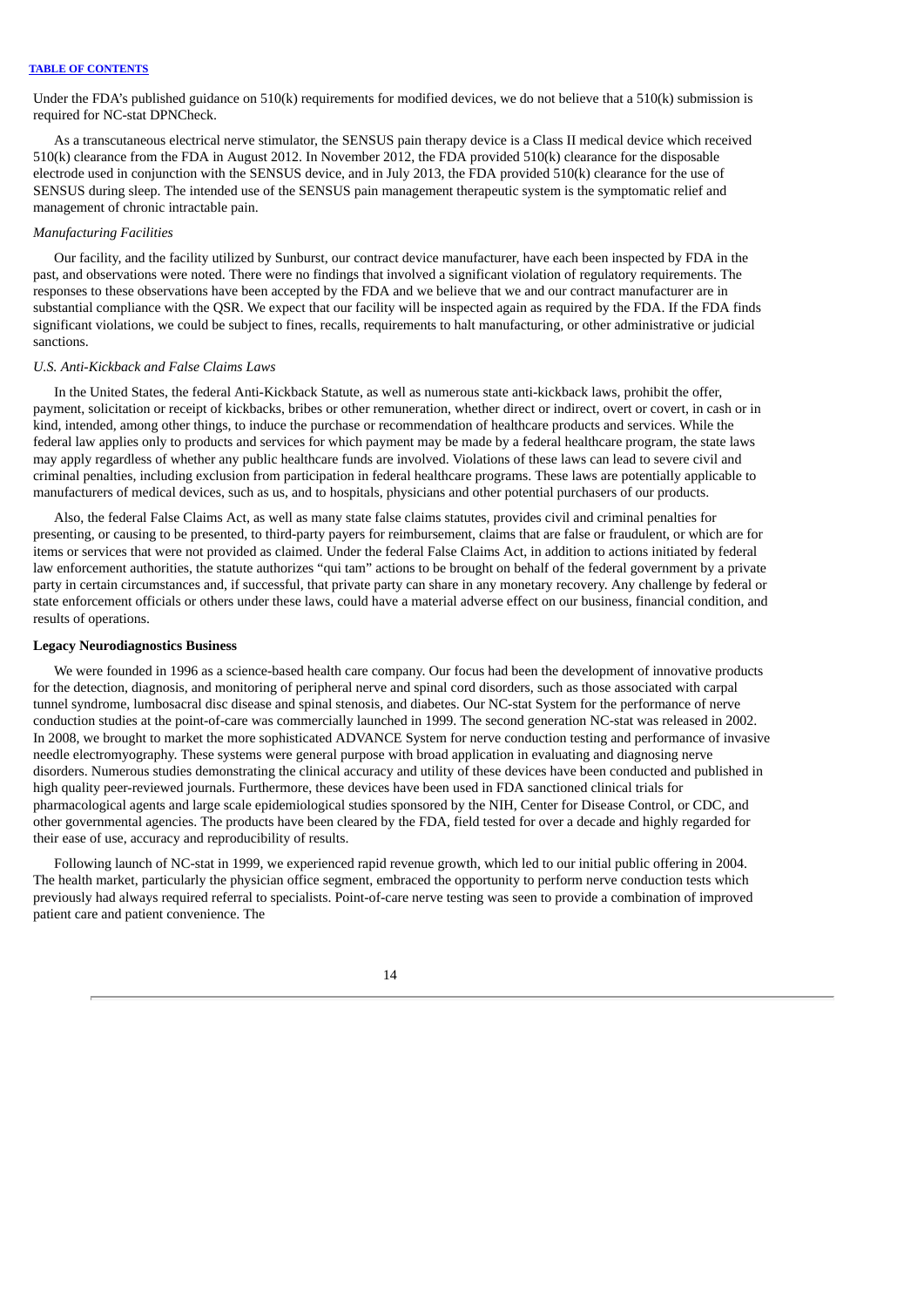Under the FDA's published guidance on 510(k) requirements for modified devices, we do not believe that a 510(k) submission is required for NC-stat DPNCheck.

As a transcutaneous electrical nerve stimulator, the SENSUS pain therapy device is a Class II medical device which received 510(k) clearance from the FDA in August 2012. In November 2012, the FDA provided 510(k) clearance for the disposable electrode used in conjunction with the SENSUS device, and in July 2013, the FDA provided 510(k) clearance for the use of SENSUS during sleep. The intended use of the SENSUS pain management therapeutic system is the symptomatic relief and management of chronic intractable pain.

*Manufacturing Facilities*

Our facility, and the facility utilized by Sunburst, our contract device manufacturer, have each been inspected by FDA in the past, and observations were noted. There were no findings that involved a significant violation of regulatory requirements. The responses to these observations have been accepted by the FDA and we believe that we and our contract manufacturer are in substantial compliance with the QSR. We expect that our facility will be inspected again as required by the FDA. If the FDA finds significant violations, we could be subject to fines, recalls, requirements to halt manufacturing, or other administrative or judicial sanctions.

*U.S. Anti-Kickback and False Claims Laws*

In the United States, the federal Anti-Kickback Statute, as well as numerous state anti-kickback laws, prohibit the offer, payment, solicitation or receipt of kickbacks, bribes or other remuneration, whether direct or indirect, overt or covert, in cash or in kind, intended, among other things, to induce the purchase or recommendation of healthcare products and services. While the federal law applies only to products and services for which payment may be made by a federal healthcare program, the state laws may apply regardless of whether any public healthcare funds are involved. Violations of these laws can lead to severe civil and criminal penalties, including exclusion from participation in federal healthcare programs. These laws are potentially applicable to manufacturers of medical devices, such as us, and to hospitals, physicians and other potential purchasers of our products.

Also, the federal False Claims Act, as well as many state false claims statutes, provides civil and criminal penalties for presenting, or causing to be presented, to third-party payers for reimbursement, claims that are false or fraudulent, or which are for items or services that were not provided as claimed. Under the federal False Claims Act, in addition to actions initiated by federal law enforcement authorities, the statute authorizes "qui tam" actions to be brought on behalf of the federal government by a private party in certain circumstances and, if successful, that private party can share in any monetary recovery. Any challenge by federal or state enforcement officials or others under these laws, could have a material adverse effect on our business, financial condition, and results of operations.

**Legacy Neurodiagnostics Business**

We were founded in 1996 as a science-based health care company. Our focus had been the development of innovative products for the detection, diagnosis, and monitoring of peripheral nerve and spinal cord disorders, such as those associated with carpal tunnel syndrome, lumbosacral disc disease and spinal stenosis, and diabetes. Our NC-stat System for the performance of nerve conduction studies at the point-of-care was commercially launched in 1999. The second generation NC-stat was released in 2002. In 2008, we brought to market the more sophisticated ADVANCE System for nerve conduction testing and performance of invasive needle electromyography. These systems were general purpose with broad application in evaluating and diagnosing nerve disorders. Numerous studies demonstrating the clinical accuracy and utility of these devices have been conducted and published in high quality peer-reviewed journals. Furthermore, these devices have been used in FDA sanctioned clinical trials for pharmacological agents and large scale epidemiological studies sponsored by the NIH, Center for Disease Control, or CDC, and other governmental agencies. The products have been cleared by the FDA, field tested for over a decade and highly regarded for their ease of use, accuracy and reproducibility of results.

Following launch of NC-stat in 1999, we experienced rapid revenue growth, which led to our initial public offering in 2004. The health market, particularly the physician office segment, embraced the opportunity to perform nerve conduction tests which previously had always required referral to specialists. Point-of-care nerve testing was seen to provide a combination of improved patient care and patient convenience. The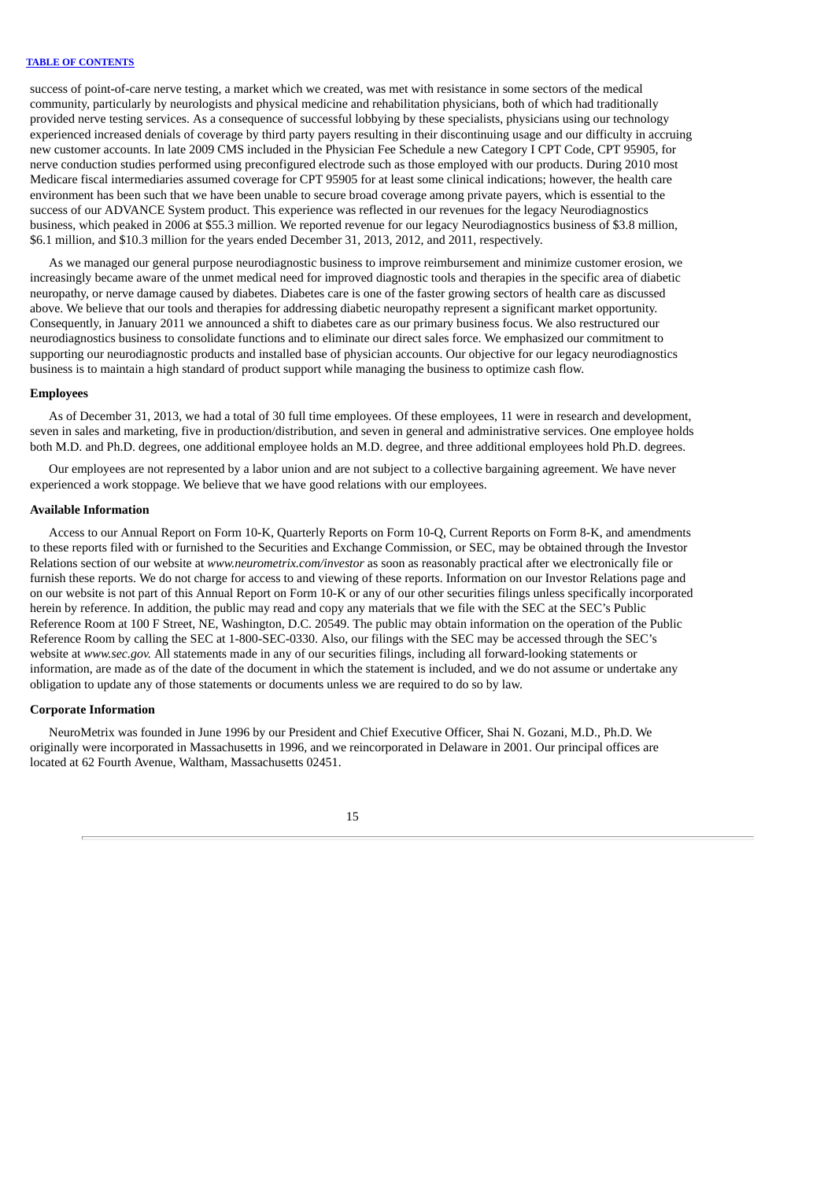success of point-of-care nerve testing, a market which we created, was met with resistance in some sectors of the medical community, particularly by neurologists and physical medicine and rehabilitation physicians, both of which had traditionally provided nerve testing services. As a consequence of successful lobbying by these specialists, physicians using our technology experienced increased denials of coverage by third party payers resulting in their discontinuing usage and our difficulty in accruing new customer accounts. In late 2009 CMS included in the Physician Fee Schedule a new Category I CPT Code, CPT 95905, for nerve conduction studies performed using preconfigured electrode such as those employed with our products. During 2010 most Medicare fiscal intermediaries assumed coverage for CPT 95905 for at least some clinical indications; however, the health care environment has been such that we have been unable to secure broad coverage among private payers, which is essential to the success of our ADVANCE System product. This experience was reflected in our revenues for the legacy Neurodiagnostics business, which peaked in 2006 at $55.3 million. We reported revenue for our legacy Neurodiagnostics business of $3.8 million, $6.1 million, and $10.3 million for the years ended December 31, 2013, 2012, and 2011, respectively.

As we managed our general purpose neurodiagnostic business to improve reimbursement and minimize customer erosion, we increasingly became aware of the unmet medical need for improved diagnostic tools and therapies in the specific area of diabetic neuropathy, or nerve damage caused by diabetes. Diabetes care is one of the faster growing sectors of health care as discussed above. We believe that our tools and therapies for addressing diabetic neuropathy represent a significant market opportunity. Consequently, in January 2011 we announced a shift to diabetes care as our primary business focus. We also restructured our neurodiagnostics business to consolidate functions and to eliminate our direct sales force. We emphasized our commitment to supporting our neurodiagnostic products and installed base of physician accounts. Our objective for our legacy neurodiagnostics business is to maintain a high standard of product support while managing the business to optimize cash flow.

**Employees**

As of December 31, 2013, we had a total of 30 full time employees. Of these employees, 11 were in research and development, seven in sales and marketing, five in production/distribution, and seven in general and administrative services. One employee holds both M.D. and Ph.D. degrees, one additional employee holds an M.D. degree, and three additional employees hold Ph.D. degrees.

Our employees are not represented by a labor union and are not subject to a collective bargaining agreement. We have never experienced a work stoppage. We believe that we have good relations with our employees.

**Available Information**

Access to our Annual Report on Form 10-K, Quarterly Reports on Form 10-Q, Current Reports on Form 8-K, and amendments to these reports filed with or furnished to the Securities and Exchange Commission, or SEC, may be obtained through the Investor Relations section of our website at *www.neurometrix.com/investor* as soon as reasonably practical after we electronically file or furnish these reports. We do not charge for access to and viewing of these reports. Information on our Investor Relations page and on our website is not part of this Annual Report on Form 10-K or any of our other securities filings unless specifically incorporated herein by reference. In addition, the public may read and copy any materials that we file with the SEC at the SEC's Public Reference Room at 100 F Street, NE, Washington, D.C. 20549. The public may obtain information on the operation of the Public Reference Room by calling the SEC at 1-800-SEC-0330. Also, our filings with the SEC may be accessed through the SEC's website at *www.sec.gov.* All statements made in any of our securities filings, including all forward-looking statements or information, are made as of the date of the document in which the statement is included, and we do not assume or undertake any obligation to update any of those statements or documents unless we are required to do so by law.

**Corporate Information**

NeuroMetrix was founded in June 1996 by our President and Chief Executive Officer, Shai N. Gozani, M.D., Ph.D. We originally were incorporated in Massachusetts in 1996, and we reincorporated in Delaware in 2001. Our principal offices are located at 62 Fourth Avenue, Waltham, Massachusetts 02451.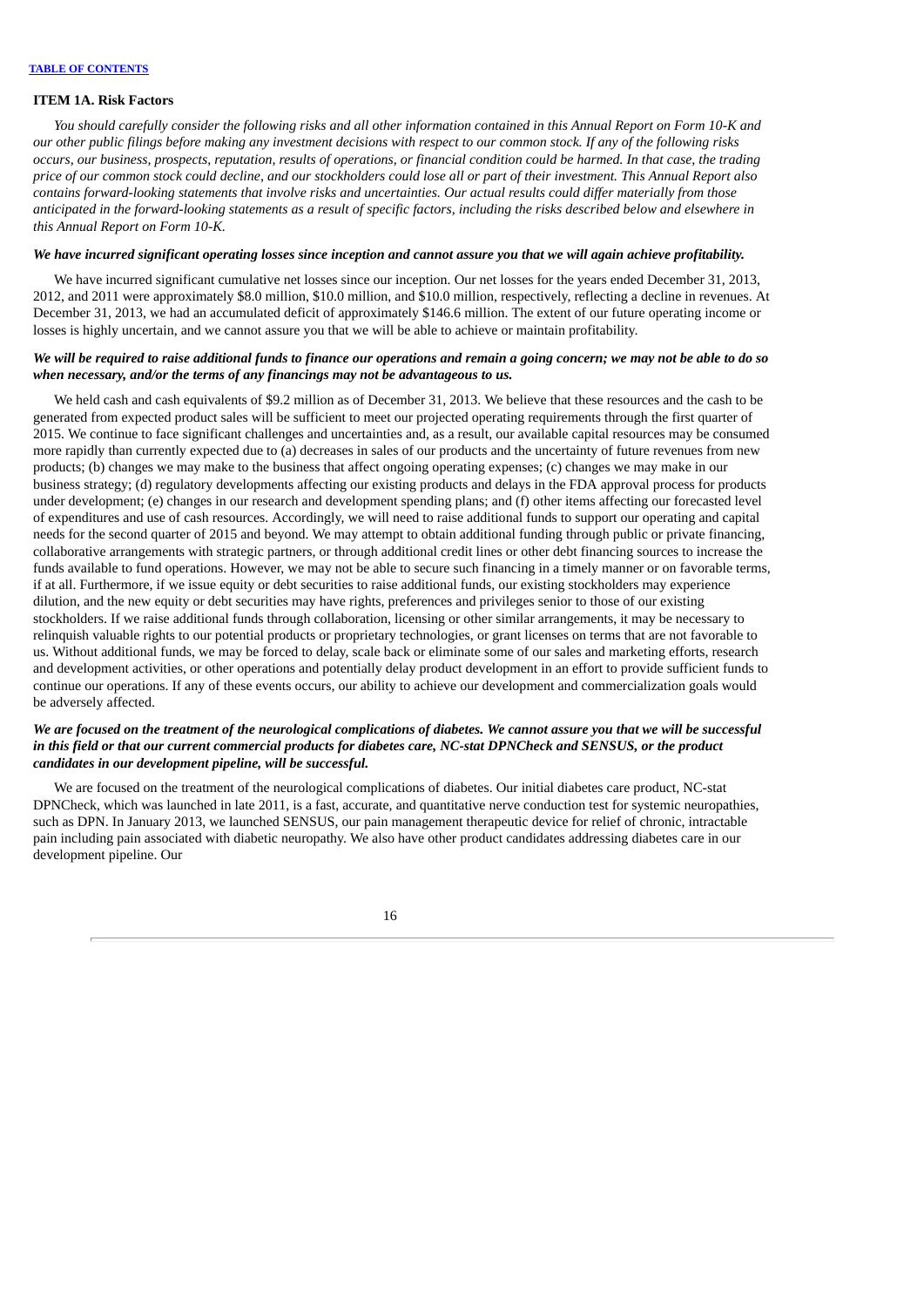## ITEM 1A. Risk Factors

*You should carefully consider the following risks and all other information contained in this Annual Report on Form 10-K and our other public filings before making any investment decisions with respect to our common stock. If any of the following risks occurs, our business, prospects, reputation, results of operations, or financial condition could be harmed. In that case, the trading price of our common stock could decline, and our stockholders could lose all or part of their investment. This Annual Report also contains forward-looking statements that involve risks and uncertainties. Our actual results could differ materially from those anticipated in the forward-looking statements as a result of specific factors, including the risks described below and elsewhere in this Annual Report on Form 10-K.*

***We have incurred significant operating losses since inception and cannot assure you that we will again achieve profitability.***

We have incurred significant cumulative net losses since our inception. Our net losses for the years ended December 31, 2013, 2012, and 2011 were approximately $8.0 million, $10.0 million, and $10.0 million, respectively, reflecting a decline in revenues. At December 31, 2013, we had an accumulated deficit of approximately $146.6 million. The extent of our future operating income or losses is highly uncertain, and we cannot assure you that we will be able to achieve or maintain profitability.

***We will be required to raise additional funds to finance our operations and remain a going concern; we may not be able to do so when necessary, and/or the terms of any financings may not be advantageous to us.***

We held cash and cash equivalents of $9.2 million as of December 31, 2013. We believe that these resources and the cash to be generated from expected product sales will be sufficient to meet our projected operating requirements through the first quarter of 2015. We continue to face significant challenges and uncertainties and, as a result, our available capital resources may be consumed more rapidly than currently expected due to (a) decreases in sales of our products and the uncertainty of future revenues from new products; (b) changes we may make to the business that affect ongoing operating expenses; (c) changes we may make in our business strategy; (d) regulatory developments affecting our existing products and delays in the FDA approval process for products under development; (e) changes in our research and development spending plans; and (f) other items affecting our forecasted level of expenditures and use of cash resources. Accordingly, we will need to raise additional funds to support our operating and capital needs for the second quarter of 2015 and beyond. We may attempt to obtain additional funding through public or private financing, collaborative arrangements with strategic partners, or through additional credit lines or other debt financing sources to increase the funds available to fund operations. However, we may not be able to secure such financing in a timely manner or on favorable terms, if at all. Furthermore, if we issue equity or debt securities to raise additional funds, our existing stockholders may experience dilution, and the new equity or debt securities may have rights, preferences and privileges senior to those of our existing stockholders. If we raise additional funds through collaboration, licensing or other similar arrangements, it may be necessary to relinquish valuable rights to our potential products or proprietary technologies, or grant licenses on terms that are not favorable to us. Without additional funds, we may be forced to delay, scale back or eliminate some of our sales and marketing efforts, research and development activities, or other operations and potentially delay product development in an effort to provide sufficient funds to continue our operations. If any of these events occurs, our ability to achieve our development and commercialization goals would be adversely affected.

***We are focused on the treatment of the neurological complications of diabetes. We cannot assure you that we will be successful in this field or that our current commercial products for diabetes care, NC-stat DPNCheck and SENSUS, or the product candidates in our development pipeline, will be successful.***

We are focused on the treatment of the neurological complications of diabetes. Our initial diabetes care product, NC-stat DPNCheck, which was launched in late 2011, is a fast, accurate, and quantitative nerve conduction test for systemic neuropathies, such as DPN. In January 2013, we launched SENSUS, our pain management therapeutic device for relief of chronic, intractable pain including pain associated with diabetic neuropathy. We also have other product candidates addressing diabetes care in our development pipeline. Our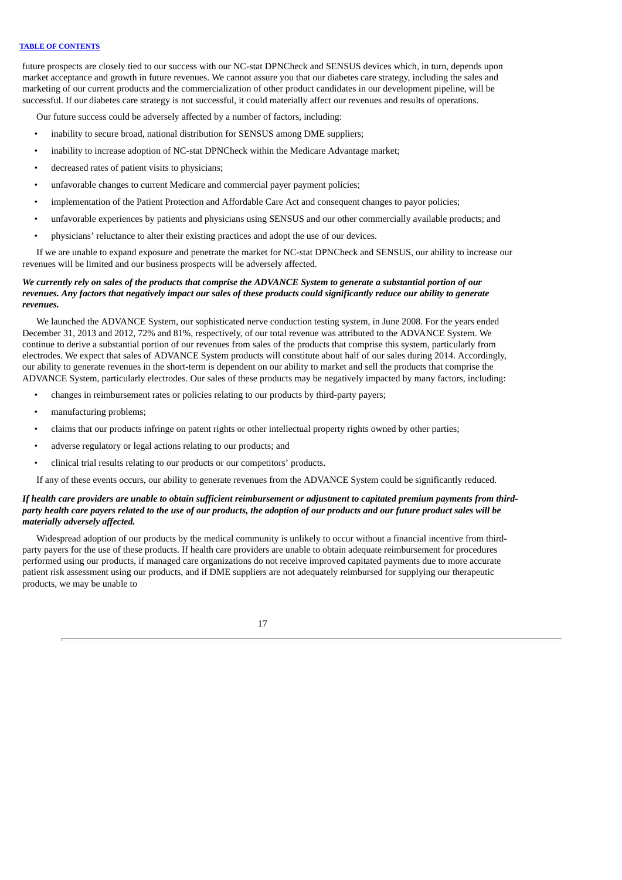future prospects are closely tied to our success with our NC-stat DPNCheck and SENSUS devices which, in turn, depends upon market acceptance and growth in future revenues. We cannot assure you that our diabetes care strategy, including the sales and marketing of our current products and the commercialization of other product candidates in our development pipeline, will be successful. If our diabetes care strategy is not successful, it could materially affect our revenues and results of operations.

Our future success could be adversely affected by a number of factors, including:

- inability to secure broad, national distribution for SENSUS among DME suppliers;
- inability to increase adoption of NC-stat DPNCheck within the Medicare Advantage market;
- decreased rates of patient visits to physicians;
- unfavorable changes to current Medicare and commercial payer payment policies;
- implementation of the Patient Protection and Affordable Care Act and consequent changes to payor policies;
- unfavorable experiences by patients and physicians using SENSUS and our other commercially available products; and
- physicians' reluctance to alter their existing practices and adopt the use of our devices.

If we are unable to expand exposure and penetrate the market for NC-stat DPNCheck and SENSUS, our ability to increase our revenues will be limited and our business prospects will be adversely affected.

***We currently rely on sales of the products that comprise the ADVANCE System to generate a substantial portion of our revenues. Any factors that negatively impact our sales of these products could significantly reduce our ability to generate revenues.***

We launched the ADVANCE System, our sophisticated nerve conduction testing system, in June 2008. For the years ended December 31, 2013 and 2012, 72% and 81%, respectively, of our total revenue was attributed to the ADVANCE System. We continue to derive a substantial portion of our revenues from sales of the products that comprise this system, particularly from electrodes. We expect that sales of ADVANCE System products will constitute about half of our sales during 2014. Accordingly, our ability to generate revenues in the short-term is dependent on our ability to market and sell the products that comprise the ADVANCE System, particularly electrodes. Our sales of these products may be negatively impacted by many factors, including:

- changes in reimbursement rates or policies relating to our products by third-party payers;
- manufacturing problems;
- claims that our products infringe on patent rights or other intellectual property rights owned by other parties;
- adverse regulatory or legal actions relating to our products; and
- clinical trial results relating to our products or our competitors' products.

If any of these events occurs, our ability to generate revenues from the ADVANCE System could be significantly reduced.

***If health care providers are unable to obtain sufficient reimbursement or adjustment to capitated premium payments from third-party health care payers related to the use of our products, the adoption of our products and our future product sales will be materially adversely affected.***

Widespread adoption of our products by the medical community is unlikely to occur without a financial incentive from third-party payers for the use of these products. If health care providers are unable to obtain adequate reimbursement for procedures performed using our products, if managed care organizations do not receive improved capitated payments due to more accurate patient risk assessment using our products, and if DME suppliers are not adequately reimbursed for supplying our therapeutic products, we may be unable to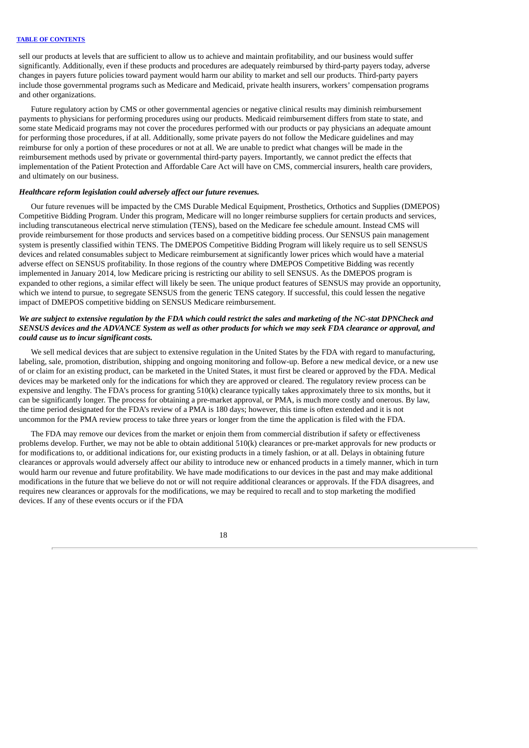sell our products at levels that are sufficient to allow us to achieve and maintain profitability, and our business would suffer significantly. Additionally, even if these products and procedures are adequately reimbursed by third-party payers today, adverse changes in payers future policies toward payment would harm our ability to market and sell our products. Third-party payers include those governmental programs such as Medicare and Medicaid, private health insurers, workers' compensation programs and other organizations.

Future regulatory action by CMS or other governmental agencies or negative clinical results may diminish reimbursement payments to physicians for performing procedures using our products. Medicaid reimbursement differs from state to state, and some state Medicaid programs may not cover the procedures performed with our products or pay physicians an adequate amount for performing those procedures, if at all. Additionally, some private payers do not follow the Medicare guidelines and may reimburse for only a portion of these procedures or not at all. We are unable to predict what changes will be made in the reimbursement methods used by private or governmental third-party payers. Importantly, we cannot predict the effects that implementation of the Patient Protection and Affordable Care Act will have on CMS, commercial insurers, health care providers, and ultimately on our business.

***Healthcare reform legislation could adversely affect our future revenues.***

Our future revenues will be impacted by the CMS Durable Medical Equipment, Prosthetics, Orthotics and Supplies (DMEPOS) Competitive Bidding Program. Under this program, Medicare will no longer reimburse suppliers for certain products and services, including transcutaneous electrical nerve stimulation (TENS), based on the Medicare fee schedule amount. Instead CMS will provide reimbursement for those products and services based on a competitive bidding process. Our SENSUS pain management system is presently classified within TENS. The DMEPOS Competitive Bidding Program will likely require us to sell SENSUS devices and related consumables subject to Medicare reimbursement at significantly lower prices which would have a material adverse effect on SENSUS profitability. In those regions of the country where DMEPOS Competitive Bidding was recently implemented in January 2014, low Medicare pricing is restricting our ability to sell SENSUS. As the DMEPOS program is expanded to other regions, a similar effect will likely be seen. The unique product features of SENSUS may provide an opportunity, which we intend to pursue, to segregate SENSUS from the generic TENS category. If successful, this could lessen the negative impact of DMEPOS competitive bidding on SENSUS Medicare reimbursement.

***We are subject to extensive regulation by the FDA which could restrict the sales and marketing of the NC-stat DPNCheck and SENSUS devices and the ADVANCE System as well as other products for which we may seek FDA clearance or approval, and could cause us to incur significant costs.***

We sell medical devices that are subject to extensive regulation in the United States by the FDA with regard to manufacturing, labeling, sale, promotion, distribution, shipping and ongoing monitoring and follow-up. Before a new medical device, or a new use of or claim for an existing product, can be marketed in the United States, it must first be cleared or approved by the FDA. Medical devices may be marketed only for the indications for which they are approved or cleared. The regulatory review process can be expensive and lengthy. The FDA's process for granting 510(k) clearance typically takes approximately three to six months, but it can be significantly longer. The process for obtaining a pre-market approval, or PMA, is much more costly and onerous. By law, the time period designated for the FDA's review of a PMA is 180 days; however, this time is often extended and it is not uncommon for the PMA review process to take three years or longer from the time the application is filed with the FDA.

The FDA may remove our devices from the market or enjoin them from commercial distribution if safety or effectiveness problems develop. Further, we may not be able to obtain additional 510(k) clearances or pre-market approvals for new products or for modifications to, or additional indications for, our existing products in a timely fashion, or at all. Delays in obtaining future clearances or approvals would adversely affect our ability to introduce new or enhanced products in a timely manner, which in turn would harm our revenue and future profitability. We have made modifications to our devices in the past and may make additional modifications in the future that we believe do not or will not require additional clearances or approvals. If the FDA disagrees, and requires new clearances or approvals for the modifications, we may be required to recall and to stop marketing the modified devices. If any of these events occurs or if the FDA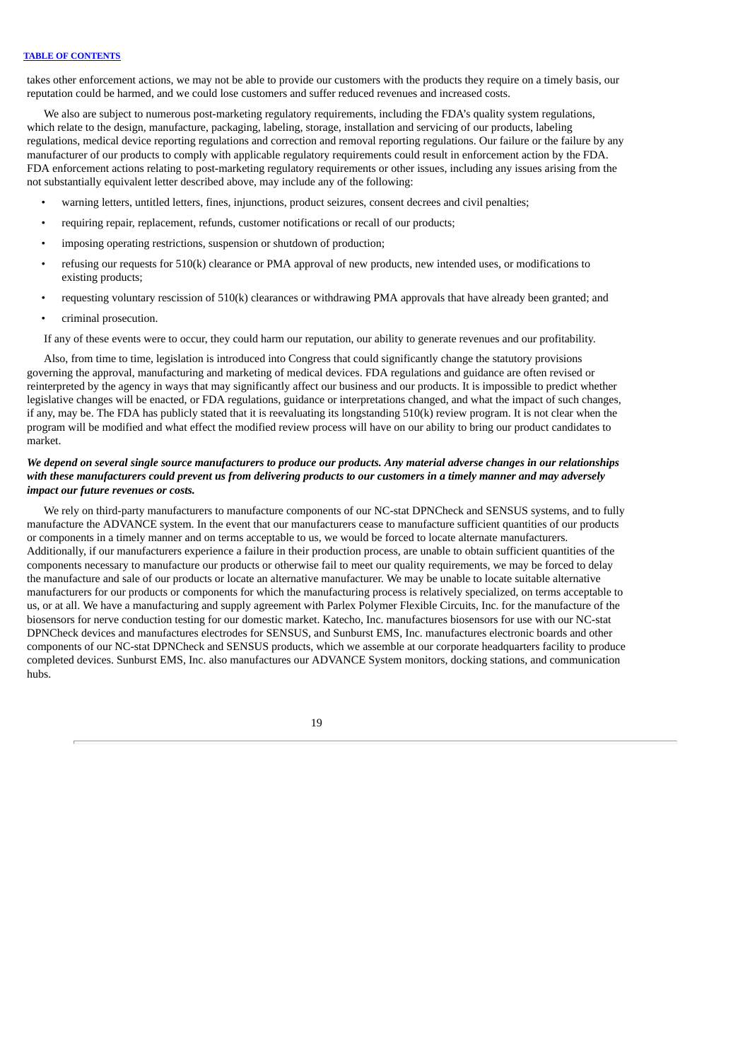takes other enforcement actions, we may not be able to provide our customers with the products they require on a timely basis, our reputation could be harmed, and we could lose customers and suffer reduced revenues and increased costs.

We also are subject to numerous post-marketing regulatory requirements, including the FDA's quality system regulations, which relate to the design, manufacture, packaging, labeling, storage, installation and servicing of our products, labeling regulations, medical device reporting regulations and correction and removal reporting regulations. Our failure or the failure by any manufacturer of our products to comply with applicable regulatory requirements could result in enforcement action by the FDA. FDA enforcement actions relating to post-marketing regulatory requirements or other issues, including any issues arising from the not substantially equivalent letter described above, may include any of the following:

- warning letters, untitled letters, fines, injunctions, product seizures, consent decrees and civil penalties;
- requiring repair, replacement, refunds, customer notifications or recall of our products;
- imposing operating restrictions, suspension or shutdown of production;
- refusing our requests for 510(k) clearance or PMA approval of new products, new intended uses, or modifications to existing products;
- requesting voluntary rescission of 510(k) clearances or withdrawing PMA approvals that have already been granted; and
- criminal prosecution.

If any of these events were to occur, they could harm our reputation, our ability to generate revenues and our profitability.

Also, from time to time, legislation is introduced into Congress that could significantly change the statutory provisions governing the approval, manufacturing and marketing of medical devices. FDA regulations and guidance are often revised or reinterpreted by the agency in ways that may significantly affect our business and our products. It is impossible to predict whether legislative changes will be enacted, or FDA regulations, guidance or interpretations changed, and what the impact of such changes, if any, may be. The FDA has publicly stated that it is reevaluating its longstanding 510(k) review program. It is not clear when the program will be modified and what effect the modified review process will have on our ability to bring our product candidates to market.

***We depend on several single source manufacturers to produce our products. Any material adverse changes in our relationships with these manufacturers could prevent us from delivering products to our customers in a timely manner and may adversely impact our future revenues or costs.***

We rely on third-party manufacturers to manufacture components of our NC-stat DPNCheck and SENSUS systems, and to fully manufacture the ADVANCE system. In the event that our manufacturers cease to manufacture sufficient quantities of our products or components in a timely manner and on terms acceptable to us, we would be forced to locate alternate manufacturers. Additionally, if our manufacturers experience a failure in their production process, are unable to obtain sufficient quantities of the components necessary to manufacture our products or otherwise fail to meet our quality requirements, we may be forced to delay the manufacture and sale of our products or locate an alternative manufacturer. We may be unable to locate suitable alternative manufacturers for our products or components for which the manufacturing process is relatively specialized, on terms acceptable to us, or at all. We have a manufacturing and supply agreement with Parlex Polymer Flexible Circuits, Inc. for the manufacture of the biosensors for nerve conduction testing for our domestic market. Katecho, Inc. manufactures biosensors for use with our NC-stat DPNCheck devices and manufactures electrodes for SENSUS, and Sunburst EMS, Inc. manufactures electronic boards and other components of our NC-stat DPNCheck and SENSUS products, which we assemble at our corporate headquarters facility to produce completed devices. Sunburst EMS, Inc. also manufactures our ADVANCE System monitors, docking stations, and communication hubs.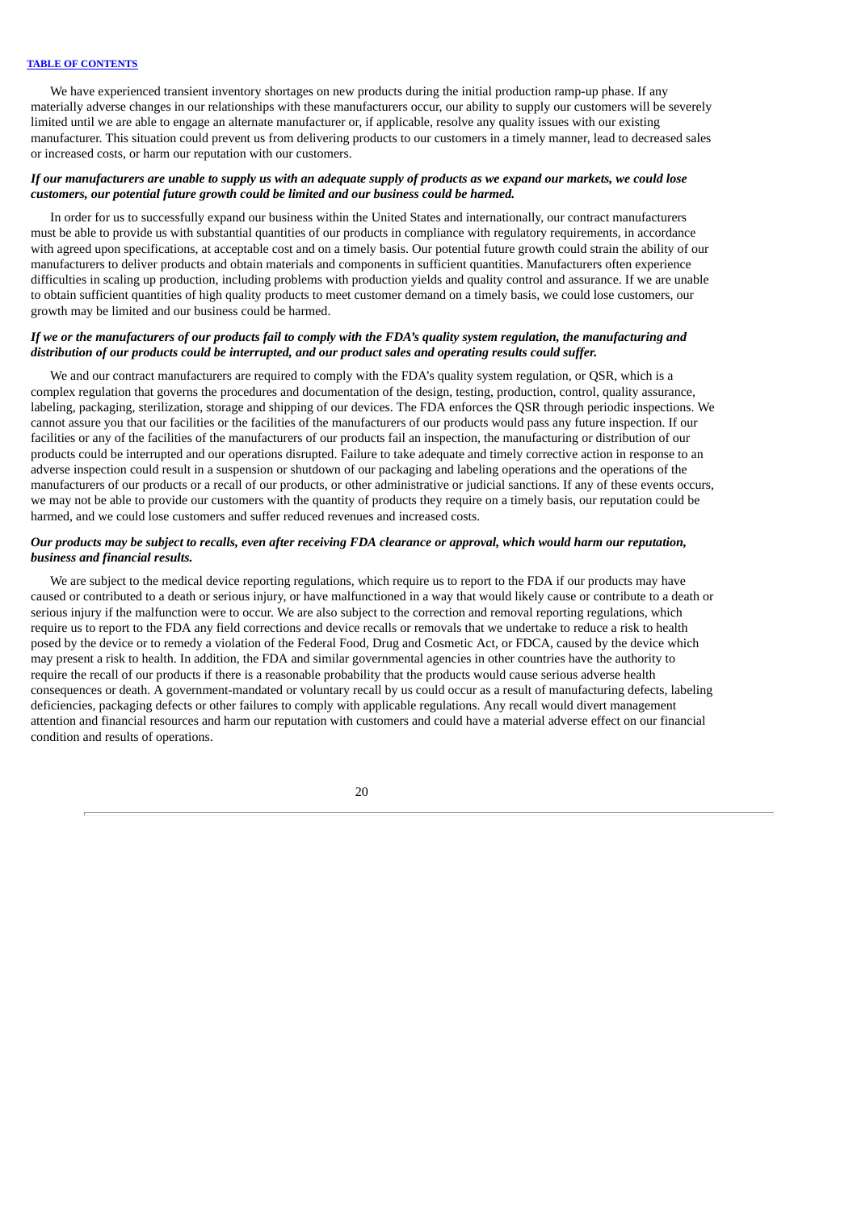We have experienced transient inventory shortages on new products during the initial production ramp-up phase. If any materially adverse changes in our relationships with these manufacturers occur, our ability to supply our customers will be severely limited until we are able to engage an alternate manufacturer or, if applicable, resolve any quality issues with our existing manufacturer. This situation could prevent us from delivering products to our customers in a timely manner, lead to decreased sales or increased costs, or harm our reputation with our customers.

***If our manufacturers are unable to supply us with an adequate supply of products as we expand our markets, we could lose customers, our potential future growth could be limited and our business could be harmed.***

In order for us to successfully expand our business within the United States and internationally, our contract manufacturers must be able to provide us with substantial quantities of our products in compliance with regulatory requirements, in accordance with agreed upon specifications, at acceptable cost and on a timely basis. Our potential future growth could strain the ability of our manufacturers to deliver products and obtain materials and components in sufficient quantities. Manufacturers often experience difficulties in scaling up production, including problems with production yields and quality control and assurance. If we are unable to obtain sufficient quantities of high quality products to meet customer demand on a timely basis, we could lose customers, our growth may be limited and our business could be harmed.

***If we or the manufacturers of our products fail to comply with the FDA's quality system regulation, the manufacturing and distribution of our products could be interrupted, and our product sales and operating results could suffer.***

We and our contract manufacturers are required to comply with the FDA's quality system regulation, or QSR, which is a complex regulation that governs the procedures and documentation of the design, testing, production, control, quality assurance, labeling, packaging, sterilization, storage and shipping of our devices. The FDA enforces the QSR through periodic inspections. We cannot assure you that our facilities or the facilities of the manufacturers of our products would pass any future inspection. If our facilities or any of the facilities of the manufacturers of our products fail an inspection, the manufacturing or distribution of our products could be interrupted and our operations disrupted. Failure to take adequate and timely corrective action in response to an adverse inspection could result in a suspension or shutdown of our packaging and labeling operations and the operations of the manufacturers of our products or a recall of our products, or other administrative or judicial sanctions. If any of these events occurs, we may not be able to provide our customers with the quantity of products they require on a timely basis, our reputation could be harmed, and we could lose customers and suffer reduced revenues and increased costs.

***Our products may be subject to recalls, even after receiving FDA clearance or approval, which would harm our reputation, business and financial results.***

We are subject to the medical device reporting regulations, which require us to report to the FDA if our products may have caused or contributed to a death or serious injury, or have malfunctioned in a way that would likely cause or contribute to a death or serious injury if the malfunction were to occur. We are also subject to the correction and removal reporting regulations, which require us to report to the FDA any field corrections and device recalls or removals that we undertake to reduce a risk to health posed by the device or to remedy a violation of the Federal Food, Drug and Cosmetic Act, or FDCA, caused by the device which may present a risk to health. In addition, the FDA and similar governmental agencies in other countries have the authority to require the recall of our products if there is a reasonable probability that the products would cause serious adverse health consequences or death. A government-mandated or voluntary recall by us could occur as a result of manufacturing defects, labeling deficiencies, packaging defects or other failures to comply with applicable regulations. Any recall would divert management attention and financial resources and harm our reputation with customers and could have a material adverse effect on our financial condition and results of operations.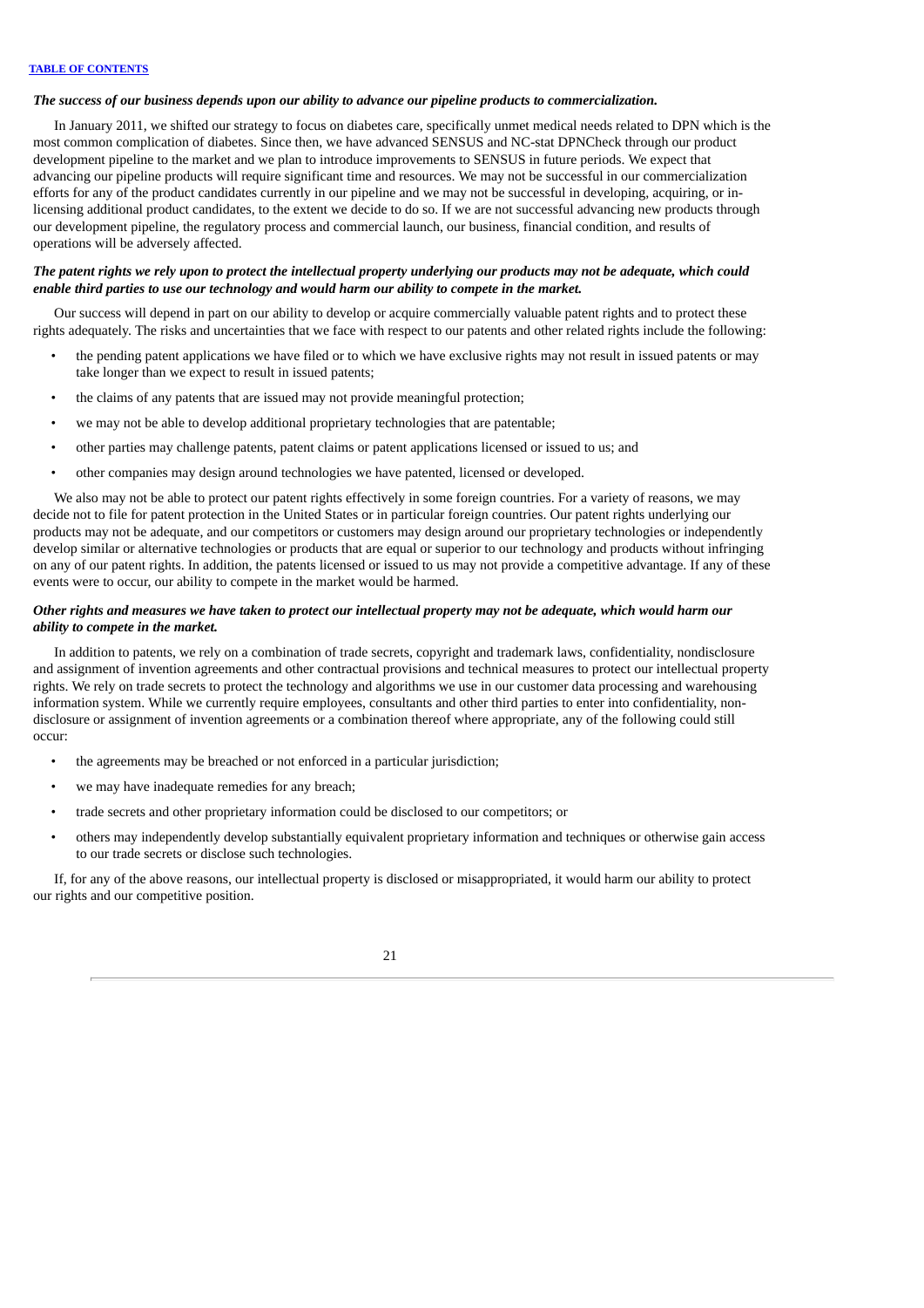***The success of our business depends upon our ability to advance our pipeline products to commercialization.***

In January 2011, we shifted our strategy to focus on diabetes care, specifically unmet medical needs related to DPN which is the most common complication of diabetes. Since then, we have advanced SENSUS and NC-stat DPNCheck through our product development pipeline to the market and we plan to introduce improvements to SENSUS in future periods. We expect that advancing our pipeline products will require significant time and resources. We may not be successful in our commercialization efforts for any of the product candidates currently in our pipeline and we may not be successful in developing, acquiring, or in-licensing additional product candidates, to the extent we decide to do so. If we are not successful advancing new products through our development pipeline, the regulatory process and commercial launch, our business, financial condition, and results of operations will be adversely affected.

***The patent rights we rely upon to protect the intellectual property underlying our products may not be adequate, which could enable third parties to use our technology and would harm our ability to compete in the market.***

Our success will depend in part on our ability to develop or acquire commercially valuable patent rights and to protect these rights adequately. The risks and uncertainties that we face with respect to our patents and other related rights include the following:

- the pending patent applications we have filed or to which we have exclusive rights may not result in issued patents or may take longer than we expect to result in issued patents;
- the claims of any patents that are issued may not provide meaningful protection;
- we may not be able to develop additional proprietary technologies that are patentable;
- other parties may challenge patents, patent claims or patent applications licensed or issued to us; and
- other companies may design around technologies we have patented, licensed or developed.

We also may not be able to protect our patent rights effectively in some foreign countries. For a variety of reasons, we may decide not to file for patent protection in the United States or in particular foreign countries. Our patent rights underlying our products may not be adequate, and our competitors or customers may design around our proprietary technologies or independently develop similar or alternative technologies or products that are equal or superior to our technology and products without infringing on any of our patent rights. In addition, the patents licensed or issued to us may not provide a competitive advantage. If any of these events were to occur, our ability to compete in the market would be harmed.

***Other rights and measures we have taken to protect our intellectual property may not be adequate, which would harm our ability to compete in the market.***

In addition to patents, we rely on a combination of trade secrets, copyright and trademark laws, confidentiality, nondisclosure and assignment of invention agreements and other contractual provisions and technical measures to protect our intellectual property rights. We rely on trade secrets to protect the technology and algorithms we use in our customer data processing and warehousing information system. While we currently require employees, consultants and other third parties to enter into confidentiality, non-disclosure or assignment of invention agreements or a combination thereof where appropriate, any of the following could still occur:

- the agreements may be breached or not enforced in a particular jurisdiction;
- we may have inadequate remedies for any breach;
- trade secrets and other proprietary information could be disclosed to our competitors; or
- others may independently develop substantially equivalent proprietary information and techniques or otherwise gain access to our trade secrets or disclose such technologies.

If, for any of the above reasons, our intellectual property is disclosed or misappropriated, it would harm our ability to protect our rights and our competitive position.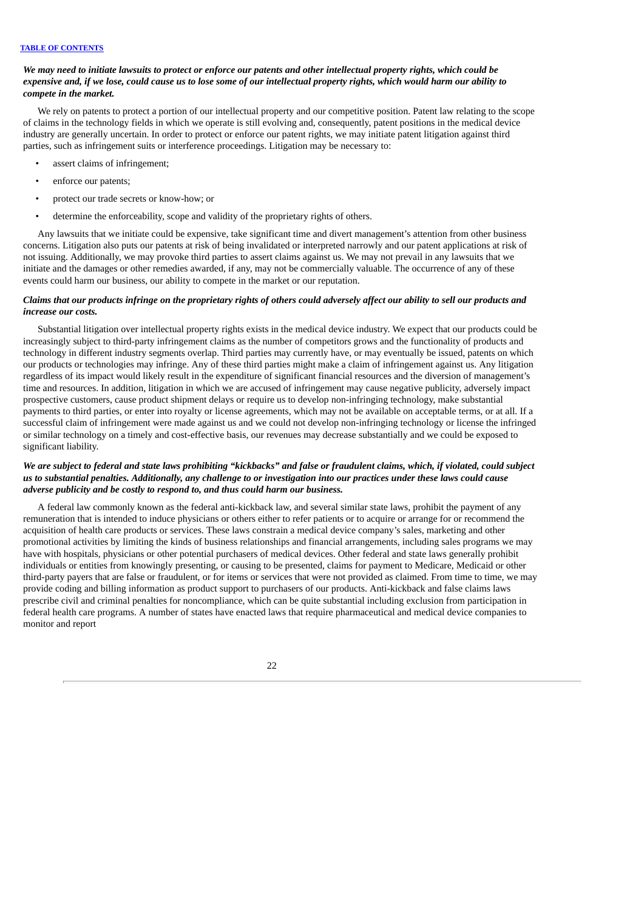***We may need to initiate lawsuits to protect or enforce our patents and other intellectual property rights, which could be expensive and, if we lose, could cause us to lose some of our intellectual property rights, which would harm our ability to compete in the market.***

We rely on patents to protect a portion of our intellectual property and our competitive position. Patent law relating to the scope of claims in the technology fields in which we operate is still evolving and, consequently, patent positions in the medical device industry are generally uncertain. In order to protect or enforce our patent rights, we may initiate patent litigation against third parties, such as infringement suits or interference proceedings. Litigation may be necessary to:

- assert claims of infringement;
- enforce our patents;
- protect our trade secrets or know-how; or
- determine the enforceability, scope and validity of the proprietary rights of others.

Any lawsuits that we initiate could be expensive, take significant time and divert management's attention from other business concerns. Litigation also puts our patents at risk of being invalidated or interpreted narrowly and our patent applications at risk of not issuing. Additionally, we may provoke third parties to assert claims against us. We may not prevail in any lawsuits that we initiate and the damages or other remedies awarded, if any, may not be commercially valuable. The occurrence of any of these events could harm our business, our ability to compete in the market or our reputation.

***Claims that our products infringe on the proprietary rights of others could adversely affect our ability to sell our products and increase our costs.***

Substantial litigation over intellectual property rights exists in the medical device industry. We expect that our products could be increasingly subject to third-party infringement claims as the number of competitors grows and the functionality of products and technology in different industry segments overlap. Third parties may currently have, or may eventually be issued, patents on which our products or technologies may infringe. Any of these third parties might make a claim of infringement against us. Any litigation regardless of its impact would likely result in the expenditure of significant financial resources and the diversion of management's time and resources. In addition, litigation in which we are accused of infringement may cause negative publicity, adversely impact prospective customers, cause product shipment delays or require us to develop non-infringing technology, make substantial payments to third parties, or enter into royalty or license agreements, which may not be available on acceptable terms, or at all. If a successful claim of infringement were made against us and we could not develop non-infringing technology or license the infringed or similar technology on a timely and cost-effective basis, our revenues may decrease substantially and we could be exposed to significant liability.

***We are subject to federal and state laws prohibiting "kickbacks" and false or fraudulent claims, which, if violated, could subject us to substantial penalties. Additionally, any challenge to or investigation into our practices under these laws could cause adverse publicity and be costly to respond to, and thus could harm our business.***

A federal law commonly known as the federal anti-kickback law, and several similar state laws, prohibit the payment of any remuneration that is intended to induce physicians or others either to refer patients or to acquire or arrange for or recommend the acquisition of health care products or services. These laws constrain a medical device company's sales, marketing and other promotional activities by limiting the kinds of business relationships and financial arrangements, including sales programs we may have with hospitals, physicians or other potential purchasers of medical devices. Other federal and state laws generally prohibit individuals or entities from knowingly presenting, or causing to be presented, claims for payment to Medicare, Medicaid or other third-party payers that are false or fraudulent, or for items or services that were not provided as claimed. From time to time, we may provide coding and billing information as product support to purchasers of our products. Anti-kickback and false claims laws prescribe civil and criminal penalties for noncompliance, which can be quite substantial including exclusion from participation in federal health care programs. A number of states have enacted laws that require pharmaceutical and medical device companies to monitor and report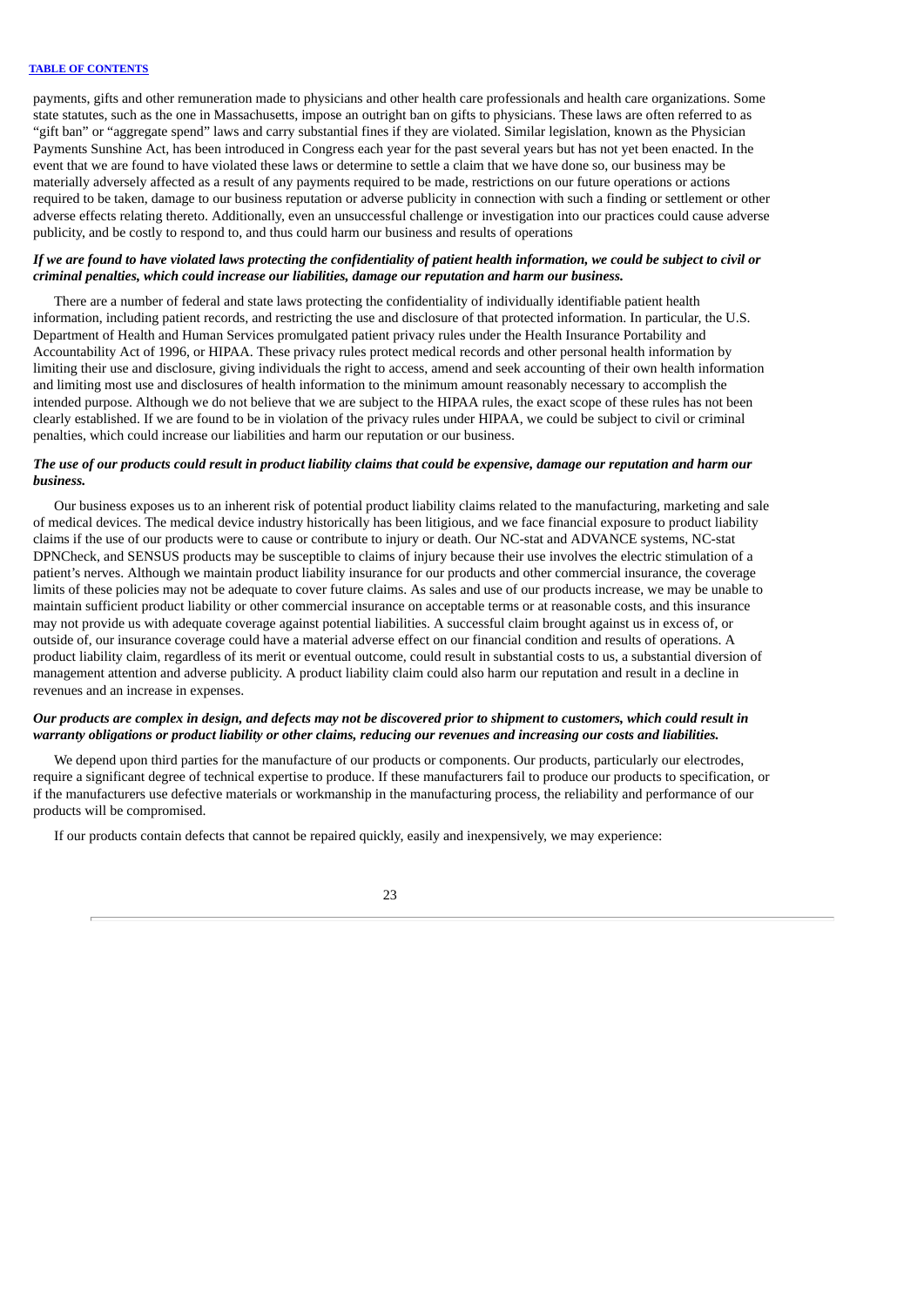payments, gifts and other remuneration made to physicians and other health care professionals and health care organizations. Some state statutes, such as the one in Massachusetts, impose an outright ban on gifts to physicians. These laws are often referred to as "gift ban" or "aggregate spend" laws and carry substantial fines if they are violated. Similar legislation, known as the Physician Payments Sunshine Act, has been introduced in Congress each year for the past several years but has not yet been enacted. In the event that we are found to have violated these laws or determine to settle a claim that we have done so, our business may be materially adversely affected as a result of any payments required to be made, restrictions on our future operations or actions required to be taken, damage to our business reputation or adverse publicity in connection with such a finding or settlement or other adverse effects relating thereto. Additionally, even an unsuccessful challenge or investigation into our practices could cause adverse publicity, and be costly to respond to, and thus could harm our business and results of operations

***If we are found to have violated laws protecting the confidentiality of patient health information, we could be subject to civil or criminal penalties, which could increase our liabilities, damage our reputation and harm our business.***

There are a number of federal and state laws protecting the confidentiality of individually identifiable patient health information, including patient records, and restricting the use and disclosure of that protected information. In particular, the U.S. Department of Health and Human Services promulgated patient privacy rules under the Health Insurance Portability and Accountability Act of 1996, or HIPAA. These privacy rules protect medical records and other personal health information by limiting their use and disclosure, giving individuals the right to access, amend and seek accounting of their own health information and limiting most use and disclosures of health information to the minimum amount reasonably necessary to accomplish the intended purpose. Although we do not believe that we are subject to the HIPAA rules, the exact scope of these rules has not been clearly established. If we are found to be in violation of the privacy rules under HIPAA, we could be subject to civil or criminal penalties, which could increase our liabilities and harm our reputation or our business.

***The use of our products could result in product liability claims that could be expensive, damage our reputation and harm our business.***

Our business exposes us to an inherent risk of potential product liability claims related to the manufacturing, marketing and sale of medical devices. The medical device industry historically has been litigious, and we face financial exposure to product liability claims if the use of our products were to cause or contribute to injury or death. Our NC-stat and ADVANCE systems, NC-stat DPNCheck, and SENSUS products may be susceptible to claims of injury because their use involves the electric stimulation of a patient's nerves. Although we maintain product liability insurance for our products and other commercial insurance, the coverage limits of these policies may not be adequate to cover future claims. As sales and use of our products increase, we may be unable to maintain sufficient product liability or other commercial insurance on acceptable terms or at reasonable costs, and this insurance may not provide us with adequate coverage against potential liabilities. A successful claim brought against us in excess of, or outside of, our insurance coverage could have a material adverse effect on our financial condition and results of operations. A product liability claim, regardless of its merit or eventual outcome, could result in substantial costs to us, a substantial diversion of management attention and adverse publicity. A product liability claim could also harm our reputation and result in a decline in revenues and an increase in expenses.

***Our products are complex in design, and defects may not be discovered prior to shipment to customers, which could result in warranty obligations or product liability or other claims, reducing our revenues and increasing our costs and liabilities.***

We depend upon third parties for the manufacture of our products or components. Our products, particularly our electrodes, require a significant degree of technical expertise to produce. If these manufacturers fail to produce our products to specification, or if the manufacturers use defective materials or workmanship in the manufacturing process, the reliability and performance of our products will be compromised.

If our products contain defects that cannot be repaired quickly, easily and inexpensively, we may experience: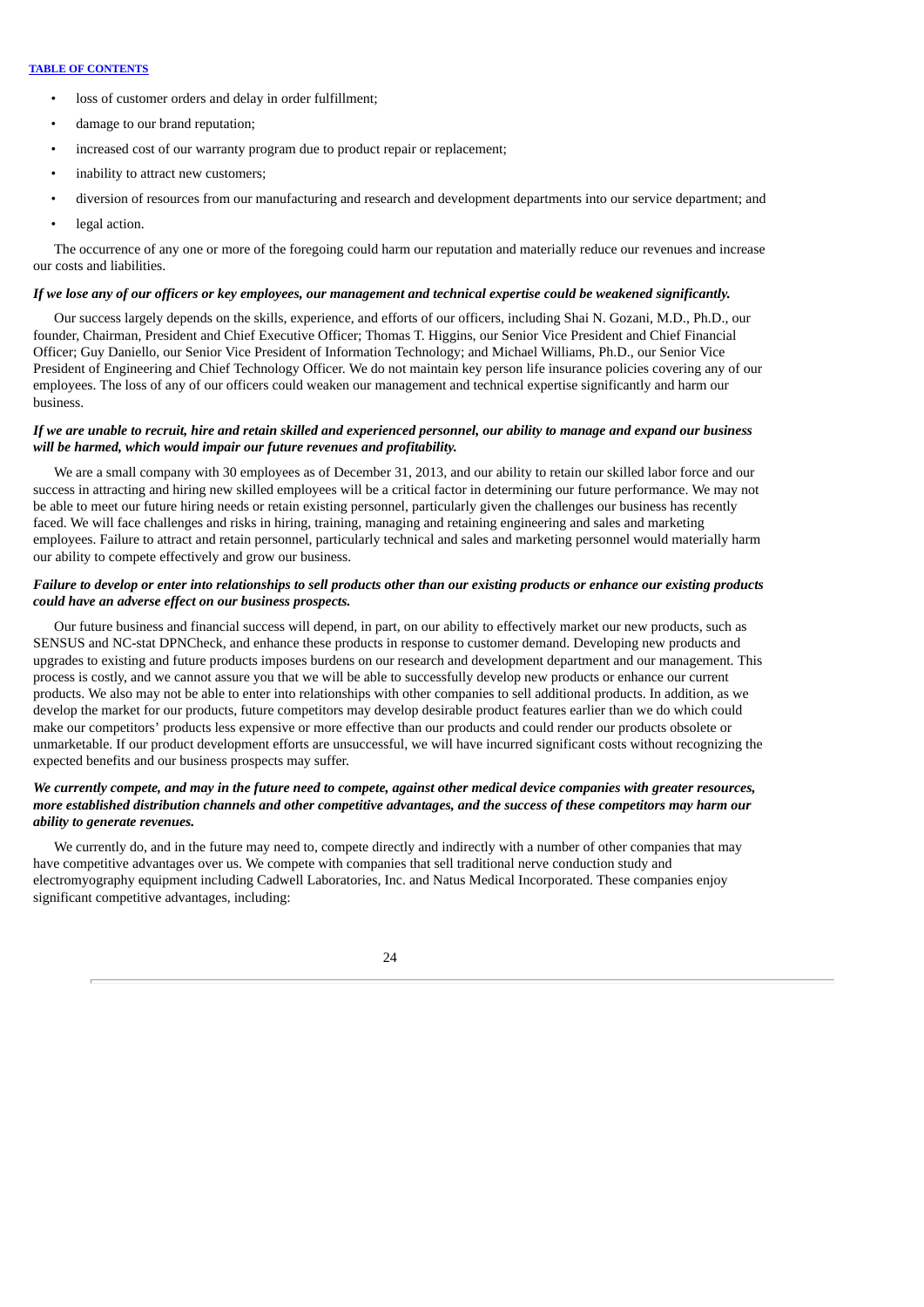- loss of customer orders and delay in order fulfillment;
- damage to our brand reputation;
- increased cost of our warranty program due to product repair or replacement;
- inability to attract new customers;
- diversion of resources from our manufacturing and research and development departments into our service department; and
- legal action.

The occurrence of any one or more of the foregoing could harm our reputation and materially reduce our revenues and increase our costs and liabilities.

***If we lose any of our officers or key employees, our management and technical expertise could be weakened significantly.***

Our success largely depends on the skills, experience, and efforts of our officers, including Shai N. Gozani, M.D., Ph.D., our founder, Chairman, President and Chief Executive Officer; Thomas T. Higgins, our Senior Vice President and Chief Financial Officer; Guy Daniello, our Senior Vice President of Information Technology; and Michael Williams, Ph.D., our Senior Vice President of Engineering and Chief Technology Officer. We do not maintain key person life insurance policies covering any of our employees. The loss of any of our officers could weaken our management and technical expertise significantly and harm our business.

***If we are unable to recruit, hire and retain skilled and experienced personnel, our ability to manage and expand our business will be harmed, which would impair our future revenues and profitability.***

We are a small company with 30 employees as of December 31, 2013, and our ability to retain our skilled labor force and our success in attracting and hiring new skilled employees will be a critical factor in determining our future performance. We may not be able to meet our future hiring needs or retain existing personnel, particularly given the challenges our business has recently faced. We will face challenges and risks in hiring, training, managing and retaining engineering and sales and marketing employees. Failure to attract and retain personnel, particularly technical and sales and marketing personnel would materially harm our ability to compete effectively and grow our business.

***Failure to develop or enter into relationships to sell products other than our existing products or enhance our existing products could have an adverse effect on our business prospects.***

Our future business and financial success will depend, in part, on our ability to effectively market our new products, such as SENSUS and NC-stat DPNCheck, and enhance these products in response to customer demand. Developing new products and upgrades to existing and future products imposes burdens on our research and development department and our management. This process is costly, and we cannot assure you that we will be able to successfully develop new products or enhance our current products. We also may not be able to enter into relationships with other companies to sell additional products. In addition, as we develop the market for our products, future competitors may develop desirable product features earlier than we do which could make our competitors' products less expensive or more effective than our products and could render our products obsolete or unmarketable. If our product development efforts are unsuccessful, we will have incurred significant costs without recognizing the expected benefits and our business prospects may suffer.

***We currently compete, and may in the future need to compete, against other medical device companies with greater resources, more established distribution channels and other competitive advantages, and the success of these competitors may harm our ability to generate revenues.***

We currently do, and in the future may need to, compete directly and indirectly with a number of other companies that may have competitive advantages over us. We compete with companies that sell traditional nerve conduction study and electromyography equipment including Cadwell Laboratories, Inc. and Natus Medical Incorporated. These companies enjoy significant competitive advantages, including: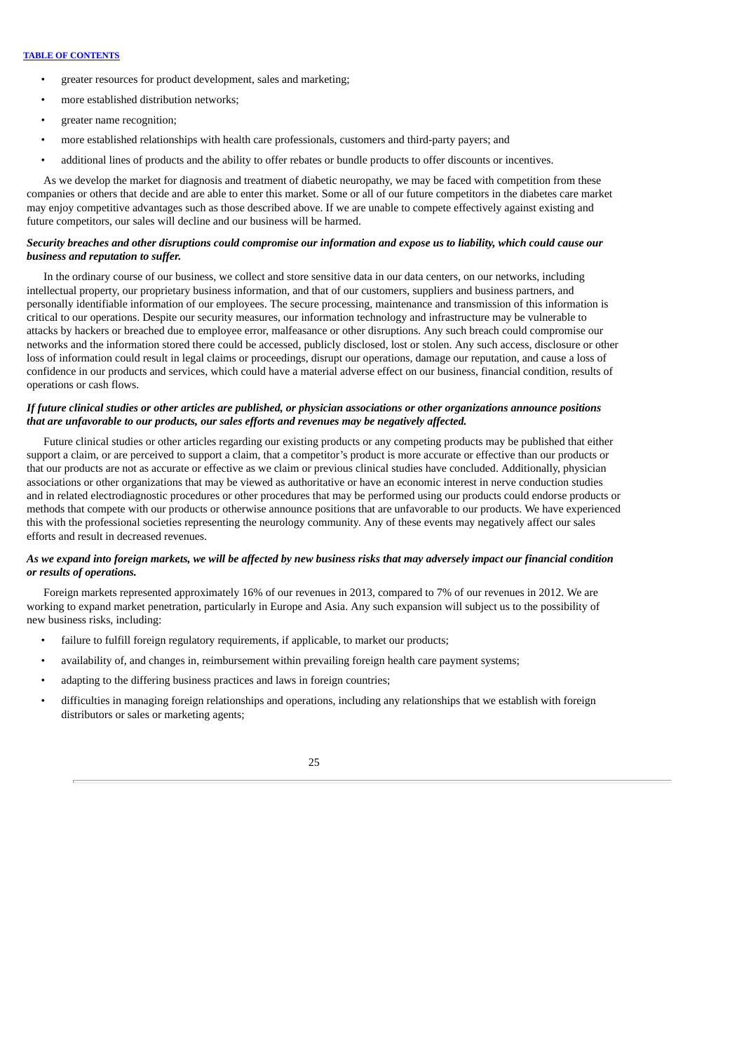- greater resources for product development, sales and marketing;
- more established distribution networks;
- greater name recognition;
- more established relationships with health care professionals, customers and third-party payers; and
- additional lines of products and the ability to offer rebates or bundle products to offer discounts or incentives.

As we develop the market for diagnosis and treatment of diabetic neuropathy, we may be faced with competition from these companies or others that decide and are able to enter this market. Some or all of our future competitors in the diabetes care market may enjoy competitive advantages such as those described above. If we are unable to compete effectively against existing and future competitors, our sales will decline and our business will be harmed.

***Security breaches and other disruptions could compromise our information and expose us to liability, which could cause our business and reputation to suffer.***

In the ordinary course of our business, we collect and store sensitive data in our data centers, on our networks, including intellectual property, our proprietary business information, and that of our customers, suppliers and business partners, and personally identifiable information of our employees. The secure processing, maintenance and transmission of this information is critical to our operations. Despite our security measures, our information technology and infrastructure may be vulnerable to attacks by hackers or breached due to employee error, malfeasance or other disruptions. Any such breach could compromise our networks and the information stored there could be accessed, publicly disclosed, lost or stolen. Any such access, disclosure or other loss of information could result in legal claims or proceedings, disrupt our operations, damage our reputation, and cause a loss of confidence in our products and services, which could have a material adverse effect on our business, financial condition, results of operations or cash flows.

***If future clinical studies or other articles are published, or physician associations or other organizations announce positions that are unfavorable to our products, our sales efforts and revenues may be negatively affected.***

Future clinical studies or other articles regarding our existing products or any competing products may be published that either support a claim, or are perceived to support a claim, that a competitor's product is more accurate or effective than our products or that our products are not as accurate or effective as we claim or previous clinical studies have concluded. Additionally, physician associations or other organizations that may be viewed as authoritative or have an economic interest in nerve conduction studies and in related electrodiagnostic procedures or other procedures that may be performed using our products could endorse products or methods that compete with our products or otherwise announce positions that are unfavorable to our products. We have experienced this with the professional societies representing the neurology community. Any of these events may negatively affect our sales efforts and result in decreased revenues.

***As we expand into foreign markets, we will be affected by new business risks that may adversely impact our financial condition or results of operations.***

Foreign markets represented approximately 16% of our revenues in 2013, compared to 7% of our revenues in 2012. We are working to expand market penetration, particularly in Europe and Asia. Any such expansion will subject us to the possibility of new business risks, including:

- failure to fulfill foreign regulatory requirements, if applicable, to market our products;
- availability of, and changes in, reimbursement within prevailing foreign health care payment systems;
- adapting to the differing business practices and laws in foreign countries;
- difficulties in managing foreign relationships and operations, including any relationships that we establish with foreign distributors or sales or marketing agents;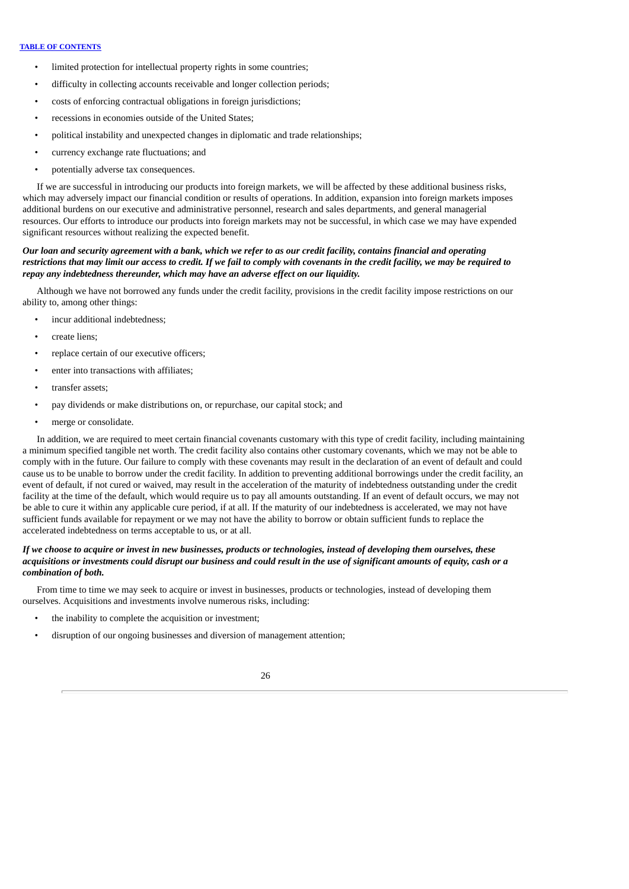- limited protection for intellectual property rights in some countries;
- difficulty in collecting accounts receivable and longer collection periods;
- costs of enforcing contractual obligations in foreign jurisdictions;
- recessions in economies outside of the United States;
- political instability and unexpected changes in diplomatic and trade relationships;
- currency exchange rate fluctuations; and
- potentially adverse tax consequences.

If we are successful in introducing our products into foreign markets, we will be affected by these additional business risks, which may adversely impact our financial condition or results of operations. In addition, expansion into foreign markets imposes additional burdens on our executive and administrative personnel, research and sales departments, and general managerial resources. Our efforts to introduce our products into foreign markets may not be successful, in which case we may have expended significant resources without realizing the expected benefit.

***Our loan and security agreement with a bank, which we refer to as our credit facility, contains financial and operating restrictions that may limit our access to credit. If we fail to comply with covenants in the credit facility, we may be required to repay any indebtedness thereunder, which may have an adverse effect on our liquidity.***

Although we have not borrowed any funds under the credit facility, provisions in the credit facility impose restrictions on our ability to, among other things:

- incur additional indebtedness;
- create liens;
- replace certain of our executive officers;
- enter into transactions with affiliates;
- transfer assets;
- pay dividends or make distributions on, or repurchase, our capital stock; and
- merge or consolidate.

In addition, we are required to meet certain financial covenants customary with this type of credit facility, including maintaining a minimum specified tangible net worth. The credit facility also contains other customary covenants, which we may not be able to comply with in the future. Our failure to comply with these covenants may result in the declaration of an event of default and could cause us to be unable to borrow under the credit facility. In addition to preventing additional borrowings under the credit facility, an event of default, if not cured or waived, may result in the acceleration of the maturity of indebtedness outstanding under the credit facility at the time of the default, which would require us to pay all amounts outstanding. If an event of default occurs, we may not be able to cure it within any applicable cure period, if at all. If the maturity of our indebtedness is accelerated, we may not have sufficient funds available for repayment or we may not have the ability to borrow or obtain sufficient funds to replace the accelerated indebtedness on terms acceptable to us, or at all.

***If we choose to acquire or invest in new businesses, products or technologies, instead of developing them ourselves, these acquisitions or investments could disrupt our business and could result in the use of significant amounts of equity, cash or a combination of both.***

From time to time we may seek to acquire or invest in businesses, products or technologies, instead of developing them ourselves. Acquisitions and investments involve numerous risks, including:

- the inability to complete the acquisition or investment;
- disruption of our ongoing businesses and diversion of management attention;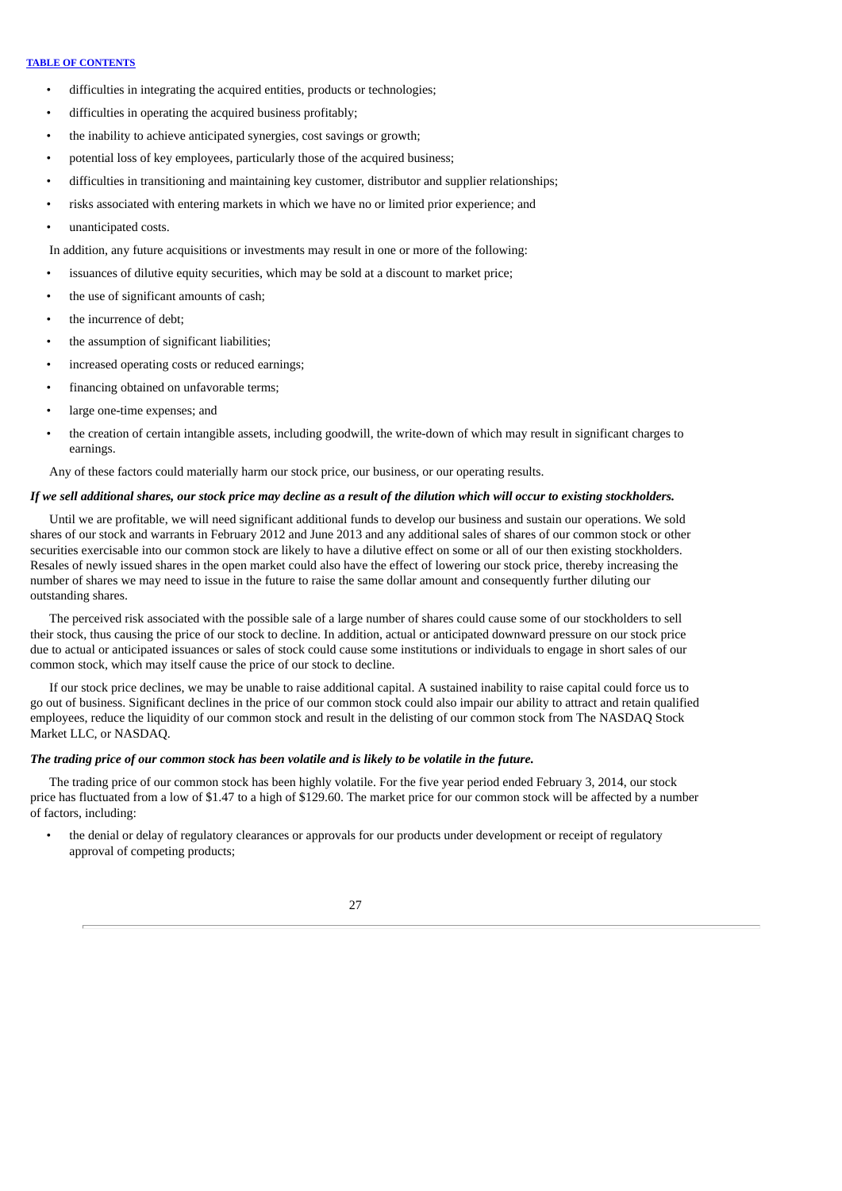- difficulties in integrating the acquired entities, products or technologies;
- difficulties in operating the acquired business profitably;
- the inability to achieve anticipated synergies, cost savings or growth;
- potential loss of key employees, particularly those of the acquired business;
- difficulties in transitioning and maintaining key customer, distributor and supplier relationships;
- risks associated with entering markets in which we have no or limited prior experience; and
- unanticipated costs.

In addition, any future acquisitions or investments may result in one or more of the following:

- issuances of dilutive equity securities, which may be sold at a discount to market price;
- the use of significant amounts of cash;
- the incurrence of debt;
- the assumption of significant liabilities;
- increased operating costs or reduced earnings;
- financing obtained on unfavorable terms;
- large one-time expenses; and
- the creation of certain intangible assets, including goodwill, the write-down of which may result in significant charges to earnings.

Any of these factors could materially harm our stock price, our business, or our operating results.

***If we sell additional shares, our stock price may decline as a result of the dilution which will occur to existing stockholders.***

Until we are profitable, we will need significant additional funds to develop our business and sustain our operations. We sold shares of our stock and warrants in February 2012 and June 2013 and any additional sales of shares of our common stock or other securities exercisable into our common stock are likely to have a dilutive effect on some or all of our then existing stockholders. Resales of newly issued shares in the open market could also have the effect of lowering our stock price, thereby increasing the number of shares we may need to issue in the future to raise the same dollar amount and consequently further diluting our outstanding shares.

The perceived risk associated with the possible sale of a large number of shares could cause some of our stockholders to sell their stock, thus causing the price of our stock to decline. In addition, actual or anticipated downward pressure on our stock price due to actual or anticipated issuances or sales of stock could cause some institutions or individuals to engage in short sales of our common stock, which may itself cause the price of our stock to decline.

If our stock price declines, we may be unable to raise additional capital. A sustained inability to raise capital could force us to go out of business. Significant declines in the price of our common stock could also impair our ability to attract and retain qualified employees, reduce the liquidity of our common stock and result in the delisting of our common stock from The NASDAQ Stock Market LLC, or NASDAQ.

***The trading price of our common stock has been volatile and is likely to be volatile in the future.***

The trading price of our common stock has been highly volatile. For the five year period ended February 3, 2014, our stock price has fluctuated from a low of $1.47 to a high of $129.60. The market price for our common stock will be affected by a number of factors, including:

- the denial or delay of regulatory clearances or approvals for our products under development or receipt of regulatory approval of competing products;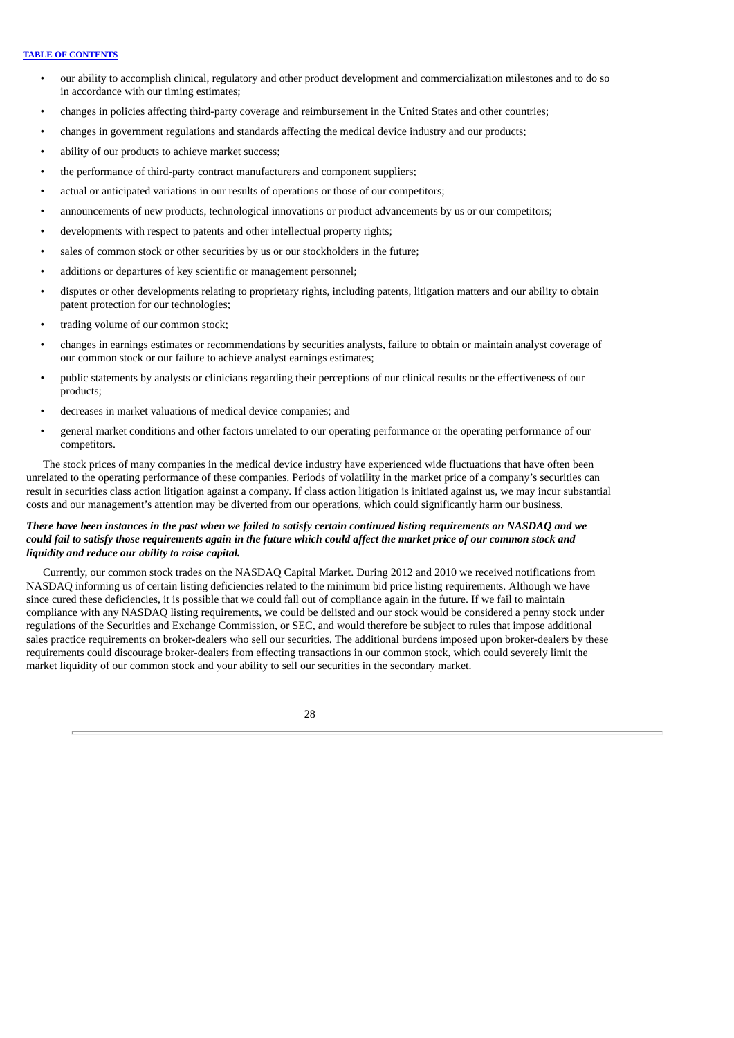- our ability to accomplish clinical, regulatory and other product development and commercialization milestones and to do so in accordance with our timing estimates;
- changes in policies affecting third-party coverage and reimbursement in the United States and other countries;
- changes in government regulations and standards affecting the medical device industry and our products;
- ability of our products to achieve market success;
- the performance of third-party contract manufacturers and component suppliers;
- actual or anticipated variations in our results of operations or those of our competitors;
- announcements of new products, technological innovations or product advancements by us or our competitors;
- developments with respect to patents and other intellectual property rights;
- sales of common stock or other securities by us or our stockholders in the future;
- additions or departures of key scientific or management personnel;
- disputes or other developments relating to proprietary rights, including patents, litigation matters and our ability to obtain patent protection for our technologies;
- trading volume of our common stock;
- changes in earnings estimates or recommendations by securities analysts, failure to obtain or maintain analyst coverage of our common stock or our failure to achieve analyst earnings estimates;
- public statements by analysts or clinicians regarding their perceptions of our clinical results or the effectiveness of our products;
- decreases in market valuations of medical device companies; and
- general market conditions and other factors unrelated to our operating performance or the operating performance of our competitors.

The stock prices of many companies in the medical device industry have experienced wide fluctuations that have often been unrelated to the operating performance of these companies. Periods of volatility in the market price of a company's securities can result in securities class action litigation against a company. If class action litigation is initiated against us, we may incur substantial costs and our management's attention may be diverted from our operations, which could significantly harm our business.

***There have been instances in the past when we failed to satisfy certain continued listing requirements on NASDAQ and we could fail to satisfy those requirements again in the future which could affect the market price of our common stock and liquidity and reduce our ability to raise capital.***

Currently, our common stock trades on the NASDAQ Capital Market. During 2012 and 2010 we received notifications from NASDAQ informing us of certain listing deficiencies related to the minimum bid price listing requirements. Although we have since cured these deficiencies, it is possible that we could fall out of compliance again in the future. If we fail to maintain compliance with any NASDAQ listing requirements, we could be delisted and our stock would be considered a penny stock under regulations of the Securities and Exchange Commission, or SEC, and would therefore be subject to rules that impose additional sales practice requirements on broker-dealers who sell our securities. The additional burdens imposed upon broker-dealers by these requirements could discourage broker-dealers from effecting transactions in our common stock, which could severely limit the market liquidity of our common stock and your ability to sell our securities in the secondary market.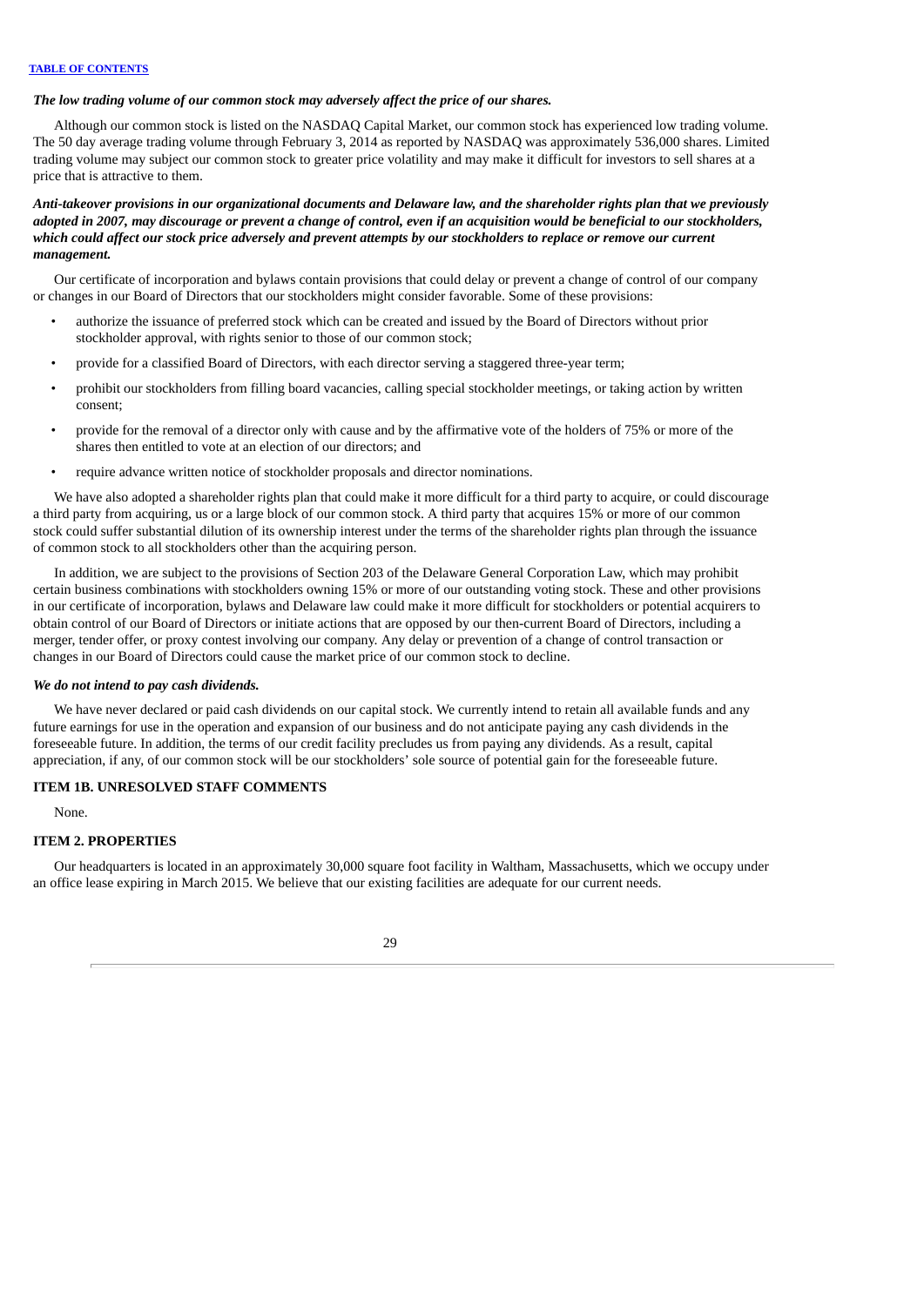*The low trading volume of our common stock may adversely affect the price of our shares.*

Although our common stock is listed on the NASDAQ Capital Market, our common stock has experienced low trading volume. The 50 day average trading volume through February 3, 2014 as reported by NASDAQ was approximately 536,000 shares. Limited trading volume may subject our common stock to greater price volatility and may make it difficult for investors to sell shares at a price that is attractive to them.

***Anti-takeover provisions in our organizational documents and Delaware law, and the shareholder rights plan that we previously adopted in 2007, may discourage or prevent a change of control, even if an acquisition would be beneficial to our stockholders, which could affect our stock price adversely and prevent attempts by our stockholders to replace or remove our current management.***

Our certificate of incorporation and bylaws contain provisions that could delay or prevent a change of control of our company or changes in our Board of Directors that our stockholders might consider favorable. Some of these provisions:

- authorize the issuance of preferred stock which can be created and issued by the Board of Directors without prior stockholder approval, with rights senior to those of our common stock;
- provide for a classified Board of Directors, with each director serving a staggered three-year term;
- prohibit our stockholders from filling board vacancies, calling special stockholder meetings, or taking action by written consent;
- provide for the removal of a director only with cause and by the affirmative vote of the holders of 75% or more of the shares then entitled to vote at an election of our directors; and
- require advance written notice of stockholder proposals and director nominations.

We have also adopted a shareholder rights plan that could make it more difficult for a third party to acquire, or could discourage a third party from acquiring, us or a large block of our common stock. A third party that acquires 15% or more of our common stock could suffer substantial dilution of its ownership interest under the terms of the shareholder rights plan through the issuance of common stock to all stockholders other than the acquiring person.

In addition, we are subject to the provisions of Section 203 of the Delaware General Corporation Law, which may prohibit certain business combinations with stockholders owning 15% or more of our outstanding voting stock. These and other provisions in our certificate of incorporation, bylaws and Delaware law could make it more difficult for stockholders or potential acquirers to obtain control of our Board of Directors or initiate actions that are opposed by our then-current Board of Directors, including a merger, tender offer, or proxy contest involving our company. Any delay or prevention of a change of control transaction or changes in our Board of Directors could cause the market price of our common stock to decline.

***We do not intend to pay cash dividends.***

We have never declared or paid cash dividends on our capital stock. We currently intend to retain all available funds and any future earnings for use in the operation and expansion of our business and do not anticipate paying any cash dividends in the foreseeable future. In addition, the terms of our credit facility precludes us from paying any dividends. As a result, capital appreciation, if any, of our common stock will be our stockholders' sole source of potential gain for the foreseeable future.

## ITEM 1B. UNRESOLVED STAFF COMMENTS

None.

## ITEM 2. PROPERTIES

Our headquarters is located in an approximately 30,000 square foot facility in Waltham, Massachusetts, which we occupy under an office lease expiring in March 2015. We believe that our existing facilities are adequate for our current needs.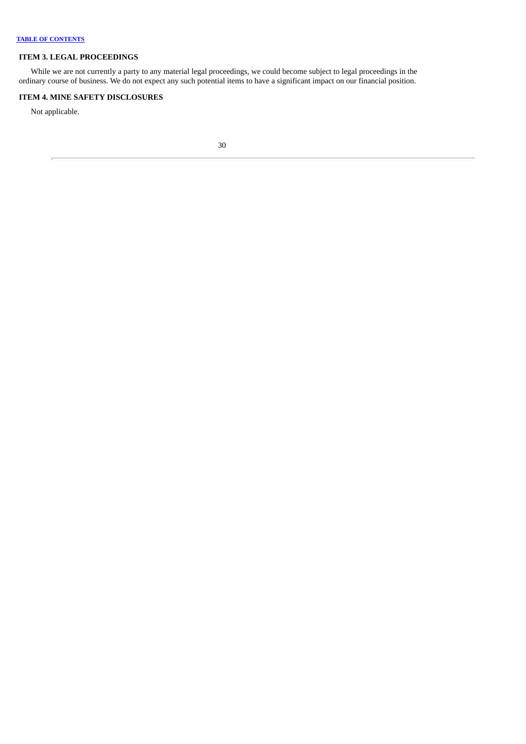## ITEM 3. LEGAL PROCEEDINGS

While we are not currently a party to any material legal proceedings, we could become subject to legal proceedings in the ordinary course of business. We do not expect any such potential items to have a significant impact on our financial position.

## ITEM 4. MINE SAFETY DISCLOSURES

Not applicable.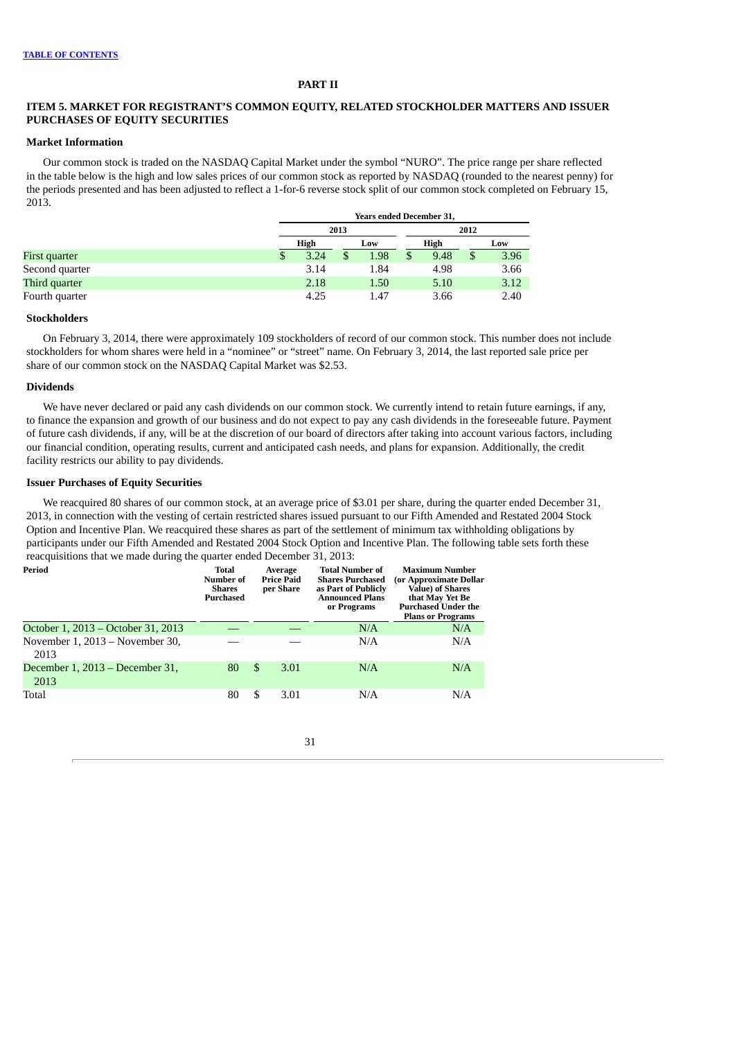[TABLE OF CONTENTS](#)

# PART II

## ITEM 5. MARKET FOR REGISTRANT'S COMMON EQUITY, RELATED STOCKHOLDER MATTERS AND ISSUER PURCHASES OF EQUITY SECURITIES

### Market Information

Our common stock is traded on the NASDAQ Capital Market under the symbol "NURO". The price range per share reflected in the table below is the high and low sales prices of our common stock as reported by NASDAQ (rounded to the nearest penny) for the periods presented and has been adjusted to reflect a 1-for-6 reverse stock split of our common stock completed on February 15, 2013.

| | Years ended December 31, | | | |
|---|---|---|---|---|
| | 2013 | | 2012 | |
| | High | Low | High | Low |
| First quarter | $ 3.24 | $ 1.98 | $ 9.48 | $ 3.96 |
| Second quarter | 3.14 | 1.84 | 4.98 | 3.66 |
| Third quarter | 2.18 | 1.50 | 5.10 | 3.12 |
| Fourth quarter | 4.25 | 1.47 | 3.66 | 2.40 |

### Stockholders

On February 3, 2014, there were approximately 109 stockholders of record of our common stock. This number does not include stockholders for whom shares were held in a "nominee" or "street" name. On February 3, 2014, the last reported sale price per share of our common stock on the NASDAQ Capital Market was $2.53.

### Dividends

We have never declared or paid any cash dividends on our common stock. We currently intend to retain future earnings, if any, to finance the expansion and growth of our business and do not expect to pay any cash dividends in the foreseeable future. Payment of future cash dividends, if any, will be at the discretion of our board of directors after taking into account various factors, including our financial condition, operating results, current and anticipated cash needs, and plans for expansion. Additionally, the credit facility restricts our ability to pay dividends.

### Issuer Purchases of Equity Securities

We reacquired 80 shares of our common stock, at an average price of $3.01 per share, during the quarter ended December 31, 2013, in connection with the vesting of certain restricted shares issued pursuant to our Fifth Amended and Restated 2004 Stock Option and Incentive Plan. We reacquired these shares as part of the settlement of minimum tax withholding obligations by participants under our Fifth Amended and Restated 2004 Stock Option and Incentive Plan. The following table sets forth these reacquisitions that we made during the quarter ended December 31, 2013:

| Period | Total Number of Shares Purchased | Average Price Paid per Share | Total Number of Shares Purchased as Part of Publicly Announced Plans or Programs | Maximum Number (or Approximate Dollar Value) of Shares that May Yet Be Purchased Under the Plans or Programs |
|---|---|---|---|---|
| October 1, 2013 – October 31, 2013 | — | — | N/A | N/A |
| November 1, 2013 – November 30, 2013 | — | — | N/A | N/A |
| December 1, 2013 – December 31, 2013 | 80 | $ 3.01 | N/A | N/A |
| Total | 80 | $ 3.01 | N/A | N/A |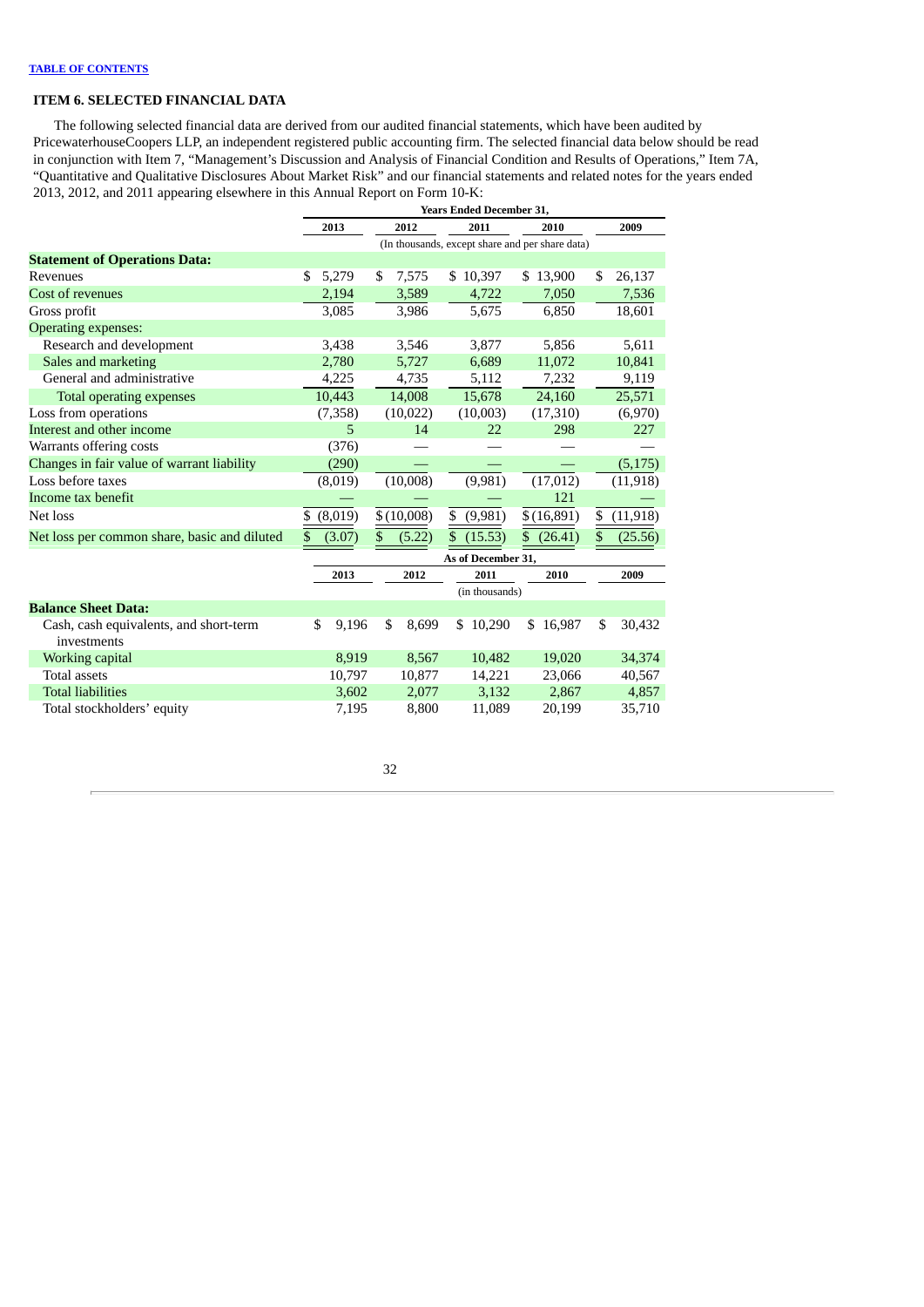[TABLE OF CONTENTS](#)

## ITEM 6. SELECTED FINANCIAL DATA

The following selected financial data are derived from our audited financial statements, which have been audited by PricewaterhouseCoopers LLP, an independent registered public accounting firm. The selected financial data below should be read in conjunction with Item 7, "Management's Discussion and Analysis of Financial Condition and Results of Operations," Item 7A, "Quantitative and Qualitative Disclosures About Market Risk" and our financial statements and related notes for the years ended 2013, 2012, and 2011 appearing elsewhere in this Annual Report on Form 10-K:

| | Years Ended December 31, | | | | |
|---|---|---|---|---|---|
| | 2013 | 2012 | 2011 | 2010 | 2009 |
| | (In thousands, except share and per share data) | | | | |
| **Statement of Operations Data:** | | | | | |
| Revenues | $ 5,279 | $ 7,575 | $ 10,397 | $ 13,900 | $ 26,137 |
| Cost of revenues | 2,194 | 3,589 | 4,722 | 7,050 | 7,536 |
| Gross profit | 3,085 | 3,986 | 5,675 | 6,850 | 18,601 |
| Operating expenses: | | | | | |
| Research and development | 3,438 | 3,546 | 3,877 | 5,856 | 5,611 |
| Sales and marketing | 2,780 | 5,727 | 6,689 | 11,072 | 10,841 |
| General and administrative | 4,225 | 4,735 | 5,112 | 7,232 | 9,119 |
| Total operating expenses | 10,443 | 14,008 | 15,678 | 24,160 | 25,571 |
| Loss from operations | (7,358) | (10,022) | (10,003) | (17,310) | (6,970) |
| Interest and other income | 5 | 14 | 22 | 298 | 227 |
| Warrants offering costs | (376) | — | — | — | — |
| Changes in fair value of warrant liability | (290) | — | — | — | (5,175) |
| Loss before taxes | (8,019) | (10,008) | (9,981) | (17,012) | (11,918) |
| Income tax benefit | — | — | — | 121 | — |
| Net loss | $ (8,019) | $ (10,008) | $ (9,981) | $ (16,891) | $ (11,918) |
| Net loss per common share, basic and diluted | $ (3.07) | $ (5.22) | $ (15.53) | $ (26.41) | $ (25.56) |

| | As of December 31, | | | | |
|---|---|---|---|---|---|
| | 2013 | 2012 | 2011 | 2010 | 2009 |
| | (in thousands) | | | | |
| **Balance Sheet Data:** | | | | | |
| Cash, cash equivalents, and short-term investments | $ 9,196 | $ 8,699 | $ 10,290 | $ 16,987 | $ 30,432 |
| Working capital | 8,919 | 8,567 | 10,482 | 19,020 | 34,374 |
| Total assets | 10,797 | 10,877 | 14,221 | 23,066 | 40,567 |
| Total liabilities | 3,602 | 2,077 | 3,132 | 2,867 | 4,857 |
| Total stockholders' equity | 7,195 | 8,800 | 11,089 | 20,199 | 35,710 |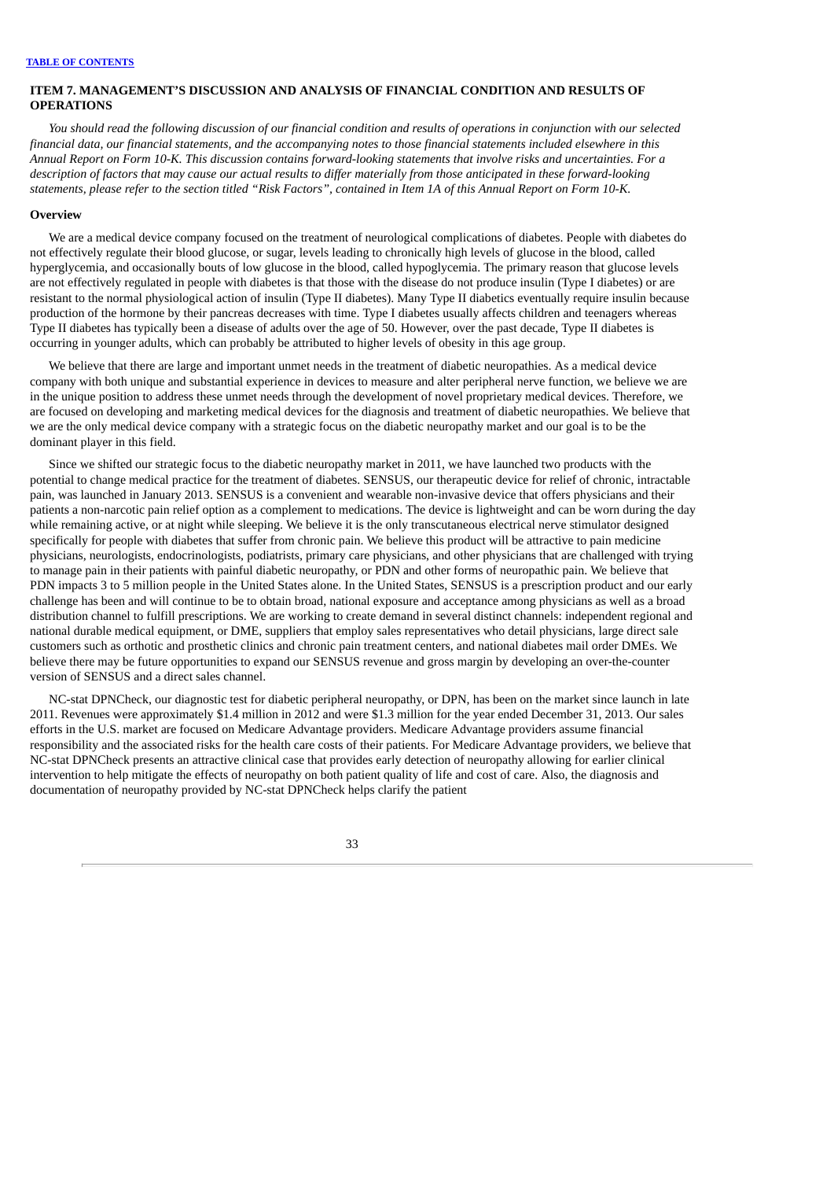## ITEM 7. MANAGEMENT'S DISCUSSION AND ANALYSIS OF FINANCIAL CONDITION AND RESULTS OF OPERATIONS

*You should read the following discussion of our financial condition and results of operations in conjunction with our selected financial data, our financial statements, and the accompanying notes to those financial statements included elsewhere in this Annual Report on Form 10-K. This discussion contains forward-looking statements that involve risks and uncertainties. For a description of factors that may cause our actual results to differ materially from those anticipated in these forward-looking statements, please refer to the section titled "Risk Factors", contained in Item 1A of this Annual Report on Form 10-K.*

### Overview

We are a medical device company focused on the treatment of neurological complications of diabetes. People with diabetes do not effectively regulate their blood glucose, or sugar, levels leading to chronically high levels of glucose in the blood, called hyperglycemia, and occasionally bouts of low glucose in the blood, called hypoglycemia. The primary reason that glucose levels are not effectively regulated in people with diabetes is that those with the disease do not produce insulin (Type I diabetes) or are resistant to the normal physiological action of insulin (Type II diabetes). Many Type II diabetics eventually require insulin because production of the hormone by their pancreas decreases with time. Type I diabetes usually affects children and teenagers whereas Type II diabetes has typically been a disease of adults over the age of 50. However, over the past decade, Type II diabetes is occurring in younger adults, which can probably be attributed to higher levels of obesity in this age group.

We believe that there are large and important unmet needs in the treatment of diabetic neuropathies. As a medical device company with both unique and substantial experience in devices to measure and alter peripheral nerve function, we believe we are in the unique position to address these unmet needs through the development of novel proprietary medical devices. Therefore, we are focused on developing and marketing medical devices for the diagnosis and treatment of diabetic neuropathies. We believe that we are the only medical device company with a strategic focus on the diabetic neuropathy market and our goal is to be the dominant player in this field.

Since we shifted our strategic focus to the diabetic neuropathy market in 2011, we have launched two products with the potential to change medical practice for the treatment of diabetes. SENSUS, our therapeutic device for relief of chronic, intractable pain, was launched in January 2013. SENSUS is a convenient and wearable non-invasive device that offers physicians and their patients a non-narcotic pain relief option as a complement to medications. The device is lightweight and can be worn during the day while remaining active, or at night while sleeping. We believe it is the only transcutaneous electrical nerve stimulator designed specifically for people with diabetes that suffer from chronic pain. We believe this product will be attractive to pain medicine physicians, neurologists, endocrinologists, podiatrists, primary care physicians, and other physicians that are challenged with trying to manage pain in their patients with painful diabetic neuropathy, or PDN and other forms of neuropathic pain. We believe that PDN impacts 3 to 5 million people in the United States alone. In the United States, SENSUS is a prescription product and our early challenge has been and will continue to be to obtain broad, national exposure and acceptance among physicians as well as a broad distribution channel to fulfill prescriptions. We are working to create demand in several distinct channels: independent regional and national durable medical equipment, or DME, suppliers that employ sales representatives who detail physicians, large direct sale customers such as orthotic and prosthetic clinics and chronic pain treatment centers, and national diabetes mail order DMEs. We believe there may be future opportunities to expand our SENSUS revenue and gross margin by developing an over-the-counter version of SENSUS and a direct sales channel.

NC-stat DPNCheck, our diagnostic test for diabetic peripheral neuropathy, or DPN, has been on the market since launch in late 2011. Revenues were approximately $1.4 million in 2012 and were $1.3 million for the year ended December 31, 2013. Our sales efforts in the U.S. market are focused on Medicare Advantage providers. Medicare Advantage providers assume financial responsibility and the associated risks for the health care costs of their patients. For Medicare Advantage providers, we believe that NC-stat DPNCheck presents an attractive clinical case that provides early detection of neuropathy allowing for earlier clinical intervention to help mitigate the effects of neuropathy on both patient quality of life and cost of care. Also, the diagnosis and documentation of neuropathy provided by NC-stat DPNCheck helps clarify the patient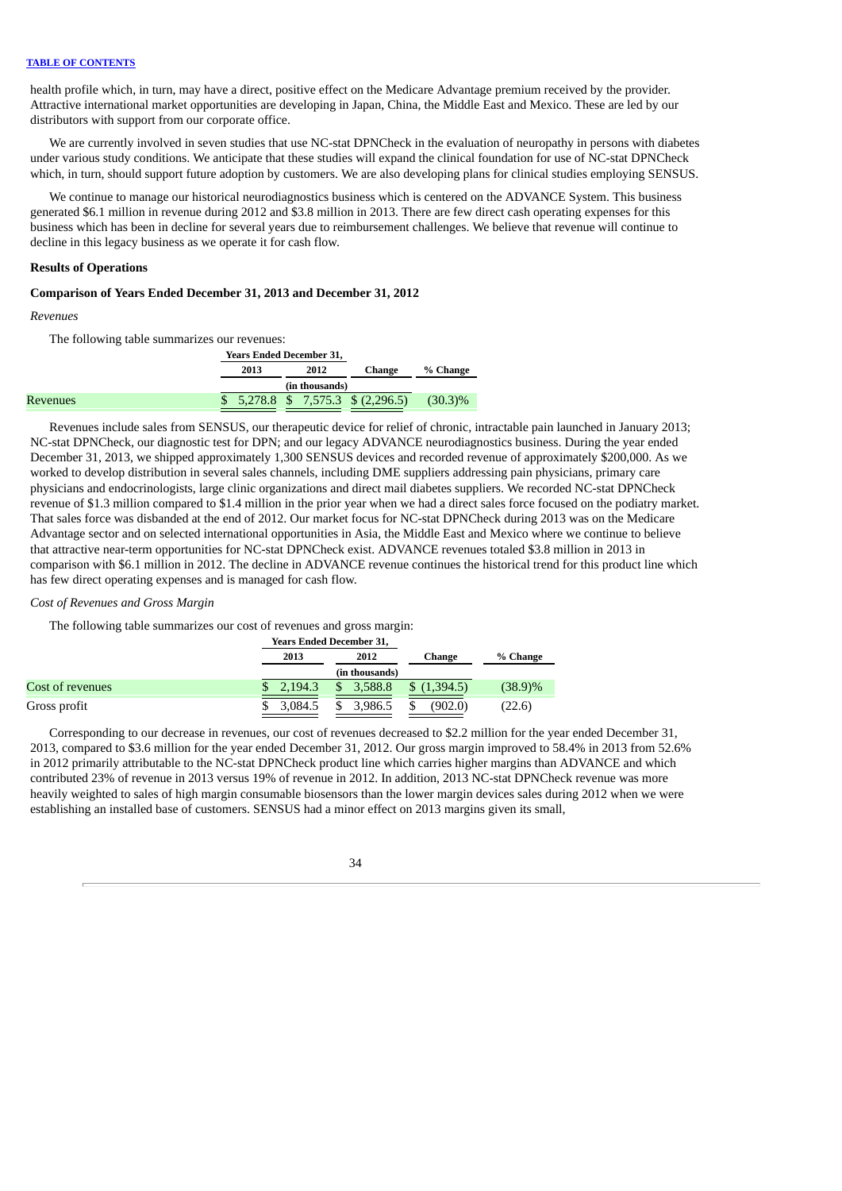health profile which, in turn, may have a direct, positive effect on the Medicare Advantage premium received by the provider. Attractive international market opportunities are developing in Japan, China, the Middle East and Mexico. These are led by our distributors with support from our corporate office.

We are currently involved in seven studies that use NC-stat DPNCheck in the evaluation of neuropathy in persons with diabetes under various study conditions. We anticipate that these studies will expand the clinical foundation for use of NC-stat DPNCheck which, in turn, should support future adoption by customers. We are also developing plans for clinical studies employing SENSUS.

We continue to manage our historical neurodiagnostics business which is centered on the ADVANCE System. This business generated $6.1 million in revenue during 2012 and $3.8 million in 2013. There are few direct cash operating expenses for this business which has been in decline for several years due to reimbursement challenges. We believe that revenue will continue to decline in this legacy business as we operate it for cash flow.

**Results of Operations**

**Comparison of Years Ended December 31, 2013 and December 31, 2012**

*Revenues*

The following table summarizes our revenues:

| | Years Ended December 31, | | | |
|---|---|---|---|---|
| | 2013 | 2012 | Change | % Change |
| | (in thousands) | | | |
| Revenues | $ 5,278.8 | $ 7,575.3 | $ (2,296.5) | (30.3)% |

Revenues include sales from SENSUS, our therapeutic device for relief of chronic, intractable pain launched in January 2013; NC-stat DPNCheck, our diagnostic test for DPN; and our legacy ADVANCE neurodiagnostics business. During the year ended December 31, 2013, we shipped approximately 1,300 SENSUS devices and recorded revenue of approximately $200,000. As we worked to develop distribution in several sales channels, including DME suppliers addressing pain physicians, primary care physicians and endocrinologists, large clinic organizations and direct mail diabetes suppliers. We recorded NC-stat DPNCheck revenue of $1.3 million compared to $1.4 million in the prior year when we had a direct sales force focused on the podiatry market. That sales force was disbanded at the end of 2012. Our market focus for NC-stat DPNCheck during 2013 was on the Medicare Advantage sector and on selected international opportunities in Asia, the Middle East and Mexico where we continue to believe that attractive near-term opportunities for NC-stat DPNCheck exist. ADVANCE revenues totaled $3.8 million in 2013 in comparison with $6.1 million in 2012. The decline in ADVANCE revenue continues the historical trend for this product line which has few direct operating expenses and is managed for cash flow.

*Cost of Revenues and Gross Margin*

The following table summarizes our cost of revenues and gross margin:

| | Years Ended December 31, | | | |
|---|---|---|---|---|
| | 2013 | 2012 | Change | % Change |
| | (in thousands) | | | |
| Cost of revenues | $ 2,194.3 | $ 3,588.8 | $ (1,394.5) | (38.9)% |
| Gross profit | $ 3,084.5 | $ 3,986.5 | $ (902.0) | (22.6) |

Corresponding to our decrease in revenues, our cost of revenues decreased to $2.2 million for the year ended December 31, 2013, compared to $3.6 million for the year ended December 31, 2012. Our gross margin improved to 58.4% in 2013 from 52.6% in 2012 primarily attributable to the NC-stat DPNCheck product line which carries higher margins than ADVANCE and which contributed 23% of revenue in 2013 versus 19% of revenue in 2012. In addition, 2013 NC-stat DPNCheck revenue was more heavily weighted to sales of high margin consumable biosensors than the lower margin devices sales during 2012 when we were establishing an installed base of customers. SENSUS had a minor effect on 2013 margins given its small,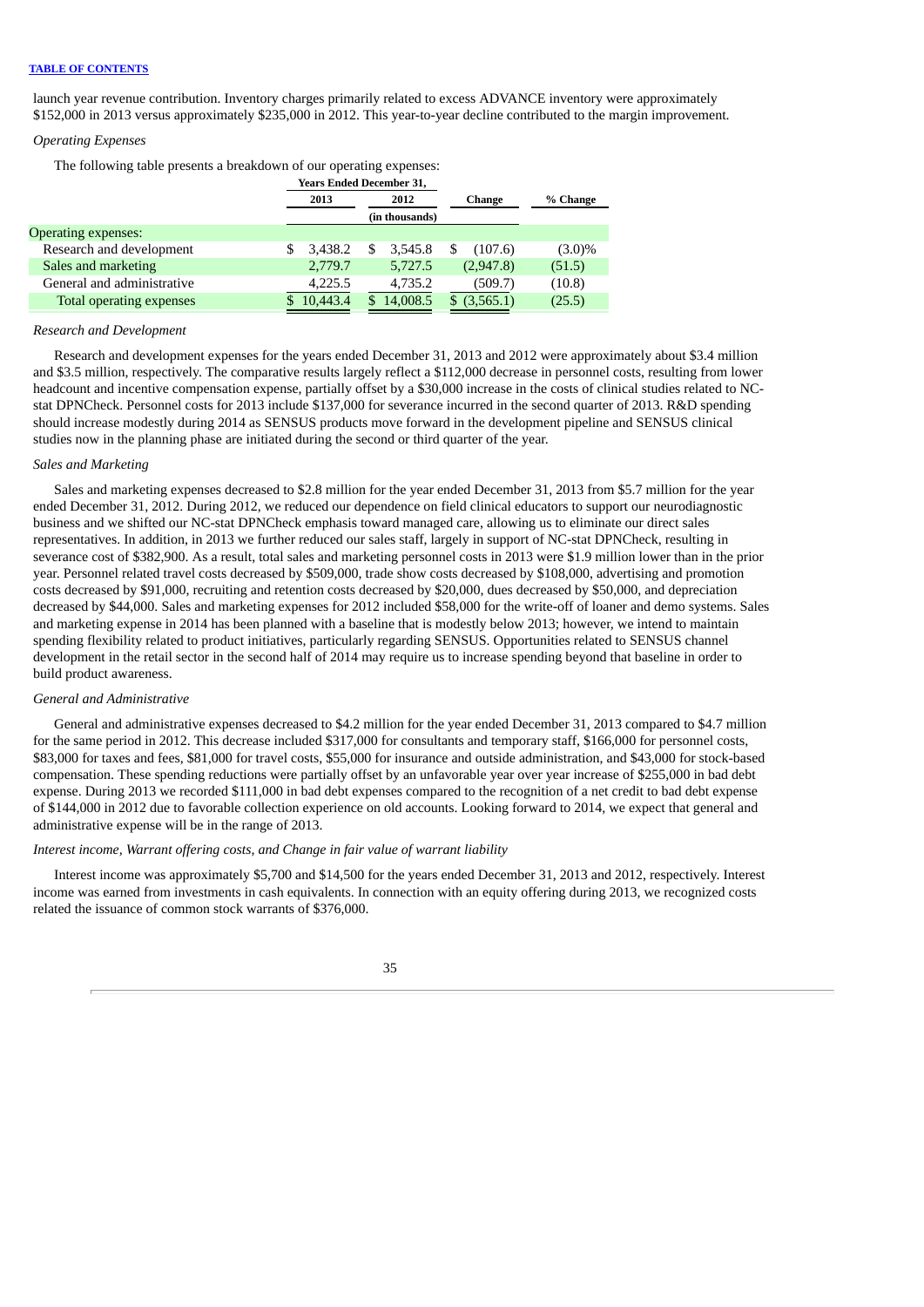launch year revenue contribution. Inventory charges primarily related to excess ADVANCE inventory were approximately $152,000 in 2013 versus approximately $235,000 in 2012. This year-to-year decline contributed to the margin improvement.

*Operating Expenses*

The following table presents a breakdown of our operating expenses:

| | Years Ended December 31, | | | |
|---|---|---|---|---|
| | 2013 | 2012 | Change | % Change |
| | (in thousands) | | | |
| Operating expenses: | | | | |
| Research and development | $ 3,438.2 | $ 3,545.8 | $ (107.6) | (3.0)% |
| Sales and marketing | 2,779.7 | 5,727.5 | (2,947.8) | (51.5) |
| General and administrative | 4,225.5 | 4,735.2 | (509.7) | (10.8) |
| Total operating expenses | $ 10,443.4 | $ 14,008.5 | $ (3,565.1) | (25.5) |

*Research and Development*

Research and development expenses for the years ended December 31, 2013 and 2012 were approximately about $3.4 million and $3.5 million, respectively. The comparative results largely reflect a $112,000 decrease in personnel costs, resulting from lower headcount and incentive compensation expense, partially offset by a $30,000 increase in the costs of clinical studies related to NC-stat DPNCheck. Personnel costs for 2013 include $137,000 for severance incurred in the second quarter of 2013. R&D spending should increase modestly during 2014 as SENSUS products move forward in the development pipeline and SENSUS clinical studies now in the planning phase are initiated during the second or third quarter of the year.

*Sales and Marketing*

Sales and marketing expenses decreased to $2.8 million for the year ended December 31, 2013 from $5.7 million for the year ended December 31, 2012. During 2012, we reduced our dependence on field clinical educators to support our neurodiagnostic business and we shifted our NC-stat DPNCheck emphasis toward managed care, allowing us to eliminate our direct sales representatives. In addition, in 2013 we further reduced our sales staff, largely in support of NC-stat DPNCheck, resulting in severance cost of $382,900. As a result, total sales and marketing personnel costs in 2013 were $1.9 million lower than in the prior year. Personnel related travel costs decreased by $509,000, trade show costs decreased by $108,000, advertising and promotion costs decreased by $91,000, recruiting and retention costs decreased by $20,000, dues decreased by $50,000, and depreciation decreased by $44,000. Sales and marketing expenses for 2012 included $58,000 for the write-off of loaner and demo systems. Sales and marketing expense in 2014 has been planned with a baseline that is modestly below 2013; however, we intend to maintain spending flexibility related to product initiatives, particularly regarding SENSUS. Opportunities related to SENSUS channel development in the retail sector in the second half of 2014 may require us to increase spending beyond that baseline in order to build product awareness.

*General and Administrative*

General and administrative expenses decreased to $4.2 million for the year ended December 31, 2013 compared to $4.7 million for the same period in 2012. This decrease included $317,000 for consultants and temporary staff, $166,000 for personnel costs, $83,000 for taxes and fees, $81,000 for travel costs, $55,000 for insurance and outside administration, and $43,000 for stock-based compensation. These spending reductions were partially offset by an unfavorable year over year increase of $255,000 in bad debt expense. During 2013 we recorded $111,000 in bad debt expenses compared to the recognition of a net credit to bad debt expense of $144,000 in 2012 due to favorable collection experience on old accounts. Looking forward to 2014, we expect that general and administrative expense will be in the range of 2013.

*Interest income, Warrant offering costs, and Change in fair value of warrant liability*

Interest income was approximately $5,700 and $14,500 for the years ended December 31, 2013 and 2012, respectively. Interest income was earned from investments in cash equivalents. In connection with an equity offering during 2013, we recognized costs related the issuance of common stock warrants of $376,000.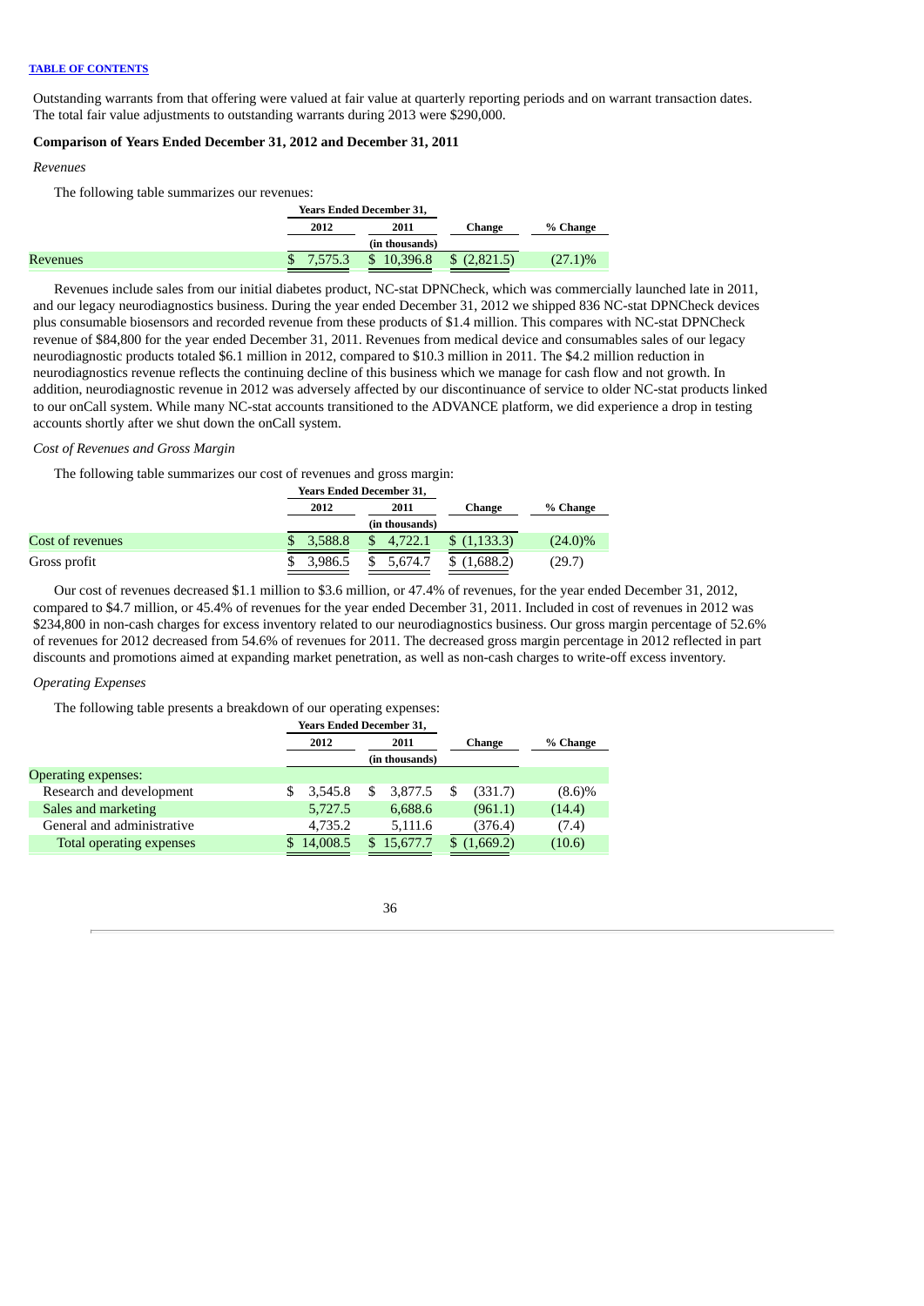Outstanding warrants from that offering were valued at fair value at quarterly reporting periods and on warrant transaction dates. The total fair value adjustments to outstanding warrants during 2013 were $290,000.

### Comparison of Years Ended December 31, 2012 and December 31, 2011

*Revenues*

The following table summarizes our revenues:

| | Years Ended December 31, | | | |
|---|---|---|---|---|
| | 2012 | 2011 | Change | % Change |
| | (in thousands) | | | |
| Revenues | $ 7,575.3 | $ 10,396.8 | $ (2,821.5) | (27.1)% |

Revenues include sales from our initial diabetes product, NC-stat DPNCheck, which was commercially launched late in 2011, and our legacy neurodiagnostics business. During the year ended December 31, 2012 we shipped 836 NC-stat DPNCheck devices plus consumable biosensors and recorded revenue from these products of $1.4 million. This compares with NC-stat DPNCheck revenue of $84,800 for the year ended December 31, 2011. Revenues from medical device and consumables sales of our legacy neurodiagnostic products totaled $6.1 million in 2012, compared to $10.3 million in 2011. The $4.2 million reduction in neurodiagnostics revenue reflects the continuing decline of this business which we manage for cash flow and not growth. In addition, neurodiagnostic revenue in 2012 was adversely affected by our discontinuance of service to older NC-stat products linked to our onCall system. While many NC-stat accounts transitioned to the ADVANCE platform, we did experience a drop in testing accounts shortly after we shut down the onCall system.

*Cost of Revenues and Gross Margin*

The following table summarizes our cost of revenues and gross margin:

| | Years Ended December 31, | | | |
|---|---|---|---|---|
| | 2012 | 2011 | Change | % Change |
| | (in thousands) | | | |
| Cost of revenues | $ 3,588.8 | $ 4,722.1 | $ (1,133.3) | (24.0)% |
| Gross profit | $ 3,986.5 | $ 5,674.7 | $ (1,688.2) | (29.7) |

Our cost of revenues decreased $1.1 million to $3.6 million, or 47.4% of revenues, for the year ended December 31, 2012, compared to $4.7 million, or 45.4% of revenues for the year ended December 31, 2011. Included in cost of revenues in 2012 was $234,800 in non-cash charges for excess inventory related to our neurodiagnostics business. Our gross margin percentage of 52.6% of revenues for 2012 decreased from 54.6% of revenues for 2011. The decreased gross margin percentage in 2012 reflected in part discounts and promotions aimed at expanding market penetration, as well as non-cash charges to write-off excess inventory.

*Operating Expenses*

The following table presents a breakdown of our operating expenses:

| | Years Ended December 31, | | | |
|---|---|---|---|---|
| | 2012 | 2011 | Change | % Change |
| | (in thousands) | | | |
| Operating expenses: | | | | |
| Research and development | $ 3,545.8 | $ 3,877.5 | $ (331.7) | (8.6)% |
| Sales and marketing | 5,727.5 | 6,688.6 | (961.1) | (14.4) |
| General and administrative | 4,735.2 | 5,111.6 | (376.4) | (7.4) |
| Total operating expenses | $ 14,008.5 | $ 15,677.7 | $ (1,669.2) | (10.6) |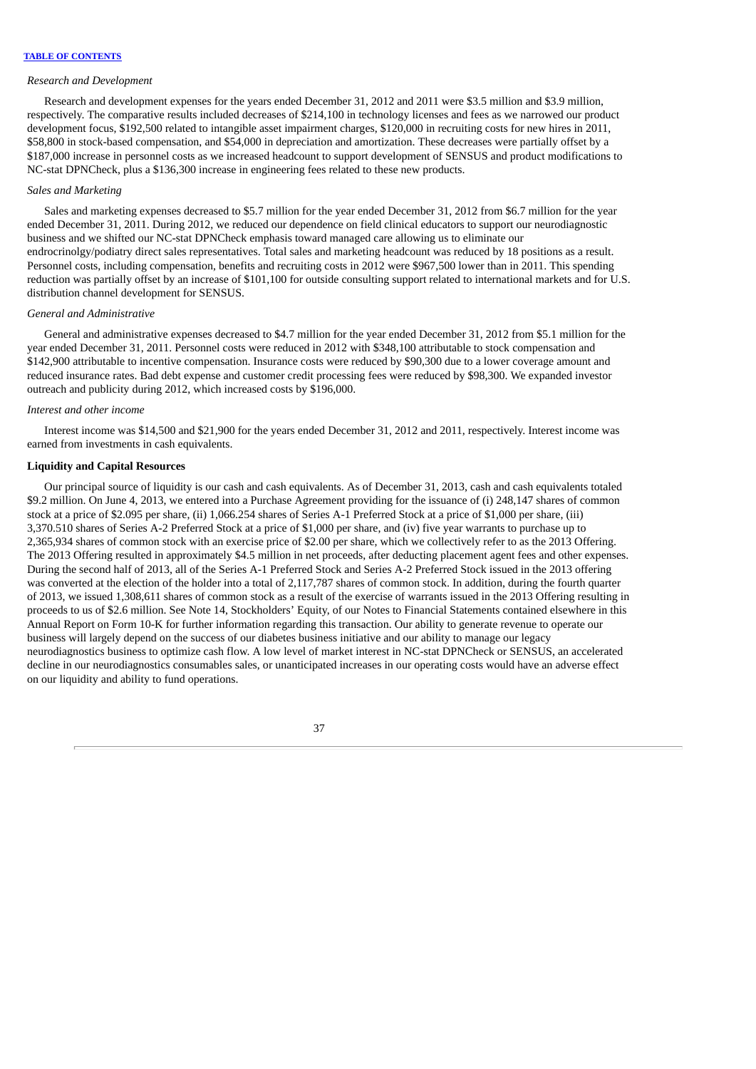*Research and Development*

Research and development expenses for the years ended December 31, 2012 and 2011 were $3.5 million and $3.9 million, respectively. The comparative results included decreases of $214,100 in technology licenses and fees as we narrowed our product development focus, $192,500 related to intangible asset impairment charges, $120,000 in recruiting costs for new hires in 2011, $58,800 in stock-based compensation, and $54,000 in depreciation and amortization. These decreases were partially offset by a $187,000 increase in personnel costs as we increased headcount to support development of SENSUS and product modifications to NC-stat DPNCheck, plus a $136,300 increase in engineering fees related to these new products.

*Sales and Marketing*

Sales and marketing expenses decreased to $5.7 million for the year ended December 31, 2012 from $6.7 million for the year ended December 31, 2011. During 2012, we reduced our dependence on field clinical educators to support our neurodiagnostic business and we shifted our NC-stat DPNCheck emphasis toward managed care allowing us to eliminate our endrocrinolgy/podiatry direct sales representatives. Total sales and marketing headcount was reduced by 18 positions as a result. Personnel costs, including compensation, benefits and recruiting costs in 2012 were $967,500 lower than in 2011. This spending reduction was partially offset by an increase of $101,100 for outside consulting support related to international markets and for U.S. distribution channel development for SENSUS.

*General and Administrative*

General and administrative expenses decreased to $4.7 million for the year ended December 31, 2012 from $5.1 million for the year ended December 31, 2011. Personnel costs were reduced in 2012 with $348,100 attributable to stock compensation and $142,900 attributable to incentive compensation. Insurance costs were reduced by $90,300 due to a lower coverage amount and reduced insurance rates. Bad debt expense and customer credit processing fees were reduced by $98,300. We expanded investor outreach and publicity during 2012, which increased costs by $196,000.

*Interest and other income*

Interest income was $14,500 and $21,900 for the years ended December 31, 2012 and 2011, respectively. Interest income was earned from investments in cash equivalents.

**Liquidity and Capital Resources**

Our principal source of liquidity is our cash and cash equivalents. As of December 31, 2013, cash and cash equivalents totaled $9.2 million. On June 4, 2013, we entered into a Purchase Agreement providing for the issuance of (i) 248,147 shares of common stock at a price of $2.095 per share, (ii) 1,066.254 shares of Series A-1 Preferred Stock at a price of $1,000 per share, (iii) 3,370.510 shares of Series A-2 Preferred Stock at a price of $1,000 per share, and (iv) five year warrants to purchase up to 2,365,934 shares of common stock with an exercise price of $2.00 per share, which we collectively refer to as the 2013 Offering. The 2013 Offering resulted in approximately $4.5 million in net proceeds, after deducting placement agent fees and other expenses. During the second half of 2013, all of the Series A-1 Preferred Stock and Series A-2 Preferred Stock issued in the 2013 offering was converted at the election of the holder into a total of 2,117,787 shares of common stock. In addition, during the fourth quarter of 2013, we issued 1,308,611 shares of common stock as a result of the exercise of warrants issued in the 2013 Offering resulting in proceeds to us of $2.6 million. See Note 14, Stockholders' Equity, of our Notes to Financial Statements contained elsewhere in this Annual Report on Form 10-K for further information regarding this transaction. Our ability to generate revenue to operate our business will largely depend on the success of our diabetes business initiative and our ability to manage our legacy neurodiagnostics business to optimize cash flow. A low level of market interest in NC-stat DPNCheck or SENSUS, an accelerated decline in our neurodiagnostics consumables sales, or unanticipated increases in our operating costs would have an adverse effect on our liquidity and ability to fund operations.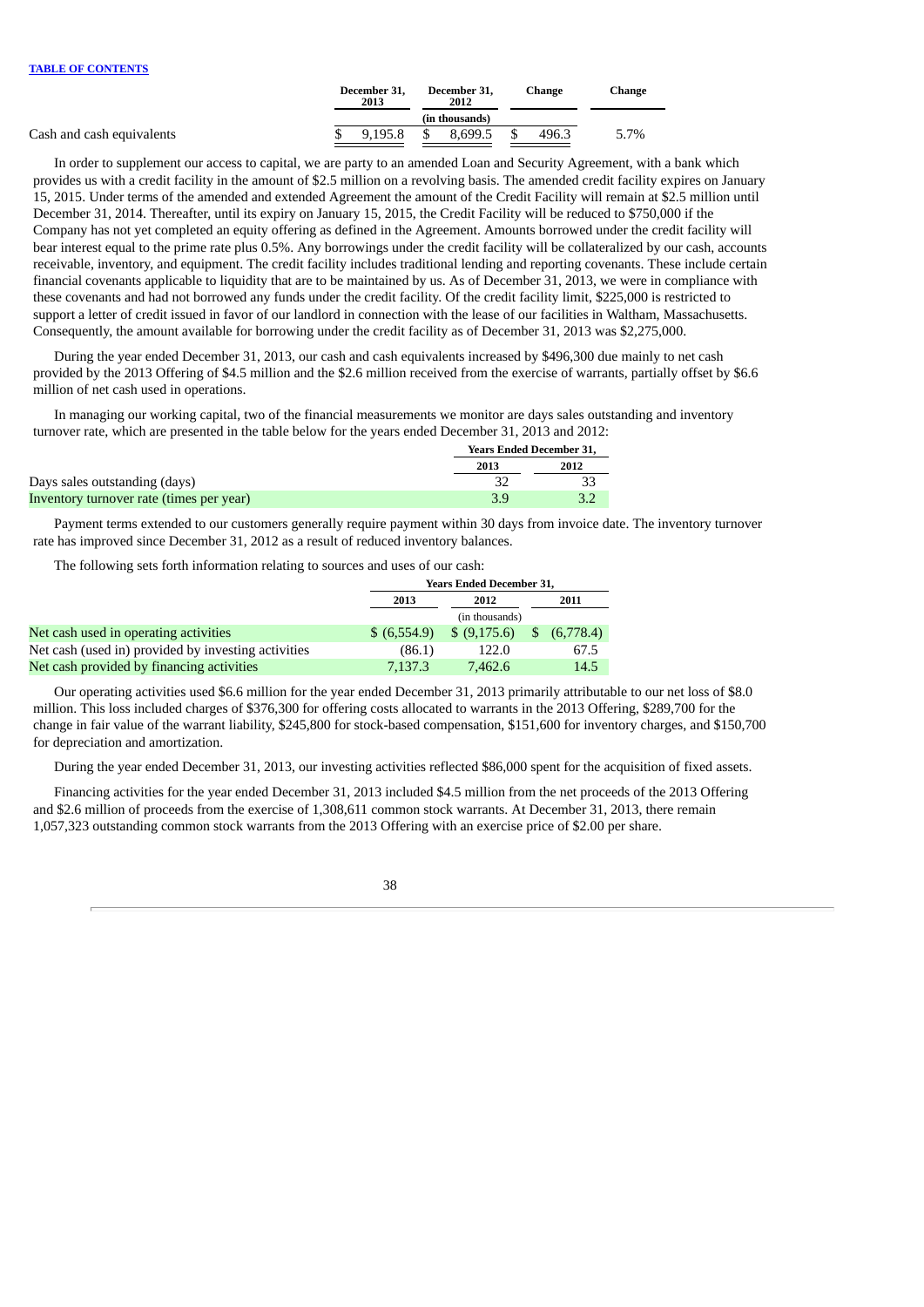TABLE OF CONTENTS

| | December 31, 2013 | December 31, 2012 | Change | Change |
|---|---|---|---|---|
| | (in thousands) | | | |
| Cash and cash equivalents | $ 9,195.8 | $ 8,699.5 | $ 496.3 | 5.7% |

In order to supplement our access to capital, we are party to an amended Loan and Security Agreement, with a bank which provides us with a credit facility in the amount of $2.5 million on a revolving basis. The amended credit facility expires on January 15, 2015. Under terms of the amended and extended Agreement the amount of the Credit Facility will remain at $2.5 million until December 31, 2014. Thereafter, until its expiry on January 15, 2015, the Credit Facility will be reduced to $750,000 if the Company has not yet completed an equity offering as defined in the Agreement. Amounts borrowed under the credit facility will bear interest equal to the prime rate plus 0.5%. Any borrowings under the credit facility will be collateralized by our cash, accounts receivable, inventory, and equipment. The credit facility includes traditional lending and reporting covenants. These include certain financial covenants applicable to liquidity that are to be maintained by us. As of December 31, 2013, we were in compliance with these covenants and had not borrowed any funds under the credit facility. Of the credit facility limit, $225,000 is restricted to support a letter of credit issued in favor of our landlord in connection with the lease of our facilities in Waltham, Massachusetts. Consequently, the amount available for borrowing under the credit facility as of December 31, 2013 was $2,275,000.

During the year ended December 31, 2013, our cash and cash equivalents increased by $496,300 due mainly to net cash provided by the 2013 Offering of $4.5 million and the $2.6 million received from the exercise of warrants, partially offset by $6.6 million of net cash used in operations.

In managing our working capital, two of the financial measurements we monitor are days sales outstanding and inventory turnover rate, which are presented in the table below for the years ended December 31, 2013 and 2012:

| | Years Ended December 31, | |
|---|---|---|
| | 2013 | 2012 |
| Days sales outstanding (days) | 32 | 33 |
| Inventory turnover rate (times per year) | 3.9 | 3.2 |

Payment terms extended to our customers generally require payment within 30 days from invoice date. The inventory turnover rate has improved since December 31, 2012 as a result of reduced inventory balances.

The following sets forth information relating to sources and uses of our cash:

| | Years Ended December 31, | | |
|---|---|---|---|
| | 2013 | 2012 | 2011 |
| | | (in thousands) | |
| Net cash used in operating activities | $ (6,554.9) | $ (9,175.6) | $ (6,778.4) |
| Net cash (used in) provided by investing activities | (86.1) | 122.0 | 67.5 |
| Net cash provided by financing activities | 7,137.3 | 7,462.6 | 14.5 |

Our operating activities used $6.6 million for the year ended December 31, 2013 primarily attributable to our net loss of $8.0 million. This loss included charges of $376,300 for offering costs allocated to warrants in the 2013 Offering, $289,700 for the change in fair value of the warrant liability, $245,800 for stock-based compensation, $151,600 for inventory charges, and $150,700 for depreciation and amortization.

During the year ended December 31, 2013, our investing activities reflected $86,000 spent for the acquisition of fixed assets.

Financing activities for the year ended December 31, 2013 included $4.5 million from the net proceeds of the 2013 Offering and $2.6 million of proceeds from the exercise of 1,308,611 common stock warrants. At December 31, 2013, there remain 1,057,323 outstanding common stock warrants from the 2013 Offering with an exercise price of $2.00 per share.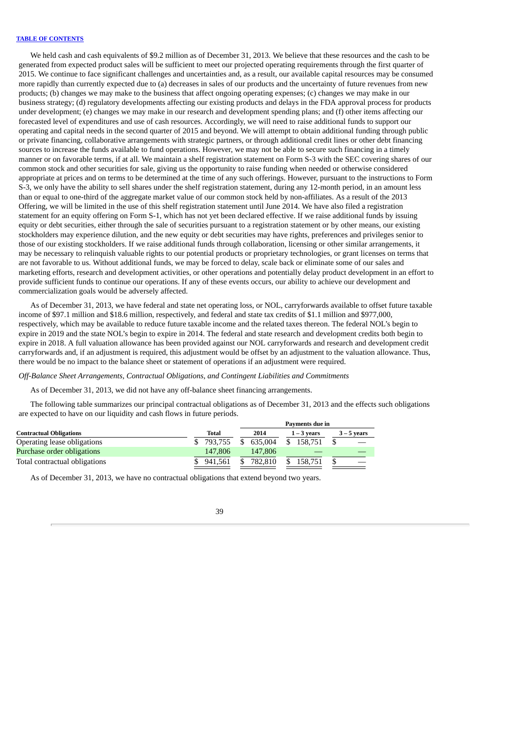We held cash and cash equivalents of $9.2 million as of December 31, 2013. We believe that these resources and the cash to be generated from expected product sales will be sufficient to meet our projected operating requirements through the first quarter of 2015. We continue to face significant challenges and uncertainties and, as a result, our available capital resources may be consumed more rapidly than currently expected due to (a) decreases in sales of our products and the uncertainty of future revenues from new products; (b) changes we may make to the business that affect ongoing operating expenses; (c) changes we may make in our business strategy; (d) regulatory developments affecting our existing products and delays in the FDA approval process for products under development; (e) changes we may make in our research and development spending plans; and (f) other items affecting our forecasted level of expenditures and use of cash resources. Accordingly, we will need to raise additional funds to support our operating and capital needs in the second quarter of 2015 and beyond. We will attempt to obtain additional funding through public or private financing, collaborative arrangements with strategic partners, or through additional credit lines or other debt financing sources to increase the funds available to fund operations. However, we may not be able to secure such financing in a timely manner or on favorable terms, if at all. We maintain a shelf registration statement on Form S-3 with the SEC covering shares of our common stock and other securities for sale, giving us the opportunity to raise funding when needed or otherwise considered appropriate at prices and on terms to be determined at the time of any such offerings. However, pursuant to the instructions to Form S-3, we only have the ability to sell shares under the shelf registration statement, during any 12-month period, in an amount less than or equal to one-third of the aggregate market value of our common stock held by non-affiliates. As a result of the 2013 Offering, we will be limited in the use of this shelf registration statement until June 2014. We have also filed a registration statement for an equity offering on Form S-1, which has not yet been declared effective. If we raise additional funds by issuing equity or debt securities, either through the sale of securities pursuant to a registration statement or by other means, our existing stockholders may experience dilution, and the new equity or debt securities may have rights, preferences and privileges senior to those of our existing stockholders. If we raise additional funds through collaboration, licensing or other similar arrangements, it may be necessary to relinquish valuable rights to our potential products or proprietary technologies, or grant licenses on terms that are not favorable to us. Without additional funds, we may be forced to delay, scale back or eliminate some of our sales and marketing efforts, research and development activities, or other operations and potentially delay product development in an effort to provide sufficient funds to continue our operations. If any of these events occurs, our ability to achieve our development and commercialization goals would be adversely affected.

As of December 31, 2013, we have federal and state net operating loss, or NOL, carryforwards available to offset future taxable income of $97.1 million and $18.6 million, respectively, and federal and state tax credits of $1.1 million and $977,000, respectively, which may be available to reduce future taxable income and the related taxes thereon. The federal NOL's begin to expire in 2019 and the state NOL's begin to expire in 2014. The federal and state research and development credits both begin to expire in 2018. A full valuation allowance has been provided against our NOL carryforwards and research and development credit carryforwards and, if an adjustment is required, this adjustment would be offset by an adjustment to the valuation allowance. Thus, there would be no impact to the balance sheet or statement of operations if an adjustment were required.

*Off-Balance Sheet Arrangements, Contractual Obligations, and Contingent Liabilities and Commitments*

As of December 31, 2013, we did not have any off-balance sheet financing arrangements.

The following table summarizes our principal contractual obligations as of December 31, 2013 and the effects such obligations are expected to have on our liquidity and cash flows in future periods.

| | | Payments due in | | |
|---|---|---|---|---|
| **Contractual Obligations** | **Total** | **2014** | **1 – 3 years** | **3 – 5 years** |
| Operating lease obligations | $ 793,755 | $ 635,004 | $ 158,751 | $ — |
| Purchase order obligations | 147,806 | 147,806 | — | — |
| Total contractual obligations | $ 941,561 | $ 782,810 | $ 158,751 | $ — |

As of December 31, 2013, we have no contractual obligations that extend beyond two years.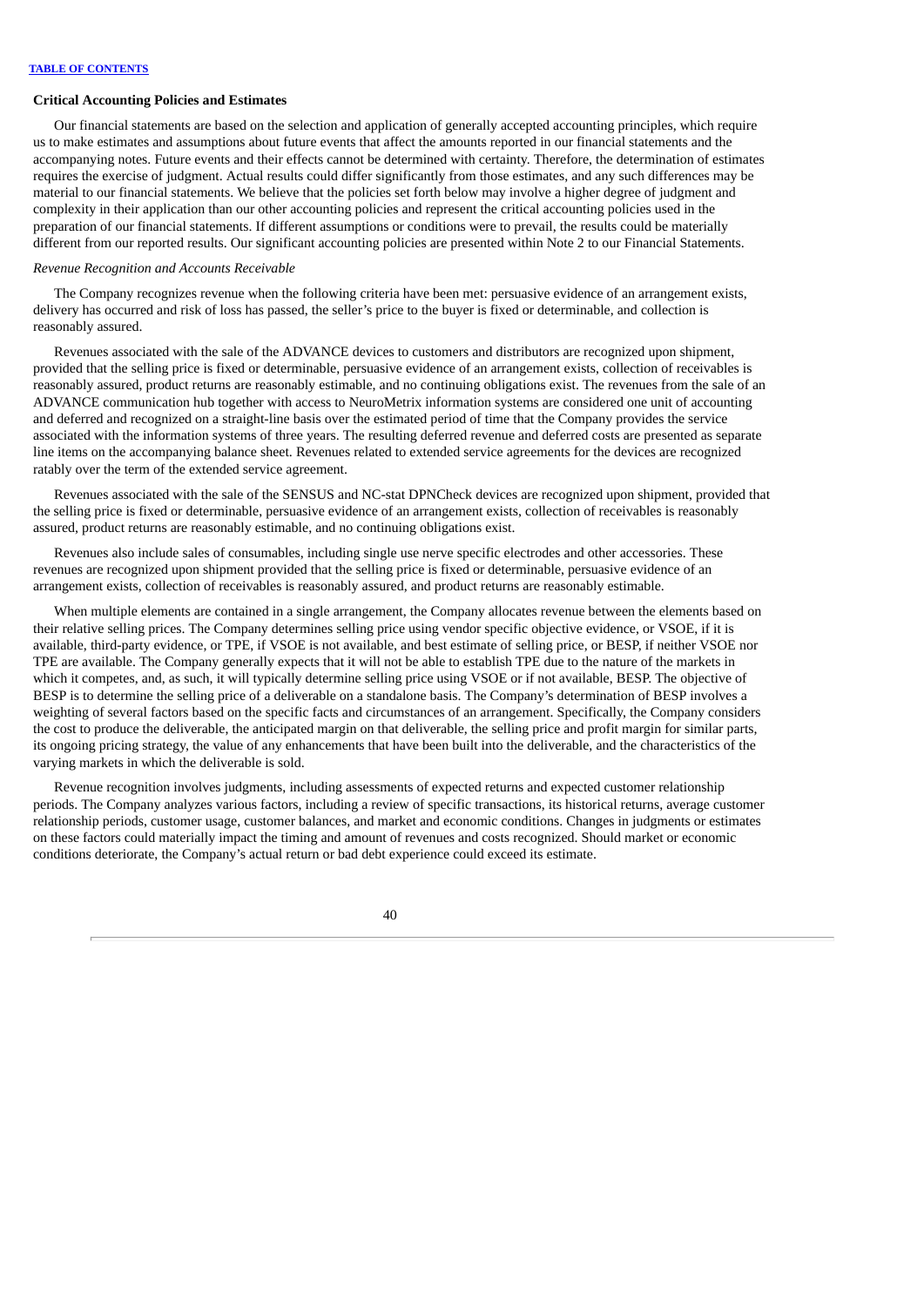### Critical Accounting Policies and Estimates

Our financial statements are based on the selection and application of generally accepted accounting principles, which require us to make estimates and assumptions about future events that affect the amounts reported in our financial statements and the accompanying notes. Future events and their effects cannot be determined with certainty. Therefore, the determination of estimates requires the exercise of judgment. Actual results could differ significantly from those estimates, and any such differences may be material to our financial statements. We believe that the policies set forth below may involve a higher degree of judgment and complexity in their application than our other accounting policies and represent the critical accounting policies used in the preparation of our financial statements. If different assumptions or conditions were to prevail, the results could be materially different from our reported results. Our significant accounting policies are presented within Note 2 to our Financial Statements.

*Revenue Recognition and Accounts Receivable*

The Company recognizes revenue when the following criteria have been met: persuasive evidence of an arrangement exists, delivery has occurred and risk of loss has passed, the seller's price to the buyer is fixed or determinable, and collection is reasonably assured.

Revenues associated with the sale of the ADVANCE devices to customers and distributors are recognized upon shipment, provided that the selling price is fixed or determinable, persuasive evidence of an arrangement exists, collection of receivables is reasonably assured, product returns are reasonably estimable, and no continuing obligations exist. The revenues from the sale of an ADVANCE communication hub together with access to NeuroMetrix information systems are considered one unit of accounting and deferred and recognized on a straight-line basis over the estimated period of time that the Company provides the service associated with the information systems of three years. The resulting deferred revenue and deferred costs are presented as separate line items on the accompanying balance sheet. Revenues related to extended service agreements for the devices are recognized ratably over the term of the extended service agreement.

Revenues associated with the sale of the SENSUS and NC-stat DPNCheck devices are recognized upon shipment, provided that the selling price is fixed or determinable, persuasive evidence of an arrangement exists, collection of receivables is reasonably assured, product returns are reasonably estimable, and no continuing obligations exist.

Revenues also include sales of consumables, including single use nerve specific electrodes and other accessories. These revenues are recognized upon shipment provided that the selling price is fixed or determinable, persuasive evidence of an arrangement exists, collection of receivables is reasonably assured, and product returns are reasonably estimable.

When multiple elements are contained in a single arrangement, the Company allocates revenue between the elements based on their relative selling prices. The Company determines selling price using vendor specific objective evidence, or VSOE, if it is available, third-party evidence, or TPE, if VSOE is not available, and best estimate of selling price, or BESP, if neither VSOE nor TPE are available. The Company generally expects that it will not be able to establish TPE due to the nature of the markets in which it competes, and, as such, it will typically determine selling price using VSOE or if not available, BESP. The objective of BESP is to determine the selling price of a deliverable on a standalone basis. The Company's determination of BESP involves a weighting of several factors based on the specific facts and circumstances of an arrangement. Specifically, the Company considers the cost to produce the deliverable, the anticipated margin on that deliverable, the selling price and profit margin for similar parts, its ongoing pricing strategy, the value of any enhancements that have been built into the deliverable, and the characteristics of the varying markets in which the deliverable is sold.

Revenue recognition involves judgments, including assessments of expected returns and expected customer relationship periods. The Company analyzes various factors, including a review of specific transactions, its historical returns, average customer relationship periods, customer usage, customer balances, and market and economic conditions. Changes in judgments or estimates on these factors could materially impact the timing and amount of revenues and costs recognized. Should market or economic conditions deteriorate, the Company's actual return or bad debt experience could exceed its estimate.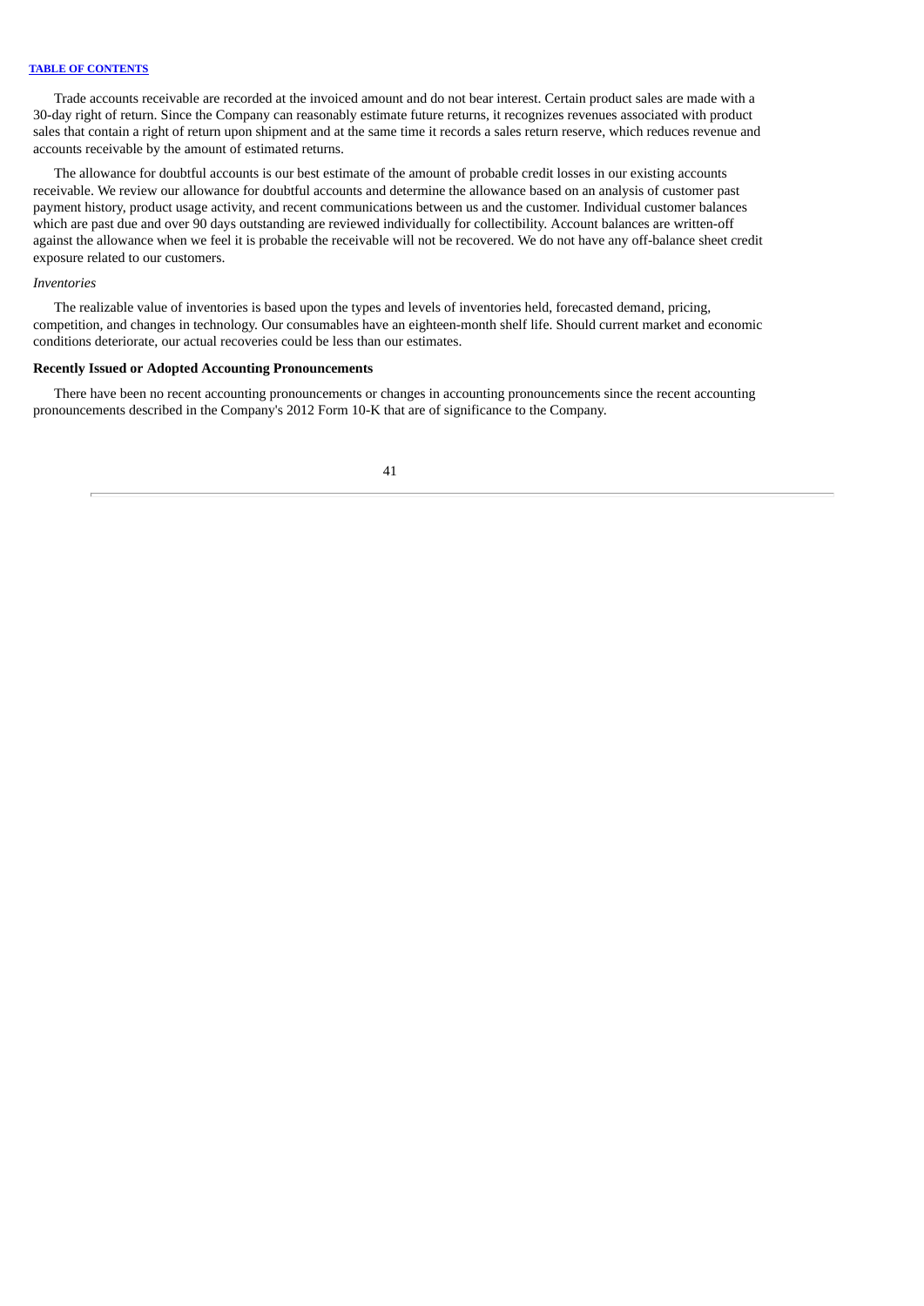Trade accounts receivable are recorded at the invoiced amount and do not bear interest. Certain product sales are made with a 30-day right of return. Since the Company can reasonably estimate future returns, it recognizes revenues associated with product sales that contain a right of return upon shipment and at the same time it records a sales return reserve, which reduces revenue and accounts receivable by the amount of estimated returns.

The allowance for doubtful accounts is our best estimate of the amount of probable credit losses in our existing accounts receivable. We review our allowance for doubtful accounts and determine the allowance based on an analysis of customer past payment history, product usage activity, and recent communications between us and the customer. Individual customer balances which are past due and over 90 days outstanding are reviewed individually for collectibility. Account balances are written-off against the allowance when we feel it is probable the receivable will not be recovered. We do not have any off-balance sheet credit exposure related to our customers.

*Inventories*

The realizable value of inventories is based upon the types and levels of inventories held, forecasted demand, pricing, competition, and changes in technology. Our consumables have an eighteen-month shelf life. Should current market and economic conditions deteriorate, our actual recoveries could be less than our estimates.

**Recently Issued or Adopted Accounting Pronouncements**

There have been no recent accounting pronouncements or changes in accounting pronouncements since the recent accounting pronouncements described in the Company's 2012 Form 10-K that are of significance to the Company.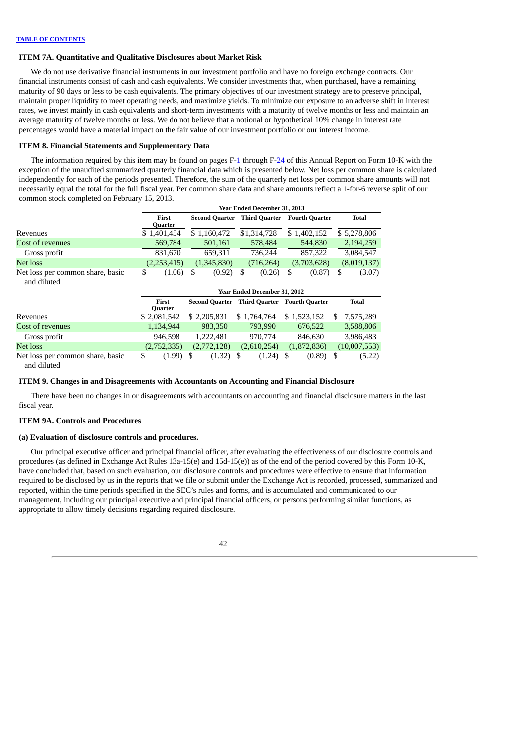**TABLE OF CONTENTS**

### ITEM 7A. Quantitative and Qualitative Disclosures about Market Risk

We do not use derivative financial instruments in our investment portfolio and have no foreign exchange contracts. Our financial instruments consist of cash and cash equivalents. We consider investments that, when purchased, have a remaining maturity of 90 days or less to be cash equivalents. The primary objectives of our investment strategy are to preserve principal, maintain proper liquidity to meet operating needs, and maximize yields. To minimize our exposure to an adverse shift in interest rates, we invest mainly in cash equivalents and short-term investments with a maturity of twelve months or less and maintain an average maturity of twelve months or less. We do not believe that a notional or hypothetical 10% change in interest rate percentages would have a material impact on the fair value of our investment portfolio or our interest income.

### ITEM 8. Financial Statements and Supplementary Data

The information required by this item may be found on pages F-1 through F-24 of this Annual Report on Form 10-K with the exception of the unaudited summarized quarterly financial data which is presented below. Net loss per common share is calculated independently for each of the periods presented. Therefore, the sum of the quarterly net loss per common share amounts will not necessarily equal the total for the full fiscal year. Per common share data and share amounts reflect a 1-for-6 reverse split of our common stock completed on February 15, 2013.

| | Year Ended December 31, 2013 | | | | |
|---|---|---|---|---|---|
| | First Quarter | Second Quarter | Third Quarter | Fourth Quarter | Total |
| Revenues | $ 1,401,454 | $ 1,160,472 | $1,314,728 | $ 1,402,152 | $ 5,278,806 |
| Cost of revenues | 569,784 | 501,161 | 578,484 | 544,830 | 2,194,259 |
| Gross profit | 831,670 | 659,311 | 736,244 | 857,322 | 3,084,547 |
| Net loss | (2,253,415) | (1,345,830) | (716,264) | (3,703,628) | (8,019,137) |
| Net loss per common share, basic and diluted | $ (1.06) | $ (0.92) | $ (0.26) | $ (0.87) | $ (3.07) |

| | Year Ended December 31, 2012 | | | | |
|---|---|---|---|---|---|
| | First Quarter | Second Quarter | Third Quarter | Fourth Quarter | Total |
| Revenues | $ 2,081,542 | $ 2,205,831 | $ 1,764,764 | $ 1,523,152 | $ 7,575,289 |
| Cost of revenues | 1,134,944 | 983,350 | 793,990 | 676,522 | 3,588,806 |
| Gross profit | 946,598 | 1,222,481 | 970,774 | 846,630 | 3,986,483 |
| Net loss | (2,752,335) | (2,772,128) | (2,610,254) | (1,872,836) | (10,007,553) |
| Net loss per common share, basic and diluted | $ (1.99) | $ (1.32) | $ (1.24) | $ (0.89) | $ (5.22) |

### ITEM 9. Changes in and Disagreements with Accountants on Accounting and Financial Disclosure

There have been no changes in or disagreements with accountants on accounting and financial disclosure matters in the last fiscal year.

### ITEM 9A. Controls and Procedures

#### (a) Evaluation of disclosure controls and procedures.

Our principal executive officer and principal financial officer, after evaluating the effectiveness of our disclosure controls and procedures (as defined in Exchange Act Rules 13a-15(e) and 15d-15(e)) as of the end of the period covered by this Form 10-K, have concluded that, based on such evaluation, our disclosure controls and procedures were effective to ensure that information required to be disclosed by us in the reports that we file or submit under the Exchange Act is recorded, processed, summarized and reported, within the time periods specified in the SEC's rules and forms, and is accumulated and communicated to our management, including our principal executive and principal financial officers, or persons performing similar functions, as appropriate to allow timely decisions regarding required disclosure.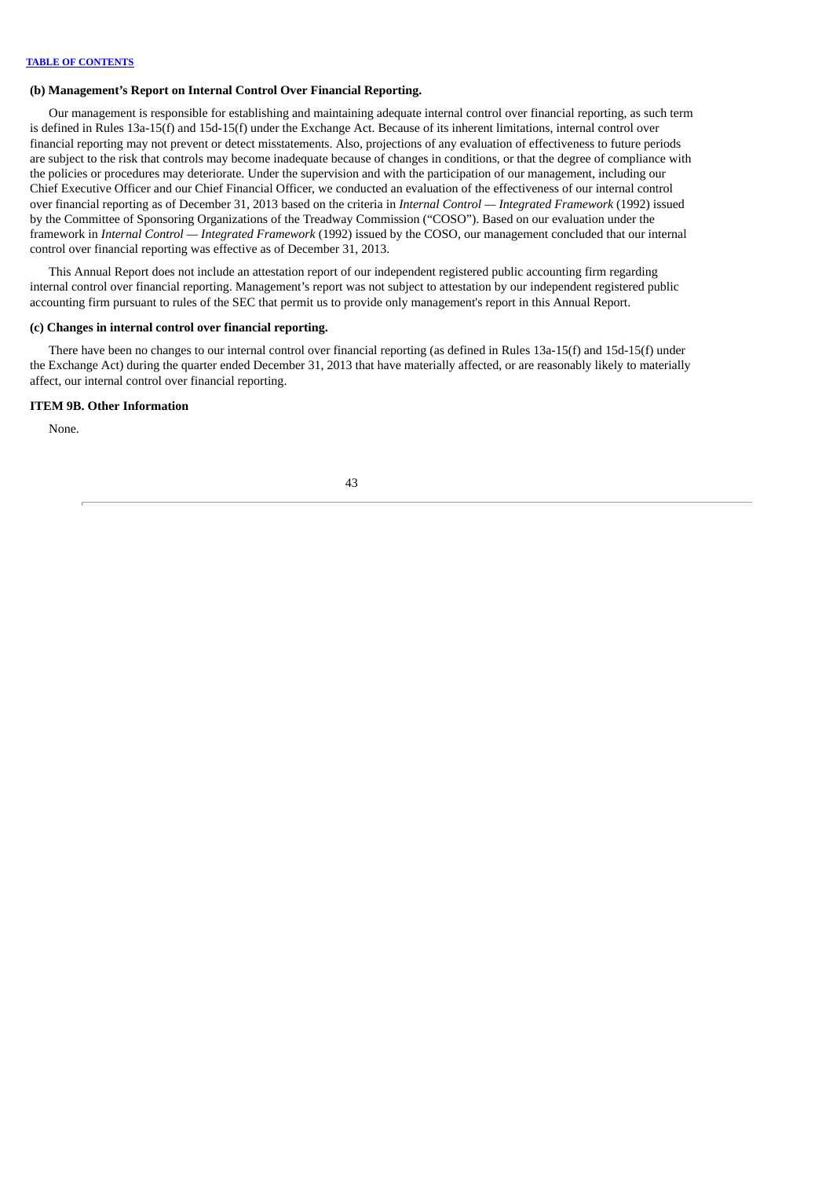### (b) Management's Report on Internal Control Over Financial Reporting.

Our management is responsible for establishing and maintaining adequate internal control over financial reporting, as such term is defined in Rules 13a-15(f) and 15d-15(f) under the Exchange Act. Because of its inherent limitations, internal control over financial reporting may not prevent or detect misstatements. Also, projections of any evaluation of effectiveness to future periods are subject to the risk that controls may become inadequate because of changes in conditions, or that the degree of compliance with the policies or procedures may deteriorate. Under the supervision and with the participation of our management, including our Chief Executive Officer and our Chief Financial Officer, we conducted an evaluation of the effectiveness of our internal control over financial reporting as of December 31, 2013 based on the criteria in *Internal Control — Integrated Framework* (1992) issued by the Committee of Sponsoring Organizations of the Treadway Commission ("COSO"). Based on our evaluation under the framework in *Internal Control — Integrated Framework* (1992) issued by the COSO, our management concluded that our internal control over financial reporting was effective as of December 31, 2013.

This Annual Report does not include an attestation report of our independent registered public accounting firm regarding internal control over financial reporting. Management's report was not subject to attestation by our independent registered public accounting firm pursuant to rules of the SEC that permit us to provide only management's report in this Annual Report.

### (c) Changes in internal control over financial reporting.

There have been no changes to our internal control over financial reporting (as defined in Rules 13a-15(f) and 15d-15(f) under the Exchange Act) during the quarter ended December 31, 2013 that have materially affected, or are reasonably likely to materially affect, our internal control over financial reporting.

## ITEM 9B. Other Information

None.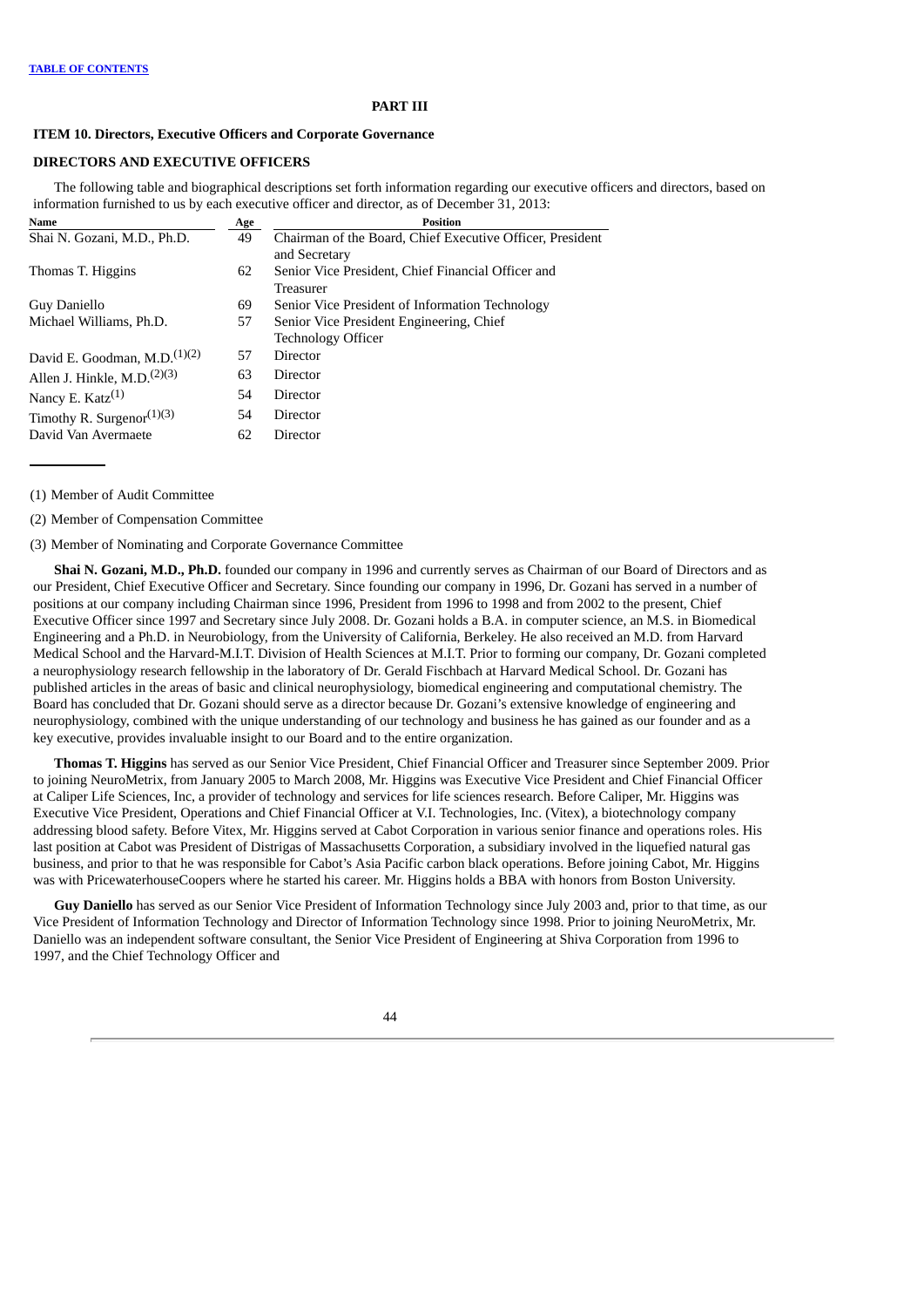## PART III

### ITEM 10. Directors, Executive Officers and Corporate Governance

### DIRECTORS AND EXECUTIVE OFFICERS

The following table and biographical descriptions set forth information regarding our executive officers and directors, based on information furnished to us by each executive officer and director, as of December 31, 2013:

| Name | Age | Position |
|---|---|---|
| Shai N. Gozani, M.D., Ph.D. | 49 | Chairman of the Board, Chief Executive Officer, President and Secretary |
| Thomas T. Higgins | 62 | Senior Vice President, Chief Financial Officer and Treasurer |
| Guy Daniello | 69 | Senior Vice President of Information Technology |
| Michael Williams, Ph.D. | 57 | Senior Vice President Engineering, Chief Technology Officer |
| David E. Goodman, M.D.(1)(2) | 57 | Director |
| Allen J. Hinkle, M.D.(2)(3) | 63 | Director |
| Nancy E. Katz(1) | 54 | Director |
| Timothy R. Surgenor(1)(3) | 54 | Director |
| David Van Avermaete | 62 | Director |

(1) Member of Audit Committee

(2) Member of Compensation Committee

(3) Member of Nominating and Corporate Governance Committee

**Shai N. Gozani, M.D., Ph.D.** founded our company in 1996 and currently serves as Chairman of our Board of Directors and as our President, Chief Executive Officer and Secretary. Since founding our company in 1996, Dr. Gozani has served in a number of positions at our company including Chairman since 1996, President from 1996 to 1998 and from 2002 to the present, Chief Executive Officer since 1997 and Secretary since July 2008. Dr. Gozani holds a B.A. in computer science, an M.S. in Biomedical Engineering and a Ph.D. in Neurobiology, from the University of California, Berkeley. He also received an M.D. from Harvard Medical School and the Harvard-M.I.T. Division of Health Sciences at M.I.T. Prior to forming our company, Dr. Gozani completed a neurophysiology research fellowship in the laboratory of Dr. Gerald Fischbach at Harvard Medical School. Dr. Gozani has published articles in the areas of basic and clinical neurophysiology, biomedical engineering and computational chemistry. The Board has concluded that Dr. Gozani should serve as a director because Dr. Gozani's extensive knowledge of engineering and neurophysiology, combined with the unique understanding of our technology and business he has gained as our founder and as a key executive, provides invaluable insight to our Board and to the entire organization.

**Thomas T. Higgins** has served as our Senior Vice President, Chief Financial Officer and Treasurer since September 2009. Prior to joining NeuroMetrix, from January 2005 to March 2008, Mr. Higgins was Executive Vice President and Chief Financial Officer at Caliper Life Sciences, Inc, a provider of technology and services for life sciences research. Before Caliper, Mr. Higgins was Executive Vice President, Operations and Chief Financial Officer at V.I. Technologies, Inc. (Vitex), a biotechnology company addressing blood safety. Before Vitex, Mr. Higgins served at Cabot Corporation in various senior finance and operations roles. His last position at Cabot was President of Distrigas of Massachusetts Corporation, a subsidiary involved in the liquefied natural gas business, and prior to that he was responsible for Cabot's Asia Pacific carbon black operations. Before joining Cabot, Mr. Higgins was with PricewaterhouseCoopers where he started his career. Mr. Higgins holds a BBA with honors from Boston University.

**Guy Daniello** has served as our Senior Vice President of Information Technology since July 2003 and, prior to that time, as our Vice President of Information Technology and Director of Information Technology since 1998. Prior to joining NeuroMetrix, Mr. Daniello was an independent software consultant, the Senior Vice President of Engineering at Shiva Corporation from 1996 to 1997, and the Chief Technology Officer and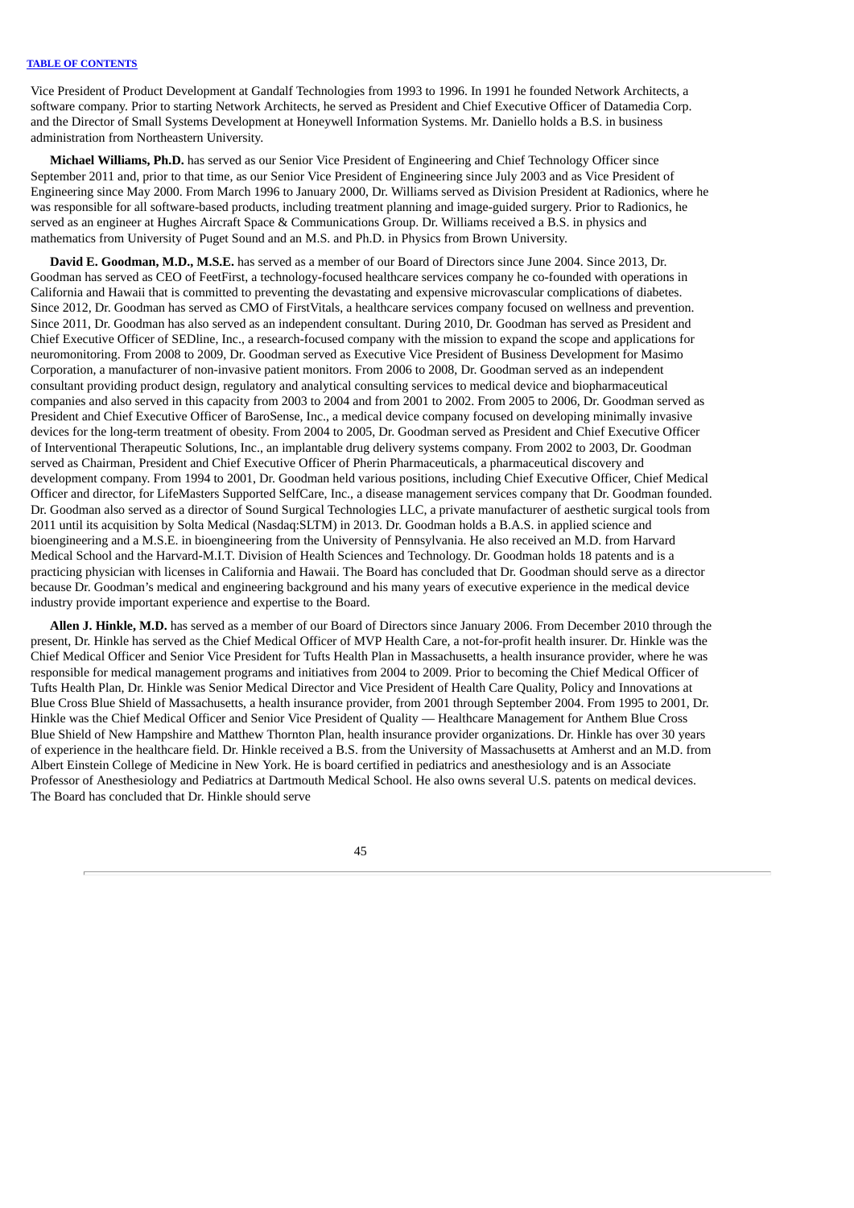Vice President of Product Development at Gandalf Technologies from 1993 to 1996. In 1991 he founded Network Architects, a software company. Prior to starting Network Architects, he served as President and Chief Executive Officer of Datamedia Corp. and the Director of Small Systems Development at Honeywell Information Systems. Mr. Daniello holds a B.S. in business administration from Northeastern University.

**Michael Williams, Ph.D.** has served as our Senior Vice President of Engineering and Chief Technology Officer since September 2011 and, prior to that time, as our Senior Vice President of Engineering since July 2003 and as Vice President of Engineering since May 2000. From March 1996 to January 2000, Dr. Williams served as Division President at Radionics, where he was responsible for all software-based products, including treatment planning and image-guided surgery. Prior to Radionics, he served as an engineer at Hughes Aircraft Space & Communications Group. Dr. Williams received a B.S. in physics and mathematics from University of Puget Sound and an M.S. and Ph.D. in Physics from Brown University.

**David E. Goodman, M.D., M.S.E.** has served as a member of our Board of Directors since June 2004. Since 2013, Dr. Goodman has served as CEO of FeetFirst, a technology-focused healthcare services company he co-founded with operations in California and Hawaii that is committed to preventing the devastating and expensive microvascular complications of diabetes. Since 2012, Dr. Goodman has served as CMO of FirstVitals, a healthcare services company focused on wellness and prevention. Since 2011, Dr. Goodman has also served as an independent consultant. During 2010, Dr. Goodman has served as President and Chief Executive Officer of SEDline, Inc., a research-focused company with the mission to expand the scope and applications for neuromonitoring. From 2008 to 2009, Dr. Goodman served as Executive Vice President of Business Development for Masimo Corporation, a manufacturer of non-invasive patient monitors. From 2006 to 2008, Dr. Goodman served as an independent consultant providing product design, regulatory and analytical consulting services to medical device and biopharmaceutical companies and also served in this capacity from 2003 to 2004 and from 2001 to 2002. From 2005 to 2006, Dr. Goodman served as President and Chief Executive Officer of BaroSense, Inc., a medical device company focused on developing minimally invasive devices for the long-term treatment of obesity. From 2004 to 2005, Dr. Goodman served as President and Chief Executive Officer of Interventional Therapeutic Solutions, Inc., an implantable drug delivery systems company. From 2002 to 2003, Dr. Goodman served as Chairman, President and Chief Executive Officer of Pherin Pharmaceuticals, a pharmaceutical discovery and development company. From 1994 to 2001, Dr. Goodman held various positions, including Chief Executive Officer, Chief Medical Officer and director, for LifeMasters Supported SelfCare, Inc., a disease management services company that Dr. Goodman founded. Dr. Goodman also served as a director of Sound Surgical Technologies LLC, a private manufacturer of aesthetic surgical tools from 2011 until its acquisition by Solta Medical (Nasdaq:SLTM) in 2013. Dr. Goodman holds a B.A.S. in applied science and bioengineering and a M.S.E. in bioengineering from the University of Pennsylvania. He also received an M.D. from Harvard Medical School and the Harvard-M.I.T. Division of Health Sciences and Technology. Dr. Goodman holds 18 patents and is a practicing physician with licenses in California and Hawaii. The Board has concluded that Dr. Goodman should serve as a director because Dr. Goodman's medical and engineering background and his many years of executive experience in the medical device industry provide important experience and expertise to the Board.

**Allen J. Hinkle, M.D.** has served as a member of our Board of Directors since January 2006. From December 2010 through the present, Dr. Hinkle has served as the Chief Medical Officer of MVP Health Care, a not-for-profit health insurer. Dr. Hinkle was the Chief Medical Officer and Senior Vice President for Tufts Health Plan in Massachusetts, a health insurance provider, where he was responsible for medical management programs and initiatives from 2004 to 2009. Prior to becoming the Chief Medical Officer of Tufts Health Plan, Dr. Hinkle was Senior Medical Director and Vice President of Health Care Quality, Policy and Innovations at Blue Cross Blue Shield of Massachusetts, a health insurance provider, from 2001 through September 2004. From 1995 to 2001, Dr. Hinkle was the Chief Medical Officer and Senior Vice President of Quality — Healthcare Management for Anthem Blue Cross Blue Shield of New Hampshire and Matthew Thornton Plan, health insurance provider organizations. Dr. Hinkle has over 30 years of experience in the healthcare field. Dr. Hinkle received a B.S. from the University of Massachusetts at Amherst and an M.D. from Albert Einstein College of Medicine in New York. He is board certified in pediatrics and anesthesiology and is an Associate Professor of Anesthesiology and Pediatrics at Dartmouth Medical School. He also owns several U.S. patents on medical devices. The Board has concluded that Dr. Hinkle should serve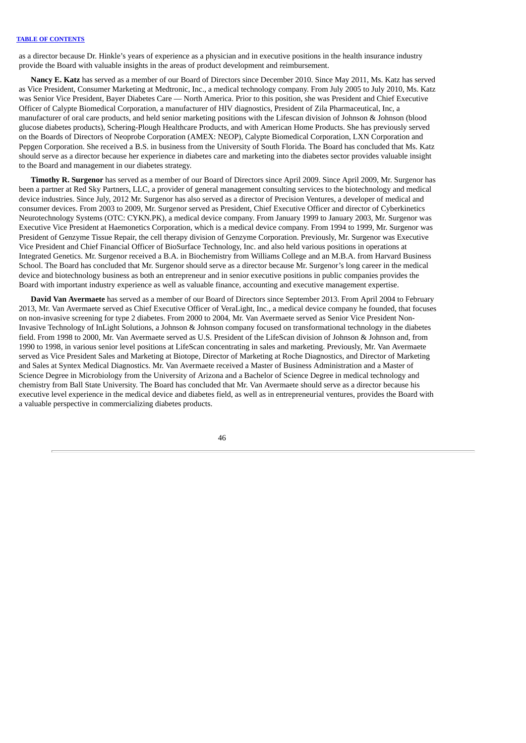as a director because Dr. Hinkle's years of experience as a physician and in executive positions in the health insurance industry provide the Board with valuable insights in the areas of product development and reimbursement.

**Nancy E. Katz** has served as a member of our Board of Directors since December 2010. Since May 2011, Ms. Katz has served as Vice President, Consumer Marketing at Medtronic, Inc., a medical technology company. From July 2005 to July 2010, Ms. Katz was Senior Vice President, Bayer Diabetes Care — North America. Prior to this position, she was President and Chief Executive Officer of Calypte Biomedical Corporation, a manufacturer of HIV diagnostics, President of Zila Pharmaceutical, Inc, a manufacturer of oral care products, and held senior marketing positions with the Lifescan division of Johnson & Johnson (blood glucose diabetes products), Schering-Plough Healthcare Products, and with American Home Products. She has previously served on the Boards of Directors of Neoprobe Corporation (AMEX: NEOP), Calypte Biomedical Corporation, LXN Corporation and Pepgen Corporation. She received a B.S. in business from the University of South Florida. The Board has concluded that Ms. Katz should serve as a director because her experience in diabetes care and marketing into the diabetes sector provides valuable insight to the Board and management in our diabetes strategy.

**Timothy R. Surgenor** has served as a member of our Board of Directors since April 2009. Since April 2009, Mr. Surgenor has been a partner at Red Sky Partners, LLC, a provider of general management consulting services to the biotechnology and medical device industries. Since July, 2012 Mr. Surgenor has also served as a director of Precision Ventures, a developer of medical and consumer devices. From 2003 to 2009, Mr. Surgenor served as President, Chief Executive Officer and director of Cyberkinetics Neurotechnology Systems (OTC: CYKN.PK), a medical device company. From January 1999 to January 2003, Mr. Surgenor was Executive Vice President at Haemonetics Corporation, which is a medical device company. From 1994 to 1999, Mr. Surgenor was President of Genzyme Tissue Repair, the cell therapy division of Genzyme Corporation. Previously, Mr. Surgenor was Executive Vice President and Chief Financial Officer of BioSurface Technology, Inc. and also held various positions in operations at Integrated Genetics. Mr. Surgenor received a B.A. in Biochemistry from Williams College and an M.B.A. from Harvard Business School. The Board has concluded that Mr. Surgenor should serve as a director because Mr. Surgenor's long career in the medical device and biotechnology business as both an entrepreneur and in senior executive positions in public companies provides the Board with important industry experience as well as valuable finance, accounting and executive management expertise.

**David Van Avermaete** has served as a member of our Board of Directors since September 2013. From April 2004 to February 2013, Mr. Van Avermaete served as Chief Executive Officer of VeraLight, Inc., a medical device company he founded, that focuses on non-invasive screening for type 2 diabetes. From 2000 to 2004, Mr. Van Avermaete served as Senior Vice President Non-Invasive Technology of InLight Solutions, a Johnson & Johnson company focused on transformational technology in the diabetes field. From 1998 to 2000, Mr. Van Avermaete served as U.S. President of the LifeScan division of Johnson & Johnson and, from 1990 to 1998, in various senior level positions at LifeScan concentrating in sales and marketing. Previously, Mr. Van Avermaete served as Vice President Sales and Marketing at Biotope, Director of Marketing at Roche Diagnostics, and Director of Marketing and Sales at Syntex Medical Diagnostics. Mr. Van Avermaete received a Master of Business Administration and a Master of Science Degree in Microbiology from the University of Arizona and a Bachelor of Science Degree in medical technology and chemistry from Ball State University. The Board has concluded that Mr. Van Avermaete should serve as a director because his executive level experience in the medical device and diabetes field, as well as in entrepreneurial ventures, provides the Board with a valuable perspective in commercializing diabetes products.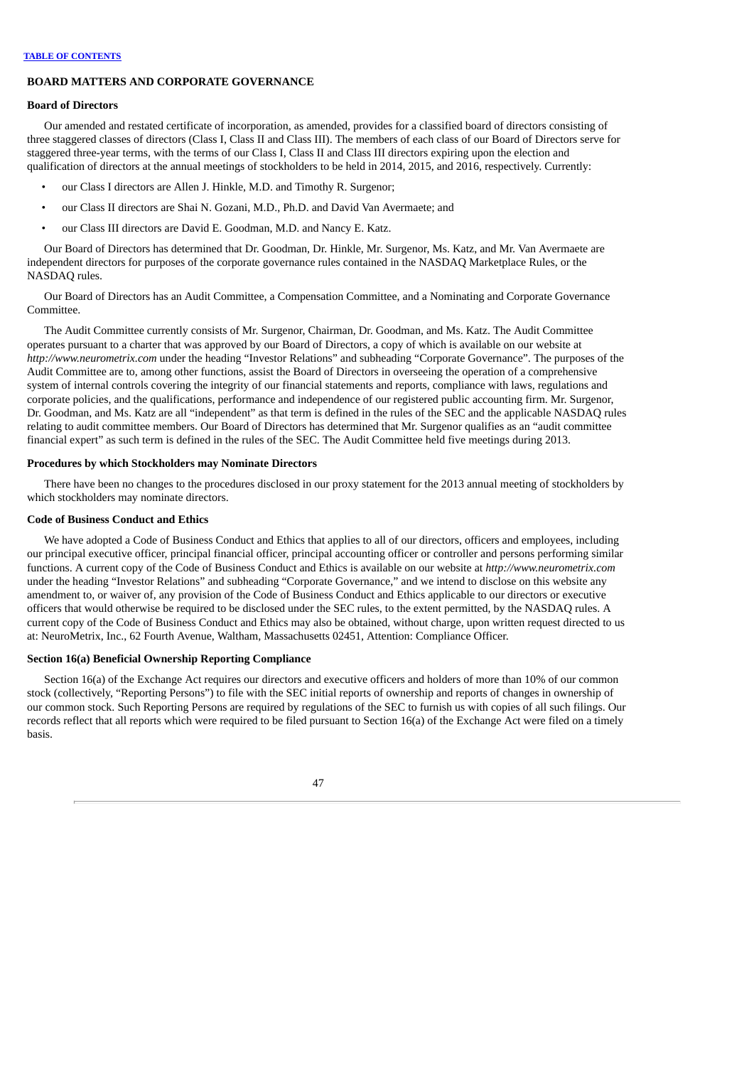## BOARD MATTERS AND CORPORATE GOVERNANCE

### Board of Directors

Our amended and restated certificate of incorporation, as amended, provides for a classified board of directors consisting of three staggered classes of directors (Class I, Class II and Class III). The members of each class of our Board of Directors serve for staggered three-year terms, with the terms of our Class I, Class II and Class III directors expiring upon the election and qualification of directors at the annual meetings of stockholders to be held in 2014, 2015, and 2016, respectively. Currently:

- our Class I directors are Allen J. Hinkle, M.D. and Timothy R. Surgenor;
- our Class II directors are Shai N. Gozani, M.D., Ph.D. and David Van Avermaete; and
- our Class III directors are David E. Goodman, M.D. and Nancy E. Katz.

Our Board of Directors has determined that Dr. Goodman, Dr. Hinkle, Mr. Surgenor, Ms. Katz, and Mr. Van Avermaete are independent directors for purposes of the corporate governance rules contained in the NASDAQ Marketplace Rules, or the NASDAQ rules.

Our Board of Directors has an Audit Committee, a Compensation Committee, and a Nominating and Corporate Governance Committee.

The Audit Committee currently consists of Mr. Surgenor, Chairman, Dr. Goodman, and Ms. Katz. The Audit Committee operates pursuant to a charter that was approved by our Board of Directors, a copy of which is available on our website at *http://www.neurometrix.com* under the heading "Investor Relations" and subheading "Corporate Governance". The purposes of the Audit Committee are to, among other functions, assist the Board of Directors in overseeing the operation of a comprehensive system of internal controls covering the integrity of our financial statements and reports, compliance with laws, regulations and corporate policies, and the qualifications, performance and independence of our registered public accounting firm. Mr. Surgenor, Dr. Goodman, and Ms. Katz are all "independent" as that term is defined in the rules of the SEC and the applicable NASDAQ rules relating to audit committee members. Our Board of Directors has determined that Mr. Surgenor qualifies as an "audit committee financial expert" as such term is defined in the rules of the SEC. The Audit Committee held five meetings during 2013.

### Procedures by which Stockholders may Nominate Directors

There have been no changes to the procedures disclosed in our proxy statement for the 2013 annual meeting of stockholders by which stockholders may nominate directors.

### Code of Business Conduct and Ethics

We have adopted a Code of Business Conduct and Ethics that applies to all of our directors, officers and employees, including our principal executive officer, principal financial officer, principal accounting officer or controller and persons performing similar functions. A current copy of the Code of Business Conduct and Ethics is available on our website at *http://www.neurometrix.com* under the heading "Investor Relations" and subheading "Corporate Governance," and we intend to disclose on this website any amendment to, or waiver of, any provision of the Code of Business Conduct and Ethics applicable to our directors or executive officers that would otherwise be required to be disclosed under the SEC rules, to the extent permitted, by the NASDAQ rules. A current copy of the Code of Business Conduct and Ethics may also be obtained, without charge, upon written request directed to us at: NeuroMetrix, Inc., 62 Fourth Avenue, Waltham, Massachusetts 02451, Attention: Compliance Officer.

### Section 16(a) Beneficial Ownership Reporting Compliance

Section 16(a) of the Exchange Act requires our directors and executive officers and holders of more than 10% of our common stock (collectively, "Reporting Persons") to file with the SEC initial reports of ownership and reports of changes in ownership of our common stock. Such Reporting Persons are required by regulations of the SEC to furnish us with copies of all such filings. Our records reflect that all reports which were required to be filed pursuant to Section 16(a) of the Exchange Act were filed on a timely basis.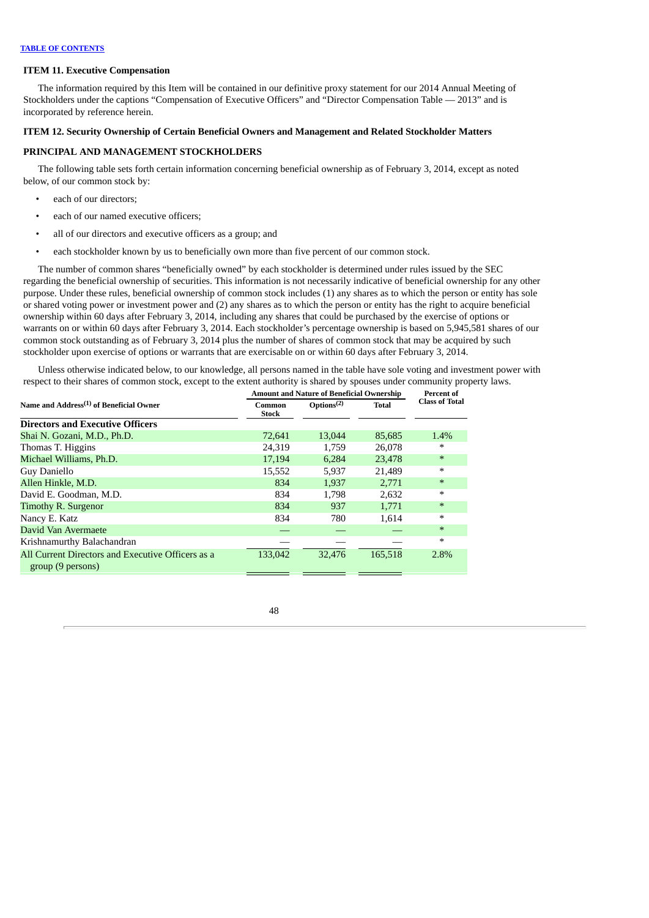### ITEM 11. Executive Compensation

The information required by this Item will be contained in our definitive proxy statement for our 2014 Annual Meeting of Stockholders under the captions "Compensation of Executive Officers" and "Director Compensation Table — 2013" and is incorporated by reference herein.

### ITEM 12. Security Ownership of Certain Beneficial Owners and Management and Related Stockholder Matters

### PRINCIPAL AND MANAGEMENT STOCKHOLDERS

The following table sets forth certain information concerning beneficial ownership as of February 3, 2014, except as noted below, of our common stock by:

- each of our directors;
- each of our named executive officers;
- all of our directors and executive officers as a group; and
- each stockholder known by us to beneficially own more than five percent of our common stock.

The number of common shares "beneficially owned" by each stockholder is determined under rules issued by the SEC regarding the beneficial ownership of securities. This information is not necessarily indicative of beneficial ownership for any other purpose. Under these rules, beneficial ownership of common stock includes (1) any shares as to which the person or entity has sole or shared voting power or investment power and (2) any shares as to which the person or entity has the right to acquire beneficial ownership within 60 days after February 3, 2014, including any shares that could be purchased by the exercise of options or warrants on or within 60 days after February 3, 2014. Each stockholder's percentage ownership is based on 5,945,581 shares of our common stock outstanding as of February 3, 2014 plus the number of shares of common stock that may be acquired by such stockholder upon exercise of options or warrants that are exercisable on or within 60 days after February 3, 2014.

Unless otherwise indicated below, to our knowledge, all persons named in the table have sole voting and investment power with respect to their shares of common stock, except to the extent authority is shared by spouses under community property laws.

| Name and Address[1] of Beneficial Owner | Amount and Nature of Beneficial Ownership | | | Percent of Class of Total |
|---|---|---|---|---|
| | Common Stock | Options[2] | Total | |
| **Directors and Executive Officers** | | | | |
| Shai N. Gozani, M.D., Ph.D. | 72,641 | 13,044 | 85,685 | 1.4% |
| Thomas T. Higgins | 24,319 | 1,759 | 26,078 | * |
| Michael Williams, Ph.D. | 17,194 | 6,284 | 23,478 | * |
| Guy Daniello | 15,552 | 5,937 | 21,489 | * |
| Allen Hinkle, M.D. | 834 | 1,937 | 2,771 | * |
| David E. Goodman, M.D. | 834 | 1,798 | 2,632 | * |
| Timothy R. Surgenor | 834 | 937 | 1,771 | * |
| Nancy E. Katz | 834 | 780 | 1,614 | * |
| David Van Avermaete | — | — | — | * |
| Krishnamurthy Balachandran | — | — | — | * |
| All Current Directors and Executive Officers as a group (9 persons) | 133,042 | 32,476 | 165,518 | 2.8% |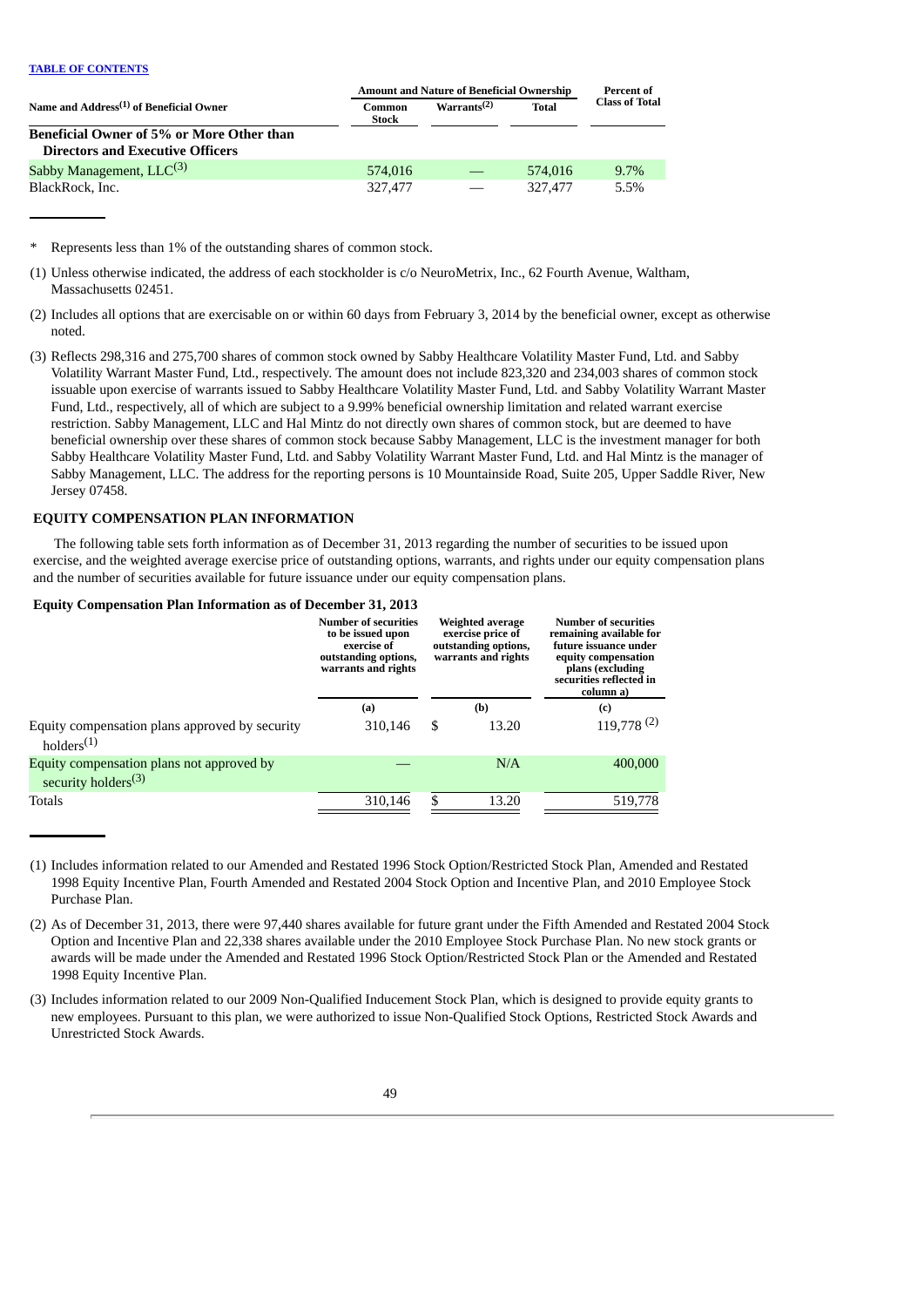TABLE OF CONTENTS

| Name and Address[1] of Beneficial Owner | Amount and Nature of Beneficial Ownership | | | Percent of Class of Total |
|---|---|---|---|---|
| | Common Stock | Warrants[2] | Total | |
| **Beneficial Owner of 5% or More Other than Directors and Executive Officers** | | | | |
| Sabby Management, LLC[3] | 574,016 | — | 574,016 | 9.7% |
| BlackRock, Inc. | 327,477 | — | 327,477 | 5.5% |

\* Represents less than 1% of the outstanding shares of common stock.

(1) Unless otherwise indicated, the address of each stockholder is c/o NeuroMetrix, Inc., 62 Fourth Avenue, Waltham, Massachusetts 02451.

(2) Includes all options that are exercisable on or within 60 days from February 3, 2014 by the beneficial owner, except as otherwise noted.

(3) Reflects 298,316 and 275,700 shares of common stock owned by Sabby Healthcare Volatility Master Fund, Ltd. and Sabby Volatility Warrant Master Fund, Ltd., respectively. The amount does not include 823,320 and 234,003 shares of common stock issuable upon exercise of warrants issued to Sabby Healthcare Volatility Master Fund, Ltd. and Sabby Volatility Warrant Master Fund, Ltd., respectively, all of which are subject to a 9.99% beneficial ownership limitation and related warrant exercise restriction. Sabby Management, LLC and Hal Mintz do not directly own shares of common stock, but are deemed to have beneficial ownership over these shares of common stock because Sabby Management, LLC is the investment manager for both Sabby Healthcare Volatility Master Fund, Ltd. and Sabby Volatility Warrant Master Fund, Ltd. and Hal Mintz is the manager of Sabby Management, LLC. The address for the reporting persons is 10 Mountainside Road, Suite 205, Upper Saddle River, New Jersey 07458.

## EQUITY COMPENSATION PLAN INFORMATION

The following table sets forth information as of December 31, 2013 regarding the number of securities to be issued upon exercise, and the weighted average exercise price of outstanding options, warrants, and rights under our equity compensation plans and the number of securities available for future issuance under our equity compensation plans.

**Equity Compensation Plan Information as of December 31, 2013**

| | Number of securities to be issued upon exercise of outstanding options, warrants and rights | Weighted average exercise price of outstanding options, warrants and rights | Number of securities remaining available for future issuance under equity compensation plans (excluding securities reflected in column a) |
|---|---|---|---|
| | (a) | (b) | (c) |
| Equity compensation plans approved by security holders[1] | 310,146 | $ 13.20 | 119,778 [2] |
| Equity compensation plans not approved by security holders[3] | — | N/A | 400,000 |
| Totals | 310,146 | $ 13.20 | 519,778 |

(1) Includes information related to our Amended and Restated 1996 Stock Option/Restricted Stock Plan, Amended and Restated 1998 Equity Incentive Plan, Fourth Amended and Restated 2004 Stock Option and Incentive Plan, and 2010 Employee Stock Purchase Plan.

(2) As of December 31, 2013, there were 97,440 shares available for future grant under the Fifth Amended and Restated 2004 Stock Option and Incentive Plan and 22,338 shares available under the 2010 Employee Stock Purchase Plan. No new stock grants or awards will be made under the Amended and Restated 1996 Stock Option/Restricted Stock Plan or the Amended and Restated 1998 Equity Incentive Plan.

(3) Includes information related to our 2009 Non-Qualified Inducement Stock Plan, which is designed to provide equity grants to new employees. Pursuant to this plan, we were authorized to issue Non-Qualified Stock Options, Restricted Stock Awards and Unrestricted Stock Awards.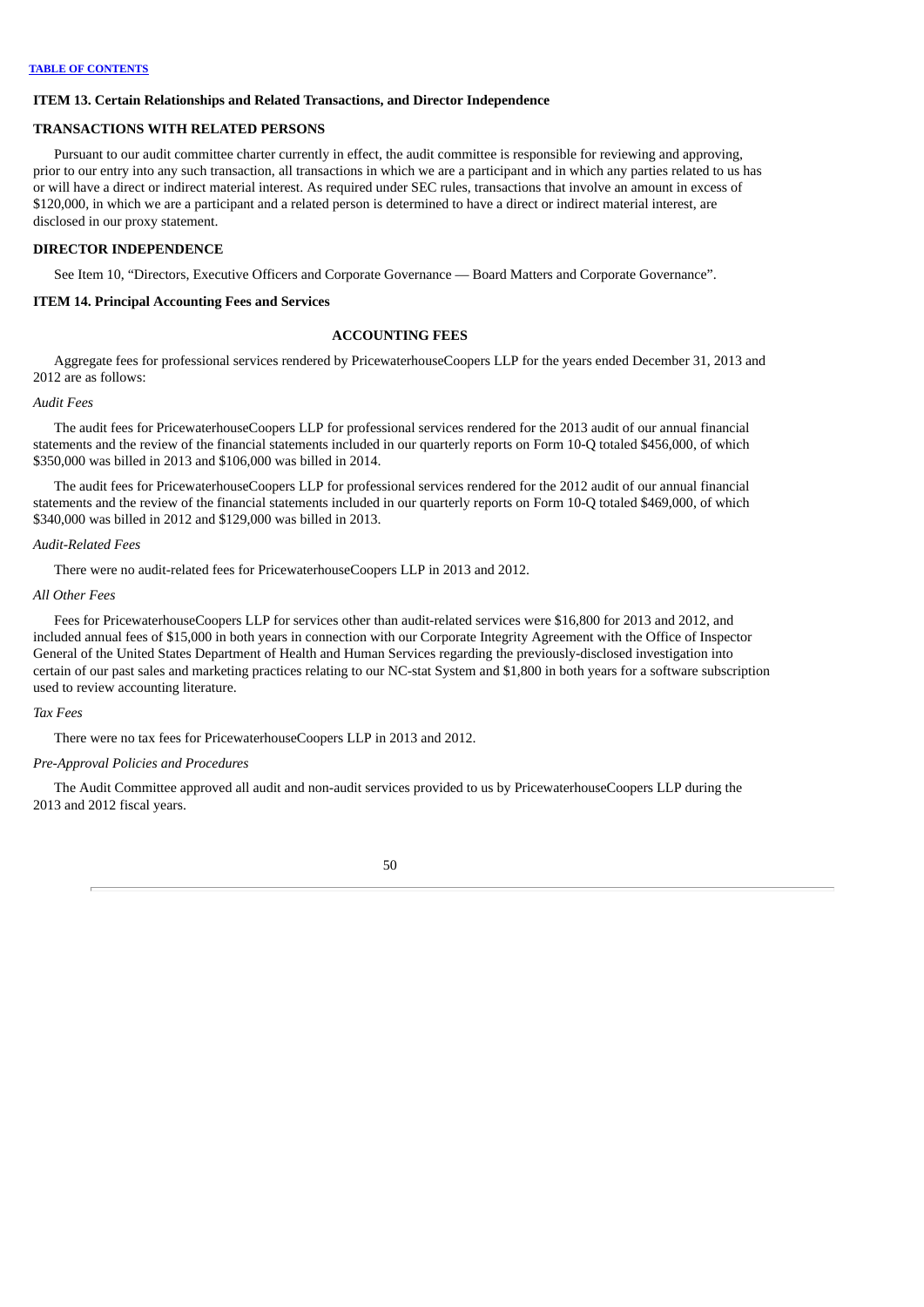## ITEM 13. Certain Relationships and Related Transactions, and Director Independence

### TRANSACTIONS WITH RELATED PERSONS

Pursuant to our audit committee charter currently in effect, the audit committee is responsible for reviewing and approving, prior to our entry into any such transaction, all transactions in which we are a participant and in which any parties related to us has or will have a direct or indirect material interest. As required under SEC rules, transactions that involve an amount in excess of $120,000, in which we are a participant and a related person is determined to have a direct or indirect material interest, are disclosed in our proxy statement.

### DIRECTOR INDEPENDENCE

See Item 10, "Directors, Executive Officers and Corporate Governance — Board Matters and Corporate Governance".

## ITEM 14. Principal Accounting Fees and Services

### ACCOUNTING FEES

Aggregate fees for professional services rendered by PricewaterhouseCoopers LLP for the years ended December 31, 2013 and 2012 are as follows:

*Audit Fees*

The audit fees for PricewaterhouseCoopers LLP for professional services rendered for the 2013 audit of our annual financial statements and the review of the financial statements included in our quarterly reports on Form 10-Q totaled $456,000, of which $350,000 was billed in 2013 and $106,000 was billed in 2014.

The audit fees for PricewaterhouseCoopers LLP for professional services rendered for the 2012 audit of our annual financial statements and the review of the financial statements included in our quarterly reports on Form 10-Q totaled $469,000, of which $340,000 was billed in 2012 and $129,000 was billed in 2013.

*Audit-Related Fees*

There were no audit-related fees for PricewaterhouseCoopers LLP in 2013 and 2012.

*All Other Fees*

Fees for PricewaterhouseCoopers LLP for services other than audit-related services were $16,800 for 2013 and 2012, and included annual fees of $15,000 in both years in connection with our Corporate Integrity Agreement with the Office of Inspector General of the United States Department of Health and Human Services regarding the previously-disclosed investigation into certain of our past sales and marketing practices relating to our NC-stat System and $1,800 in both years for a software subscription used to review accounting literature.

*Tax Fees*

There were no tax fees for PricewaterhouseCoopers LLP in 2013 and 2012.

*Pre-Approval Policies and Procedures*

The Audit Committee approved all audit and non-audit services provided to us by PricewaterhouseCoopers LLP during the 2013 and 2012 fiscal years.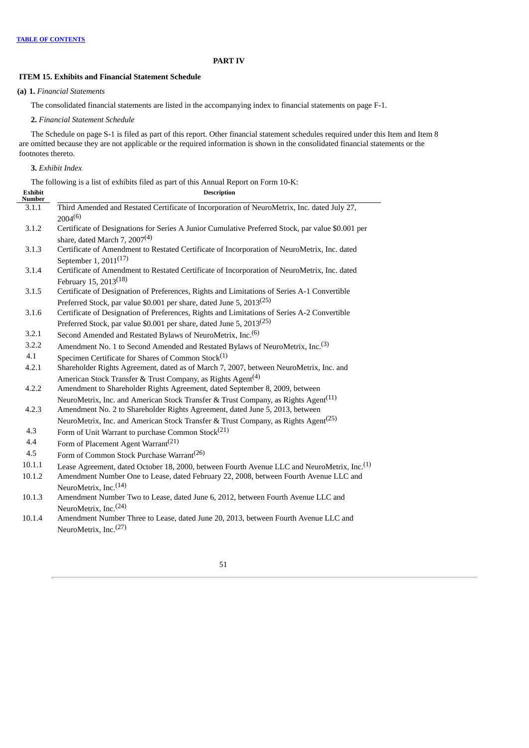[TABLE OF CONTENTS](#)

# PART IV

## ITEM 15. Exhibits and Financial Statement Schedule

**(a) 1.** *Financial Statements*

The consolidated financial statements are listed in the accompanying index to financial statements on page F-1.

**2.** *Financial Statement Schedule*

The Schedule on page S-1 is filed as part of this report. Other financial statement schedules required under this Item and Item 8 are omitted because they are not applicable or the required information is shown in the consolidated financial statements or the footnotes thereto.

**3.** *Exhibit Index*

The following is a list of exhibits filed as part of this Annual Report on Form 10-K:

| Exhibit Number | Description |
|---|---|
| 3.1.1 | Third Amended and Restated Certificate of Incorporation of NeuroMetrix, Inc. dated July 27, 2004(6) |
| 3.1.2 | Certificate of Designations for Series A Junior Cumulative Preferred Stock, par value $0.001 per share, dated March 7, 2007(4) |
| 3.1.3 | Certificate of Amendment to Restated Certificate of Incorporation of NeuroMetrix, Inc. dated September 1, 2011(17) |
| 3.1.4 | Certificate of Amendment to Restated Certificate of Incorporation of NeuroMetrix, Inc. dated February 15, 2013(18) |
| 3.1.5 | Certificate of Designation of Preferences, Rights and Limitations of Series A-1 Convertible Preferred Stock, par value $0.001 per share, dated June 5, 2013(25) |
| 3.1.6 | Certificate of Designation of Preferences, Rights and Limitations of Series A-2 Convertible Preferred Stock, par value $0.001 per share, dated June 5, 2013(25) |
| 3.2.1 | Second Amended and Restated Bylaws of NeuroMetrix, Inc.(6) |
| 3.2.2 | Amendment No. 1 to Second Amended and Restated Bylaws of NeuroMetrix, Inc.(3) |
| 4.1 | Specimen Certificate for Shares of Common Stock(1) |
| 4.2.1 | Shareholder Rights Agreement, dated as of March 7, 2007, between NeuroMetrix, Inc. and American Stock Transfer & Trust Company, as Rights Agent(4) |
| 4.2.2 | Amendment to Shareholder Rights Agreement, dated September 8, 2009, between NeuroMetrix, Inc. and American Stock Transfer & Trust Company, as Rights Agent(11) |
| 4.2.3 | Amendment No. 2 to Shareholder Rights Agreement, dated June 5, 2013, between NeuroMetrix, Inc. and American Stock Transfer & Trust Company, as Rights Agent(25) |
| 4.3 | Form of Unit Warrant to purchase Common Stock(21) |
| 4.4 | Form of Placement Agent Warrant(21) |
| 4.5 | Form of Common Stock Purchase Warrant(26) |
| 10.1.1 | Lease Agreement, dated October 18, 2000, between Fourth Avenue LLC and NeuroMetrix, Inc.(1) |
| 10.1.2 | Amendment Number One to Lease, dated February 22, 2008, between Fourth Avenue LLC and NeuroMetrix, Inc.(14) |
| 10.1.3 | Amendment Number Two to Lease, dated June 6, 2012, between Fourth Avenue LLC and NeuroMetrix, Inc.(24) |
| 10.1.4 | Amendment Number Three to Lease, dated June 20, 2013, between Fourth Avenue LLC and NeuroMetrix, Inc.(27) |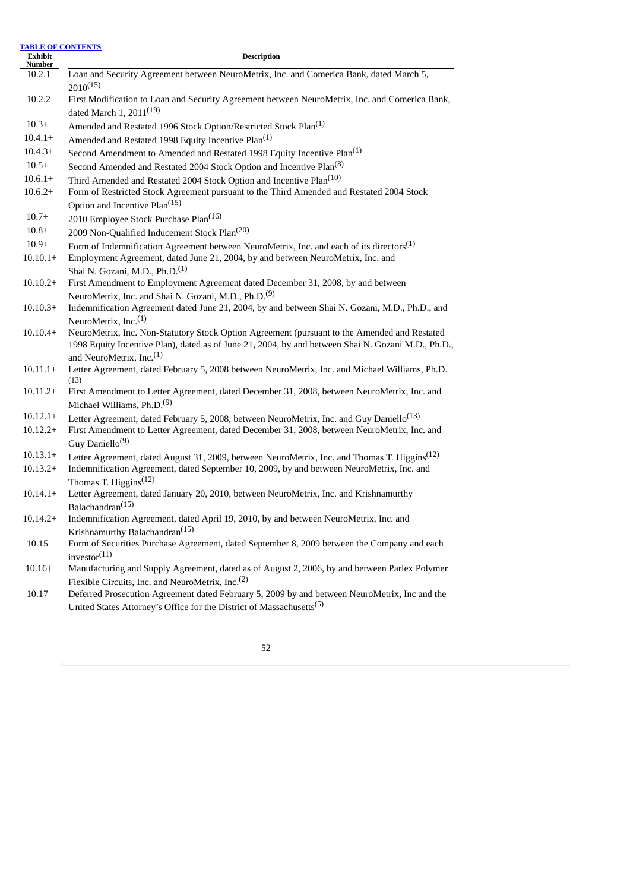[TABLE OF CONTENTS](#)

| Exhibit Number | Description |
|---|---|
| 10.2.1 | Loan and Security Agreement between NeuroMetrix, Inc. and Comerica Bank, dated March 5, 2010[15] |
| 10.2.2 | First Modification to Loan and Security Agreement between NeuroMetrix, Inc. and Comerica Bank, dated March 1, 2011[19] |
| 10.3+ | Amended and Restated 1996 Stock Option/Restricted Stock Plan[1] |
| 10.4.1+ | Amended and Restated 1998 Equity Incentive Plan[1] |
| 10.4.3+ | Second Amendment to Amended and Restated 1998 Equity Incentive Plan[1] |
| 10.5+ | Second Amended and Restated 2004 Stock Option and Incentive Plan[8] |
| 10.6.1+ | Third Amended and Restated 2004 Stock Option and Incentive Plan[10] |
| 10.6.2+ | Form of Restricted Stock Agreement pursuant to the Third Amended and Restated 2004 Stock Option and Incentive Plan[15] |
| 10.7+ | 2010 Employee Stock Purchase Plan[16] |
| 10.8+ | 2009 Non-Qualified Inducement Stock Plan[20] |
| 10.9+ | Form of Indemnification Agreement between NeuroMetrix, Inc. and each of its directors[1] |
| 10.10.1+ | Employment Agreement, dated June 21, 2004, by and between NeuroMetrix, Inc. and Shai N. Gozani, M.D., Ph.D.[1] |
| 10.10.2+ | First Amendment to Employment Agreement dated December 31, 2008, by and between NeuroMetrix, Inc. and Shai N. Gozani, M.D., Ph.D.[9] |
| 10.10.3+ | Indemnification Agreement dated June 21, 2004, by and between Shai N. Gozani, M.D., Ph.D., and NeuroMetrix, Inc.[1] |
| 10.10.4+ | NeuroMetrix, Inc. Non-Statutory Stock Option Agreement (pursuant to the Amended and Restated 1998 Equity Incentive Plan), dated as of June 21, 2004, by and between Shai N. Gozani M.D., Ph.D., and NeuroMetrix, Inc.[1] |
| 10.11.1+ | Letter Agreement, dated February 5, 2008 between NeuroMetrix, Inc. and Michael Williams, Ph.D.[13] |
| 10.11.2+ | First Amendment to Letter Agreement, dated December 31, 2008, between NeuroMetrix, Inc. and Michael Williams, Ph.D.[9] |
| 10.12.1+ | Letter Agreement, dated February 5, 2008, between NeuroMetrix, Inc. and Guy Daniello[13] |
| 10.12.2+ | First Amendment to Letter Agreement, dated December 31, 2008, between NeuroMetrix, Inc. and Guy Daniello[9] |
| 10.13.1+ | Letter Agreement, dated August 31, 2009, between NeuroMetrix, Inc. and Thomas T. Higgins[12] |
| 10.13.2+ | Indemnification Agreement, dated September 10, 2009, by and between NeuroMetrix, Inc. and Thomas T. Higgins[12] |
| 10.14.1+ | Letter Agreement, dated January 20, 2010, between NeuroMetrix, Inc. and Krishnamurthy Balachandran[15] |
| 10.14.2+ | Indemnification Agreement, dated April 19, 2010, by and between NeuroMetrix, Inc. and Krishnamurthy Balachandran[15] |
| 10.15 | Form of Securities Purchase Agreement, dated September 8, 2009 between the Company and each investor[11] |
| 10.16† | Manufacturing and Supply Agreement, dated as of August 2, 2006, by and between Parlex Polymer Flexible Circuits, Inc. and NeuroMetrix, Inc.[2] |
| 10.17 | Deferred Prosecution Agreement dated February 5, 2009 by and between NeuroMetrix, Inc and the United States Attorney's Office for the District of Massachusetts[5] |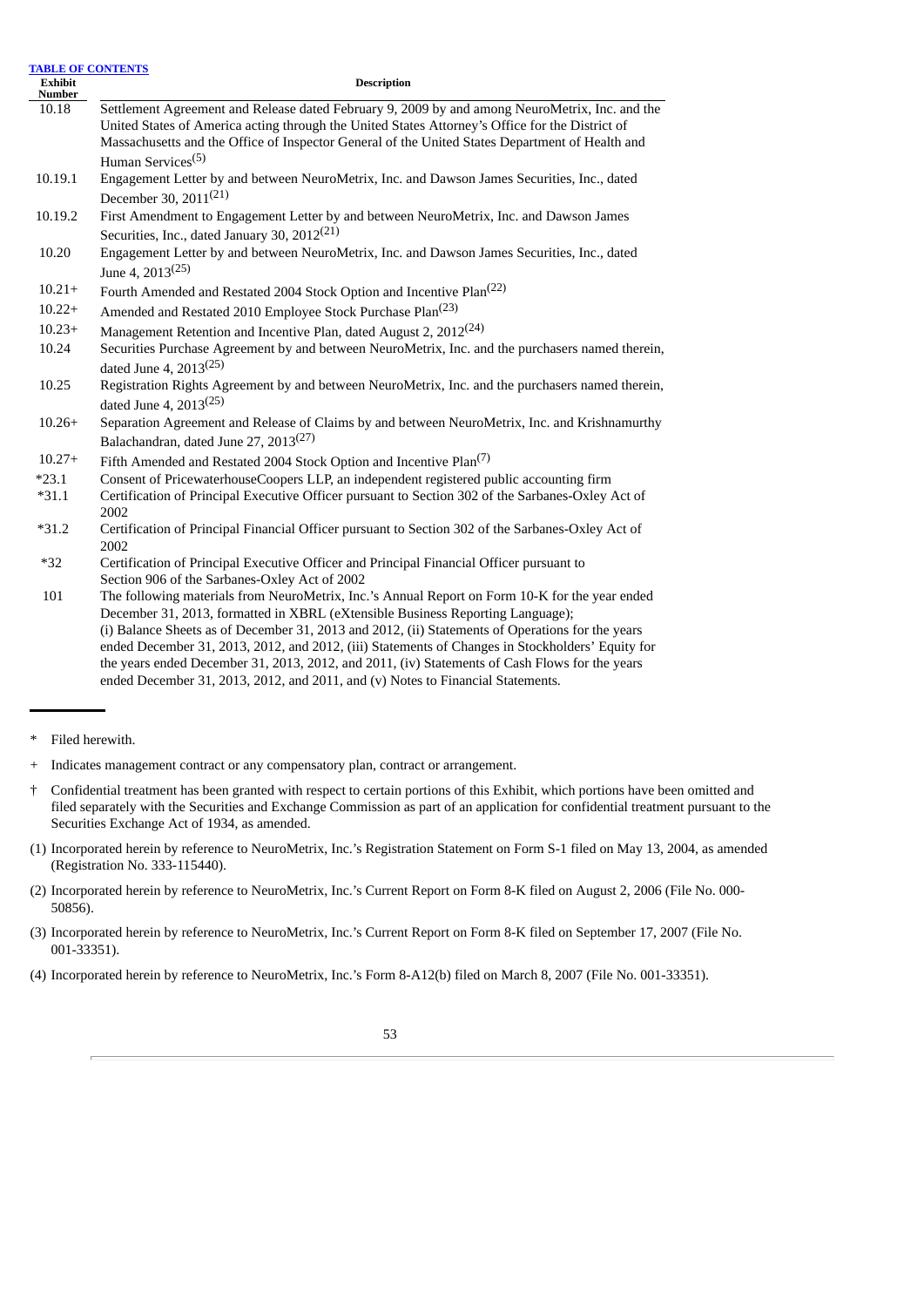[TABLE OF CONTENTS](#)

| Exhibit Number | Description |
|---|---|
| 10.18 | Settlement Agreement and Release dated February 9, 2009 by and among NeuroMetrix, Inc. and the United States of America acting through the United States Attorney's Office for the District of Massachusetts and the Office of Inspector General of the United States Department of Health and Human Services(5) |
| 10.19.1 | Engagement Letter by and between NeuroMetrix, Inc. and Dawson James Securities, Inc., dated December 30, 2011(21) |
| 10.19.2 | First Amendment to Engagement Letter by and between NeuroMetrix, Inc. and Dawson James Securities, Inc., dated January 30, 2012(21) |
| 10.20 | Engagement Letter by and between NeuroMetrix, Inc. and Dawson James Securities, Inc., dated June 4, 2013(25) |
| 10.21+ | Fourth Amended and Restated 2004 Stock Option and Incentive Plan(22) |
| 10.22+ | Amended and Restated 2010 Employee Stock Purchase Plan(23) |
| 10.23+ | Management Retention and Incentive Plan, dated August 2, 2012(24) |
| 10.24 | Securities Purchase Agreement by and between NeuroMetrix, Inc. and the purchasers named therein, dated June 4, 2013(25) |
| 10.25 | Registration Rights Agreement by and between NeuroMetrix, Inc. and the purchasers named therein, dated June 4, 2013(25) |
| 10.26+ | Separation Agreement and Release of Claims by and between NeuroMetrix, Inc. and Krishnamurthy Balachandran, dated June 27, 2013(27) |
| 10.27+ | Fifth Amended and Restated 2004 Stock Option and Incentive Plan(7) |
| *23.1 | Consent of PricewaterhouseCoopers LLP, an independent registered public accounting firm |
| *31.1 | Certification of Principal Executive Officer pursuant to Section 302 of the Sarbanes-Oxley Act of 2002 |
| *31.2 | Certification of Principal Financial Officer pursuant to Section 302 of the Sarbanes-Oxley Act of 2002 |
| *32 | Certification of Principal Executive Officer and Principal Financial Officer pursuant to Section 906 of the Sarbanes-Oxley Act of 2002 |
| 101 | The following materials from NeuroMetrix, Inc.'s Annual Report on Form 10-K for the year ended December 31, 2013, formatted in XBRL (eXtensible Business Reporting Language); (i) Balance Sheets as of December 31, 2013 and 2012, (ii) Statements of Operations for the years ended December 31, 2013, 2012, and 2012, (iii) Statements of Changes in Stockholders' Equity for the years ended December 31, 2013, 2012, and 2011, (iv) Statements of Cash Flows for the years ended December 31, 2013, 2012, and 2011, and (v) Notes to Financial Statements. |

\* Filed herewith.

\+ Indicates management contract or any compensatory plan, contract or arrangement.

† Confidential treatment has been granted with respect to certain portions of this Exhibit, which portions have been omitted and filed separately with the Securities and Exchange Commission as part of an application for confidential treatment pursuant to the Securities Exchange Act of 1934, as amended.

(1) Incorporated herein by reference to NeuroMetrix, Inc.'s Registration Statement on Form S-1 filed on May 13, 2004, as amended (Registration No. 333-115440).

(2) Incorporated herein by reference to NeuroMetrix, Inc.'s Current Report on Form 8-K filed on August 2, 2006 (File No. 000-50856).

(3) Incorporated herein by reference to NeuroMetrix, Inc.'s Current Report on Form 8-K filed on September 17, 2007 (File No. 001-33351).

(4) Incorporated herein by reference to NeuroMetrix, Inc.'s Form 8-A12(b) filed on March 8, 2007 (File No. 001-33351).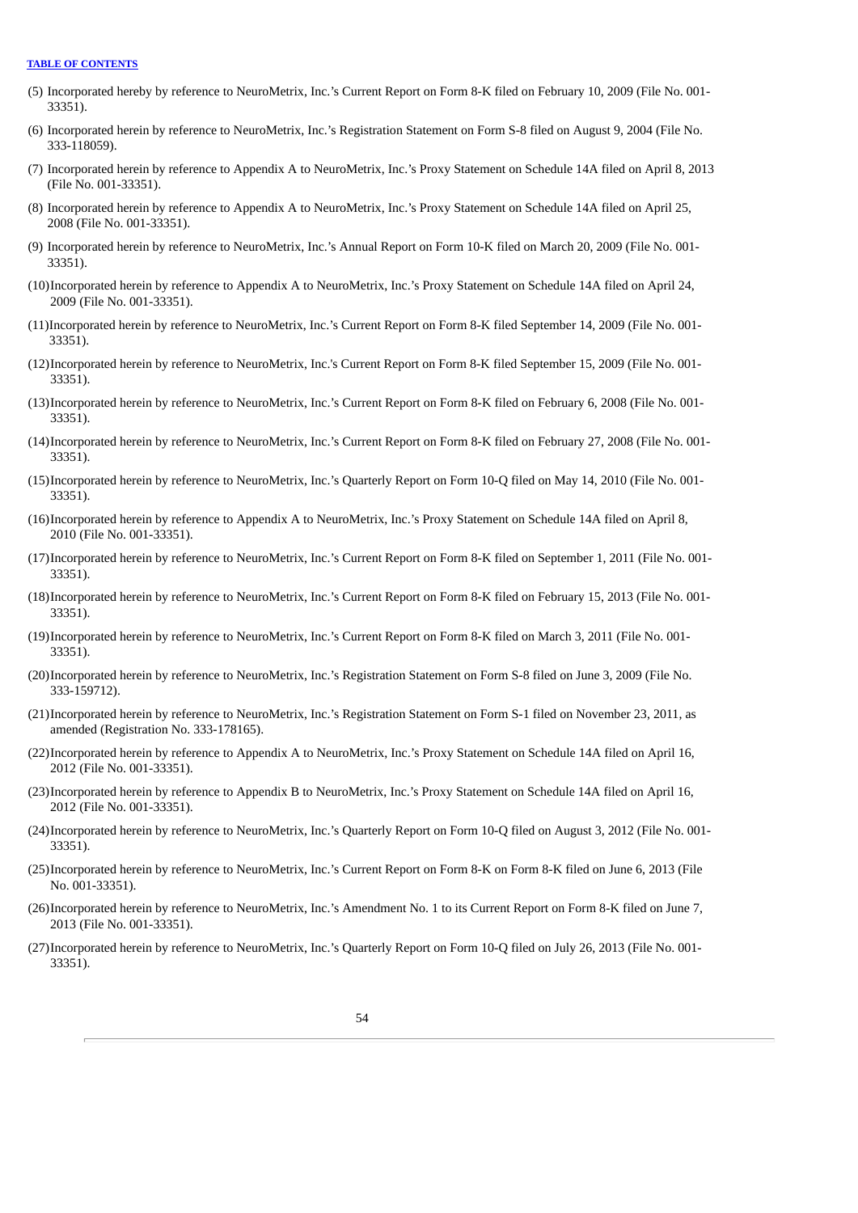(5) Incorporated hereby by reference to NeuroMetrix, Inc.'s Current Report on Form 8-K filed on February 10, 2009 (File No. 001-33351).

(6) Incorporated herein by reference to NeuroMetrix, Inc.'s Registration Statement on Form S-8 filed on August 9, 2004 (File No. 333-118059).

(7) Incorporated herein by reference to Appendix A to NeuroMetrix, Inc.'s Proxy Statement on Schedule 14A filed on April 8, 2013 (File No. 001-33351).

(8) Incorporated herein by reference to Appendix A to NeuroMetrix, Inc.'s Proxy Statement on Schedule 14A filed on April 25, 2008 (File No. 001-33351).

(9) Incorporated herein by reference to NeuroMetrix, Inc.'s Annual Report on Form 10-K filed on March 20, 2009 (File No. 001-33351).

(10) Incorporated herein by reference to Appendix A to NeuroMetrix, Inc.'s Proxy Statement on Schedule 14A filed on April 24, 2009 (File No. 001-33351).

(11) Incorporated herein by reference to NeuroMetrix, Inc.'s Current Report on Form 8-K filed September 14, 2009 (File No. 001-33351).

(12) Incorporated herein by reference to NeuroMetrix, Inc.'s Current Report on Form 8-K filed September 15, 2009 (File No. 001-33351).

(13) Incorporated herein by reference to NeuroMetrix, Inc.'s Current Report on Form 8-K filed on February 6, 2008 (File No. 001-33351).

(14) Incorporated herein by reference to NeuroMetrix, Inc.'s Current Report on Form 8-K filed on February 27, 2008 (File No. 001-33351).

(15) Incorporated herein by reference to NeuroMetrix, Inc.'s Quarterly Report on Form 10-Q filed on May 14, 2010 (File No. 001-33351).

(16) Incorporated herein by reference to Appendix A to NeuroMetrix, Inc.'s Proxy Statement on Schedule 14A filed on April 8, 2010 (File No. 001-33351).

(17) Incorporated herein by reference to NeuroMetrix, Inc.'s Current Report on Form 8-K filed on September 1, 2011 (File No. 001-33351).

(18) Incorporated herein by reference to NeuroMetrix, Inc.'s Current Report on Form 8-K filed on February 15, 2013 (File No. 001-33351).

(19) Incorporated herein by reference to NeuroMetrix, Inc.'s Current Report on Form 8-K filed on March 3, 2011 (File No. 001-33351).

(20) Incorporated herein by reference to NeuroMetrix, Inc.'s Registration Statement on Form S-8 filed on June 3, 2009 (File No. 333-159712).

(21) Incorporated herein by reference to NeuroMetrix, Inc.'s Registration Statement on Form S-1 filed on November 23, 2011, as amended (Registration No. 333-178165).

(22) Incorporated herein by reference to Appendix A to NeuroMetrix, Inc.'s Proxy Statement on Schedule 14A filed on April 16, 2012 (File No. 001-33351).

(23) Incorporated herein by reference to Appendix B to NeuroMetrix, Inc.'s Proxy Statement on Schedule 14A filed on April 16, 2012 (File No. 001-33351).

(24) Incorporated herein by reference to NeuroMetrix, Inc.'s Quarterly Report on Form 10-Q filed on August 3, 2012 (File No. 001-33351).

(25) Incorporated herein by reference to NeuroMetrix, Inc.'s Current Report on Form 8-K on Form 8-K filed on June 6, 2013 (File No. 001-33351).

(26) Incorporated herein by reference to NeuroMetrix, Inc.'s Amendment No. 1 to its Current Report on Form 8-K filed on June 7, 2013 (File No. 001-33351).

(27) Incorporated herein by reference to NeuroMetrix, Inc.'s Quarterly Report on Form 10-Q filed on July 26, 2013 (File No. 001-33351).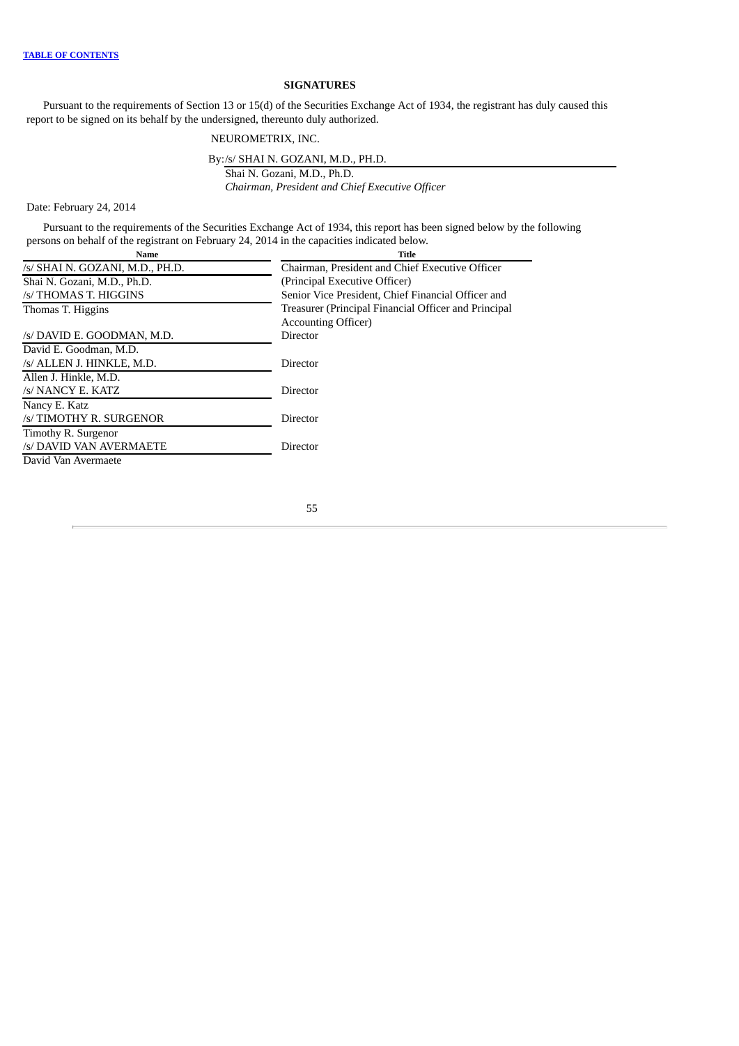## SIGNATURES

Pursuant to the requirements of Section 13 or 15(d) of the Securities Exchange Act of 1934, the registrant has duly caused this report to be signed on its behalf by the undersigned, thereunto duly authorized.

NEUROMETRIX, INC.

By:/s/ SHAI N. GOZANI, M.D., PH.D.
Shai N. Gozani, M.D., Ph.D.
*Chairman, President and Chief Executive Officer*

Date: February 24, 2014

Pursuant to the requirements of the Securities Exchange Act of 1934, this report has been signed below by the following persons on behalf of the registrant on February 24, 2014 in the capacities indicated below.

| Name | Title |
|---|---|
| /s/ SHAI N. GOZANI, M.D., PH.D.<br>Shai N. Gozani, M.D., Ph.D. | Chairman, President and Chief Executive Officer (Principal Executive Officer) |
| /s/ THOMAS T. HIGGINS<br>Thomas T. Higgins | Senior Vice President, Chief Financial Officer and Treasurer (Principal Financial Officer and Principal Accounting Officer) |
| /s/ DAVID E. GOODMAN, M.D.<br>David E. Goodman, M.D. | Director |
| /s/ ALLEN J. HINKLE, M.D.<br>Allen J. Hinkle, M.D. | Director |
| /s/ NANCY E. KATZ<br>Nancy E. Katz | Director |
| /s/ TIMOTHY R. SURGENOR<br>Timothy R. Surgenor | Director |
| /s/ DAVID VAN AVERMAETE<br>David Van Avermaete | Director |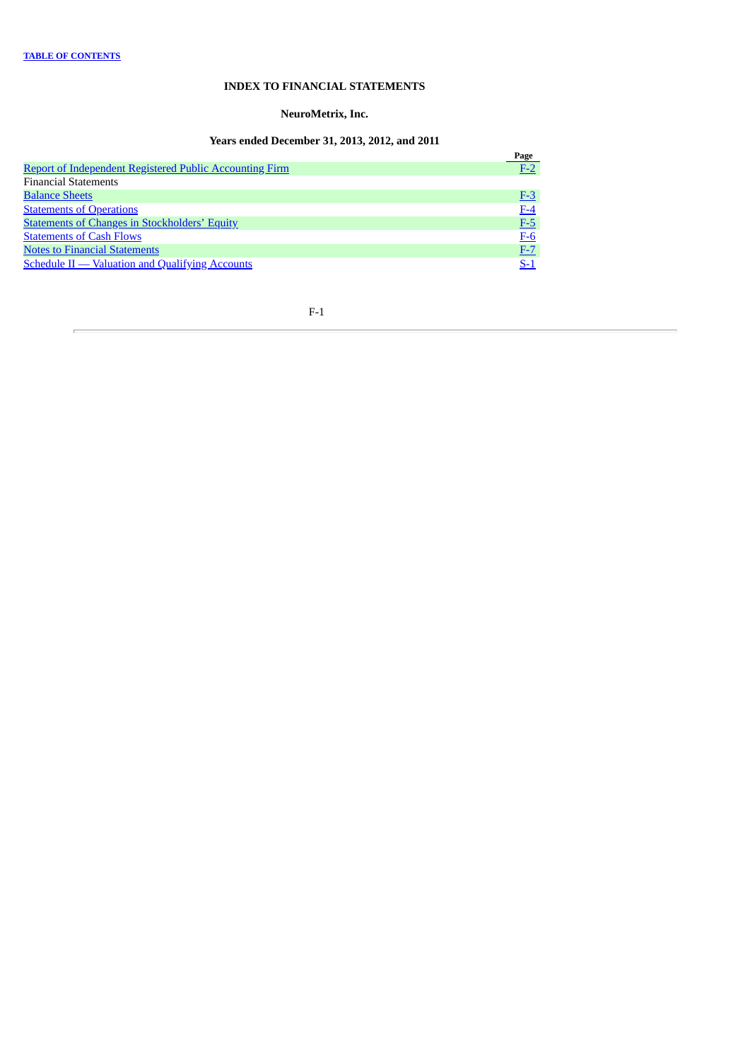**TABLE OF CONTENTS**

# INDEX TO FINANCIAL STATEMENTS

## NeuroMetrix, Inc.

### Years ended December 31, 2013, 2012, and 2011

| | Page |
|---|---|
| Report of Independent Registered Public Accounting Firm | F-2 |
| Financial Statements | |
| Balance Sheets | F-3 |
| Statements of Operations | F-4 |
| Statements of Changes in Stockholders' Equity | F-5 |
| Statements of Cash Flows | F-6 |
| Notes to Financial Statements | F-7 |
| Schedule II — Valuation and Qualifying Accounts | S-1 |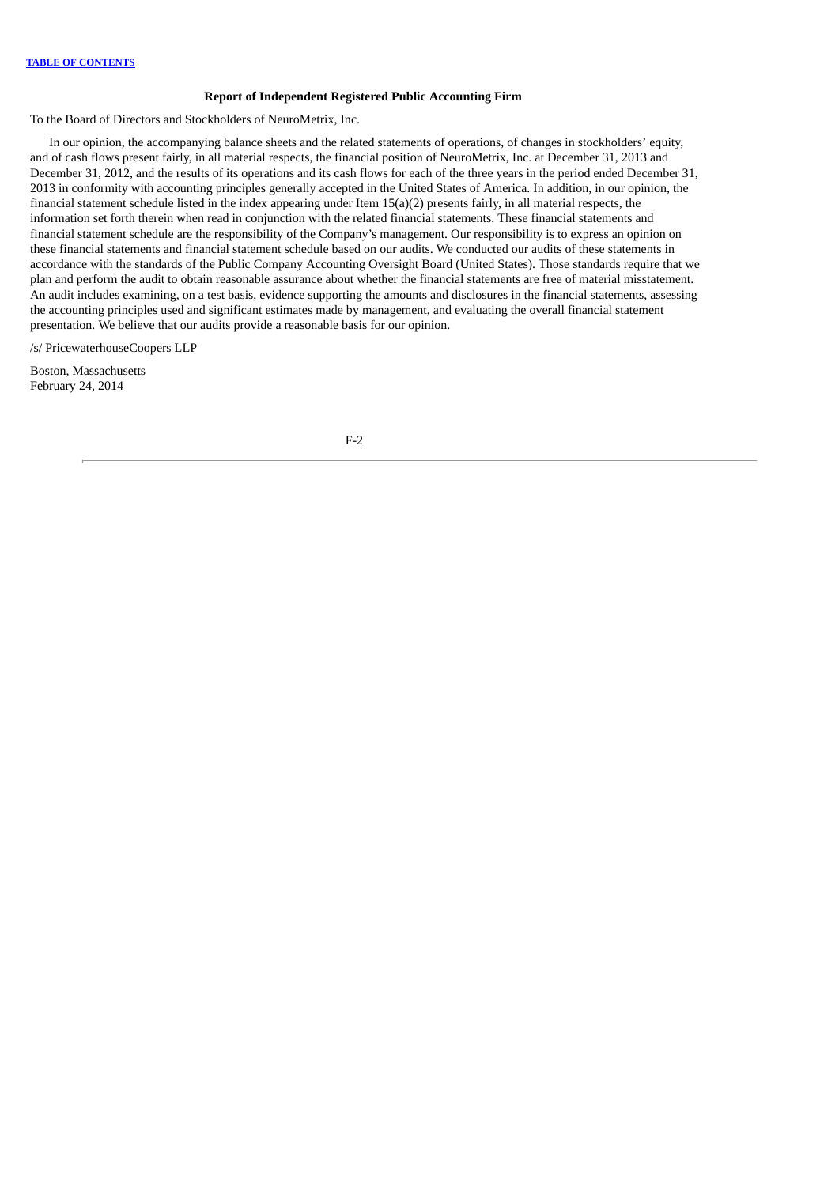## Report of Independent Registered Public Accounting Firm

To the Board of Directors and Stockholders of NeuroMetrix, Inc.

In our opinion, the accompanying balance sheets and the related statements of operations, of changes in stockholders' equity, and of cash flows present fairly, in all material respects, the financial position of NeuroMetrix, Inc. at December 31, 2013 and December 31, 2012, and the results of its operations and its cash flows for each of the three years in the period ended December 31, 2013 in conformity with accounting principles generally accepted in the United States of America. In addition, in our opinion, the financial statement schedule listed in the index appearing under Item 15(a)(2) presents fairly, in all material respects, the information set forth therein when read in conjunction with the related financial statements. These financial statements and financial statement schedule are the responsibility of the Company's management. Our responsibility is to express an opinion on these financial statements and financial statement schedule based on our audits. We conducted our audits of these statements in accordance with the standards of the Public Company Accounting Oversight Board (United States). Those standards require that we plan and perform the audit to obtain reasonable assurance about whether the financial statements are free of material misstatement. An audit includes examining, on a test basis, evidence supporting the amounts and disclosures in the financial statements, assessing the accounting principles used and significant estimates made by management, and evaluating the overall financial statement presentation. We believe that our audits provide a reasonable basis for our opinion.

/s/ PricewaterhouseCoopers LLP

Boston, Massachusetts
February 24, 2014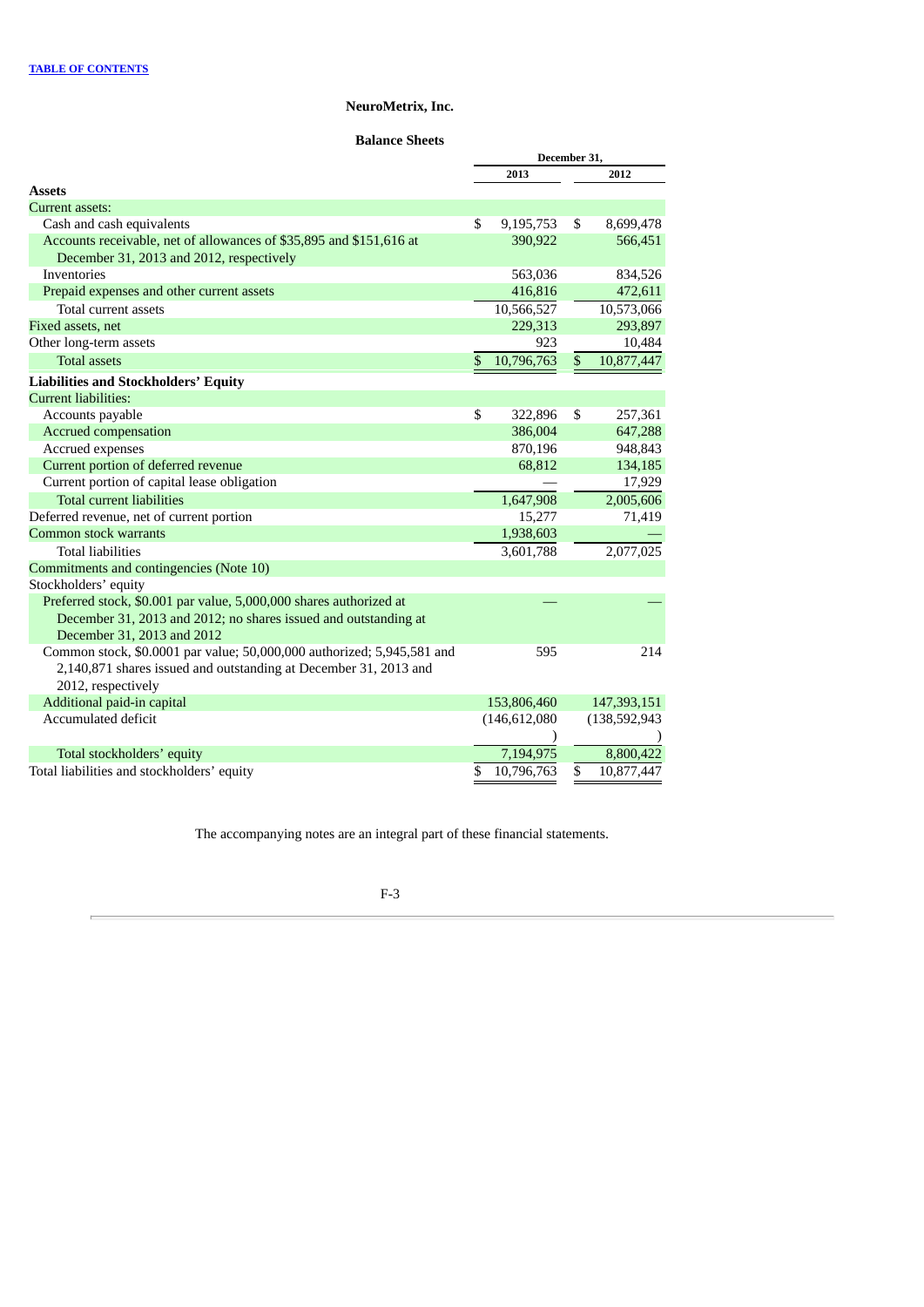[TABLE OF CONTENTS](#)

# NeuroMetrix, Inc.

## Balance Sheets

| | December 31, | |
|---|---|---|
| | 2013 | 2012 |
| **Assets** | | |
| Current assets: | | |
| Cash and cash equivalents | $ 9,195,753 | $ 8,699,478 |
| Accounts receivable, net of allowances of $35,895 and $151,616 at December 31, 2013 and 2012, respectively | 390,922 | 566,451 |
| Inventories | 563,036 | 834,526 |
| Prepaid expenses and other current assets | 416,816 | 472,611 |
| Total current assets | 10,566,527 | 10,573,066 |
| Fixed assets, net | 229,313 | 293,897 |
| Other long-term assets | 923 | 10,484 |
| Total assets | $ 10,796,763 | $ 10,877,447 |
| **Liabilities and Stockholders' Equity** | | |
| Current liabilities: | | |
| Accounts payable | $ 322,896 | $ 257,361 |
| Accrued compensation | 386,004 | 647,288 |
| Accrued expenses | 870,196 | 948,843 |
| Current portion of deferred revenue | 68,812 | 134,185 |
| Current portion of capital lease obligation | — | 17,929 |
| Total current liabilities | 1,647,908 | 2,005,606 |
| Deferred revenue, net of current portion | 15,277 | 71,419 |
| Common stock warrants | 1,938,603 | — |
| Total liabilities | 3,601,788 | 2,077,025 |
| Commitments and contingencies (Note 10) | | |
| Stockholders' equity | | |
| Preferred stock, $0.001 par value, 5,000,000 shares authorized at December 31, 2013 and 2012; no shares issued and outstanding at December 31, 2013 and 2012 | — | — |
| Common stock, $0.0001 par value; 50,000,000 authorized; 5,945,581 and 2,140,871 shares issued and outstanding at December 31, 2013 and 2012, respectively | 595 | 214 |
| Additional paid-in capital | 153,806,460 | 147,393,151 |
| Accumulated deficit | (146,612,080) | (138,592,943) |
| Total stockholders' equity | 7,194,975 | 8,800,422 |
| Total liabilities and stockholders' equity | $ 10,796,763 | $ 10,877,447 |

The accompanying notes are an integral part of these financial statements.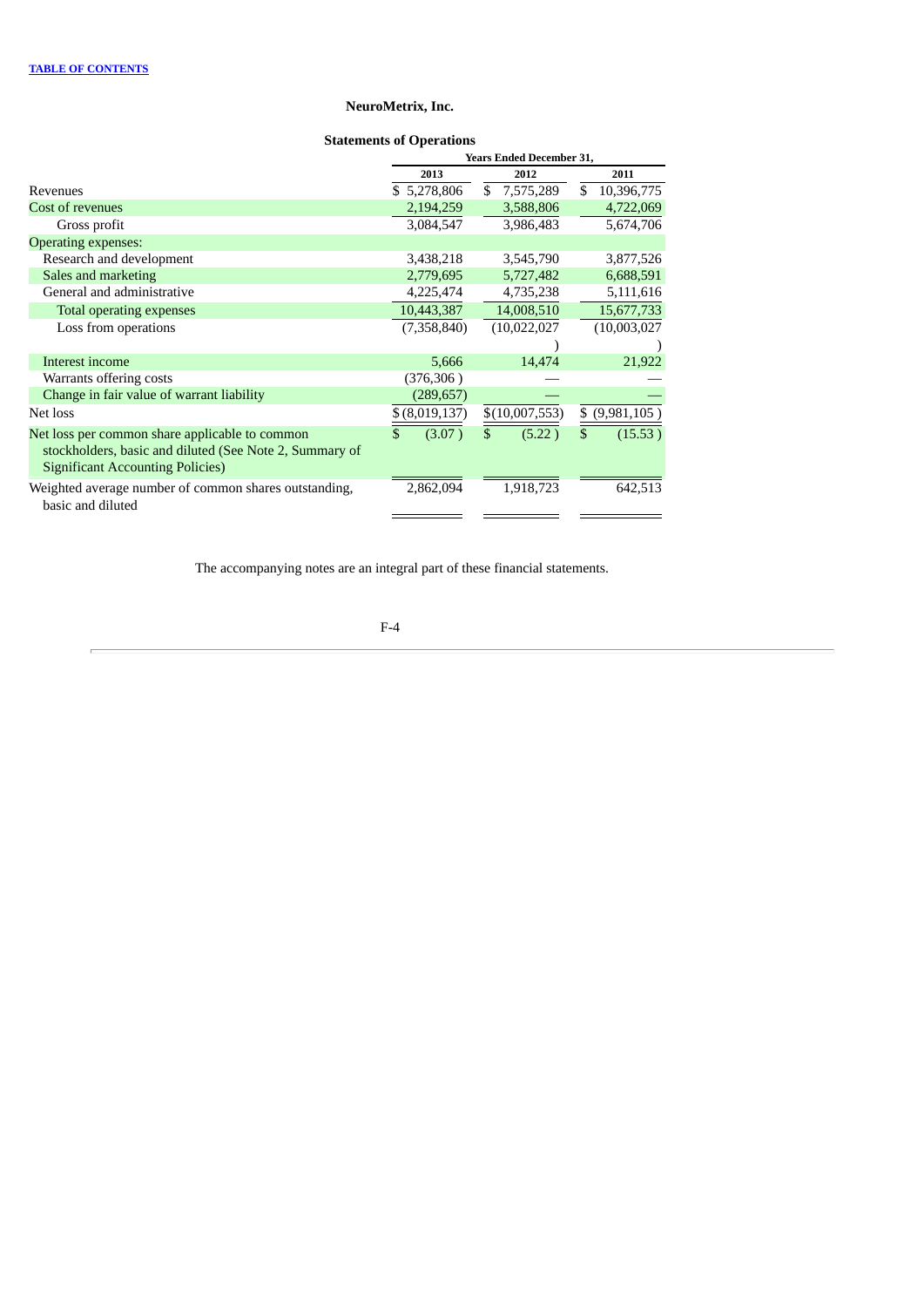**NeuroMetrix, Inc.**

**Statements of Operations**

| | Years Ended December 31, | | |
|---|---|---|---|
| | 2013 | 2012 | 2011 |
| Revenues | $ 5,278,806 | $ 7,575,289 | $ 10,396,775 |
| Cost of revenues | 2,194,259 | 3,588,806 | 4,722,069 |
| Gross profit | 3,084,547 | 3,986,483 | 5,674,706 |
| Operating expenses: | | | |
| Research and development | 3,438,218 | 3,545,790 | 3,877,526 |
| Sales and marketing | 2,779,695 | 5,727,482 | 6,688,591 |
| General and administrative | 4,225,474 | 4,735,238 | 5,111,616 |
| Total operating expenses | 10,443,387 | 14,008,510 | 15,677,733 |
| Loss from operations | (7,358,840) | (10,022,027) | (10,003,027) |
| Interest income | 5,666 | 14,474 | 21,922 |
| Warrants offering costs | (376,306) | — | — |
| Change in fair value of warrant liability | (289,657) | — | — |
| Net loss | $ (8,019,137) | $ (10,007,553) | $ (9,981,105) |
| Net loss per common share applicable to common stockholders, basic and diluted (See Note 2, Summary of Significant Accounting Policies) | $ (3.07) | $ (5.22) | $ (15.53) |
| Weighted average number of common shares outstanding, basic and diluted | 2,862,094 | 1,918,723 | 642,513 |

The accompanying notes are an integral part of these financial statements.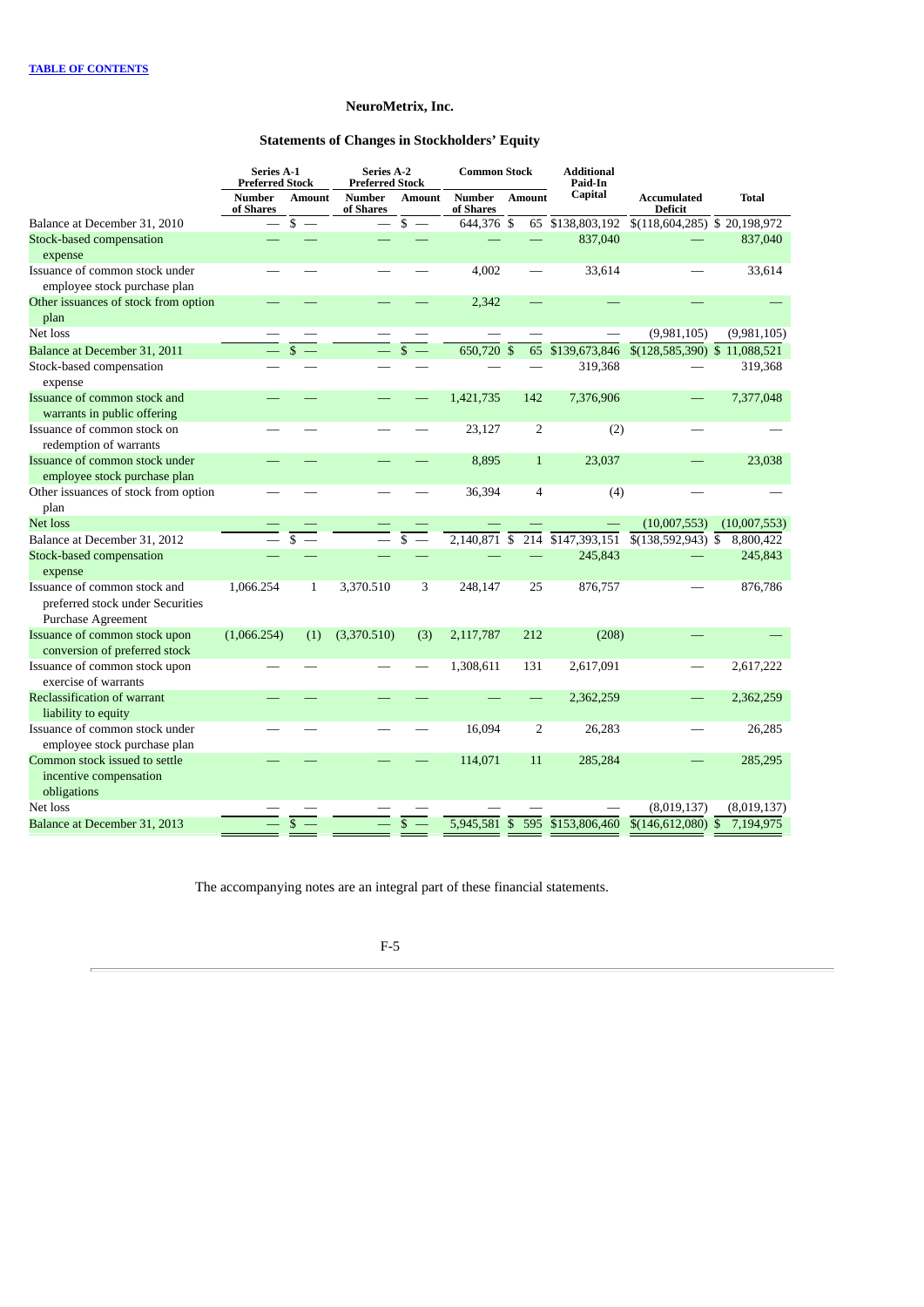## NeuroMetrix, Inc.

## Statements of Changes in Stockholders' Equity

| | Series A-1 Preferred Stock | | Series A-2 Preferred Stock | | Common Stock | | Additional Paid-In Capital | Accumulated Deficit | Total |
|---|---|---|---|---|---|---|---|---|---|
| | Number of Shares | Amount | Number of Shares | Amount | Number of Shares | Amount | | | |
| Balance at December 31, 2010 | — | $ — | — | $ — | 644,376 | $ 65 | $138,803,192 | $(118,604,285) | $ 20,198,972 |
| Stock-based compensation expense | — | — | — | — | — | — | 837,040 | — | 837,040 |
| Issuance of common stock under employee stock purchase plan | — | — | — | — | 4,002 | — | 33,614 | — | 33,614 |
| Other issuances of stock from option plan | — | — | — | — | 2,342 | — | — | — | — |
| Net loss | — | — | — | — | — | — | — | (9,981,105) | (9,981,105) |
| Balance at December 31, 2011 | — | $ — | — | $ — | 650,720 | $ 65 | $139,673,846 | $(128,585,390) | $ 11,088,521 |
| Stock-based compensation expense | — | — | — | — | — | — | 319,368 | — | 319,368 |
| Issuance of common stock and warrants in public offering | — | — | — | — | 1,421,735 | 142 | 7,376,906 | — | 7,377,048 |
| Issuance of common stock on redemption of warrants | — | — | — | — | 23,127 | 2 | (2) | — | — |
| Issuance of common stock under employee stock purchase plan | — | — | — | — | 8,895 | 1 | 23,037 | — | 23,038 |
| Other issuances of stock from option plan | — | — | — | — | 36,394 | 4 | (4) | — | — |
| Net loss | — | — | — | — | — | — | — | (10,007,553) | (10,007,553) |
| Balance at December 31, 2012 | — | $ — | — | $ — | 2,140,871 | $ 214 | $147,393,151 | $(138,592,943) | $ 8,800,422 |
| Stock-based compensation expense | — | — | — | — | — | — | 245,843 | — | 245,843 |
| Issuance of common stock and preferred stock under Securities Purchase Agreement | 1,066.254 | 1 | 3,370.510 | 3 | 248,147 | 25 | 876,757 | — | 876,786 |
| Issuance of common stock upon conversion of preferred stock | (1,066.254) | (1) | (3,370.510) | (3) | 2,117,787 | 212 | (208) | — | — |
| Issuance of common stock upon exercise of warrants | — | — | — | — | 1,308,611 | 131 | 2,617,091 | — | 2,617,222 |
| Reclassification of warrant liability to equity | — | — | — | — | — | — | 2,362,259 | — | 2,362,259 |
| Issuance of common stock under employee stock purchase plan | — | — | — | — | 16,094 | 2 | 26,283 | — | 26,285 |
| Common stock issued to settle incentive compensation obligations | — | — | — | — | 114,071 | 11 | 285,284 | — | 285,295 |
| Net loss | — | — | — | — | — | — | — | (8,019,137) | (8,019,137) |
| Balance at December 31, 2013 | — | $ — | — | $ — | 5,945,581 | $ 595 | $153,806,460 | $(146,612,080) | $ 7,194,975 |

The accompanying notes are an integral part of these financial statements.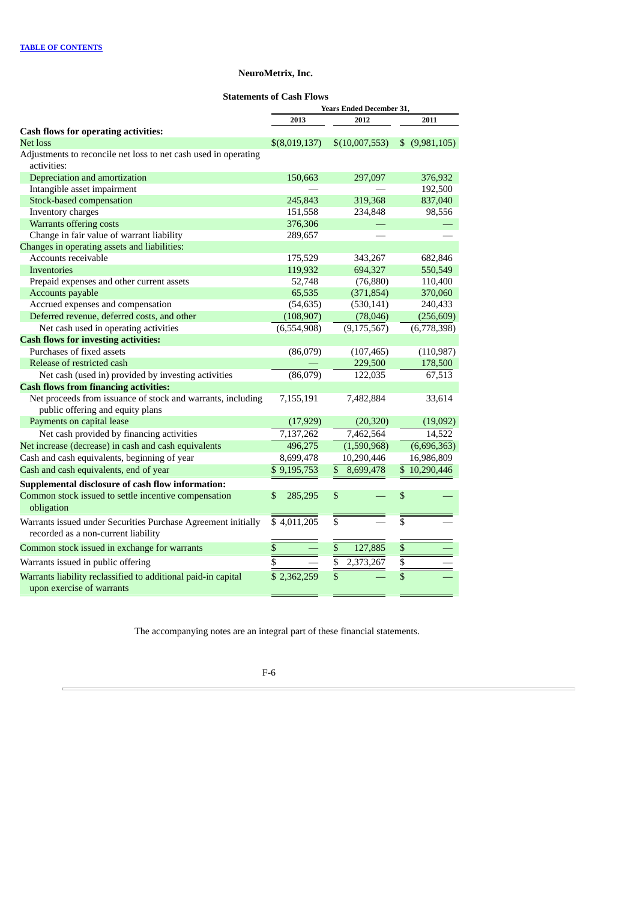**NeuroMetrix, Inc.**

**Statements of Cash Flows**

| | Years Ended December 31, | | |
|---|---|---|---|
| | 2013 | 2012 | 2011 |
| **Cash flows for operating activities:** | | | |
| Net loss | $(8,019,137) | $(10,007,553) | $ (9,981,105) |
| Adjustments to reconcile net loss to net cash used in operating activities: | | | |
| Depreciation and amortization | 150,663 | 297,097 | 376,932 |
| Intangible asset impairment | — | — | 192,500 |
| Stock-based compensation | 245,843 | 319,368 | 837,040 |
| Inventory charges | 151,558 | 234,848 | 98,556 |
| Warrants offering costs | 376,306 | — | — |
| Change in fair value of warrant liability | 289,657 | — | — |
| Changes in operating assets and liabilities: | | | |
| Accounts receivable | 175,529 | 343,267 | 682,846 |
| Inventories | 119,932 | 694,327 | 550,549 |
| Prepaid expenses and other current assets | 52,748 | (76,880) | 110,400 |
| Accounts payable | 65,535 | (371,854) | 370,060 |
| Accrued expenses and compensation | (54,635) | (530,141) | 240,433 |
| Deferred revenue, deferred costs, and other | (108,907) | (78,046) | (256,609) |
| Net cash used in operating activities | (6,554,908) | (9,175,567) | (6,778,398) |
| **Cash flows for investing activities:** | | | |
| Purchases of fixed assets | (86,079) | (107,465) | (110,987) |
| Release of restricted cash | — | 229,500 | 178,500 |
| Net cash (used in) provided by investing activities | (86,079) | 122,035 | 67,513 |
| **Cash flows from financing activities:** | | | |
| Net proceeds from issuance of stock and warrants, including public offering and equity plans | 7,155,191 | 7,482,884 | 33,614 |
| Payments on capital lease | (17,929) | (20,320) | (19,092) |
| Net cash provided by financing activities | 7,137,262 | 7,462,564 | 14,522 |
| Net increase (decrease) in cash and cash equivalents | 496,275 | (1,590,968) | (6,696,363) |
| Cash and cash equivalents, beginning of year | 8,699,478 | 10,290,446 | 16,986,809 |
| Cash and cash equivalents, end of year | $ 9,195,753 | $ 8,699,478 | $ 10,290,446 |
| **Supplemental disclosure of cash flow information:** | | | |
| Common stock issued to settle incentive compensation obligation | $ 285,295 | $ — | $ — |
| Warrants issued under Securities Purchase Agreement initially recorded as a non-current liability | $ 4,011,205 | $ — | $ — |
| Common stock issued in exchange for warrants | $ — | $ 127,885 | $ — |
| Warrants issued in public offering | $ — | $ 2,373,267 | $ — |
| Warrants liability reclassified to additional paid-in capital upon exercise of warrants | $ 2,362,259 | $ — | $ — |

The accompanying notes are an integral part of these financial statements.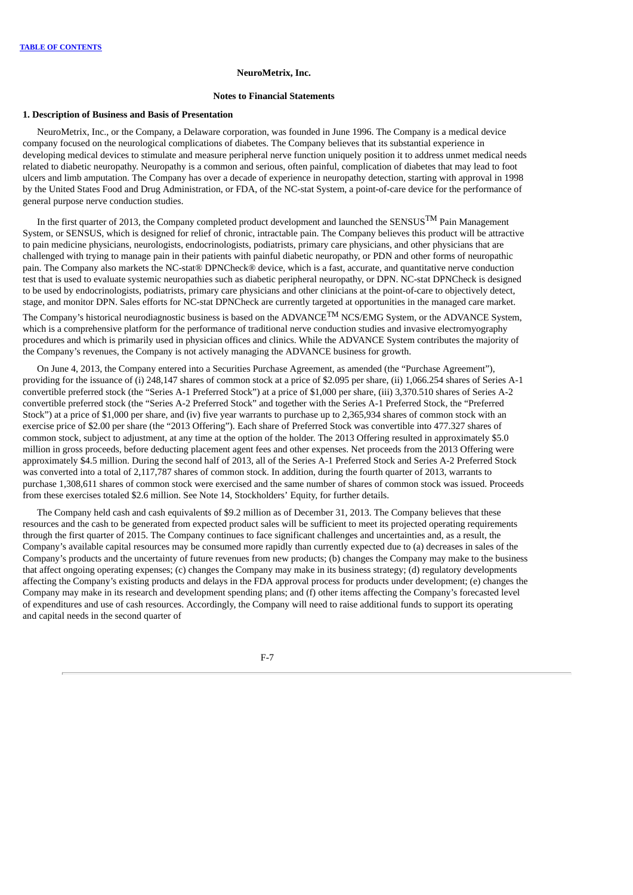**NeuroMetrix, Inc.**

**Notes to Financial Statements**

**1. Description of Business and Basis of Presentation**

NeuroMetrix, Inc., or the Company, a Delaware corporation, was founded in June 1996. The Company is a medical device company focused on the neurological complications of diabetes. The Company believes that its substantial experience in developing medical devices to stimulate and measure peripheral nerve function uniquely position it to address unmet medical needs related to diabetic neuropathy. Neuropathy is a common and serious, often painful, complication of diabetes that may lead to foot ulcers and limb amputation. The Company has over a decade of experience in neuropathy detection, starting with approval in 1998 by the United States Food and Drug Administration, or FDA, of the NC-stat System, a point-of-care device for the performance of general purpose nerve conduction studies.

In the first quarter of 2013, the Company completed product development and launched the SENSUS™ Pain Management System, or SENSUS, which is designed for relief of chronic, intractable pain. The Company believes this product will be attractive to pain medicine physicians, neurologists, endocrinologists, podiatrists, primary care physicians, and other physicians that are challenged with trying to manage pain in their patients with painful diabetic neuropathy, or PDN and other forms of neuropathic pain. The Company also markets the NC-stat® DPNCheck® device, which is a fast, accurate, and quantitative nerve conduction test that is used to evaluate systemic neuropathies such as diabetic peripheral neuropathy, or DPN. NC-stat DPNCheck is designed to be used by endocrinologists, podiatrists, primary care physicians and other clinicians at the point-of-care to objectively detect, stage, and monitor DPN. Sales efforts for NC-stat DPNCheck are currently targeted at opportunities in the managed care market.

The Company's historical neurodiagnostic business is based on the ADVANCE™ NCS/EMG System, or the ADVANCE System, which is a comprehensive platform for the performance of traditional nerve conduction studies and invasive electromyography procedures and which is primarily used in physician offices and clinics. While the ADVANCE System contributes the majority of the Company's revenues, the Company is not actively managing the ADVANCE business for growth.

On June 4, 2013, the Company entered into a Securities Purchase Agreement, as amended (the "Purchase Agreement"), providing for the issuance of (i) 248,147 shares of common stock at a price of $2.095 per share, (ii) 1,066.254 shares of Series A-1 convertible preferred stock (the "Series A-1 Preferred Stock") at a price of $1,000 per share, (iii) 3,370.510 shares of Series A-2 convertible preferred stock (the "Series A-2 Preferred Stock" and together with the Series A-1 Preferred Stock, the "Preferred Stock") at a price of $1,000 per share, and (iv) five year warrants to purchase up to 2,365,934 shares of common stock with an exercise price of $2.00 per share (the "2013 Offering"). Each share of Preferred Stock was convertible into 477.327 shares of common stock, subject to adjustment, at any time at the option of the holder. The 2013 Offering resulted in approximately $5.0 million in gross proceeds, before deducting placement agent fees and other expenses. Net proceeds from the 2013 Offering were approximately $4.5 million. During the second half of 2013, all of the Series A-1 Preferred Stock and Series A-2 Preferred Stock was converted into a total of 2,117,787 shares of common stock. In addition, during the fourth quarter of 2013, warrants to purchase 1,308,611 shares of common stock were exercised and the same number of shares of common stock was issued. Proceeds from these exercises totaled $2.6 million. See Note 14, Stockholders' Equity, for further details.

The Company held cash and cash equivalents of $9.2 million as of December 31, 2013. The Company believes that these resources and the cash to be generated from expected product sales will be sufficient to meet its projected operating requirements through the first quarter of 2015. The Company continues to face significant challenges and uncertainties and, as a result, the Company's available capital resources may be consumed more rapidly than currently expected due to (a) decreases in sales of the Company's products and the uncertainty of future revenues from new products; (b) changes the Company may make to the business that affect ongoing operating expenses; (c) changes the Company may make in its business strategy; (d) regulatory developments affecting the Company's existing products and delays in the FDA approval process for products under development; (e) changes the Company may make in its research and development spending plans; and (f) other items affecting the Company's forecasted level of expenditures and use of cash resources. Accordingly, the Company will need to raise additional funds to support its operating and capital needs in the second quarter of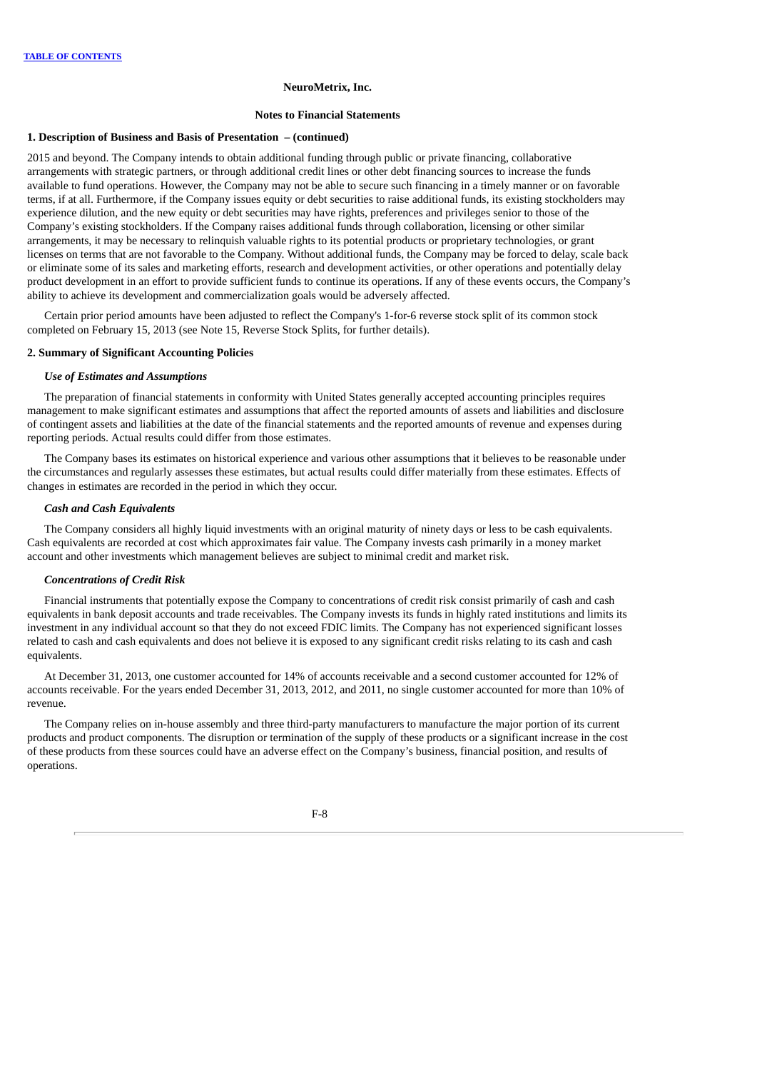## 1. Description of Business and Basis of Presentation – (continued)

2015 and beyond. The Company intends to obtain additional funding through public or private financing, collaborative arrangements with strategic partners, or through additional credit lines or other debt financing sources to increase the funds available to fund operations. However, the Company may not be able to secure such financing in a timely manner or on favorable terms, if at all. Furthermore, if the Company issues equity or debt securities to raise additional funds, its existing stockholders may experience dilution, and the new equity or debt securities may have rights, preferences and privileges senior to those of the Company's existing stockholders. If the Company raises additional funds through collaboration, licensing or other similar arrangements, it may be necessary to relinquish valuable rights to its potential products or proprietary technologies, or grant licenses on terms that are not favorable to the Company. Without additional funds, the Company may be forced to delay, scale back or eliminate some of its sales and marketing efforts, research and development activities, or other operations and potentially delay product development in an effort to provide sufficient funds to continue its operations. If any of these events occurs, the Company's ability to achieve its development and commercialization goals would be adversely affected.

Certain prior period amounts have been adjusted to reflect the Company's 1-for-6 reverse stock split of its common stock completed on February 15, 2013 (see Note 15, Reverse Stock Splits, for further details).

## 2. Summary of Significant Accounting Policies

### *Use of Estimates and Assumptions*

The preparation of financial statements in conformity with United States generally accepted accounting principles requires management to make significant estimates and assumptions that affect the reported amounts of assets and liabilities and disclosure of contingent assets and liabilities at the date of the financial statements and the reported amounts of revenue and expenses during reporting periods. Actual results could differ from those estimates.

The Company bases its estimates on historical experience and various other assumptions that it believes to be reasonable under the circumstances and regularly assesses these estimates, but actual results could differ materially from these estimates. Effects of changes in estimates are recorded in the period in which they occur.

### *Cash and Cash Equivalents*

The Company considers all highly liquid investments with an original maturity of ninety days or less to be cash equivalents. Cash equivalents are recorded at cost which approximates fair value. The Company invests cash primarily in a money market account and other investments which management believes are subject to minimal credit and market risk.

### *Concentrations of Credit Risk*

Financial instruments that potentially expose the Company to concentrations of credit risk consist primarily of cash and cash equivalents in bank deposit accounts and trade receivables. The Company invests its funds in highly rated institutions and limits its investment in any individual account so that they do not exceed FDIC limits. The Company has not experienced significant losses related to cash and cash equivalents and does not believe it is exposed to any significant credit risks relating to its cash and cash equivalents.

At December 31, 2013, one customer accounted for 14% of accounts receivable and a second customer accounted for 12% of accounts receivable. For the years ended December 31, 2013, 2012, and 2011, no single customer accounted for more than 10% of revenue.

The Company relies on in-house assembly and three third-party manufacturers to manufacture the major portion of its current products and product components. The disruption or termination of the supply of these products or a significant increase in the cost of these products from these sources could have an adverse effect on the Company's business, financial position, and results of operations.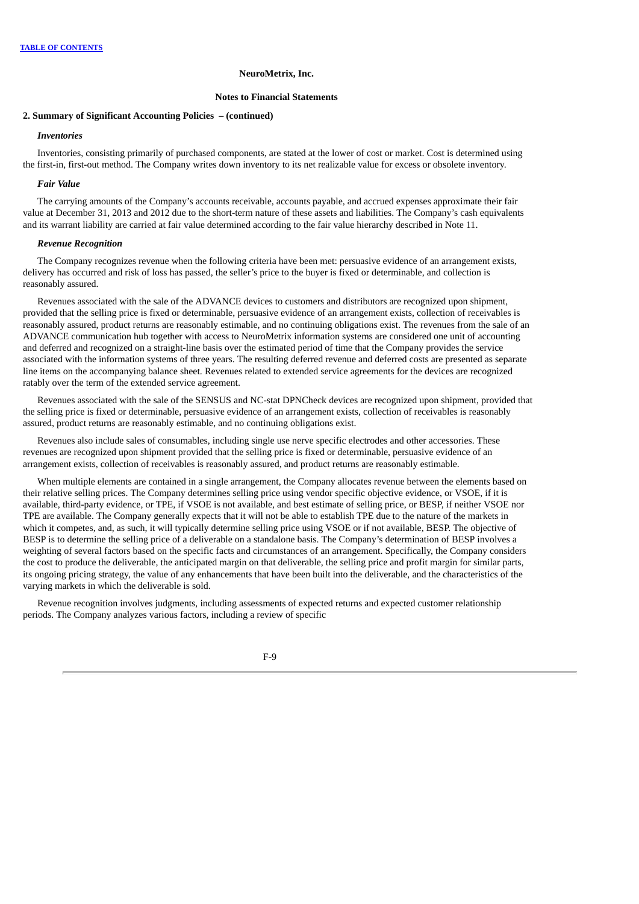NeuroMetrix, Inc.

Notes to Financial Statements

**2. Summary of Significant Accounting Policies – (continued)**

***Inventories***

Inventories, consisting primarily of purchased components, are stated at the lower of cost or market. Cost is determined using the first-in, first-out method. The Company writes down inventory to its net realizable value for excess or obsolete inventory.

***Fair Value***

The carrying amounts of the Company's accounts receivable, accounts payable, and accrued expenses approximate their fair value at December 31, 2013 and 2012 due to the short-term nature of these assets and liabilities. The Company's cash equivalents and its warrant liability are carried at fair value determined according to the fair value hierarchy described in Note 11.

***Revenue Recognition***

The Company recognizes revenue when the following criteria have been met: persuasive evidence of an arrangement exists, delivery has occurred and risk of loss has passed, the seller's price to the buyer is fixed or determinable, and collection is reasonably assured.

Revenues associated with the sale of the ADVANCE devices to customers and distributors are recognized upon shipment, provided that the selling price is fixed or determinable, persuasive evidence of an arrangement exists, collection of receivables is reasonably assured, product returns are reasonably estimable, and no continuing obligations exist. The revenues from the sale of an ADVANCE communication hub together with access to NeuroMetrix information systems are considered one unit of accounting and deferred and recognized on a straight-line basis over the estimated period of time that the Company provides the service associated with the information systems of three years. The resulting deferred revenue and deferred costs are presented as separate line items on the accompanying balance sheet. Revenues related to extended service agreements for the devices are recognized ratably over the term of the extended service agreement.

Revenues associated with the sale of the SENSUS and NC-stat DPNCheck devices are recognized upon shipment, provided that the selling price is fixed or determinable, persuasive evidence of an arrangement exists, collection of receivables is reasonably assured, product returns are reasonably estimable, and no continuing obligations exist.

Revenues also include sales of consumables, including single use nerve specific electrodes and other accessories. These revenues are recognized upon shipment provided that the selling price is fixed or determinable, persuasive evidence of an arrangement exists, collection of receivables is reasonably assured, and product returns are reasonably estimable.

When multiple elements are contained in a single arrangement, the Company allocates revenue between the elements based on their relative selling prices. The Company determines selling price using vendor specific objective evidence, or VSOE, if it is available, third-party evidence, or TPE, if VSOE is not available, and best estimate of selling price, or BESP, if neither VSOE nor TPE are available. The Company generally expects that it will not be able to establish TPE due to the nature of the markets in which it competes, and, as such, it will typically determine selling price using VSOE or if not available, BESP. The objective of BESP is to determine the selling price of a deliverable on a standalone basis. The Company's determination of BESP involves a weighting of several factors based on the specific facts and circumstances of an arrangement. Specifically, the Company considers the cost to produce the deliverable, the anticipated margin on that deliverable, the selling price and profit margin for similar parts, its ongoing pricing strategy, the value of any enhancements that have been built into the deliverable, and the characteristics of the varying markets in which the deliverable is sold.

Revenue recognition involves judgments, including assessments of expected returns and expected customer relationship periods. The Company analyzes various factors, including a review of specific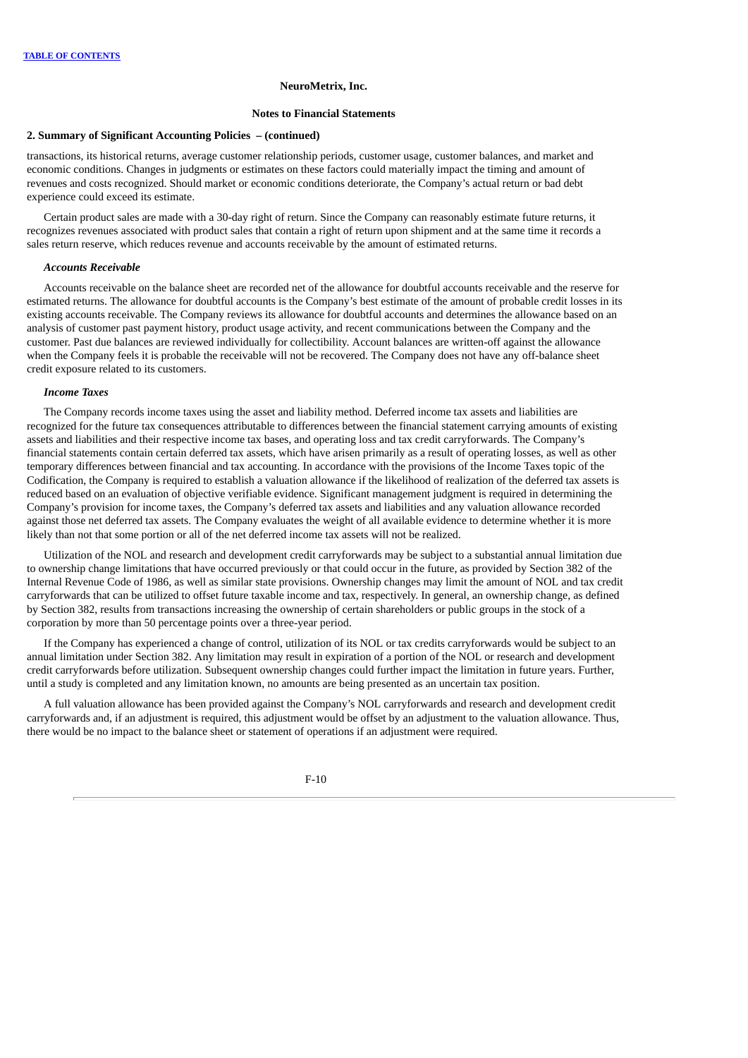**2. Summary of Significant Accounting Policies – (continued)**

transactions, its historical returns, average customer relationship periods, customer usage, customer balances, and market and economic conditions. Changes in judgments or estimates on these factors could materially impact the timing and amount of revenues and costs recognized. Should market or economic conditions deteriorate, the Company's actual return or bad debt experience could exceed its estimate.

Certain product sales are made with a 30-day right of return. Since the Company can reasonably estimate future returns, it recognizes revenues associated with product sales that contain a right of return upon shipment and at the same time it records a sales return reserve, which reduces revenue and accounts receivable by the amount of estimated returns.

***Accounts Receivable***

Accounts receivable on the balance sheet are recorded net of the allowance for doubtful accounts receivable and the reserve for estimated returns. The allowance for doubtful accounts is the Company's best estimate of the amount of probable credit losses in its existing accounts receivable. The Company reviews its allowance for doubtful accounts and determines the allowance based on an analysis of customer past payment history, product usage activity, and recent communications between the Company and the customer. Past due balances are reviewed individually for collectibility. Account balances are written-off against the allowance when the Company feels it is probable the receivable will not be recovered. The Company does not have any off-balance sheet credit exposure related to its customers.

***Income Taxes***

The Company records income taxes using the asset and liability method. Deferred income tax assets and liabilities are recognized for the future tax consequences attributable to differences between the financial statement carrying amounts of existing assets and liabilities and their respective income tax bases, and operating loss and tax credit carryforwards. The Company's financial statements contain certain deferred tax assets, which have arisen primarily as a result of operating losses, as well as other temporary differences between financial and tax accounting. In accordance with the provisions of the Income Taxes topic of the Codification, the Company is required to establish a valuation allowance if the likelihood of realization of the deferred tax assets is reduced based on an evaluation of objective verifiable evidence. Significant management judgment is required in determining the Company's provision for income taxes, the Company's deferred tax assets and liabilities and any valuation allowance recorded against those net deferred tax assets. The Company evaluates the weight of all available evidence to determine whether it is more likely than not that some portion or all of the net deferred income tax assets will not be realized.

Utilization of the NOL and research and development credit carryforwards may be subject to a substantial annual limitation due to ownership change limitations that have occurred previously or that could occur in the future, as provided by Section 382 of the Internal Revenue Code of 1986, as well as similar state provisions. Ownership changes may limit the amount of NOL and tax credit carryforwards that can be utilized to offset future taxable income and tax, respectively. In general, an ownership change, as defined by Section 382, results from transactions increasing the ownership of certain shareholders or public groups in the stock of a corporation by more than 50 percentage points over a three-year period.

If the Company has experienced a change of control, utilization of its NOL or tax credits carryforwards would be subject to an annual limitation under Section 382. Any limitation may result in expiration of a portion of the NOL or research and development credit carryforwards before utilization. Subsequent ownership changes could further impact the limitation in future years. Further, until a study is completed and any limitation known, no amounts are being presented as an uncertain tax position.

A full valuation allowance has been provided against the Company's NOL carryforwards and research and development credit carryforwards and, if an adjustment is required, this adjustment would be offset by an adjustment to the valuation allowance. Thus, there would be no impact to the balance sheet or statement of operations if an adjustment were required.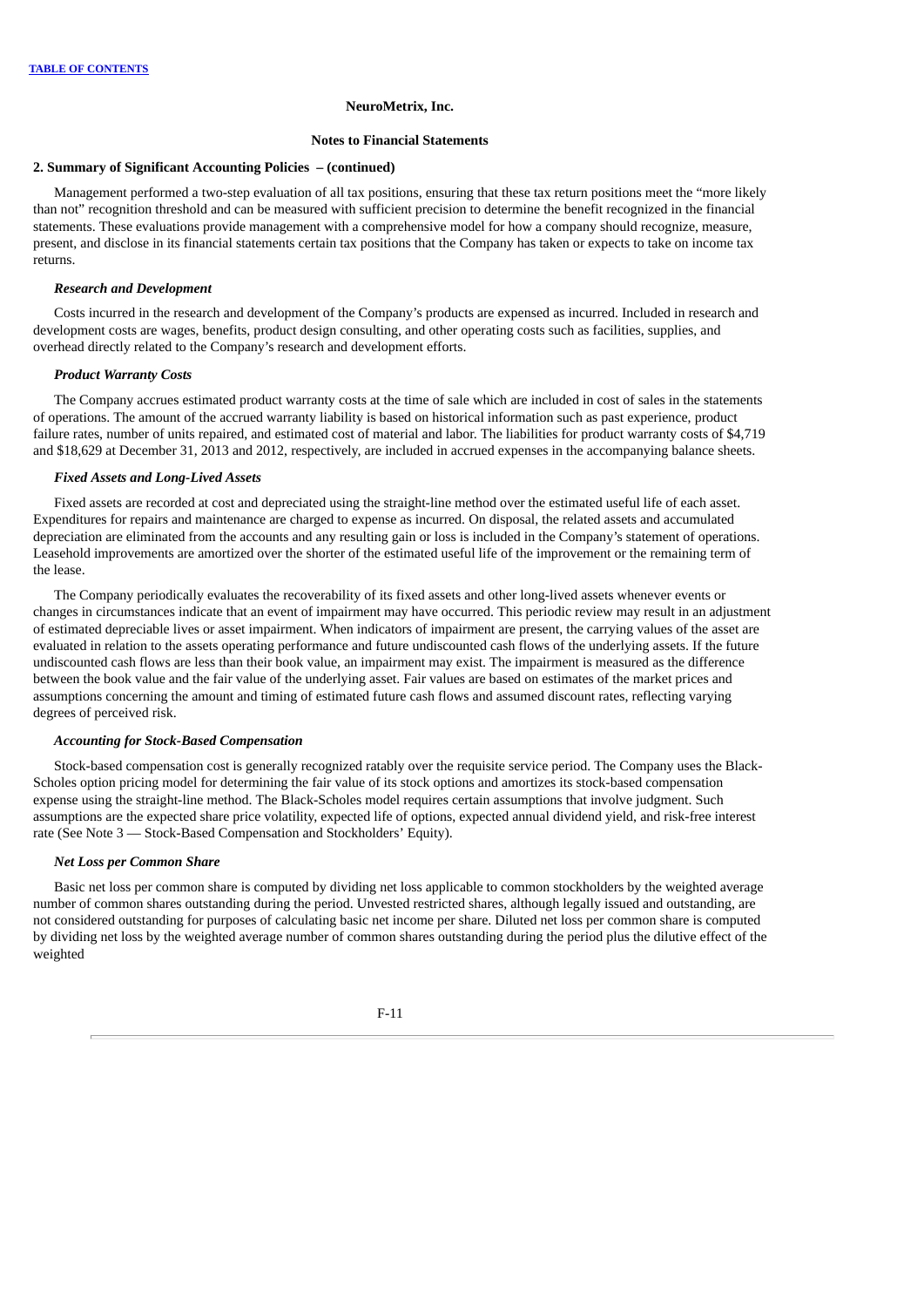**NeuroMetrix, Inc.**

**Notes to Financial Statements**

**2. Summary of Significant Accounting Policies – (continued)**

Management performed a two-step evaluation of all tax positions, ensuring that these tax return positions meet the "more likely than not" recognition threshold and can be measured with sufficient precision to determine the benefit recognized in the financial statements. These evaluations provide management with a comprehensive model for how a company should recognize, measure, present, and disclose in its financial statements certain tax positions that the Company has taken or expects to take on income tax returns.

***Research and Development***

Costs incurred in the research and development of the Company's products are expensed as incurred. Included in research and development costs are wages, benefits, product design consulting, and other operating costs such as facilities, supplies, and overhead directly related to the Company's research and development efforts.

***Product Warranty Costs***

The Company accrues estimated product warranty costs at the time of sale which are included in cost of sales in the statements of operations. The amount of the accrued warranty liability is based on historical information such as past experience, product failure rates, number of units repaired, and estimated cost of material and labor. The liabilities for product warranty costs of $4,719 and $18,629 at December 31, 2013 and 2012, respectively, are included in accrued expenses in the accompanying balance sheets.

***Fixed Assets and Long-Lived Assets***

Fixed assets are recorded at cost and depreciated using the straight-line method over the estimated useful life of each asset. Expenditures for repairs and maintenance are charged to expense as incurred. On disposal, the related assets and accumulated depreciation are eliminated from the accounts and any resulting gain or loss is included in the Company's statement of operations. Leasehold improvements are amortized over the shorter of the estimated useful life of the improvement or the remaining term of the lease.

The Company periodically evaluates the recoverability of its fixed assets and other long-lived assets whenever events or changes in circumstances indicate that an event of impairment may have occurred. This periodic review may result in an adjustment of estimated depreciable lives or asset impairment. When indicators of impairment are present, the carrying values of the asset are evaluated in relation to the assets operating performance and future undiscounted cash flows of the underlying assets. If the future undiscounted cash flows are less than their book value, an impairment may exist. The impairment is measured as the difference between the book value and the fair value of the underlying asset. Fair values are based on estimates of the market prices and assumptions concerning the amount and timing of estimated future cash flows and assumed discount rates, reflecting varying degrees of perceived risk.

***Accounting for Stock-Based Compensation***

Stock-based compensation cost is generally recognized ratably over the requisite service period. The Company uses the Black-Scholes option pricing model for determining the fair value of its stock options and amortizes its stock-based compensation expense using the straight-line method. The Black-Scholes model requires certain assumptions that involve judgment. Such assumptions are the expected share price volatility, expected life of options, expected annual dividend yield, and risk-free interest rate (See Note 3 — Stock-Based Compensation and Stockholders' Equity).

***Net Loss per Common Share***

Basic net loss per common share is computed by dividing net loss applicable to common stockholders by the weighted average number of common shares outstanding during the period. Unvested restricted shares, although legally issued and outstanding, are not considered outstanding for purposes of calculating basic net income per share. Diluted net loss per common share is computed by dividing net loss by the weighted average number of common shares outstanding during the period plus the dilutive effect of the weighted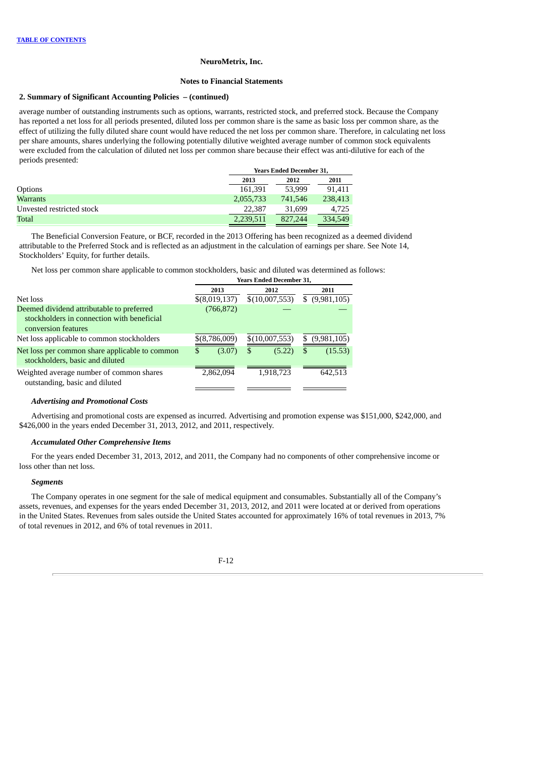**TABLE OF CONTENTS**

**NeuroMetrix, Inc.**

**Notes to Financial Statements**

**2. Summary of Significant Accounting Policies – (continued)**

average number of outstanding instruments such as options, warrants, restricted stock, and preferred stock. Because the Company has reported a net loss for all periods presented, diluted loss per common share is the same as basic loss per common share, as the effect of utilizing the fully diluted share count would have reduced the net loss per common share. Therefore, in calculating net loss per share amounts, shares underlying the following potentially dilutive weighted average number of common stock equivalents were excluded from the calculation of diluted net loss per common share because their effect was anti-dilutive for each of the periods presented:

| | Years Ended December 31, | | |
|---|---|---|---|
| | 2013 | 2012 | 2011 |
| Options | 161,391 | 53,999 | 91,411 |
| Warrants | 2,055,733 | 741,546 | 238,413 |
| Unvested restricted stock | 22,387 | 31,699 | 4,725 |
| Total | 2,239,511 | 827,244 | 334,549 |

The Beneficial Conversion Feature, or BCF, recorded in the 2013 Offering has been recognized as a deemed dividend attributable to the Preferred Stock and is reflected as an adjustment in the calculation of earnings per share. See Note 14, Stockholders' Equity, for further details.

Net loss per common share applicable to common stockholders, basic and diluted was determined as follows:

| | Years Ended December 31, | | |
|---|---|---|---|
| | 2013 | 2012 | 2011 |
| Net loss | $(8,019,137) | $(10,007,553) | $ (9,981,105) |
| Deemed dividend attributable to preferred stockholders in connection with beneficial conversion features | (766,872) | — | — |
| Net loss applicable to common stockholders | $(8,786,009) | $(10,007,553) | $ (9,981,105) |
| Net loss per common share applicable to common stockholders, basic and diluted | $ (3.07) | $ (5.22) | $ (15.53) |
| Weighted average number of common shares outstanding, basic and diluted | 2,862,094 | 1,918,723 | 642,513 |

***Advertising and Promotional Costs***

Advertising and promotional costs are expensed as incurred. Advertising and promotion expense was $151,000, $242,000, and $426,000 in the years ended December 31, 2013, 2012, and 2011, respectively.

***Accumulated Other Comprehensive Items***

For the years ended December 31, 2013, 2012, and 2011, the Company had no components of other comprehensive income or loss other than net loss.

***Segments***

The Company operates in one segment for the sale of medical equipment and consumables. Substantially all of the Company's assets, revenues, and expenses for the years ended December 31, 2013, 2012, and 2011 were located at or derived from operations in the United States. Revenues from sales outside the United States accounted for approximately 16% of total revenues in 2013, 7% of total revenues in 2012, and 6% of total revenues in 2011.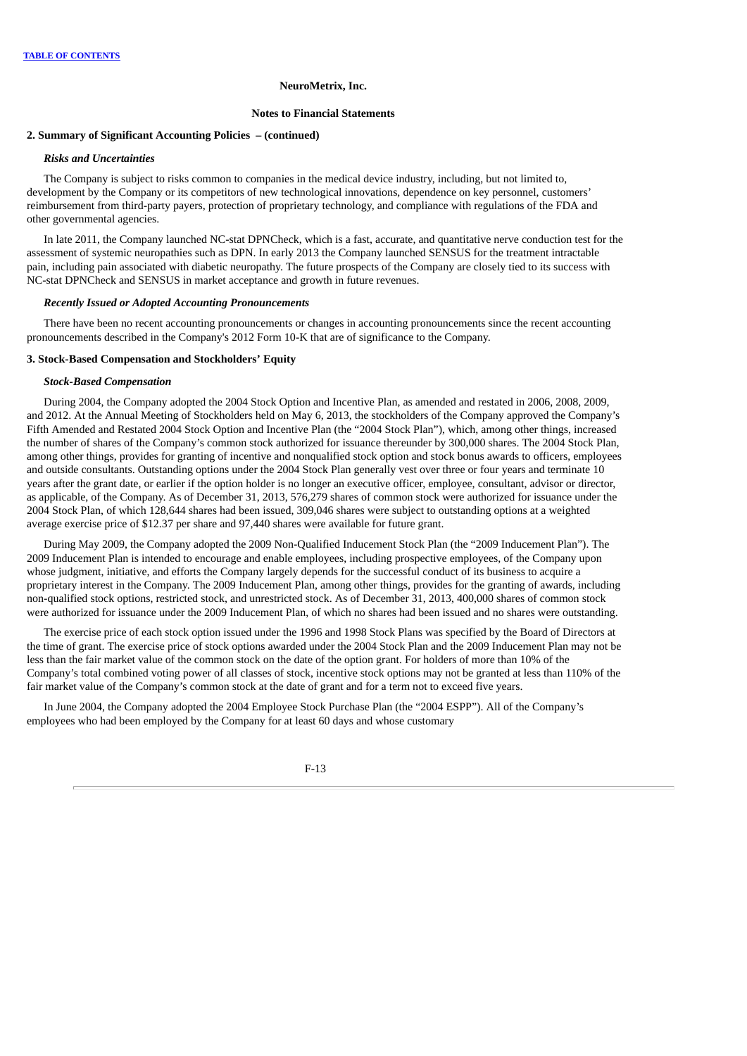**NeuroMetrix, Inc.**

**Notes to Financial Statements**

**2. Summary of Significant Accounting Policies – (continued)**

***Risks and Uncertainties***

The Company is subject to risks common to companies in the medical device industry, including, but not limited to, development by the Company or its competitors of new technological innovations, dependence on key personnel, customers' reimbursement from third-party payers, protection of proprietary technology, and compliance with regulations of the FDA and other governmental agencies.

In late 2011, the Company launched NC-stat DPNCheck, which is a fast, accurate, and quantitative nerve conduction test for the assessment of systemic neuropathies such as DPN. In early 2013 the Company launched SENSUS for the treatment intractable pain, including pain associated with diabetic neuropathy. The future prospects of the Company are closely tied to its success with NC-stat DPNCheck and SENSUS in market acceptance and growth in future revenues.

***Recently Issued or Adopted Accounting Pronouncements***

There have been no recent accounting pronouncements or changes in accounting pronouncements since the recent accounting pronouncements described in the Company's 2012 Form 10-K that are of significance to the Company.

**3. Stock-Based Compensation and Stockholders' Equity**

***Stock-Based Compensation***

During 2004, the Company adopted the 2004 Stock Option and Incentive Plan, as amended and restated in 2006, 2008, 2009, and 2012. At the Annual Meeting of Stockholders held on May 6, 2013, the stockholders of the Company approved the Company's Fifth Amended and Restated 2004 Stock Option and Incentive Plan (the "2004 Stock Plan"), which, among other things, increased the number of shares of the Company's common stock authorized for issuance thereunder by 300,000 shares. The 2004 Stock Plan, among other things, provides for granting of incentive and nonqualified stock option and stock bonus awards to officers, employees and outside consultants. Outstanding options under the 2004 Stock Plan generally vest over three or four years and terminate 10 years after the grant date, or earlier if the option holder is no longer an executive officer, employee, consultant, advisor or director, as applicable, of the Company. As of December 31, 2013, 576,279 shares of common stock were authorized for issuance under the 2004 Stock Plan, of which 128,644 shares had been issued, 309,046 shares were subject to outstanding options at a weighted average exercise price of $12.37 per share and 97,440 shares were available for future grant.

During May 2009, the Company adopted the 2009 Non-Qualified Inducement Stock Plan (the "2009 Inducement Plan"). The 2009 Inducement Plan is intended to encourage and enable employees, including prospective employees, of the Company upon whose judgment, initiative, and efforts the Company largely depends for the successful conduct of its business to acquire a proprietary interest in the Company. The 2009 Inducement Plan, among other things, provides for the granting of awards, including non-qualified stock options, restricted stock, and unrestricted stock. As of December 31, 2013, 400,000 shares of common stock were authorized for issuance under the 2009 Inducement Plan, of which no shares had been issued and no shares were outstanding.

The exercise price of each stock option issued under the 1996 and 1998 Stock Plans was specified by the Board of Directors at the time of grant. The exercise price of stock options awarded under the 2004 Stock Plan and the 2009 Inducement Plan may not be less than the fair market value of the common stock on the date of the option grant. For holders of more than 10% of the Company's total combined voting power of all classes of stock, incentive stock options may not be granted at less than 110% of the fair market value of the Company's common stock at the date of grant and for a term not to exceed five years.

In June 2004, the Company adopted the 2004 Employee Stock Purchase Plan (the "2004 ESPP"). All of the Company's employees who had been employed by the Company for at least 60 days and whose customary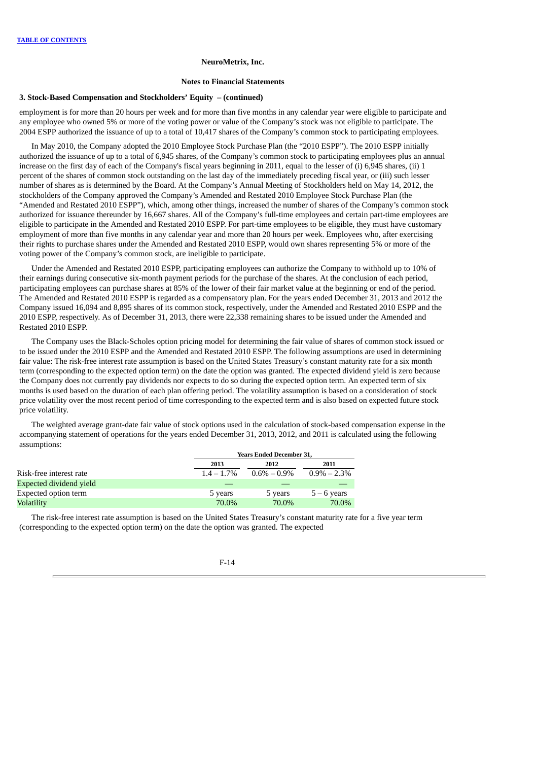**NeuroMetrix, Inc.**

**Notes to Financial Statements**

### 3. Stock-Based Compensation and Stockholders' Equity – (continued)

employment is for more than 20 hours per week and for more than five months in any calendar year were eligible to participate and any employee who owned 5% or more of the voting power or value of the Company's stock was not eligible to participate. The 2004 ESPP authorized the issuance of up to a total of 10,417 shares of the Company's common stock to participating employees.

In May 2010, the Company adopted the 2010 Employee Stock Purchase Plan (the "2010 ESPP"). The 2010 ESPP initially authorized the issuance of up to a total of 6,945 shares, of the Company's common stock to participating employees plus an annual increase on the first day of each of the Company's fiscal years beginning in 2011, equal to the lesser of (i) 6,945 shares, (ii) 1 percent of the shares of common stock outstanding on the last day of the immediately preceding fiscal year, or (iii) such lesser number of shares as is determined by the Board. At the Company's Annual Meeting of Stockholders held on May 14, 2012, the stockholders of the Company approved the Company's Amended and Restated 2010 Employee Stock Purchase Plan (the "Amended and Restated 2010 ESPP"), which, among other things, increased the number of shares of the Company's common stock authorized for issuance thereunder by 16,667 shares. All of the Company's full-time employees and certain part-time employees are eligible to participate in the Amended and Restated 2010 ESPP. For part-time employees to be eligible, they must have customary employment of more than five months in any calendar year and more than 20 hours per week. Employees who, after exercising their rights to purchase shares under the Amended and Restated 2010 ESPP, would own shares representing 5% or more of the voting power of the Company's common stock, are ineligible to participate.

Under the Amended and Restated 2010 ESPP, participating employees can authorize the Company to withhold up to 10% of their earnings during consecutive six-month payment periods for the purchase of the shares. At the conclusion of each period, participating employees can purchase shares at 85% of the lower of their fair market value at the beginning or end of the period. The Amended and Restated 2010 ESPP is regarded as a compensatory plan. For the years ended December 31, 2013 and 2012 the Company issued 16,094 and 8,895 shares of its common stock, respectively, under the Amended and Restated 2010 ESPP and the 2010 ESPP, respectively. As of December 31, 2013, there were 22,338 remaining shares to be issued under the Amended and Restated 2010 ESPP.

The Company uses the Black-Scholes option pricing model for determining the fair value of shares of common stock issued or to be issued under the 2010 ESPP and the Amended and Restated 2010 ESPP. The following assumptions are used in determining fair value: The risk-free interest rate assumption is based on the United States Treasury's constant maturity rate for a six month term (corresponding to the expected option term) on the date the option was granted. The expected dividend yield is zero because the Company does not currently pay dividends nor expects to do so during the expected option term. An expected term of six months is used based on the duration of each plan offering period. The volatility assumption is based on a consideration of stock price volatility over the most recent period of time corresponding to the expected term and is also based on expected future stock price volatility.

The weighted average grant-date fair value of stock options used in the calculation of stock-based compensation expense in the accompanying statement of operations for the years ended December 31, 2013, 2012, and 2011 is calculated using the following assumptions:

| | Years Ended December 31, | | |
|---|---|---|---|
| | 2013 | 2012 | 2011 |
| Risk-free interest rate | 1.4 – 1.7% | 0.6% – 0.9% | 0.9% – 2.3% |
| Expected dividend yield | — | — | — |
| Expected option term | 5 years | 5 years | 5 – 6 years |
| Volatility | 70.0% | 70.0% | 70.0% |

The risk-free interest rate assumption is based on the United States Treasury's constant maturity rate for a five year term (corresponding to the expected option term) on the date the option was granted. The expected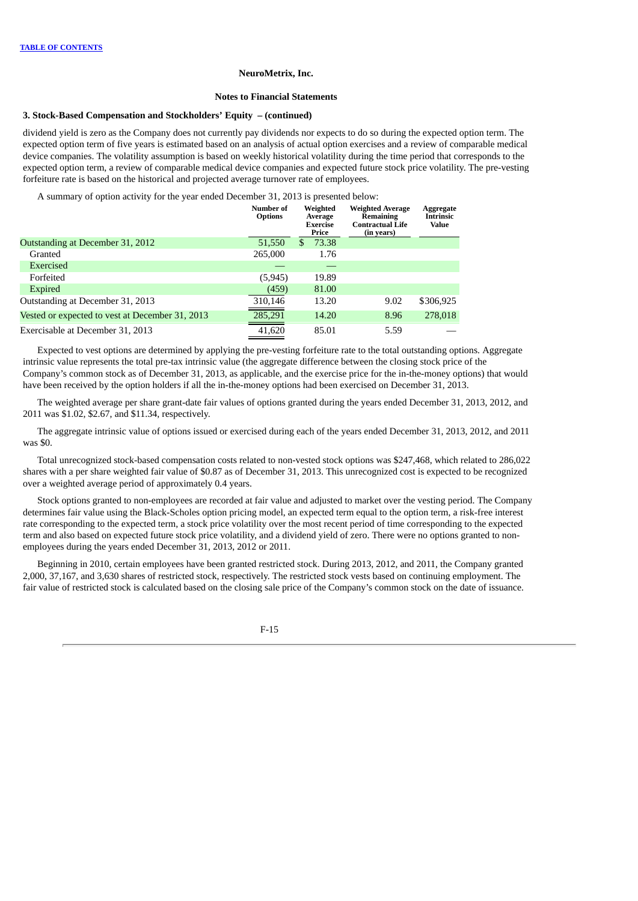**TABLE OF CONTENTS**

NeuroMetrix, Inc.

Notes to Financial Statements

### 3. Stock-Based Compensation and Stockholders' Equity – (continued)

dividend yield is zero as the Company does not currently pay dividends nor expects to do so during the expected option term. The expected option term of five years is estimated based on an analysis of actual option exercises and a review of comparable medical device companies. The volatility assumption is based on weekly historical volatility during the time period that corresponds to the expected option term, a review of comparable medical device companies and expected future stock price volatility. The pre-vesting forfeiture rate is based on the historical and projected average turnover rate of employees.

A summary of option activity for the year ended December 31, 2013 is presented below:

| | Number of Options | Weighted Average Exercise Price | Weighted Average Remaining Contractual Life (in years) | Aggregate Intrinsic Value |
|---|---|---|---|---|
| Outstanding at December 31, 2012 | 51,550 | $ 73.38 | | |
| Granted | 265,000 | 1.76 | | |
| Exercised | — | — | | |
| Forfeited | (5,945) | 19.89 | | |
| Expired | (459) | 81.00 | | |
| Outstanding at December 31, 2013 | 310,146 | 13.20 | 9.02 | $306,925 |
| Vested or expected to vest at December 31, 2013 | 285,291 | 14.20 | 8.96 | 278,018 |
| Exercisable at December 31, 2013 | 41,620 | 85.01 | 5.59 | — |

Expected to vest options are determined by applying the pre-vesting forfeiture rate to the total outstanding options. Aggregate intrinsic value represents the total pre-tax intrinsic value (the aggregate difference between the closing stock price of the Company's common stock as of December 31, 2013, as applicable, and the exercise price for the in-the-money options) that would have been received by the option holders if all the in-the-money options had been exercised on December 31, 2013.

The weighted average per share grant-date fair values of options granted during the years ended December 31, 2013, 2012, and 2011 was $1.02, $2.67, and $11.34, respectively.

The aggregate intrinsic value of options issued or exercised during each of the years ended December 31, 2013, 2012, and 2011 was $0.

Total unrecognized stock-based compensation costs related to non-vested stock options was $247,468, which related to 286,022 shares with a per share weighted fair value of $0.87 as of December 31, 2013. This unrecognized cost is expected to be recognized over a weighted average period of approximately 0.4 years.

Stock options granted to non-employees are recorded at fair value and adjusted to market over the vesting period. The Company determines fair value using the Black-Scholes option pricing model, an expected term equal to the option term, a risk-free interest rate corresponding to the expected term, a stock price volatility over the most recent period of time corresponding to the expected term and also based on expected future stock price volatility, and a dividend yield of zero. There were no options granted to non-employees during the years ended December 31, 2013, 2012 or 2011.

Beginning in 2010, certain employees have been granted restricted stock. During 2013, 2012, and 2011, the Company granted 2,000, 37,167, and 3,630 shares of restricted stock, respectively. The restricted stock vests based on continuing employment. The fair value of restricted stock is calculated based on the closing sale price of the Company's common stock on the date of issuance.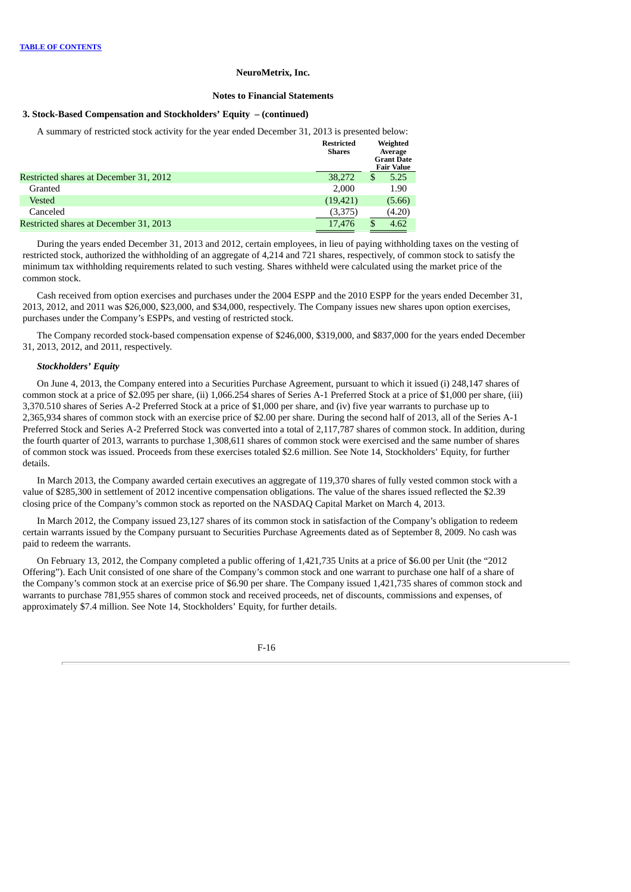**TABLE OF CONTENTS**

**NeuroMetrix, Inc.**

**Notes to Financial Statements**

**3. Stock-Based Compensation and Stockholders' Equity – (continued)**

A summary of restricted stock activity for the year ended December 31, 2013 is presented below:

| | Restricted Shares | Weighted Average Grant Date Fair Value |
|---|---|---|
| Restricted shares at December 31, 2012 | 38,272 | $ 5.25 |
| Granted | 2,000 | 1.90 |
| Vested | (19,421) | (5.66) |
| Canceled | (3,375) | (4.20) |
| Restricted shares at December 31, 2013 | 17,476 | $ 4.62 |

During the years ended December 31, 2013 and 2012, certain employees, in lieu of paying withholding taxes on the vesting of restricted stock, authorized the withholding of an aggregate of 4,214 and 721 shares, respectively, of common stock to satisfy the minimum tax withholding requirements related to such vesting. Shares withheld were calculated using the market price of the common stock.

Cash received from option exercises and purchases under the 2004 ESPP and the 2010 ESPP for the years ended December 31, 2013, 2012, and 2011 was $26,000, $23,000, and $34,000, respectively. The Company issues new shares upon option exercises, purchases under the Company's ESPPs, and vesting of restricted stock.

The Company recorded stock-based compensation expense of $246,000, $319,000, and $837,000 for the years ended December 31, 2013, 2012, and 2011, respectively.

***Stockholders' Equity***

On June 4, 2013, the Company entered into a Securities Purchase Agreement, pursuant to which it issued (i) 248,147 shares of common stock at a price of $2.095 per share, (ii) 1,066.254 shares of Series A-1 Preferred Stock at a price of $1,000 per share, (iii) 3,370.510 shares of Series A-2 Preferred Stock at a price of $1,000 per share, and (iv) five year warrants to purchase up to 2,365,934 shares of common stock with an exercise price of $2.00 per share. During the second half of 2013, all of the Series A-1 Preferred Stock and Series A-2 Preferred Stock was converted into a total of 2,117,787 shares of common stock. In addition, during the fourth quarter of 2013, warrants to purchase 1,308,611 shares of common stock were exercised and the same number of shares of common stock was issued. Proceeds from these exercises totaled $2.6 million. See Note 14, Stockholders' Equity, for further details.

In March 2013, the Company awarded certain executives an aggregate of 119,370 shares of fully vested common stock with a value of $285,300 in settlement of 2012 incentive compensation obligations. The value of the shares issued reflected the $2.39 closing price of the Company's common stock as reported on the NASDAQ Capital Market on March 4, 2013.

In March 2012, the Company issued 23,127 shares of its common stock in satisfaction of the Company's obligation to redeem certain warrants issued by the Company pursuant to Securities Purchase Agreements dated as of September 8, 2009. No cash was paid to redeem the warrants.

On February 13, 2012, the Company completed a public offering of 1,421,735 Units at a price of $6.00 per Unit (the "2012 Offering"). Each Unit consisted of one share of the Company's common stock and one warrant to purchase one half of a share of the Company's common stock at an exercise price of $6.90 per share. The Company issued 1,421,735 shares of common stock and warrants to purchase 781,955 shares of common stock and received proceeds, net of discounts, commissions and expenses, of approximately $7.4 million. See Note 14, Stockholders' Equity, for further details.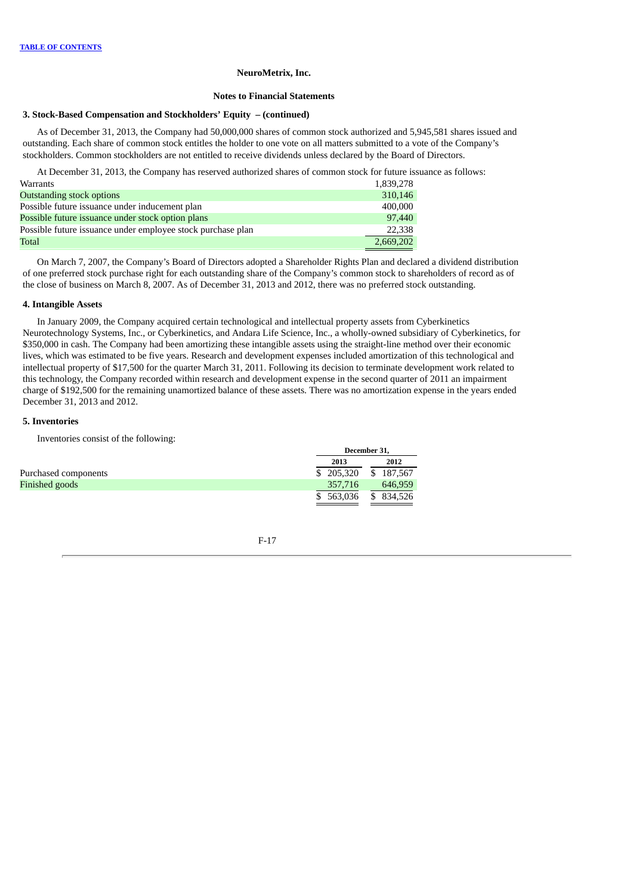NeuroMetrix, Inc.

Notes to Financial Statements

### 3. Stock-Based Compensation and Stockholders' Equity – (continued)

As of December 31, 2013, the Company had 50,000,000 shares of common stock authorized and 5,945,581 shares issued and outstanding. Each share of common stock entitles the holder to one vote on all matters submitted to a vote of the Company's stockholders. Common stockholders are not entitled to receive dividends unless declared by the Board of Directors.

At December 31, 2013, the Company has reserved authorized shares of common stock for future issuance as follows:

| | |
|---|---|
| Warrants | 1,839,278 |
| Outstanding stock options | 310,146 |
| Possible future issuance under inducement plan | 400,000 |
| Possible future issuance under stock option plans | 97,440 |
| Possible future issuance under employee stock purchase plan | 22,338 |
| Total | 2,669,202 |

On March 7, 2007, the Company's Board of Directors adopted a Shareholder Rights Plan and declared a dividend distribution of one preferred stock purchase right for each outstanding share of the Company's common stock to shareholders of record as of the close of business on March 8, 2007. As of December 31, 2013 and 2012, there was no preferred stock outstanding.

### 4. Intangible Assets

In January 2009, the Company acquired certain technological and intellectual property assets from Cyberkinetics Neurotechnology Systems, Inc., or Cyberkinetics, and Andara Life Science, Inc., a wholly-owned subsidiary of Cyberkinetics, for $350,000 in cash. The Company had been amortizing these intangible assets using the straight-line method over their economic lives, which was estimated to be five years. Research and development expenses included amortization of this technological and intellectual property of $17,500 for the quarter March 31, 2011. Following its decision to terminate development work related to this technology, the Company recorded within research and development expense in the second quarter of 2011 an impairment charge of $192,500 for the remaining unamortized balance of these assets. There was no amortization expense in the years ended December 31, 2013 and 2012.

### 5. Inventories

Inventories consist of the following:

| | December 31, | |
|---|---|---|
| | 2013 | 2012 |
| Purchased components | $ 205,320 | $ 187,567 |
| Finished goods | 357,716 | 646,959 |
| | $ 563,036 | $ 834,526 |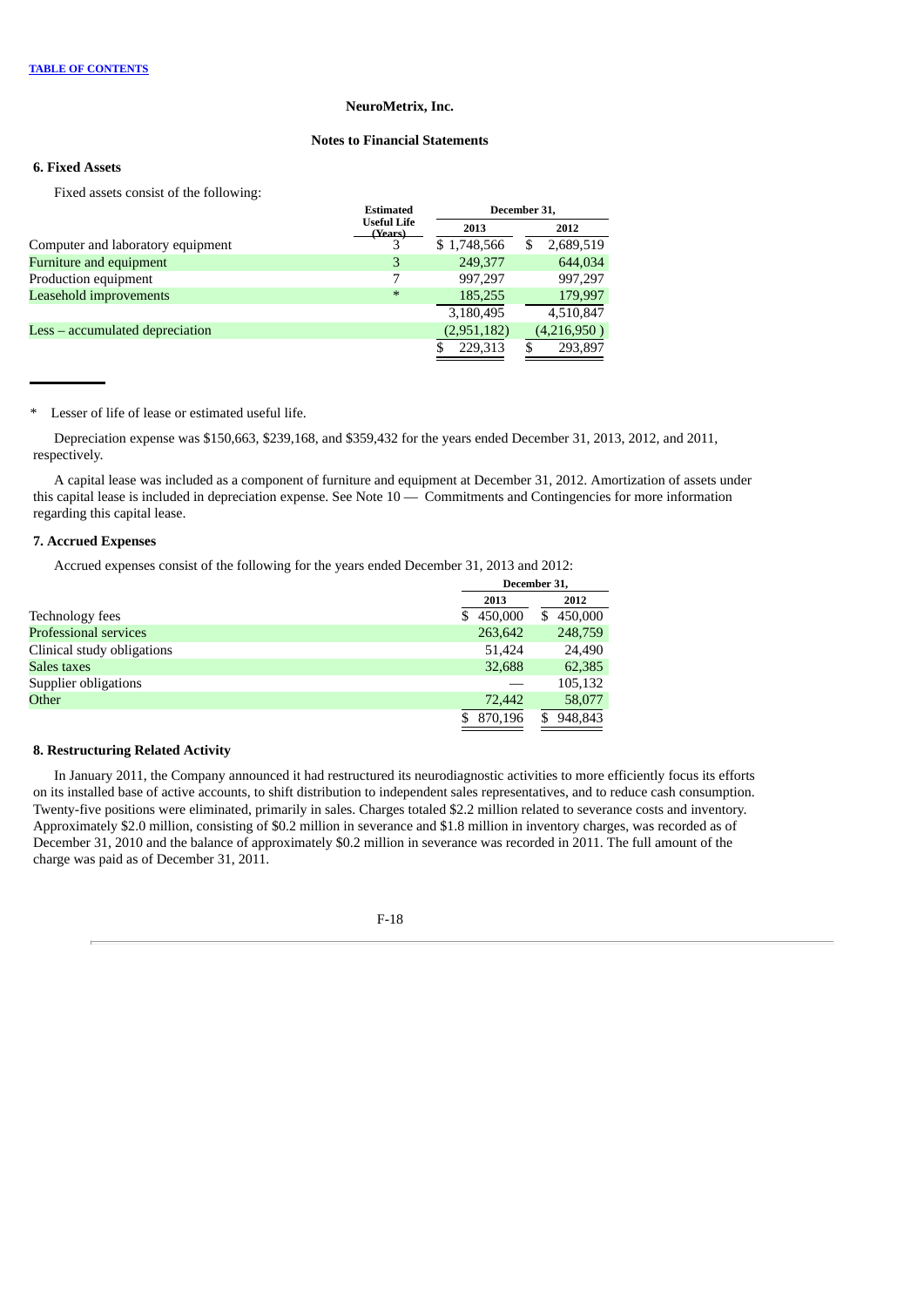NeuroMetrix, Inc.

Notes to Financial Statements

### 6. Fixed Assets

Fixed assets consist of the following:

| | Estimated Useful Life (Years) | December 31, 2013 | December 31, 2012 |
|---|---|---|---|
| Computer and laboratory equipment | 3 | $ 1,748,566 | $ 2,689,519 |
| Furniture and equipment | 3 | 249,377 | 644,034 |
| Production equipment | 7 | 997,297 | 997,297 |
| Leasehold improvements | * | 185,255 | 179,997 |
| | | 3,180,495 | 4,510,847 |
| Less – accumulated depreciation | | (2,951,182) | (4,216,950 ) |
| | | $ 229,313 | $ 293,897 |

\* Lesser of life of lease or estimated useful life.

Depreciation expense was $150,663, $239,168, and $359,432 for the years ended December 31, 2013, 2012, and 2011, respectively.

A capital lease was included as a component of furniture and equipment at December 31, 2012. Amortization of assets under this capital lease is included in depreciation expense. See Note 10 — Commitments and Contingencies for more information regarding this capital lease.

### 7. Accrued Expenses

Accrued expenses consist of the following for the years ended December 31, 2013 and 2012:

| | December 31, 2013 | December 31, 2012 |
|---|---|---|
| Technology fees | $ 450,000 | $ 450,000 |
| Professional services | 263,642 | 248,759 |
| Clinical study obligations | 51,424 | 24,490 |
| Sales taxes | 32,688 | 62,385 |
| Supplier obligations | — | 105,132 |
| Other | 72,442 | 58,077 |
| | $ 870,196 | $ 948,843 |

### 8. Restructuring Related Activity

In January 2011, the Company announced it had restructured its neurodiagnostic activities to more efficiently focus its efforts on its installed base of active accounts, to shift distribution to independent sales representatives, and to reduce cash consumption. Twenty-five positions were eliminated, primarily in sales. Charges totaled $2.2 million related to severance costs and inventory. Approximately $2.0 million, consisting of $0.2 million in severance and $1.8 million in inventory charges, was recorded as of December 31, 2010 and the balance of approximately $0.2 million in severance was recorded in 2011. The full amount of the charge was paid as of December 31, 2011.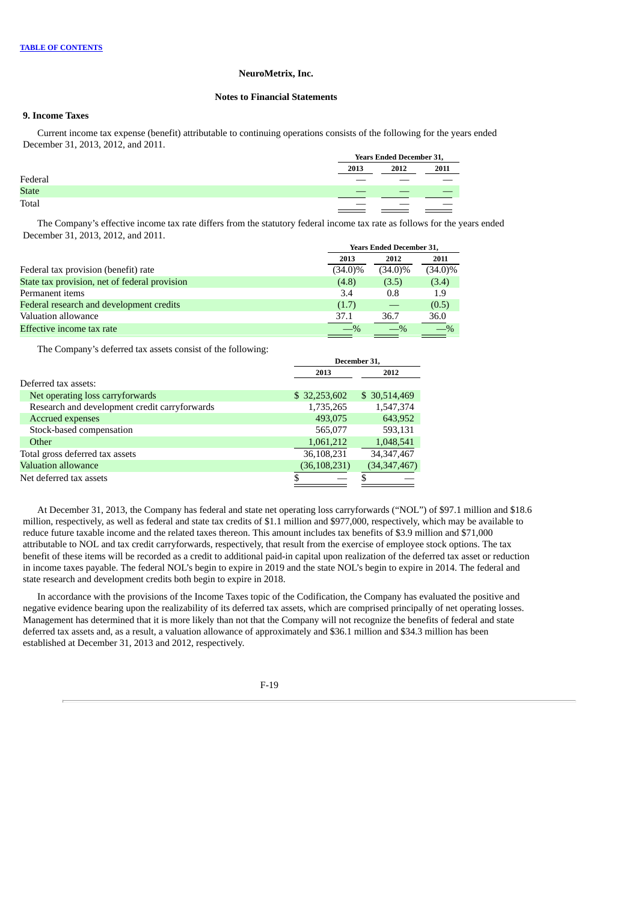**TABLE OF CONTENTS**

NeuroMetrix, Inc.

Notes to Financial Statements

### 9. Income Taxes

Current income tax expense (benefit) attributable to continuing operations consists of the following for the years ended December 31, 2013, 2012, and 2011.

| | Years Ended December 31, | | |
|---|---|---|---|
| | 2013 | 2012 | 2011 |
| Federal | — | — | — |
| State | — | — | — |
| Total | — | — | — |

The Company's effective income tax rate differs from the statutory federal income tax rate as follows for the years ended December 31, 2013, 2012, and 2011.

| | Years Ended December 31, | | |
|---|---|---|---|
| | 2013 | 2012 | 2011 |
| Federal tax provision (benefit) rate | (34.0)% | (34.0)% | (34.0)% |
| State tax provision, net of federal provision | (4.8) | (3.5) | (3.4) |
| Permanent items | 3.4 | 0.8 | 1.9 |
| Federal research and development credits | (1.7) | — | (0.5) |
| Valuation allowance | 37.1 | 36.7 | 36.0 |
| Effective income tax rate | —% | —% | —% |

The Company's deferred tax assets consist of the following:

| | December 31, | |
|---|---|---|
| | 2013 | 2012 |
| Deferred tax assets: | | |
| Net operating loss carryforwards | $ 32,253,602 | $ 30,514,469 |
| Research and development credit carryforwards | 1,735,265 | 1,547,374 |
| Accrued expenses | 493,075 | 643,952 |
| Stock-based compensation | 565,077 | 593,131 |
| Other | 1,061,212 | 1,048,541 |
| Total gross deferred tax assets | 36,108,231 | 34,347,467 |
| Valuation allowance | (36,108,231) | (34,347,467) |
| Net deferred tax assets | $ — | $ — |

At December 31, 2013, the Company has federal and state net operating loss carryforwards ("NOL") of $97.1 million and $18.6 million, respectively, as well as federal and state tax credits of $1.1 million and $977,000, respectively, which may be available to reduce future taxable income and the related taxes thereon. This amount includes tax benefits of $3.9 million and $71,000 attributable to NOL and tax credit carryforwards, respectively, that result from the exercise of employee stock options. The tax benefit of these items will be recorded as a credit to additional paid-in capital upon realization of the deferred tax asset or reduction in income taxes payable. The federal NOL's begin to expire in 2019 and the state NOL's begin to expire in 2014. The federal and state research and development credits both begin to expire in 2018.

In accordance with the provisions of the Income Taxes topic of the Codification, the Company has evaluated the positive and negative evidence bearing upon the realizability of its deferred tax assets, which are comprised principally of net operating losses. Management has determined that it is more likely than not that the Company will not recognize the benefits of federal and state deferred tax assets and, as a result, a valuation allowance of approximately and $36.1 million and $34.3 million has been established at December 31, 2013 and 2012, respectively.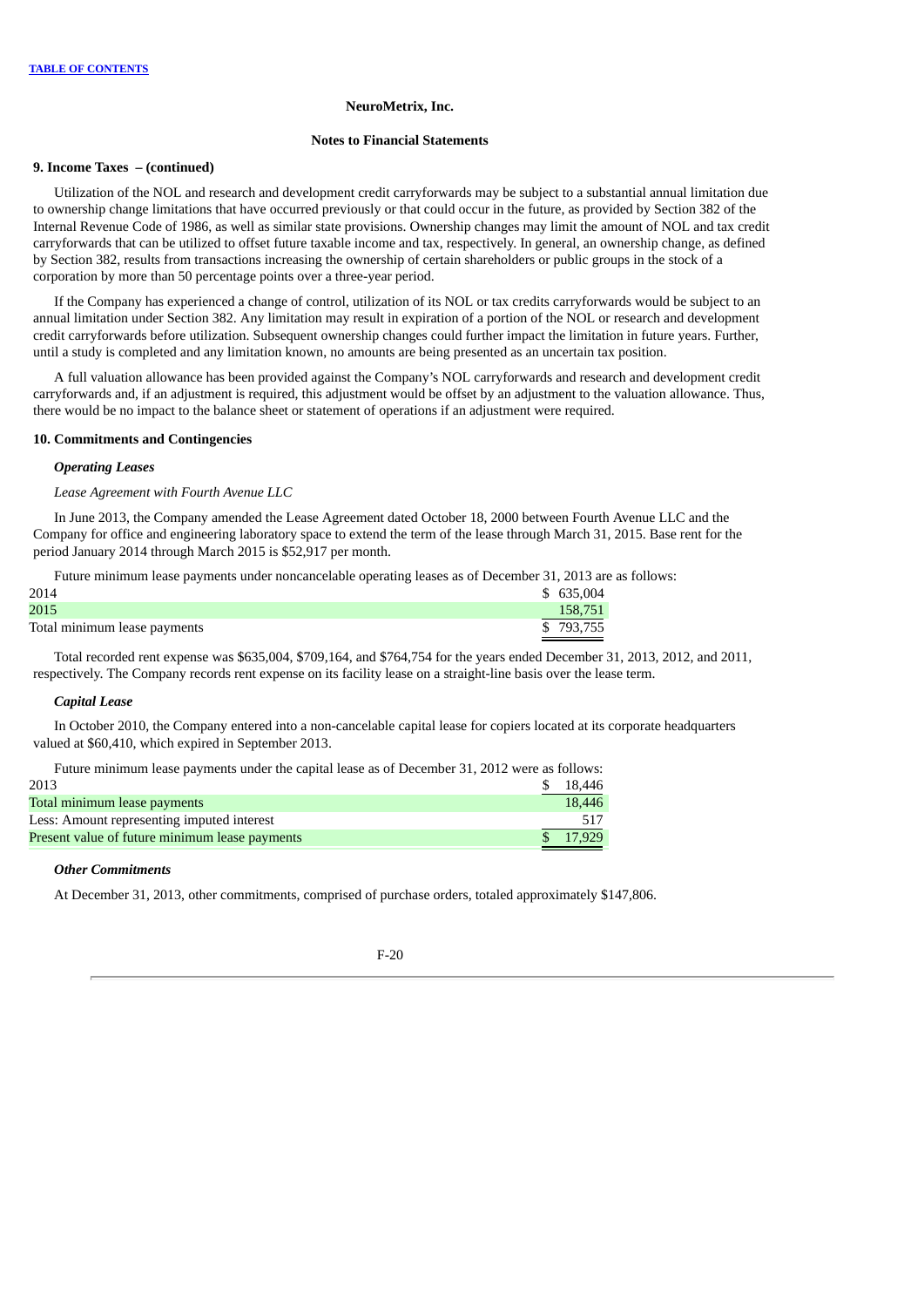**NeuroMetrix, Inc.**

**Notes to Financial Statements**

**9. Income Taxes – (continued)**

Utilization of the NOL and research and development credit carryforwards may be subject to a substantial annual limitation due to ownership change limitations that have occurred previously or that could occur in the future, as provided by Section 382 of the Internal Revenue Code of 1986, as well as similar state provisions. Ownership changes may limit the amount of NOL and tax credit carryforwards that can be utilized to offset future taxable income and tax, respectively. In general, an ownership change, as defined by Section 382, results from transactions increasing the ownership of certain shareholders or public groups in the stock of a corporation by more than 50 percentage points over a three-year period.

If the Company has experienced a change of control, utilization of its NOL or tax credits carryforwards would be subject to an annual limitation under Section 382. Any limitation may result in expiration of a portion of the NOL or research and development credit carryforwards before utilization. Subsequent ownership changes could further impact the limitation in future years. Further, until a study is completed and any limitation known, no amounts are being presented as an uncertain tax position.

A full valuation allowance has been provided against the Company's NOL carryforwards and research and development credit carryforwards and, if an adjustment is required, this adjustment would be offset by an adjustment to the valuation allowance. Thus, there would be no impact to the balance sheet or statement of operations if an adjustment were required.

**10. Commitments and Contingencies**

***Operating Leases***

*Lease Agreement with Fourth Avenue LLC*

In June 2013, the Company amended the Lease Agreement dated October 18, 2000 between Fourth Avenue LLC and the Company for office and engineering laboratory space to extend the term of the lease through March 31, 2015. Base rent for the period January 2014 through March 2015 is $52,917 per month.

Future minimum lease payments under noncancelable operating leases as of December 31, 2013 are as follows:

| | |
|---|---|
| 2014 | $ 635,004 |
| 2015 | 158,751 |
| Total minimum lease payments | $ 793,755 |

Total recorded rent expense was $635,004, $709,164, and $764,754 for the years ended December 31, 2013, 2012, and 2011, respectively. The Company records rent expense on its facility lease on a straight-line basis over the lease term.

***Capital Lease***

In October 2010, the Company entered into a non-cancelable capital lease for copiers located at its corporate headquarters valued at $60,410, which expired in September 2013.

Future minimum lease payments under the capital lease as of December 31, 2012 were as follows:

| | |
|---|---|
| 2013 | $ 18,446 |
| Total minimum lease payments | 18,446 |
| Less: Amount representing imputed interest | 517 |
| Present value of future minimum lease payments | $ 17,929 |

***Other Commitments***

At December 31, 2013, other commitments, comprised of purchase orders, totaled approximately $147,806.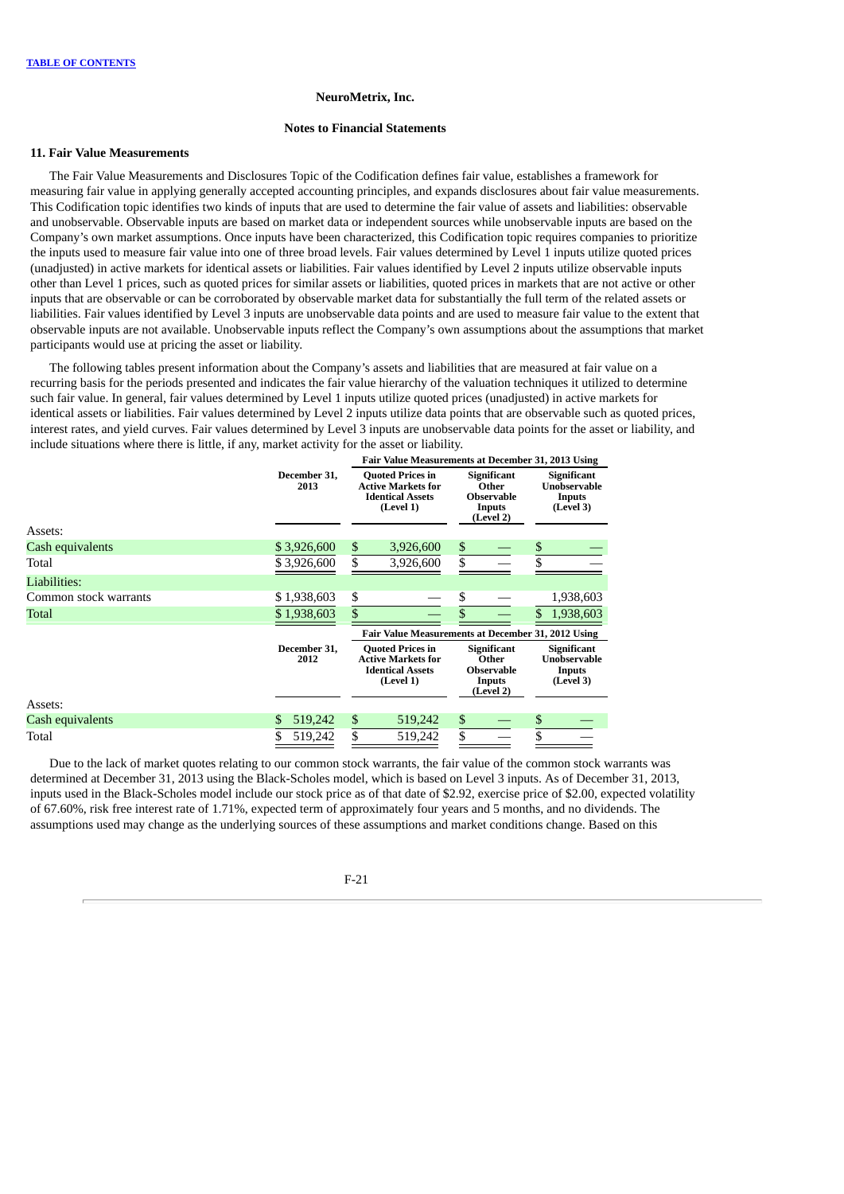NeuroMetrix, Inc.

Notes to Financial Statements

### 11. Fair Value Measurements

The Fair Value Measurements and Disclosures Topic of the Codification defines fair value, establishes a framework for measuring fair value in applying generally accepted accounting principles, and expands disclosures about fair value measurements. This Codification topic identifies two kinds of inputs that are used to determine the fair value of assets and liabilities: observable and unobservable. Observable inputs are based on market data or independent sources while unobservable inputs are based on the Company's own market assumptions. Once inputs have been characterized, this Codification topic requires companies to prioritize the inputs used to measure fair value into one of three broad levels. Fair values determined by Level 1 inputs utilize quoted prices (unadjusted) in active markets for identical assets or liabilities. Fair values identified by Level 2 inputs utilize observable inputs other than Level 1 prices, such as quoted prices for similar assets or liabilities, quoted prices in markets that are not active or other inputs that are observable or can be corroborated by observable market data for substantially the full term of the related assets or liabilities. Fair values identified by Level 3 inputs are unobservable data points and are used to measure fair value to the extent that observable inputs are not available. Unobservable inputs reflect the Company's own assumptions about the assumptions that market participants would use at pricing the asset or liability.

The following tables present information about the Company's assets and liabilities that are measured at fair value on a recurring basis for the periods presented and indicates the fair value hierarchy of the valuation techniques it utilized to determine such fair value. In general, fair values determined by Level 1 inputs utilize quoted prices (unadjusted) in active markets for identical assets or liabilities. Fair values determined by Level 2 inputs utilize data points that are observable such as quoted prices, interest rates, and yield curves. Fair values determined by Level 3 inputs are unobservable data points for the asset or liability, and include situations where there is little, if any, market activity for the asset or liability.

| | | Fair Value Measurements at December 31, 2013 Using | | |
|---|---|---|---|---|
| | December 31, 2013 | Quoted Prices in Active Markets for Identical Assets (Level 1) | Significant Other Observable Inputs (Level 2) | Significant Unobservable Inputs (Level 3) |
| Assets: | | | | |
| Cash equivalents | $ 3,926,600 | $ 3,926,600 | $ — | $ — |
| Total | $ 3,926,600 | $ 3,926,600 | $ — | $ — |
| Liabilities: | | | | |
| Common stock warrants | $ 1,938,603 | $ — | $ — | 1,938,603 |
| Total | $ 1,938,603 | $ — | $ — | $ 1,938,603 |

| | | Fair Value Measurements at December 31, 2012 Using | | |
|---|---|---|---|---|
| | December 31, 2012 | Quoted Prices in Active Markets for Identical Assets (Level 1) | Significant Other Observable Inputs (Level 2) | Significant Unobservable Inputs (Level 3) |
| Assets: | | | | |
| Cash equivalents | $ 519,242 | $ 519,242 | $ — | $ — |
| Total | $ 519,242 | $ 519,242 | $ — | $ — |

Due to the lack of market quotes relating to our common stock warrants, the fair value of the common stock warrants was determined at December 31, 2013 using the Black-Scholes model, which is based on Level 3 inputs. As of December 31, 2013, inputs used in the Black-Scholes model include our stock price as of that date of $2.92, exercise price of $2.00, expected volatility of 67.60%, risk free interest rate of 1.71%, expected term of approximately four years and 5 months, and no dividends. The assumptions used may change as the underlying sources of these assumptions and market conditions change. Based on this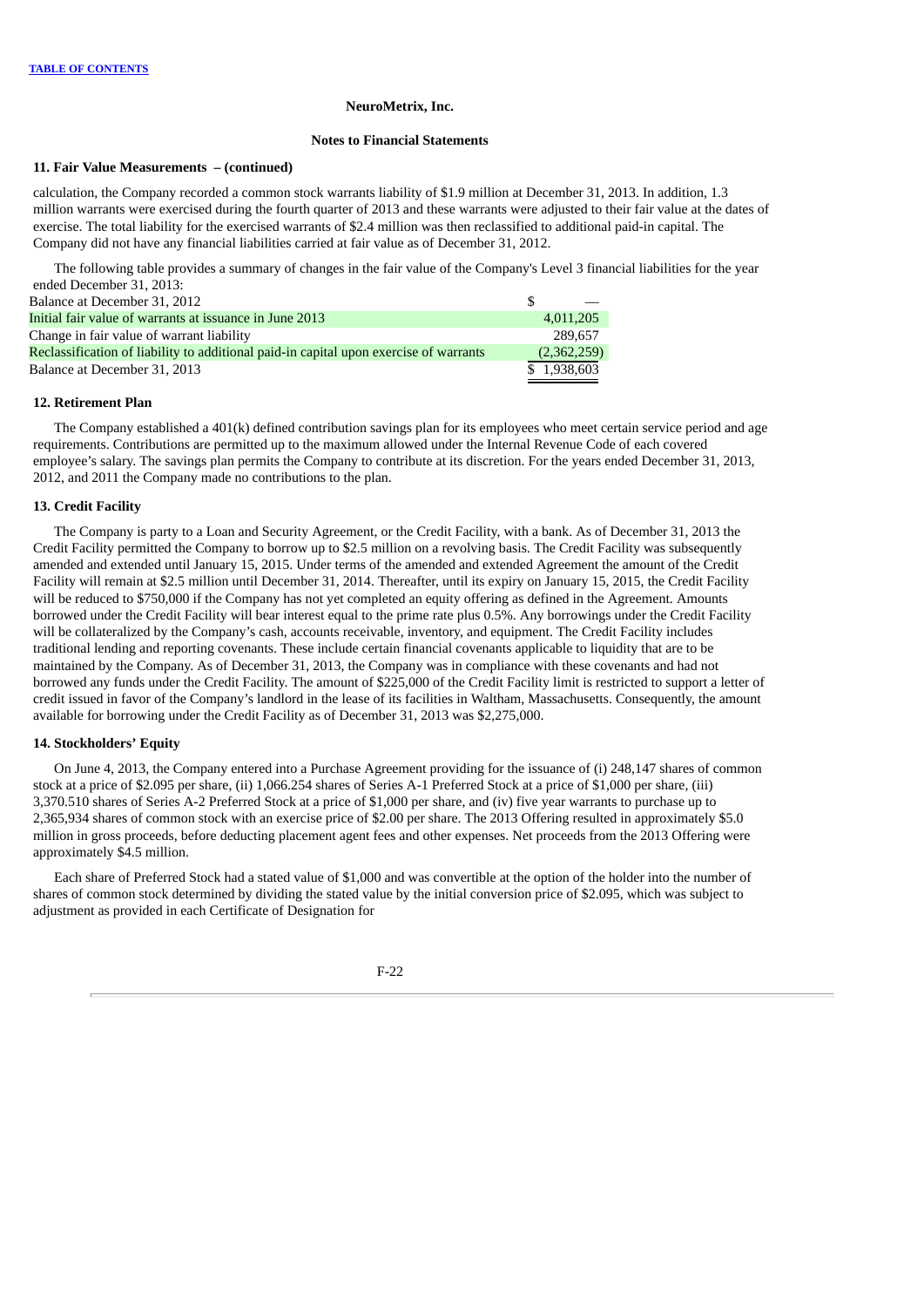**NeuroMetrix, Inc.**

**Notes to Financial Statements**

### 11. Fair Value Measurements – (continued)

calculation, the Company recorded a common stock warrants liability of $1.9 million at December 31, 2013. In addition, 1.3 million warrants were exercised during the fourth quarter of 2013 and these warrants were adjusted to their fair value at the dates of exercise. The total liability for the exercised warrants of $2.4 million was then reclassified to additional paid-in capital. The Company did not have any financial liabilities carried at fair value as of December 31, 2012.

The following table provides a summary of changes in the fair value of the Company's Level 3 financial liabilities for the year ended December 31, 2013:

| | |
|---|---|
| Balance at December 31, 2012 | $ — |
| Initial fair value of warrants at issuance in June 2013 | 4,011,205 |
| Change in fair value of warrant liability | 289,657 |
| Reclassification of liability to additional paid-in capital upon exercise of warrants | (2,362,259) |
| Balance at December 31, 2013 | $ 1,938,603 |

### 12. Retirement Plan

The Company established a 401(k) defined contribution savings plan for its employees who meet certain service period and age requirements. Contributions are permitted up to the maximum allowed under the Internal Revenue Code of each covered employee's salary. The savings plan permits the Company to contribute at its discretion. For the years ended December 31, 2013, 2012, and 2011 the Company made no contributions to the plan.

### 13. Credit Facility

The Company is party to a Loan and Security Agreement, or the Credit Facility, with a bank. As of December 31, 2013 the Credit Facility permitted the Company to borrow up to $2.5 million on a revolving basis. The Credit Facility was subsequently amended and extended until January 15, 2015. Under terms of the amended and extended Agreement the amount of the Credit Facility will remain at $2.5 million until December 31, 2014. Thereafter, until its expiry on January 15, 2015, the Credit Facility will be reduced to $750,000 if the Company has not yet completed an equity offering as defined in the Agreement. Amounts borrowed under the Credit Facility will bear interest equal to the prime rate plus 0.5%. Any borrowings under the Credit Facility will be collateralized by the Company's cash, accounts receivable, inventory, and equipment. The Credit Facility includes traditional lending and reporting covenants. These include certain financial covenants applicable to liquidity that are to be maintained by the Company. As of December 31, 2013, the Company was in compliance with these covenants and had not borrowed any funds under the Credit Facility. The amount of $225,000 of the Credit Facility limit is restricted to support a letter of credit issued in favor of the Company's landlord in the lease of its facilities in Waltham, Massachusetts. Consequently, the amount available for borrowing under the Credit Facility as of December 31, 2013 was $2,275,000.

### 14. Stockholders' Equity

On June 4, 2013, the Company entered into a Purchase Agreement providing for the issuance of (i) 248,147 shares of common stock at a price of $2.095 per share, (ii) 1,066.254 shares of Series A-1 Preferred Stock at a price of $1,000 per share, (iii) 3,370.510 shares of Series A-2 Preferred Stock at a price of $1,000 per share, and (iv) five year warrants to purchase up to 2,365,934 shares of common stock with an exercise price of $2.00 per share. The 2013 Offering resulted in approximately $5.0 million in gross proceeds, before deducting placement agent fees and other expenses. Net proceeds from the 2013 Offering were approximately $4.5 million.

Each share of Preferred Stock had a stated value of $1,000 and was convertible at the option of the holder into the number of shares of common stock determined by dividing the stated value by the initial conversion price of $2.095, which was subject to adjustment as provided in each Certificate of Designation for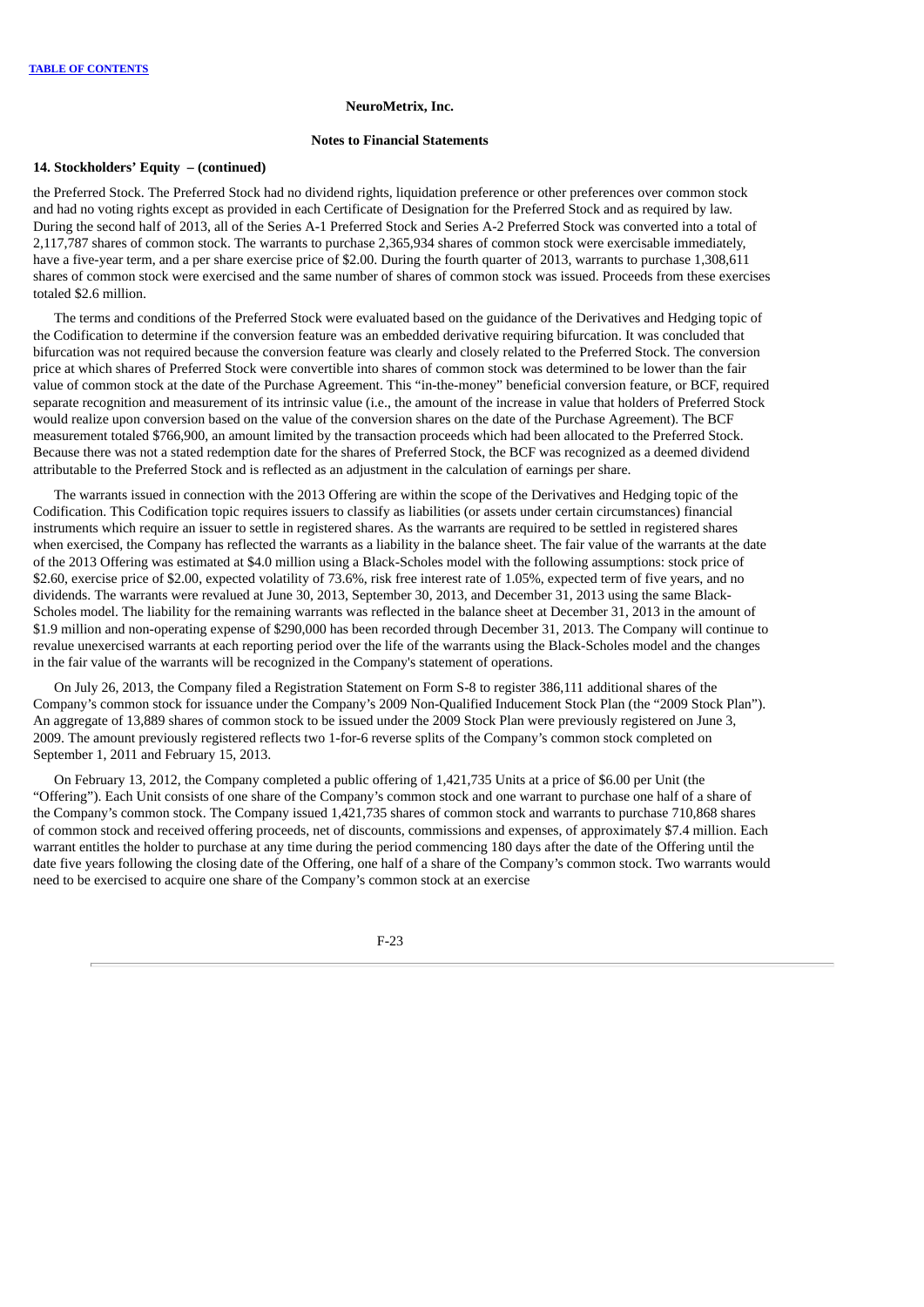#### 14. Stockholders' Equity – (continued)

the Preferred Stock. The Preferred Stock had no dividend rights, liquidation preference or other preferences over common stock and had no voting rights except as provided in each Certificate of Designation for the Preferred Stock and as required by law. During the second half of 2013, all of the Series A-1 Preferred Stock and Series A-2 Preferred Stock was converted into a total of 2,117,787 shares of common stock. The warrants to purchase 2,365,934 shares of common stock were exercisable immediately, have a five-year term, and a per share exercise price of $2.00. During the fourth quarter of 2013, warrants to purchase 1,308,611 shares of common stock were exercised and the same number of shares of common stock was issued. Proceeds from these exercises totaled $2.6 million.

The terms and conditions of the Preferred Stock were evaluated based on the guidance of the Derivatives and Hedging topic of the Codification to determine if the conversion feature was an embedded derivative requiring bifurcation. It was concluded that bifurcation was not required because the conversion feature was clearly and closely related to the Preferred Stock. The conversion price at which shares of Preferred Stock were convertible into shares of common stock was determined to be lower than the fair value of common stock at the date of the Purchase Agreement. This "in-the-money" beneficial conversion feature, or BCF, required separate recognition and measurement of its intrinsic value (i.e., the amount of the increase in value that holders of Preferred Stock would realize upon conversion based on the value of the conversion shares on the date of the Purchase Agreement). The BCF measurement totaled $766,900, an amount limited by the transaction proceeds which had been allocated to the Preferred Stock. Because there was not a stated redemption date for the shares of Preferred Stock, the BCF was recognized as a deemed dividend attributable to the Preferred Stock and is reflected as an adjustment in the calculation of earnings per share.

The warrants issued in connection with the 2013 Offering are within the scope of the Derivatives and Hedging topic of the Codification. This Codification topic requires issuers to classify as liabilities (or assets under certain circumstances) financial instruments which require an issuer to settle in registered shares. As the warrants are required to be settled in registered shares when exercised, the Company has reflected the warrants as a liability in the balance sheet. The fair value of the warrants at the date of the 2013 Offering was estimated at $4.0 million using a Black-Scholes model with the following assumptions: stock price of $2.60, exercise price of $2.00, expected volatility of 73.6%, risk free interest rate of 1.05%, expected term of five years, and no dividends. The warrants were revalued at June 30, 2013, September 30, 2013, and December 31, 2013 using the same Black-Scholes model. The liability for the remaining warrants was reflected in the balance sheet at December 31, 2013 in the amount of $1.9 million and non-operating expense of $290,000 has been recorded through December 31, 2013. The Company will continue to revalue unexercised warrants at each reporting period over the life of the warrants using the Black-Scholes model and the changes in the fair value of the warrants will be recognized in the Company's statement of operations.

On July 26, 2013, the Company filed a Registration Statement on Form S-8 to register 386,111 additional shares of the Company's common stock for issuance under the Company's 2009 Non-Qualified Inducement Stock Plan (the "2009 Stock Plan"). An aggregate of 13,889 shares of common stock to be issued under the 2009 Stock Plan were previously registered on June 3, 2009. The amount previously registered reflects two 1-for-6 reverse splits of the Company's common stock completed on September 1, 2011 and February 15, 2013.

On February 13, 2012, the Company completed a public offering of 1,421,735 Units at a price of $6.00 per Unit (the "Offering"). Each Unit consists of one share of the Company's common stock and one warrant to purchase one half of a share of the Company's common stock. The Company issued 1,421,735 shares of common stock and warrants to purchase 710,868 shares of common stock and received offering proceeds, net of discounts, commissions and expenses, of approximately $7.4 million. Each warrant entitles the holder to purchase at any time during the period commencing 180 days after the date of the Offering until the date five years following the closing date of the Offering, one half of a share of the Company's common stock. Two warrants would need to be exercised to acquire one share of the Company's common stock at an exercise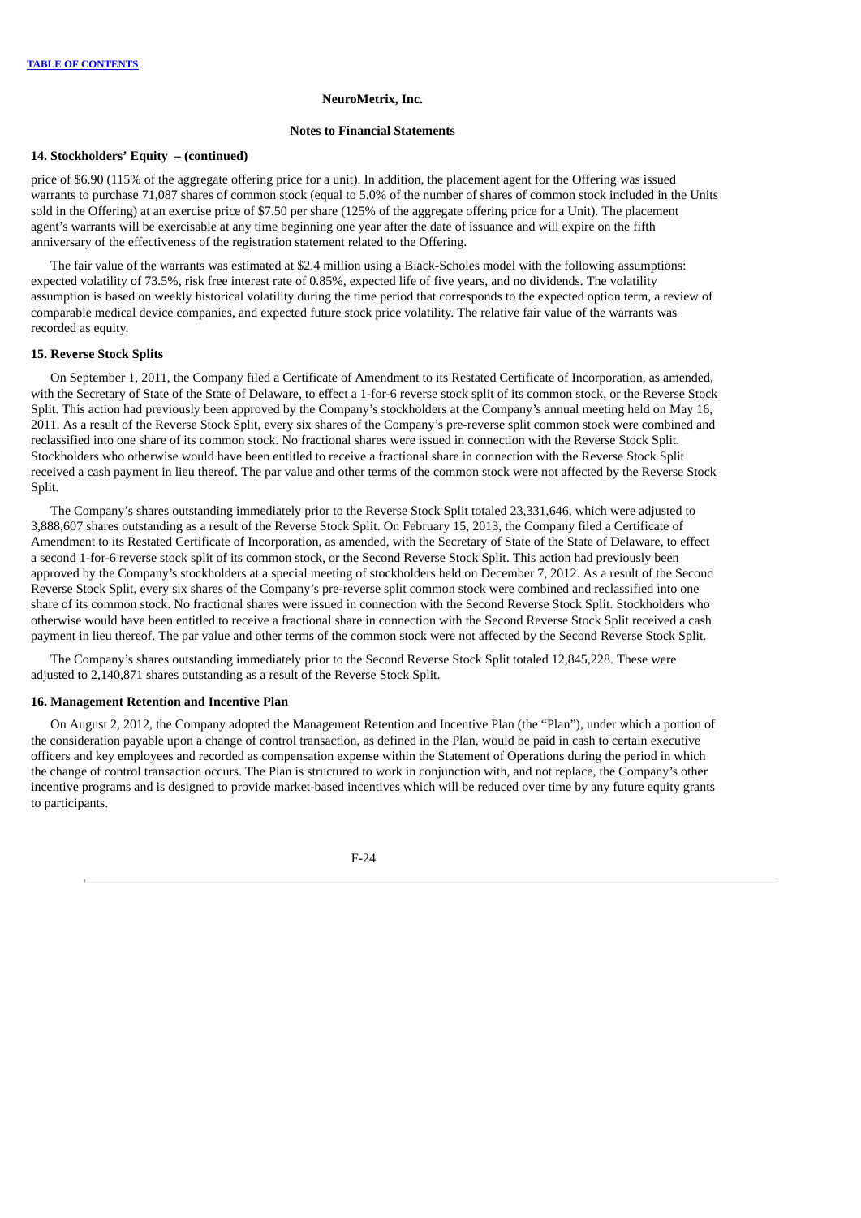**NeuroMetrix, Inc.**

**Notes to Financial Statements**

**14. Stockholders' Equity – (continued)**

price of $6.90 (115% of the aggregate offering price for a unit). In addition, the placement agent for the Offering was issued warrants to purchase 71,087 shares of common stock (equal to 5.0% of the number of shares of common stock included in the Units sold in the Offering) at an exercise price of $7.50 per share (125% of the aggregate offering price for a Unit). The placement agent's warrants will be exercisable at any time beginning one year after the date of issuance and will expire on the fifth anniversary of the effectiveness of the registration statement related to the Offering.

The fair value of the warrants was estimated at $2.4 million using a Black-Scholes model with the following assumptions: expected volatility of 73.5%, risk free interest rate of 0.85%, expected life of five years, and no dividends. The volatility assumption is based on weekly historical volatility during the time period that corresponds to the expected option term, a review of comparable medical device companies, and expected future stock price volatility. The relative fair value of the warrants was recorded as equity.

**15. Reverse Stock Splits**

On September 1, 2011, the Company filed a Certificate of Amendment to its Restated Certificate of Incorporation, as amended, with the Secretary of State of the State of Delaware, to effect a 1-for-6 reverse stock split of its common stock, or the Reverse Stock Split. This action had previously been approved by the Company's stockholders at the Company's annual meeting held on May 16, 2011. As a result of the Reverse Stock Split, every six shares of the Company's pre-reverse split common stock were combined and reclassified into one share of its common stock. No fractional shares were issued in connection with the Reverse Stock Split. Stockholders who otherwise would have been entitled to receive a fractional share in connection with the Reverse Stock Split received a cash payment in lieu thereof. The par value and other terms of the common stock were not affected by the Reverse Stock Split.

The Company's shares outstanding immediately prior to the Reverse Stock Split totaled 23,331,646, which were adjusted to 3,888,607 shares outstanding as a result of the Reverse Stock Split. On February 15, 2013, the Company filed a Certificate of Amendment to its Restated Certificate of Incorporation, as amended, with the Secretary of State of the State of Delaware, to effect a second 1-for-6 reverse stock split of its common stock, or the Second Reverse Stock Split. This action had previously been approved by the Company's stockholders at a special meeting of stockholders held on December 7, 2012. As a result of the Second Reverse Stock Split, every six shares of the Company's pre-reverse split common stock were combined and reclassified into one share of its common stock. No fractional shares were issued in connection with the Second Reverse Stock Split. Stockholders who otherwise would have been entitled to receive a fractional share in connection with the Second Reverse Stock Split received a cash payment in lieu thereof. The par value and other terms of the common stock were not affected by the Second Reverse Stock Split.

The Company's shares outstanding immediately prior to the Second Reverse Stock Split totaled 12,845,228. These were adjusted to 2,140,871 shares outstanding as a result of the Reverse Stock Split.

**16. Management Retention and Incentive Plan**

On August 2, 2012, the Company adopted the Management Retention and Incentive Plan (the "Plan"), under which a portion of the consideration payable upon a change of control transaction, as defined in the Plan, would be paid in cash to certain executive officers and key employees and recorded as compensation expense within the Statement of Operations during the period in which the change of control transaction occurs. The Plan is structured to work in conjunction with, and not replace, the Company's other incentive programs and is designed to provide market-based incentives which will be reduced over time by any future equity grants to participants.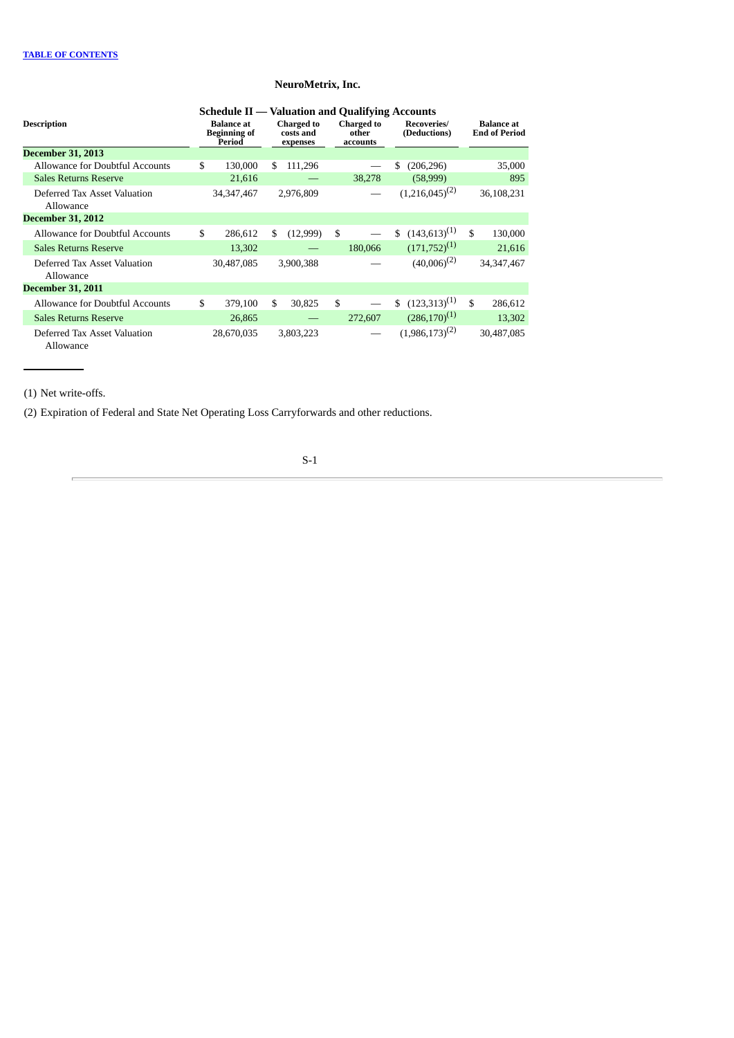**NeuroMetrix, Inc.**

**Schedule II — Valuation and Qualifying Accounts**

| Description | Balance at Beginning of Period | Charged to costs and expenses | Charged to other accounts | Recoveries/ (Deductions) | Balance at End of Period |
|---|---|---|---|---|---|
| **December 31, 2013** | | | | | |
| Allowance for Doubtful Accounts | $ 130,000 | $ 111,296 | — | $ (206,296) | 35,000 |
| Sales Returns Reserve | 21,616 | — | 38,278 | (58,999) | 895 |
| Deferred Tax Asset Valuation Allowance | 34,347,467 | 2,976,809 | — | (1,216,045)[2] | 36,108,231 |
| **December 31, 2012** | | | | | |
| Allowance for Doubtful Accounts | $ 286,612 | $ (12,999) | $ — | $ (143,613)[1] | $ 130,000 |
| Sales Returns Reserve | 13,302 | — | 180,066 | (171,752)[1] | 21,616 |
| Deferred Tax Asset Valuation Allowance | 30,487,085 | 3,900,388 | — | (40,006)[2] | 34,347,467 |
| **December 31, 2011** | | | | | |
| Allowance for Doubtful Accounts | $ 379,100 | $ 30,825 | $ — | $ (123,313)[1] | $ 286,612 |
| Sales Returns Reserve | 26,865 | — | 272,607 | (286,170)[1] | 13,302 |
| Deferred Tax Asset Valuation Allowance | 28,670,035 | 3,803,223 | — | (1,986,173)[2] | 30,487,085 |

(1) Net write-offs.

(2) Expiration of Federal and State Net Operating Loss Carryforwards and other reductions.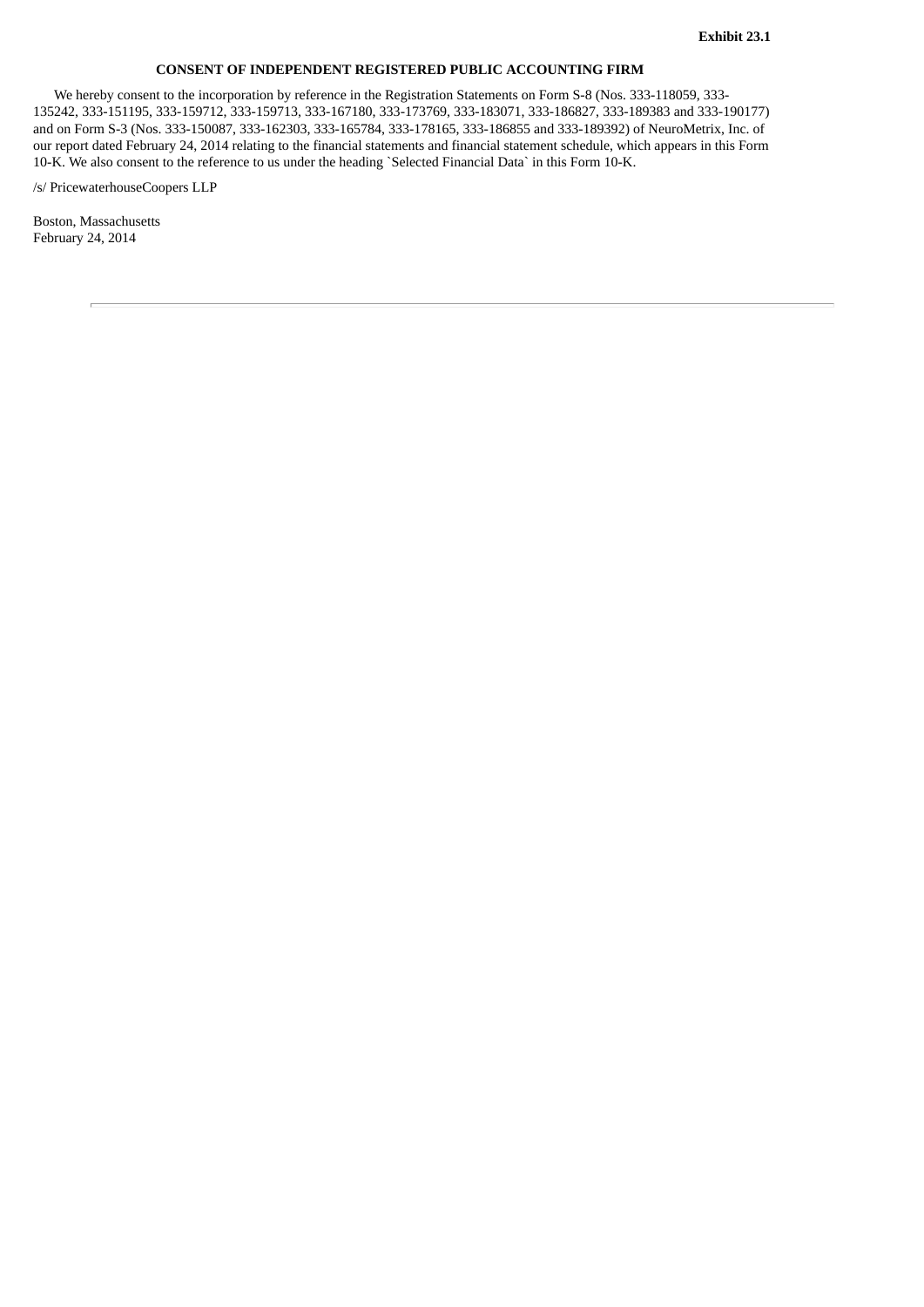**Exhibit 23.1**

**CONSENT OF INDEPENDENT REGISTERED PUBLIC ACCOUNTING FIRM**

We hereby consent to the incorporation by reference in the Registration Statements on Form S-8 (Nos. 333-118059, 333-135242, 333-151195, 333-159712, 333-159713, 333-167180, 333-173769, 333-183071, 333-186827, 333-189383 and 333-190177) and on Form S-3 (Nos. 333-150087, 333-162303, 333-165784, 333-178165, 333-186855 and 333-189392) of NeuroMetrix, Inc. of our report dated February 24, 2014 relating to the financial statements and financial statement schedule, which appears in this Form 10-K. We also consent to the reference to us under the heading `Selected Financial Data` in this Form 10-K.

/s/ PricewaterhouseCoopers LLP

Boston, Massachusetts
February 24, 2014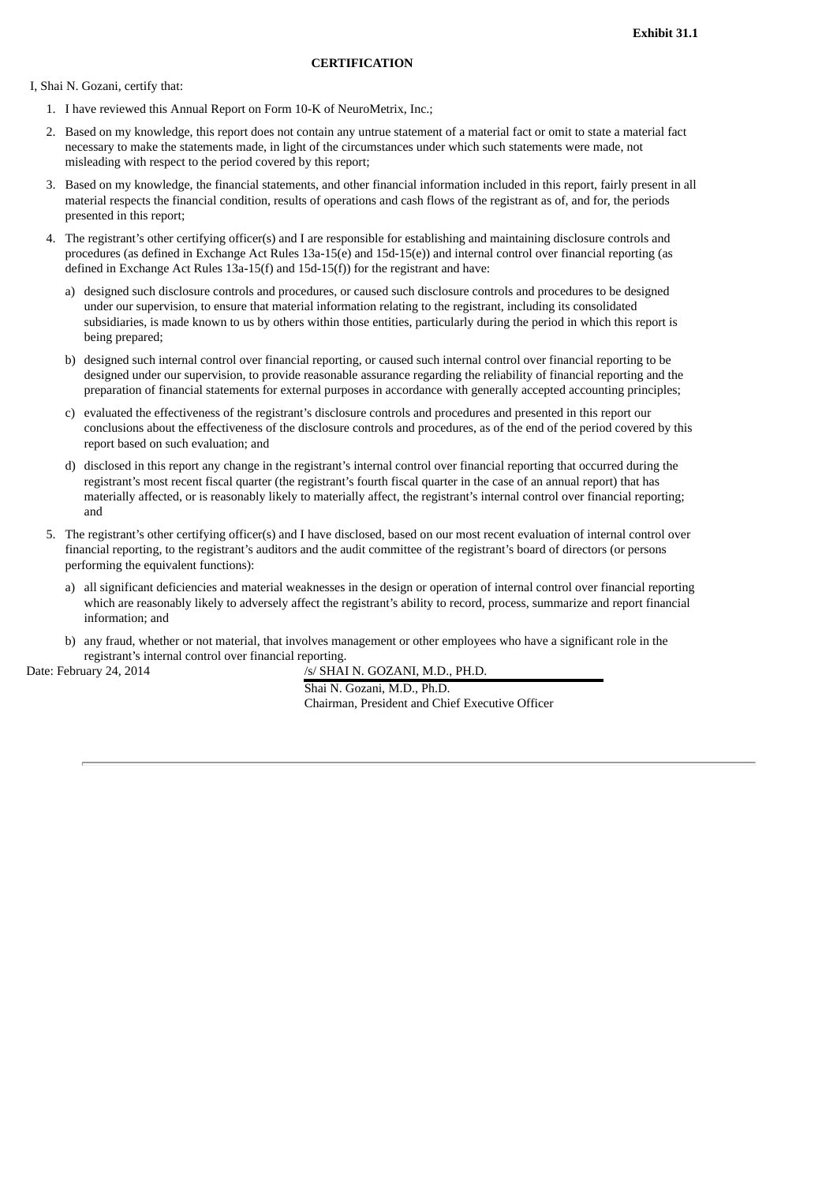**Exhibit 31.1**

**CERTIFICATION**

I, Shai N. Gozani, certify that:

1. I have reviewed this Annual Report on Form 10-K of NeuroMetrix, Inc.;
2. Based on my knowledge, this report does not contain any untrue statement of a material fact or omit to state a material fact necessary to make the statements made, in light of the circumstances under which such statements were made, not misleading with respect to the period covered by this report;
3. Based on my knowledge, the financial statements, and other financial information included in this report, fairly present in all material respects the financial condition, results of operations and cash flows of the registrant as of, and for, the periods presented in this report;
4. The registrant's other certifying officer(s) and I are responsible for establishing and maintaining disclosure controls and procedures (as defined in Exchange Act Rules 13a-15(e) and 15d-15(e)) and internal control over financial reporting (as defined in Exchange Act Rules 13a-15(f) and 15d-15(f)) for the registrant and have:
   a) designed such disclosure controls and procedures, or caused such disclosure controls and procedures to be designed under our supervision, to ensure that material information relating to the registrant, including its consolidated subsidiaries, is made known to us by others within those entities, particularly during the period in which this report is being prepared;
   b) designed such internal control over financial reporting, or caused such internal control over financial reporting to be designed under our supervision, to provide reasonable assurance regarding the reliability of financial reporting and the preparation of financial statements for external purposes in accordance with generally accepted accounting principles;
   c) evaluated the effectiveness of the registrant's disclosure controls and procedures and presented in this report our conclusions about the effectiveness of the disclosure controls and procedures, as of the end of the period covered by this report based on such evaluation; and
   d) disclosed in this report any change in the registrant's internal control over financial reporting that occurred during the registrant's most recent fiscal quarter (the registrant's fourth fiscal quarter in the case of an annual report) that has materially affected, or is reasonably likely to materially affect, the registrant's internal control over financial reporting; and
5. The registrant's other certifying officer(s) and I have disclosed, based on our most recent evaluation of internal control over financial reporting, to the registrant's auditors and the audit committee of the registrant's board of directors (or persons performing the equivalent functions):
   a) all significant deficiencies and material weaknesses in the design or operation of internal control over financial reporting which are reasonably likely to adversely affect the registrant's ability to record, process, summarize and report financial information; and
   b) any fraud, whether or not material, that involves management or other employees who have a significant role in the registrant's internal control over financial reporting.

Date: February 24, 2014

/s/ SHAI N. GOZANI, M.D., PH.D.

Shai N. Gozani, M.D., Ph.D.
Chairman, President and Chief Executive Officer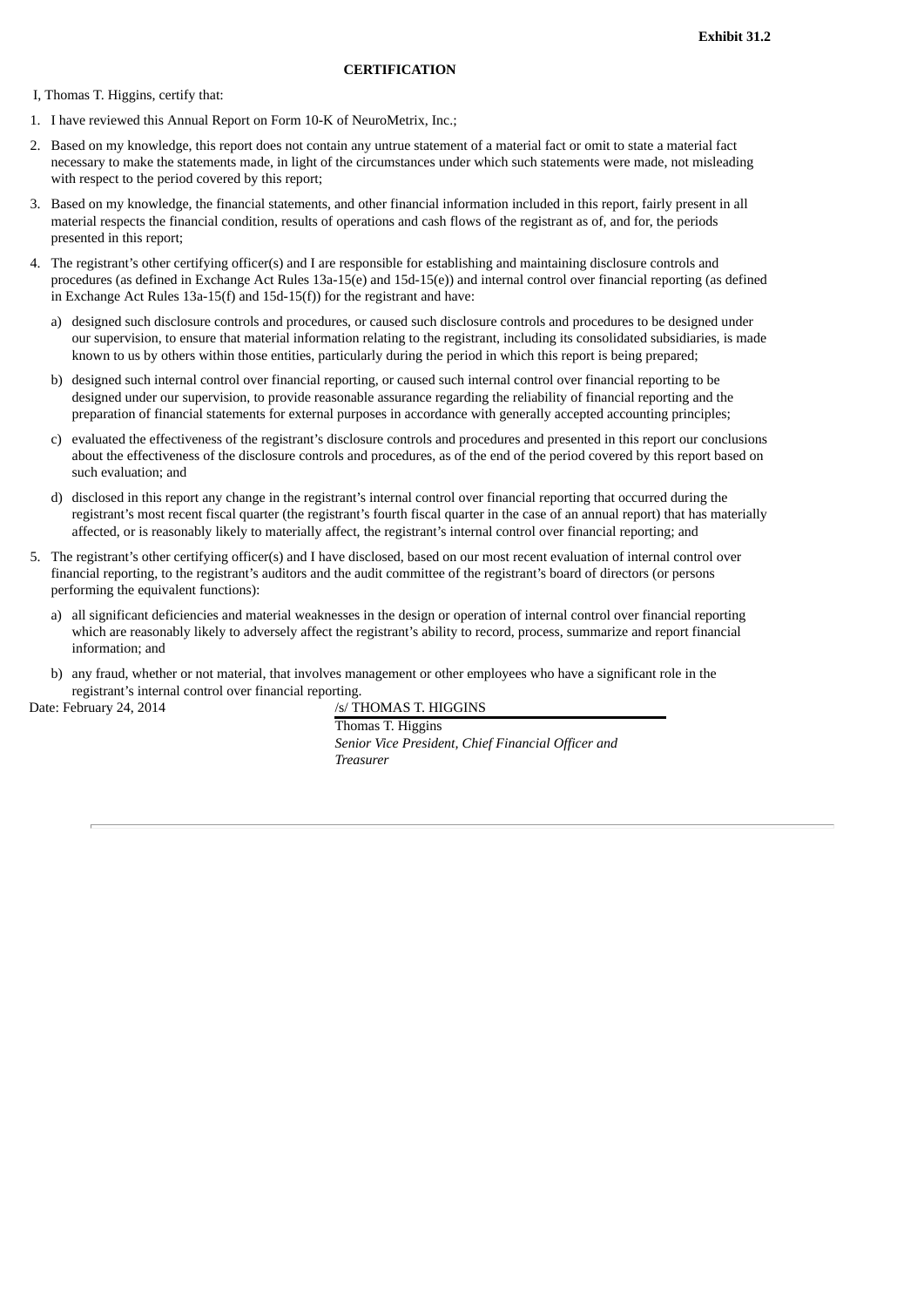**Exhibit 31.2**

**CERTIFICATION**

I, Thomas T. Higgins, certify that:

1. I have reviewed this Annual Report on Form 10-K of NeuroMetrix, Inc.;
2. Based on my knowledge, this report does not contain any untrue statement of a material fact or omit to state a material fact necessary to make the statements made, in light of the circumstances under which such statements were made, not misleading with respect to the period covered by this report;
3. Based on my knowledge, the financial statements, and other financial information included in this report, fairly present in all material respects the financial condition, results of operations and cash flows of the registrant as of, and for, the periods presented in this report;
4. The registrant's other certifying officer(s) and I are responsible for establishing and maintaining disclosure controls and procedures (as defined in Exchange Act Rules 13a-15(e) and 15d-15(e)) and internal control over financial reporting (as defined in Exchange Act Rules 13a-15(f) and 15d-15(f)) for the registrant and have:
   a) designed such disclosure controls and procedures, or caused such disclosure controls and procedures to be designed under our supervision, to ensure that material information relating to the registrant, including its consolidated subsidiaries, is made known to us by others within those entities, particularly during the period in which this report is being prepared;
   b) designed such internal control over financial reporting, or caused such internal control over financial reporting to be designed under our supervision, to provide reasonable assurance regarding the reliability of financial reporting and the preparation of financial statements for external purposes in accordance with generally accepted accounting principles;
   c) evaluated the effectiveness of the registrant's disclosure controls and procedures and presented in this report our conclusions about the effectiveness of the disclosure controls and procedures, as of the end of the period covered by this report based on such evaluation; and
   d) disclosed in this report any change in the registrant's internal control over financial reporting that occurred during the registrant's most recent fiscal quarter (the registrant's fourth fiscal quarter in the case of an annual report) that has materially affected, or is reasonably likely to materially affect, the registrant's internal control over financial reporting; and
5. The registrant's other certifying officer(s) and I have disclosed, based on our most recent evaluation of internal control over financial reporting, to the registrant's auditors and the audit committee of the registrant's board of directors (or persons performing the equivalent functions):
   a) all significant deficiencies and material weaknesses in the design or operation of internal control over financial reporting which are reasonably likely to adversely affect the registrant's ability to record, process, summarize and report financial information; and
   b) any fraud, whether or not material, that involves management or other employees who have a significant role in the registrant's internal control over financial reporting.

Date: February 24, 2014

/s/ THOMAS T. HIGGINS

Thomas T. Higgins

*Senior Vice President, Chief Financial Officer and Treasurer*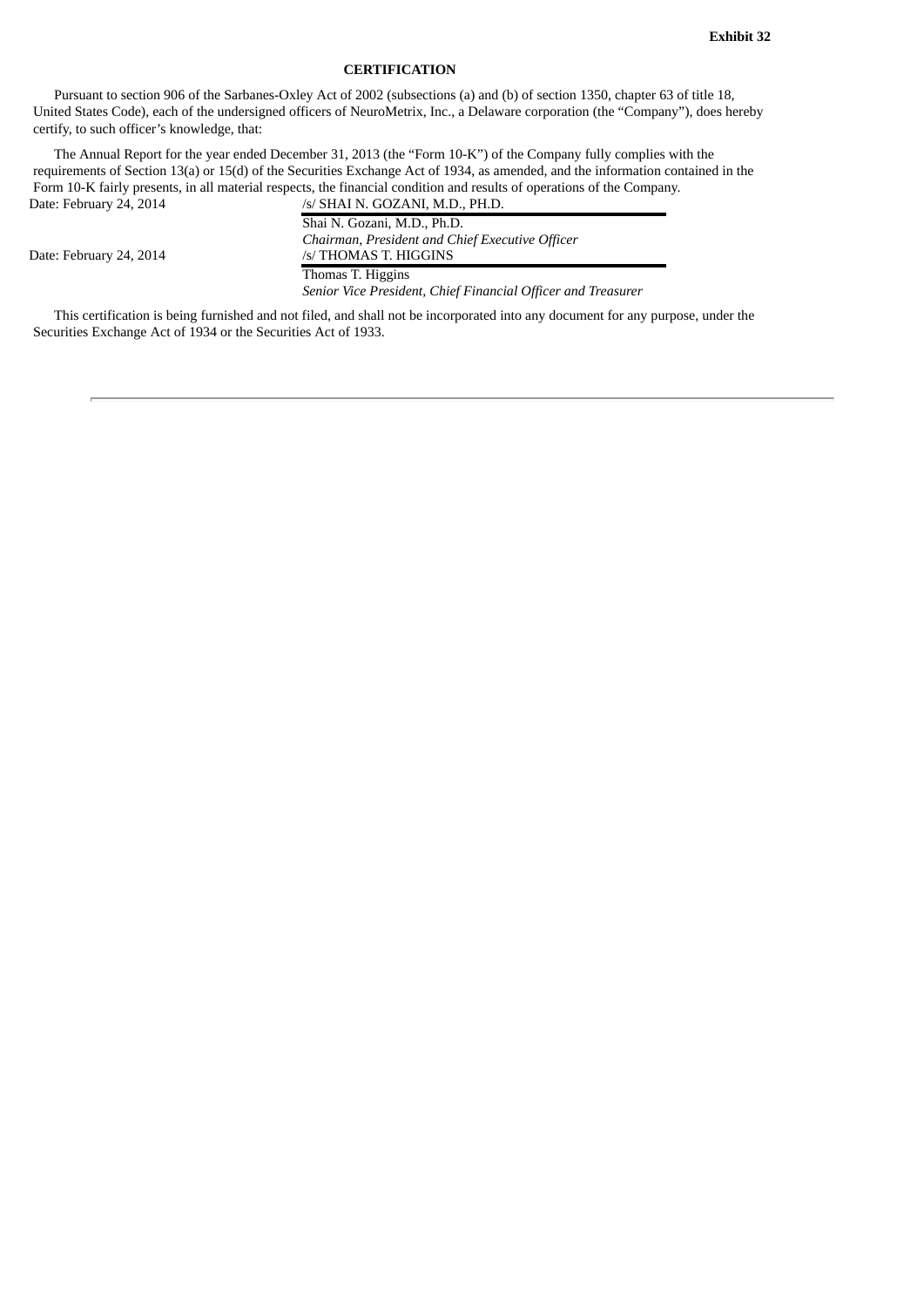**Exhibit 32**

**CERTIFICATION**

Pursuant to section 906 of the Sarbanes-Oxley Act of 2002 (subsections (a) and (b) of section 1350, chapter 63 of title 18, United States Code), each of the undersigned officers of NeuroMetrix, Inc., a Delaware corporation (the "Company"), does hereby certify, to such officer's knowledge, that:

The Annual Report for the year ended December 31, 2013 (the "Form 10-K") of the Company fully complies with the requirements of Section 13(a) or 15(d) of the Securities Exchange Act of 1934, as amended, and the information contained in the Form 10-K fairly presents, in all material respects, the financial condition and results of operations of the Company.

| | |
|---|---|
| Date: February 24, 2014 | /s/ SHAI N. GOZANI, M.D., PH.D. |
| | Shai N. Gozani, M.D., Ph.D. |
| | *Chairman, President and Chief Executive Officer* |
| Date: February 24, 2014 | /s/ THOMAS T. HIGGINS |
| | Thomas T. Higgins |
| | *Senior Vice President, Chief Financial Officer and Treasurer* |

This certification is being furnished and not filed, and shall not be incorporated into any document for any purpose, under the Securities Exchange Act of 1934 or the Securities Act of 1933.